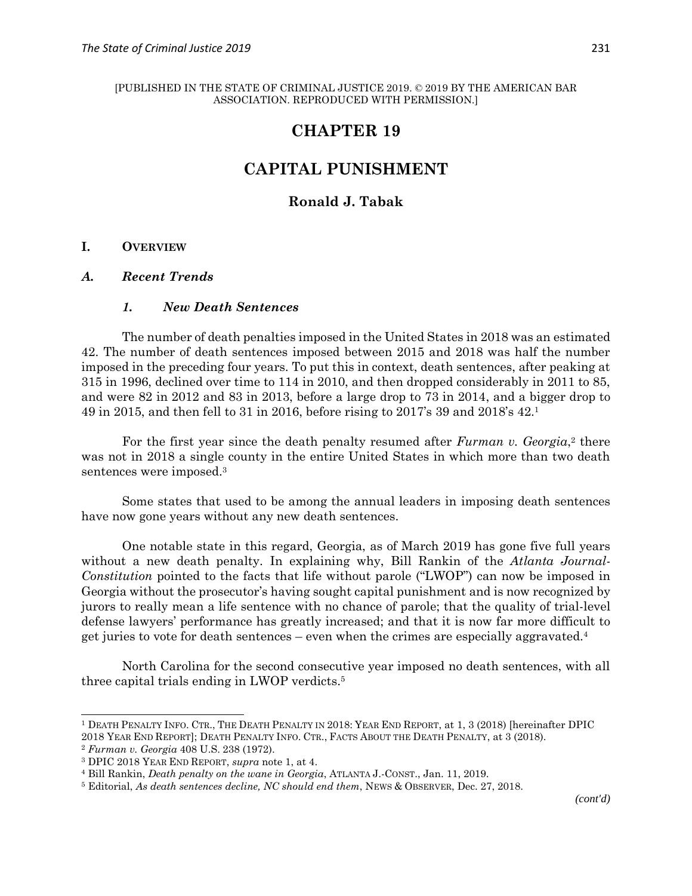[PUBLISHED IN THE STATE OF CRIMINAL JUSTICE 2019. © 2019 BY THE AMERICAN BAR ASSOCIATION. REPRODUCED WITH PERMISSION.]

# CHAPTER 19

# CAPITAL PUNISHMENT

**Ronald J. Tabak**

## I. OVERVIEW

### *A. Recent Trends*

#### *1. New Death Sentences*

The number of death penalties imposed in the United States in 2018 was an estimated 42. The number of death sentences imposed between 2015 and 2018 was half the number imposed in the preceding four years. To put this in context, death sentences, after peaking at 315 in 1996, declined over time to 114 in 2010, and then dropped considerably in 2011 to 85, and were 82 in 2012 and 83 in 2013, before a large drop to 73 in 2014, and a bigger drop to 49 in 2015, and then fell to 31 in 2016, before rising to 2017's 39 and 2018's 42.[1]

For the first year since the death penalty resumed after *Furman v. Georgia*,[2] there was not in 2018 a single county in the entire United States in which more than two death sentences were imposed.[3]

Some states that used to be among the annual leaders in imposing death sentences have now gone years without any new death sentences.

One notable state in this regard, Georgia, as of March 2019 has gone five full years without a new death penalty. In explaining why, Bill Rankin of the *Atlanta Journal-Constitution* pointed to the facts that life without parole ("LWOP") can now be imposed in Georgia without the prosecutor's having sought capital punishment and is now recognized by jurors to really mean a life sentence with no chance of parole; that the quality of trial-level defense lawyers' performance has greatly increased; and that it is now far more difficult to get juries to vote for death sentences – even when the crimes are especially aggravated.[4]

North Carolina for the second consecutive year imposed no death sentences, with all three capital trials ending in LWOP verdicts.[5]

---

[1] DEATH PENALTY INFO. CTR., THE DEATH PENALTY IN 2018: YEAR END REPORT, at 1, 3 (2018) [hereinafter DPIC 2018 YEAR END REPORT]; DEATH PENALTY INFO. CTR., FACTS ABOUT THE DEATH PENALTY, at 3 (2018).

[2] *Furman v. Georgia* 408 U.S. 238 (1972).

[3] DPIC 2018 YEAR END REPORT, *supra* note 1, at 4.

[4] Bill Rankin, *Death penalty on the wane in Georgia*, ATLANTA J.-CONST., Jan. 11, 2019.

[5] Editorial, *As death sentences decline, NC should end them*, NEWS & OBSERVER, Dec. 27, 2018.

*(cont'd)*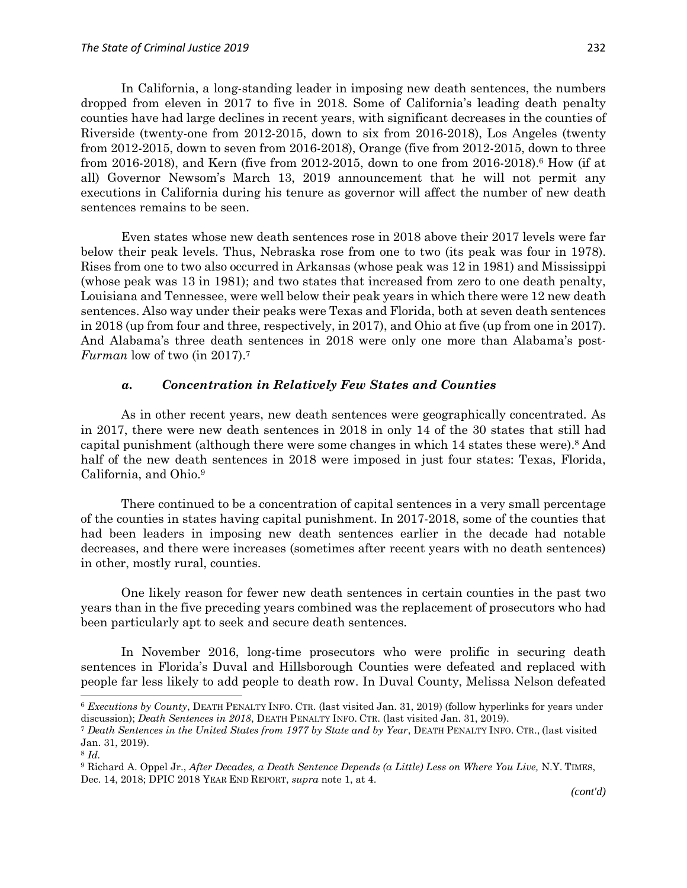In California, a long-standing leader in imposing new death sentences, the numbers dropped from eleven in 2017 to five in 2018. Some of California's leading death penalty counties have had large declines in recent years, with significant decreases in the counties of Riverside (twenty-one from 2012-2015, down to six from 2016-2018), Los Angeles (twenty from 2012-2015, down to seven from 2016-2018), Orange (five from 2012-2015, down to three from 2016-2018), and Kern (five from 2012-2015, down to one from 2016-2018).[6] How (if at all) Governor Newsom's March 13, 2019 announcement that he will not permit any executions in California during his tenure as governor will affect the number of new death sentences remains to be seen.

Even states whose new death sentences rose in 2018 above their 2017 levels were far below their peak levels. Thus, Nebraska rose from one to two (its peak was four in 1978). Rises from one to two also occurred in Arkansas (whose peak was 12 in 1981) and Mississippi (whose peak was 13 in 1981); and two states that increased from zero to one death penalty, Louisiana and Tennessee, were well below their peak years in which there were 12 new death sentences. Also way under their peaks were Texas and Florida, both at seven death sentences in 2018 (up from four and three, respectively, in 2017), and Ohio at five (up from one in 2017). And Alabama's three death sentences in 2018 were only one more than Alabama's post-*Furman* low of two (in 2017).[7]

### *a. Concentration in Relatively Few States and Counties*

As in other recent years, new death sentences were geographically concentrated. As in 2017, there were new death sentences in 2018 in only 14 of the 30 states that still had capital punishment (although there were some changes in which 14 states these were).[8] And half of the new death sentences in 2018 were imposed in just four states: Texas, Florida, California, and Ohio.[9]

There continued to be a concentration of capital sentences in a very small percentage of the counties in states having capital punishment. In 2017-2018, some of the counties that had been leaders in imposing new death sentences earlier in the decade had notable decreases, and there were increases (sometimes after recent years with no death sentences) in other, mostly rural, counties.

One likely reason for fewer new death sentences in certain counties in the past two years than in the five preceding years combined was the replacement of prosecutors who had been particularly apt to seek and secure death sentences.

In November 2016, long-time prosecutors who were prolific in securing death sentences in Florida's Duval and Hillsborough Counties were defeated and replaced with people far less likely to add people to death row. In Duval County, Melissa Nelson defeated

---

[6] *Executions by County*, DEATH PENALTY INFO. CTR. (last visited Jan. 31, 2019) (follow hyperlinks for years under discussion); *Death Sentences in 2018*, DEATH PENALTY INFO. CTR. (last visited Jan. 31, 2019).

[7] *Death Sentences in the United States from 1977 by State and by Year*, DEATH PENALTY INFO. CTR., (last visited Jan. 31, 2019).

[8] *Id.*

[9] Richard A. Oppel Jr., *After Decades, a Death Sentence Depends (a Little) Less on Where You Live,* N.Y. TIMES, Dec. 14, 2018; DPIC 2018 YEAR END REPORT, *supra* note 1, at 4.

*(cont'd)*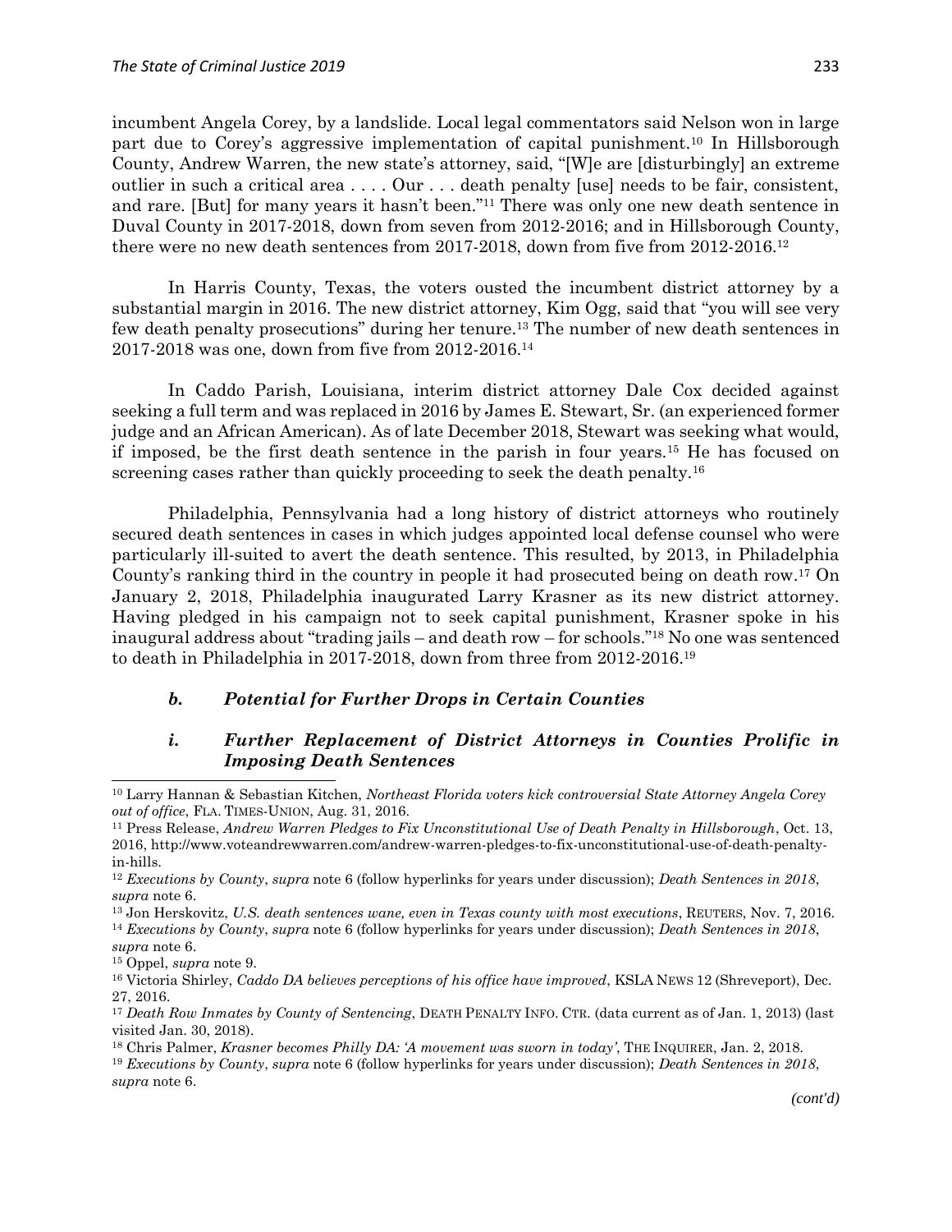incumbent Angela Corey, by a landslide. Local legal commentators said Nelson won in large part due to Corey's aggressive implementation of capital punishment.[10] In Hillsborough County, Andrew Warren, the new state's attorney, said, "[W]e are [disturbingly] an extreme outlier in such a critical area . . . . Our . . . death penalty [use] needs to be fair, consistent, and rare. [But] for many years it hasn't been."[11] There was only one new death sentence in Duval County in 2017-2018, down from seven from 2012-2016; and in Hillsborough County, there were no new death sentences from 2017-2018, down from five from 2012-2016.[12]

In Harris County, Texas, the voters ousted the incumbent district attorney by a substantial margin in 2016. The new district attorney, Kim Ogg, said that "you will see very few death penalty prosecutions" during her tenure.[13] The number of new death sentences in 2017-2018 was one, down from five from 2012-2016.[14]

In Caddo Parish, Louisiana, interim district attorney Dale Cox decided against seeking a full term and was replaced in 2016 by James E. Stewart, Sr. (an experienced former judge and an African American). As of late December 2018, Stewart was seeking what would, if imposed, be the first death sentence in the parish in four years.[15] He has focused on screening cases rather than quickly proceeding to seek the death penalty.[16]

Philadelphia, Pennsylvania had a long history of district attorneys who routinely secured death sentences in cases in which judges appointed local defense counsel who were particularly ill-suited to avert the death sentence. This resulted, by 2013, in Philadelphia County's ranking third in the country in people it had prosecuted being on death row.[17] On January 2, 2018, Philadelphia inaugurated Larry Krasner as its new district attorney. Having pledged in his campaign not to seek capital punishment, Krasner spoke in his inaugural address about "trading jails – and death row – for schools."[18] No one was sentenced to death in Philadelphia in 2017-2018, down from three from 2012-2016.[19]

### *b. Potential for Further Drops in Certain Counties*

#### *i. Further Replacement of District Attorneys in Counties Prolific in Imposing Death Sentences*

---

[10] Larry Hannan & Sebastian Kitchen, *Northeast Florida voters kick controversial State Attorney Angela Corey out of office*, FLA. TIMES-UNION, Aug. 31, 2016.

[11] Press Release, *Andrew Warren Pledges to Fix Unconstitutional Use of Death Penalty in Hillsborough*, Oct. 13, 2016, http://www.voteandrewwarren.com/andrew-warren-pledges-to-fix-unconstitutional-use-of-death-penalty-in-hills.

[12] *Executions by County*, *supra* note 6 (follow hyperlinks for years under discussion); *Death Sentences in 2018*, *supra* note 6.

[13] Jon Herskovitz, *U.S. death sentences wane, even in Texas county with most executions*, REUTERS, Nov. 7, 2016.

[14] *Executions by County*, *supra* note 6 (follow hyperlinks for years under discussion); *Death Sentences in 2018*, *supra* note 6.

[15] Oppel, *supra* note 9.

[16] Victoria Shirley, *Caddo DA believes perceptions of his office have improved*, KSLA NEWS 12 (Shreveport), Dec. 27, 2016.

[17] *Death Row Inmates by County of Sentencing*, DEATH PENALTY INFO. CTR. (data current as of Jan. 1, 2013) (last visited Jan. 30, 2018).

[18] Chris Palmer, *Krasner becomes Philly DA: 'A movement was sworn in today'*, THE INQUIRER, Jan. 2, 2018.

[19] *Executions by County*, *supra* note 6 (follow hyperlinks for years under discussion); *Death Sentences in 2018*, *supra* note 6.

*(cont'd)*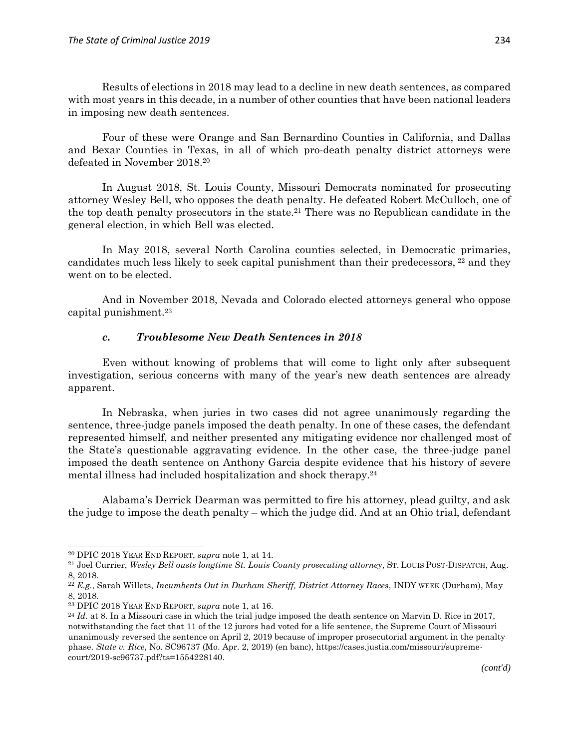Results of elections in 2018 may lead to a decline in new death sentences, as compared with most years in this decade, in a number of other counties that have been national leaders in imposing new death sentences.

Four of these were Orange and San Bernardino Counties in California, and Dallas and Bexar Counties in Texas, in all of which pro-death penalty district attorneys were defeated in November 2018.[20]

In August 2018, St. Louis County, Missouri Democrats nominated for prosecuting attorney Wesley Bell, who opposes the death penalty. He defeated Robert McCulloch, one of the top death penalty prosecutors in the state.[21] There was no Republican candidate in the general election, in which Bell was elected.

In May 2018, several North Carolina counties selected, in Democratic primaries, candidates much less likely to seek capital punishment than their predecessors, [22] and they went on to be elected.

And in November 2018, Nevada and Colorado elected attorneys general who oppose capital punishment.[23]

### *c. Troublesome New Death Sentences in 2018*

Even without knowing of problems that will come to light only after subsequent investigation, serious concerns with many of the year's new death sentences are already apparent.

In Nebraska, when juries in two cases did not agree unanimously regarding the sentence, three-judge panels imposed the death penalty. In one of these cases, the defendant represented himself, and neither presented any mitigating evidence nor challenged most of the State's questionable aggravating evidence. In the other case, the three-judge panel imposed the death sentence on Anthony Garcia despite evidence that his history of severe mental illness had included hospitalization and shock therapy.[24]

Alabama's Derrick Dearman was permitted to fire his attorney, plead guilty, and ask the judge to impose the death penalty – which the judge did. And at an Ohio trial, defendant

---

[20] DPIC 2018 YEAR END REPORT, *supra* note 1, at 14.

[21] Joel Currier, *Wesley Bell ousts longtime St. Louis County prosecuting attorney*, ST. LOUIS POST-DISPATCH, Aug. 8, 2018.

[22] *E.g.*, Sarah Willets, *Incumbents Out in Durham Sheriff, District Attorney Races*, INDY WEEK (Durham), May 8, 2018.

[23] DPIC 2018 YEAR END REPORT, *supra* note 1, at 16.

[24] *Id.* at 8. In a Missouri case in which the trial judge imposed the death sentence on Marvin D. Rice in 2017, notwithstanding the fact that 11 of the 12 jurors had voted for a life sentence, the Supreme Court of Missouri unanimously reversed the sentence on April 2, 2019 because of improper prosecutorial argument in the penalty phase. *State v. Rice*, No. SC96737 (Mo. Apr. 2, 2019) (en banc), https://cases.justia.com/missouri/supreme-court/2019-sc96737.pdf?ts=1554228140.

*(cont'd)*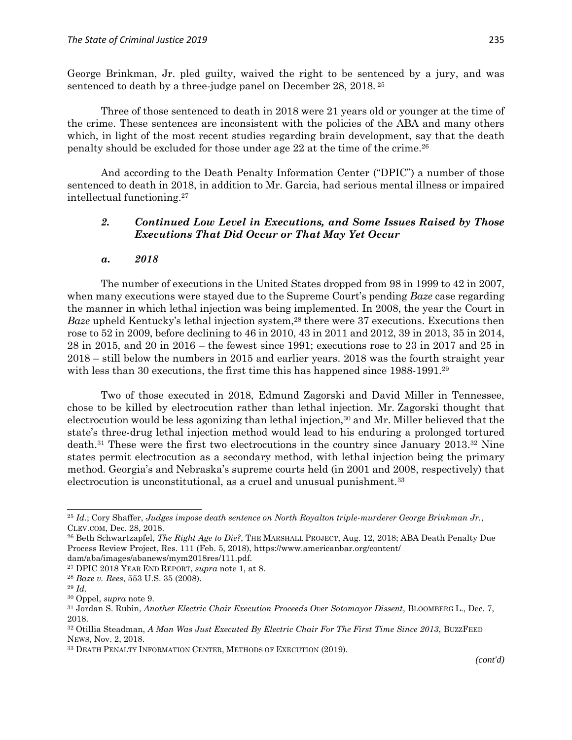George Brinkman, Jr. pled guilty, waived the right to be sentenced by a jury, and was sentenced to death by a three-judge panel on December 28, 2018.[25]

Three of those sentenced to death in 2018 were 21 years old or younger at the time of the crime. These sentences are inconsistent with the policies of the ABA and many others which, in light of the most recent studies regarding brain development, say that the death penalty should be excluded for those under age 22 at the time of the crime.[26]

And according to the Death Penalty Information Center ("DPIC") a number of those sentenced to death in 2018, in addition to Mr. Garcia, had serious mental illness or impaired intellectual functioning.[27]

### *2. Continued Low Level in Executions, and Some Issues Raised by Those Executions That Did Occur or That May Yet Occur*

#### *a. 2018*

The number of executions in the United States dropped from 98 in 1999 to 42 in 2007, when many executions were stayed due to the Supreme Court's pending *Baze* case regarding the manner in which lethal injection was being implemented. In 2008, the year the Court in *Baze* upheld Kentucky's lethal injection system,[28] there were 37 executions. Executions then rose to 52 in 2009, before declining to 46 in 2010, 43 in 2011 and 2012, 39 in 2013, 35 in 2014, 28 in 2015, and 20 in 2016 – the fewest since 1991; executions rose to 23 in 2017 and 25 in 2018 – still below the numbers in 2015 and earlier years. 2018 was the fourth straight year with less than 30 executions, the first time this has happened since 1988-1991.[29]

Two of those executed in 2018, Edmund Zagorski and David Miller in Tennessee, chose to be killed by electrocution rather than lethal injection. Mr. Zagorski thought that electrocution would be less agonizing than lethal injection,[30] and Mr. Miller believed that the state's three-drug lethal injection method would lead to his enduring a prolonged tortured death.[31] These were the first two electrocutions in the country since January 2013.[32] Nine states permit electrocution as a secondary method, with lethal injection being the primary method. Georgia's and Nebraska's supreme courts held (in 2001 and 2008, respectively) that electrocution is unconstitutional, as a cruel and unusual punishment.[33]

---

[25] *Id.*; Cory Shaffer, *Judges impose death sentence on North Royalton triple-murderer George Brinkman Jr.*, CLEV.COM, Dec. 28, 2018.

[26] Beth Schwartzapfel, *The Right Age to Die?*, THE MARSHALL PROJECT, Aug. 12, 2018; ABA Death Penalty Due Process Review Project, Res. 111 (Feb. 5, 2018), https://www.americanbar.org/content/dam/aba/images/abanews/mym2018res/111.pdf.

[27] DPIC 2018 YEAR END REPORT, *supra* note 1, at 8.

[28] *Baze v. Rees*, 553 U.S. 35 (2008).

[29] *Id.*

[30] Oppel, *supra* note 9.

[31] Jordan S. Rubin, *Another Electric Chair Execution Proceeds Over Sotomayor Dissent*, BLOOMBERG L., Dec. 7, 2018.

[32] Otillia Steadman, *A Man Was Just Executed By Electric Chair For The First Time Since 2013*, BUZZFEED NEWS, Nov. 2, 2018.

[33] DEATH PENALTY INFORMATION CENTER, METHODS OF EXECUTION (2019).

*(cont'd)*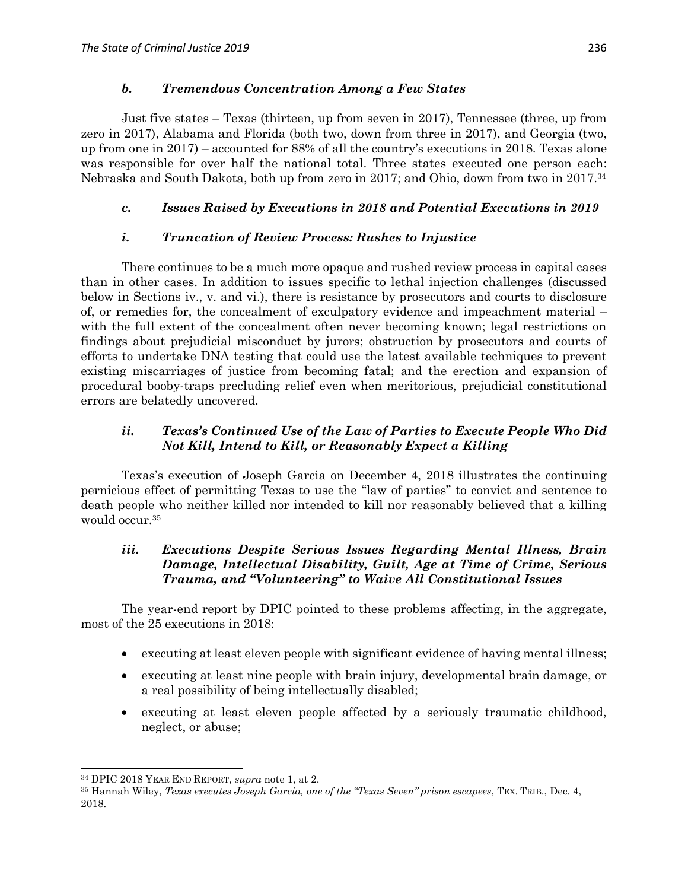### *b. Tremendous Concentration Among a Few States*

Just five states – Texas (thirteen, up from seven in 2017), Tennessee (three, up from zero in 2017), Alabama and Florida (both two, down from three in 2017), and Georgia (two, up from one in 2017) – accounted for 88% of all the country's executions in 2018. Texas alone was responsible for over half the national total. Three states executed one person each: Nebraska and South Dakota, both up from zero in 2017; and Ohio, down from two in 2017.[34]

### *c. Issues Raised by Executions in 2018 and Potential Executions in 2019*

#### *i. Truncation of Review Process: Rushes to Injustice*

There continues to be a much more opaque and rushed review process in capital cases than in other cases. In addition to issues specific to lethal injection challenges (discussed below in Sections iv., v. and vi.), there is resistance by prosecutors and courts to disclosure of, or remedies for, the concealment of exculpatory evidence and impeachment material – with the full extent of the concealment often never becoming known; legal restrictions on findings about prejudicial misconduct by jurors; obstruction by prosecutors and courts of efforts to undertake DNA testing that could use the latest available techniques to prevent existing miscarriages of justice from becoming fatal; and the erection and expansion of procedural booby-traps precluding relief even when meritorious, prejudicial constitutional errors are belatedly uncovered.

#### *ii. Texas's Continued Use of the Law of Parties to Execute People Who Did Not Kill, Intend to Kill, or Reasonably Expect a Killing*

Texas's execution of Joseph Garcia on December 4, 2018 illustrates the continuing pernicious effect of permitting Texas to use the "law of parties" to convict and sentence to death people who neither killed nor intended to kill nor reasonably believed that a killing would occur.[35]

#### *iii. Executions Despite Serious Issues Regarding Mental Illness, Brain Damage, Intellectual Disability, Guilt, Age at Time of Crime, Serious Trauma, and "Volunteering" to Waive All Constitutional Issues*

The year-end report by DPIC pointed to these problems affecting, in the aggregate, most of the 25 executions in 2018:

- executing at least eleven people with significant evidence of having mental illness;
- executing at least nine people with brain injury, developmental brain damage, or a real possibility of being intellectually disabled;
- executing at least eleven people affected by a seriously traumatic childhood, neglect, or abuse;

---

[34] DPIC 2018 YEAR END REPORT, *supra* note 1, at 2.

[35] Hannah Wiley, *Texas executes Joseph Garcia, one of the "Texas Seven" prison escapees*, TEX. TRIB., Dec. 4, 2018.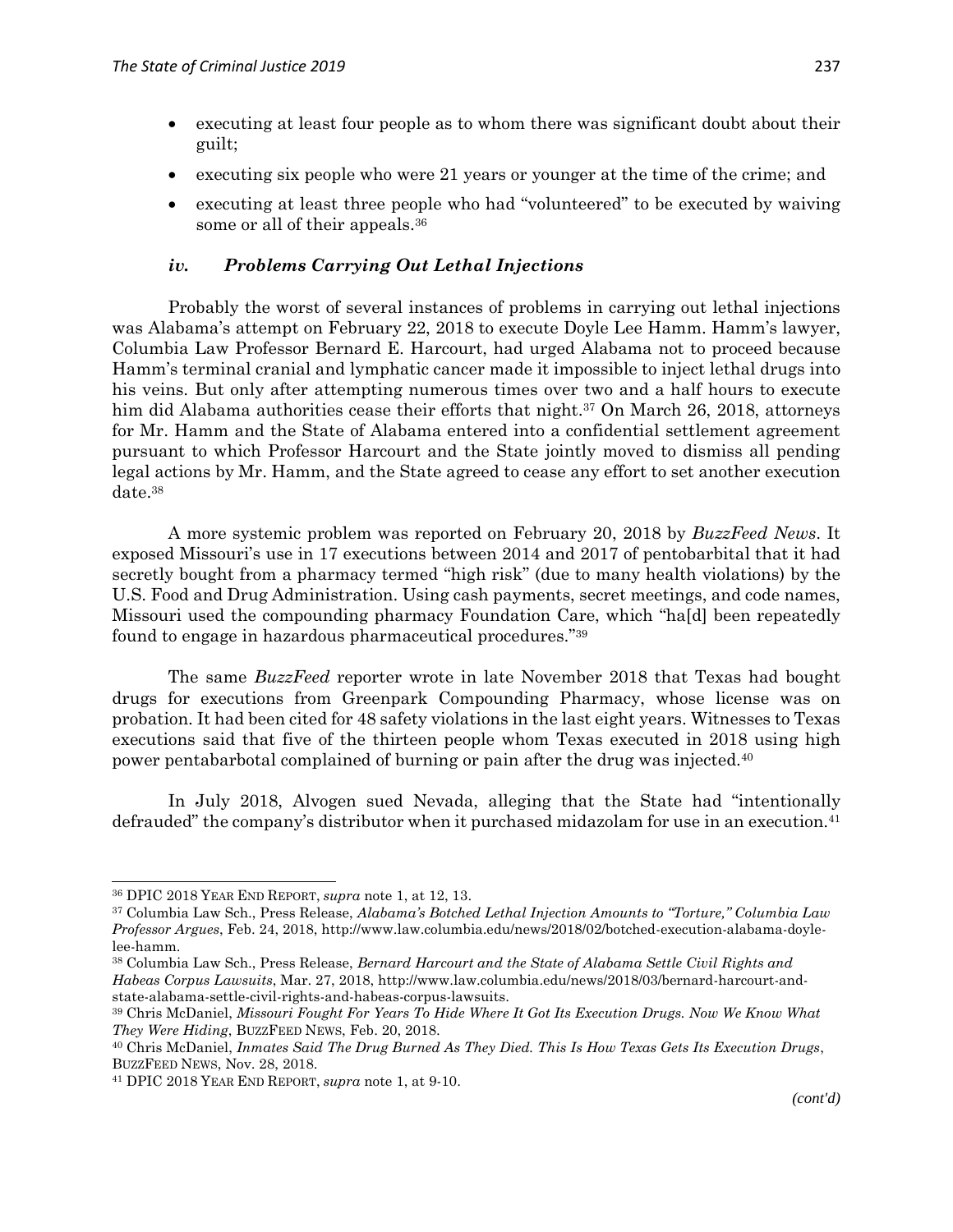- executing at least four people as to whom there was significant doubt about their guilt;
- executing six people who were 21 years or younger at the time of the crime; and
- executing at least three people who had "volunteered" to be executed by waiving some or all of their appeals.[36]

### *iv. Problems Carrying Out Lethal Injections*

Probably the worst of several instances of problems in carrying out lethal injections was Alabama's attempt on February 22, 2018 to execute Doyle Lee Hamm. Hamm's lawyer, Columbia Law Professor Bernard E. Harcourt, had urged Alabama not to proceed because Hamm's terminal cranial and lymphatic cancer made it impossible to inject lethal drugs into his veins. But only after attempting numerous times over two and a half hours to execute him did Alabama authorities cease their efforts that night.[37] On March 26, 2018, attorneys for Mr. Hamm and the State of Alabama entered into a confidential settlement agreement pursuant to which Professor Harcourt and the State jointly moved to dismiss all pending legal actions by Mr. Hamm, and the State agreed to cease any effort to set another execution date.[38]

A more systemic problem was reported on February 20, 2018 by *BuzzFeed News*. It exposed Missouri's use in 17 executions between 2014 and 2017 of pentobarbital that it had secretly bought from a pharmacy termed "high risk" (due to many health violations) by the U.S. Food and Drug Administration. Using cash payments, secret meetings, and code names, Missouri used the compounding pharmacy Foundation Care, which "ha[d] been repeatedly found to engage in hazardous pharmaceutical procedures."[39]

The same *BuzzFeed* reporter wrote in late November 2018 that Texas had bought drugs for executions from Greenpark Compounding Pharmacy, whose license was on probation. It had been cited for 48 safety violations in the last eight years. Witnesses to Texas executions said that five of the thirteen people whom Texas executed in 2018 using high power pentabarbotal complained of burning or pain after the drug was injected.[40]

In July 2018, Alvogen sued Nevada, alleging that the State had "intentionally defrauded" the company's distributor when it purchased midazolam for use in an execution.[41]

---

[36] DPIC 2018 Year End Report, *supra* note 1, at 12, 13.

[37] Columbia Law Sch., Press Release, *Alabama's Botched Lethal Injection Amounts to "Torture," Columbia Law Professor Argues*, Feb. 24, 2018, http://www.law.columbia.edu/news/2018/02/botched-execution-alabama-doyle-lee-hamm.

[38] Columbia Law Sch., Press Release, *Bernard Harcourt and the State of Alabama Settle Civil Rights and Habeas Corpus Lawsuits*, Mar. 27, 2018, http://www.law.columbia.edu/news/2018/03/bernard-harcourt-and-state-alabama-settle-civil-rights-and-habeas-corpus-lawsuits.

[39] Chris McDaniel, *Missouri Fought For Years To Hide Where It Got Its Execution Drugs. Now We Know What They Were Hiding*, BuzzFeed News, Feb. 20, 2018.

[40] Chris McDaniel, *Inmates Said The Drug Burned As They Died. This Is How Texas Gets Its Execution Drugs*, BuzzFeed News, Nov. 28, 2018.

[41] DPIC 2018 Year End Report, *supra* note 1, at 9-10.

*(cont'd)*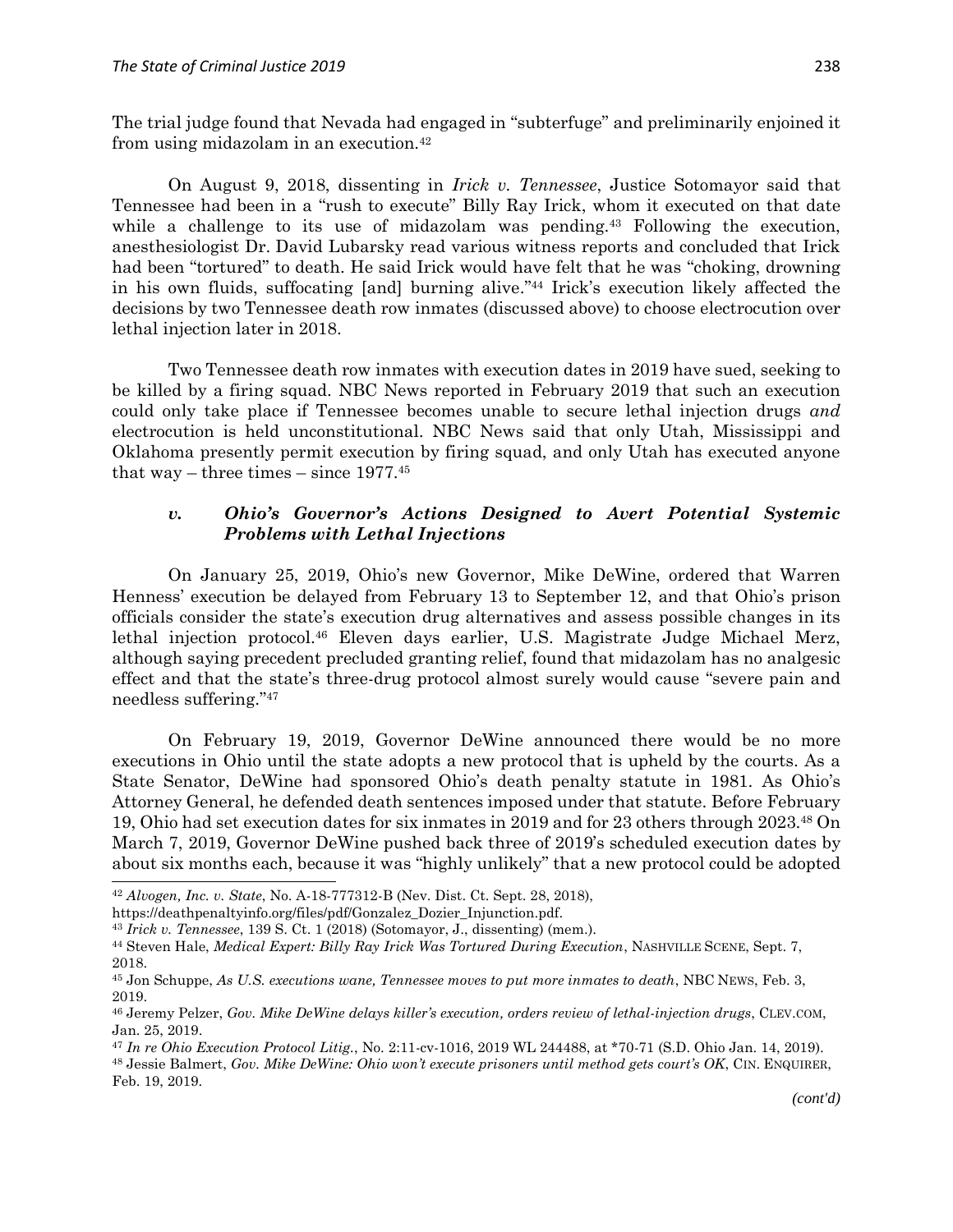The trial judge found that Nevada had engaged in "subterfuge" and preliminarily enjoined it from using midazolam in an execution.[42]

On August 9, 2018, dissenting in *Irick v. Tennessee*, Justice Sotomayor said that Tennessee had been in a "rush to execute" Billy Ray Irick, whom it executed on that date while a challenge to its use of midazolam was pending.[43] Following the execution, anesthesiologist Dr. David Lubarsky read various witness reports and concluded that Irick had been "tortured" to death. He said Irick would have felt that he was "choking, drowning in his own fluids, suffocating [and] burning alive."[44] Irick's execution likely affected the decisions by two Tennessee death row inmates (discussed above) to choose electrocution over lethal injection later in 2018.

Two Tennessee death row inmates with execution dates in 2019 have sued, seeking to be killed by a firing squad. NBC News reported in February 2019 that such an execution could only take place if Tennessee becomes unable to secure lethal injection drugs *and* electrocution is held unconstitutional. NBC News said that only Utah, Mississippi and Oklahoma presently permit execution by firing squad, and only Utah has executed anyone that way – three times – since 1977.[45]

### *v. Ohio's Governor's Actions Designed to Avert Potential Systemic Problems with Lethal Injections*

On January 25, 2019, Ohio's new Governor, Mike DeWine, ordered that Warren Henness' execution be delayed from February 13 to September 12, and that Ohio's prison officials consider the state's execution drug alternatives and assess possible changes in its lethal injection protocol.[46] Eleven days earlier, U.S. Magistrate Judge Michael Merz, although saying precedent precluded granting relief, found that midazolam has no analgesic effect and that the state's three-drug protocol almost surely would cause "severe pain and needless suffering."[47]

On February 19, 2019, Governor DeWine announced there would be no more executions in Ohio until the state adopts a new protocol that is upheld by the courts. As a State Senator, DeWine had sponsored Ohio's death penalty statute in 1981. As Ohio's Attorney General, he defended death sentences imposed under that statute. Before February 19, Ohio had set execution dates for six inmates in 2019 and for 23 others through 2023.[48] On March 7, 2019, Governor DeWine pushed back three of 2019's scheduled execution dates by about six months each, because it was "highly unlikely" that a new protocol could be adopted

---

[42] *Alvogen, Inc. v. State*, No. A-18-777312-B (Nev. Dist. Ct. Sept. 28, 2018), https://deathpenaltyinfo.org/files/pdf/Gonzalez_Dozier_Injunction.pdf.

[43] *Irick v. Tennessee*, 139 S. Ct. 1 (2018) (Sotomayor, J., dissenting) (mem.).

[44] Steven Hale, *Medical Expert: Billy Ray Irick Was Tortured During Execution*, NASHVILLE SCENE, Sept. 7, 2018.

[45] Jon Schuppe, *As U.S. executions wane, Tennessee moves to put more inmates to death*, NBC NEWS, Feb. 3, 2019.

[46] Jeremy Pelzer, *Gov. Mike DeWine delays killer's execution, orders review of lethal-injection drugs*, CLEV.COM, Jan. 25, 2019.

[47] *In re Ohio Execution Protocol Litig.*, No. 2:11-cv-1016, 2019 WL 244488, at *70-71 (S.D. Ohio Jan. 14, 2019).

[48] Jessie Balmert, *Gov. Mike DeWine: Ohio won't execute prisoners until method gets court's OK*, CIN. ENQUIRER, Feb. 19, 2019.

*(cont'd)*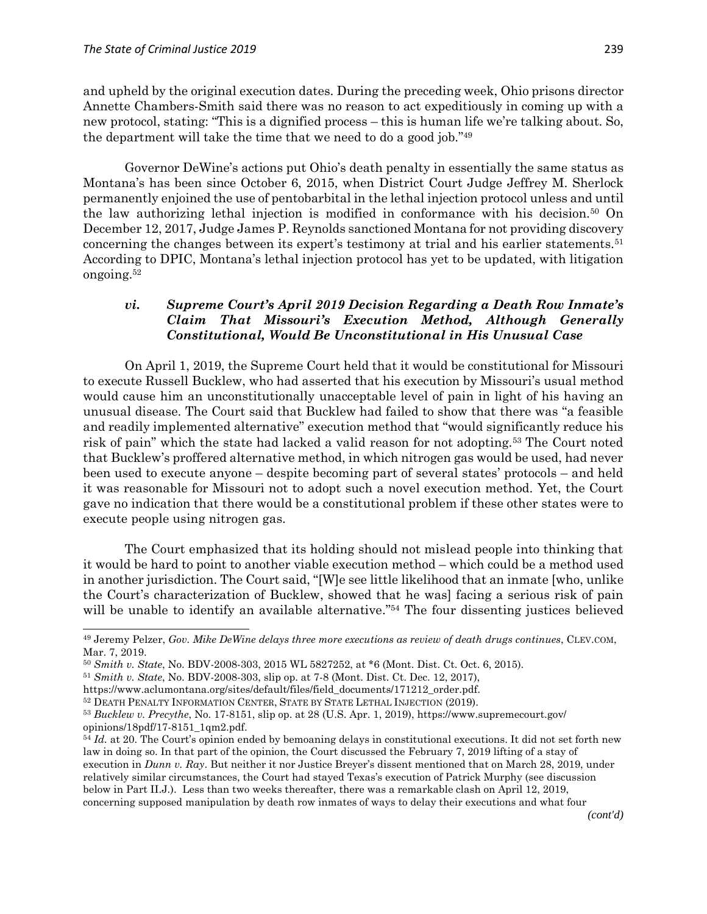and upheld by the original execution dates. During the preceding week, Ohio prisons director Annette Chambers-Smith said there was no reason to act expeditiously in coming up with a new protocol, stating: "This is a dignified process – this is human life we're talking about. So, the department will take the time that we need to do a good job."[49]

Governor DeWine's actions put Ohio's death penalty in essentially the same status as Montana's has been since October 6, 2015, when District Court Judge Jeffrey M. Sherlock permanently enjoined the use of pentobarbital in the lethal injection protocol unless and until the law authorizing lethal injection is modified in conformance with his decision.[50] On December 12, 2017, Judge James P. Reynolds sanctioned Montana for not providing discovery concerning the changes between its expert's testimony at trial and his earlier statements.[51] According to DPIC, Montana's lethal injection protocol has yet to be updated, with litigation ongoing.[52]

### *vi. Supreme Court's April 2019 Decision Regarding a Death Row Inmate's Claim That Missouri's Execution Method, Although Generally Constitutional, Would Be Unconstitutional in His Unusual Case*

On April 1, 2019, the Supreme Court held that it would be constitutional for Missouri to execute Russell Bucklew, who had asserted that his execution by Missouri's usual method would cause him an unconstitutionally unacceptable level of pain in light of his having an unusual disease. The Court said that Bucklew had failed to show that there was "a feasible and readily implemented alternative" execution method that "would significantly reduce his risk of pain" which the state had lacked a valid reason for not adopting.[53] The Court noted that Bucklew's proffered alternative method, in which nitrogen gas would be used, had never been used to execute anyone – despite becoming part of several states' protocols – and held it was reasonable for Missouri not to adopt such a novel execution method. Yet, the Court gave no indication that there would be a constitutional problem if these other states were to execute people using nitrogen gas.

The Court emphasized that its holding should not mislead people into thinking that it would be hard to point to another viable execution method – which could be a method used in another jurisdiction. The Court said, "[W]e see little likelihood that an inmate [who, unlike the Court's characterization of Bucklew, showed that he was] facing a serious risk of pain will be unable to identify an available alternative."[54] The four dissenting justices believed

---

[49] Jeremy Pelzer, *Gov. Mike DeWine delays three more executions as review of death drugs continues*, CLEV.COM, Mar. 7, 2019.

[50] *Smith v. State*, No. BDV-2008-303, 2015 WL 5827252, at *6 (Mont. Dist. Ct. Oct. 6, 2015).

[51] *Smith v. State*, No. BDV-2008-303, slip op. at 7-8 (Mont. Dist. Ct. Dec. 12, 2017), https://www.aclumontana.org/sites/default/files/field_documents/171212_order.pdf.

[52] DEATH PENALTY INFORMATION CENTER, STATE BY STATE LETHAL INJECTION (2019).

[53] *Bucklew v. Precythe*, No. 17-8151, slip op. at 28 (U.S. Apr. 1, 2019), https://www.supremecourt.gov/opinions/18pdf/17-8151_1qm2.pdf.

[54] *Id.* at 20. The Court's opinion ended by bemoaning delays in constitutional executions. It did not set forth new law in doing so. In that part of the opinion, the Court discussed the February 7, 2019 lifting of a stay of execution in *Dunn v. Ray*. But neither it nor Justice Breyer's dissent mentioned that on March 28, 2019, under relatively similar circumstances, the Court had stayed Texas's execution of Patrick Murphy (see discussion below in Part II.J.). Less than two weeks thereafter, there was a remarkable clash on April 12, 2019, concerning supposed manipulation by death row inmates of ways to delay their executions and what four

*(cont'd)*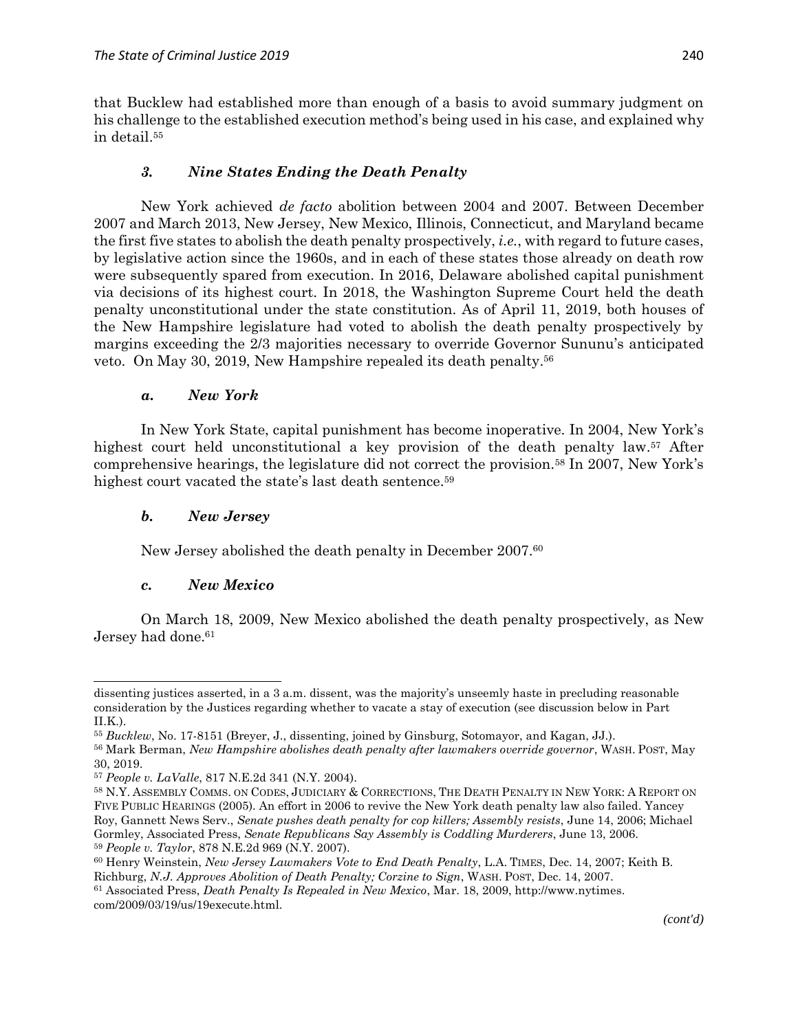that Bucklew had established more than enough of a basis to avoid summary judgment on his challenge to the established execution method's being used in his case, and explained why in detail.[55]

### *3. Nine States Ending the Death Penalty*

New York achieved *de facto* abolition between 2004 and 2007. Between December 2007 and March 2013, New Jersey, New Mexico, Illinois, Connecticut, and Maryland became the first five states to abolish the death penalty prospectively, *i.e.*, with regard to future cases, by legislative action since the 1960s, and in each of these states those already on death row were subsequently spared from execution. In 2016, Delaware abolished capital punishment via decisions of its highest court. In 2018, the Washington Supreme Court held the death penalty unconstitutional under the state constitution. As of April 11, 2019, both houses of the New Hampshire legislature had voted to abolish the death penalty prospectively by margins exceeding the 2/3 majorities necessary to override Governor Sununu's anticipated veto. On May 30, 2019, New Hampshire repealed its death penalty.[56]

#### *a. New York*

In New York State, capital punishment has become inoperative. In 2004, New York's highest court held unconstitutional a key provision of the death penalty law.[57] After comprehensive hearings, the legislature did not correct the provision.[58] In 2007, New York's highest court vacated the state's last death sentence.[59]

#### *b. New Jersey*

New Jersey abolished the death penalty in December 2007.[60]

#### *c. New Mexico*

On March 18, 2009, New Mexico abolished the death penalty prospectively, as New Jersey had done.[61]

---

dissenting justices asserted, in a 3 a.m. dissent, was the majority's unseemly haste in precluding reasonable consideration by the Justices regarding whether to vacate a stay of execution (see discussion below in Part II.K.).

[55] *Bucklew*, No. 17-8151 (Breyer, J., dissenting, joined by Ginsburg, Sotomayor, and Kagan, JJ.).

[56] Mark Berman, *New Hampshire abolishes death penalty after lawmakers override governor*, WASH. POST, May 30, 2019.

[57] *People v. LaValle*, 817 N.E.2d 341 (N.Y. 2004).

[58] N.Y. ASSEMBLY COMMS. ON CODES, JUDICIARY & CORRECTIONS, THE DEATH PENALTY IN NEW YORK: A REPORT ON FIVE PUBLIC HEARINGS (2005). An effort in 2006 to revive the New York death penalty law also failed. Yancey Roy, Gannett News Serv., *Senate pushes death penalty for cop killers; Assembly resists*, June 14, 2006; Michael Gormley, Associated Press, *Senate Republicans Say Assembly is Coddling Murderers*, June 13, 2006.

[59] *People v. Taylor*, 878 N.E.2d 969 (N.Y. 2007).

[60] Henry Weinstein, *New Jersey Lawmakers Vote to End Death Penalty*, L.A. TIMES, Dec. 14, 2007; Keith B. Richburg, *N.J. Approves Abolition of Death Penalty; Corzine to Sign*, WASH. POST, Dec. 14, 2007.

[61] Associated Press, *Death Penalty Is Repealed in New Mexico*, Mar. 18, 2009, http://www.nytimes.com/2009/03/19/us/19execute.html.

*(cont'd)*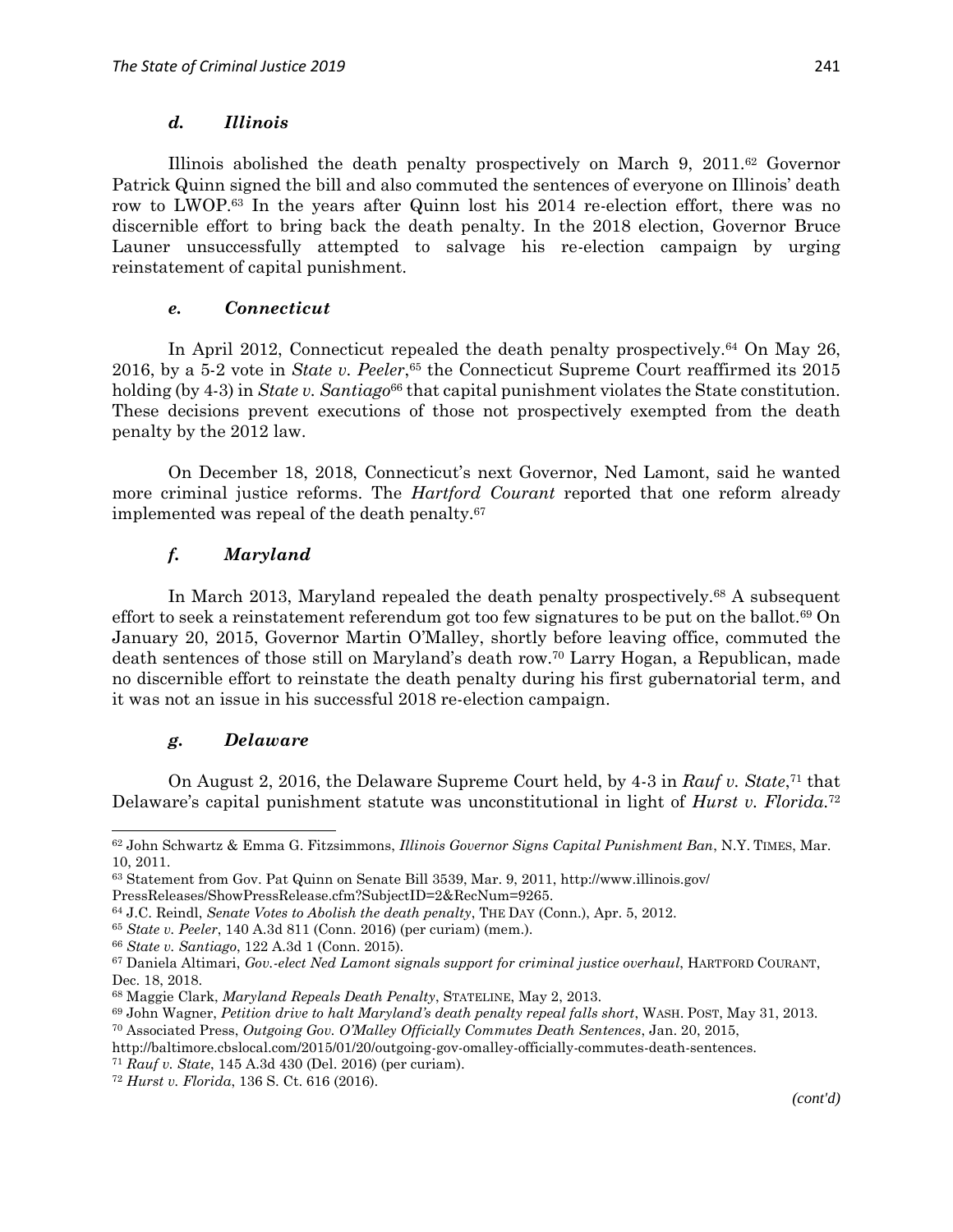### *d. Illinois*

Illinois abolished the death penalty prospectively on March 9, 2011.[62] Governor Patrick Quinn signed the bill and also commuted the sentences of everyone on Illinois' death row to LWOP.[63] In the years after Quinn lost his 2014 re-election effort, there was no discernible effort to bring back the death penalty. In the 2018 election, Governor Bruce Launer unsuccessfully attempted to salvage his re-election campaign by urging reinstatement of capital punishment.

### *e. Connecticut*

In April 2012, Connecticut repealed the death penalty prospectively.[64] On May 26, 2016, by a 5-2 vote in *State v. Peeler*,[65] the Connecticut Supreme Court reaffirmed its 2015 holding (by 4-3) in *State v. Santiago*[66] that capital punishment violates the State constitution. These decisions prevent executions of those not prospectively exempted from the death penalty by the 2012 law.

On December 18, 2018, Connecticut's next Governor, Ned Lamont, said he wanted more criminal justice reforms. The *Hartford Courant* reported that one reform already implemented was repeal of the death penalty.[67]

### *f. Maryland*

In March 2013, Maryland repealed the death penalty prospectively.[68] A subsequent effort to seek a reinstatement referendum got too few signatures to be put on the ballot.[69] On January 20, 2015, Governor Martin O'Malley, shortly before leaving office, commuted the death sentences of those still on Maryland's death row.[70] Larry Hogan, a Republican, made no discernible effort to reinstate the death penalty during his first gubernatorial term, and it was not an issue in his successful 2018 re-election campaign.

### *g. Delaware*

On August 2, 2016, the Delaware Supreme Court held, by 4-3 in *Rauf v. State*,[71] that Delaware's capital punishment statute was unconstitutional in light of *Hurst v. Florida*.[72]

---

[62] John Schwartz & Emma G. Fitzsimmons, *Illinois Governor Signs Capital Punishment Ban*, N.Y. TIMES, Mar. 10, 2011.

[63] Statement from Gov. Pat Quinn on Senate Bill 3539, Mar. 9, 2011, http://www.illinois.gov/PressReleases/ShowPressRelease.cfm?SubjectID=2&RecNum=9265.

[64] J.C. Reindl, *Senate Votes to Abolish the death penalty*, THE DAY (Conn.), Apr. 5, 2012.

[65] *State v. Peeler*, 140 A.3d 811 (Conn. 2016) (per curiam) (mem.).

[66] *State v. Santiago*, 122 A.3d 1 (Conn. 2015).

[67] Daniela Altimari, *Gov.-elect Ned Lamont signals support for criminal justice overhaul*, HARTFORD COURANT, Dec. 18, 2018.

[68] Maggie Clark, *Maryland Repeals Death Penalty*, STATELINE, May 2, 2013.

[69] John Wagner, *Petition drive to halt Maryland's death penalty repeal falls short*, WASH. POST, May 31, 2013.

[70] Associated Press, *Outgoing Gov. O'Malley Officially Commutes Death Sentences*, Jan. 20, 2015, http://baltimore.cbslocal.com/2015/01/20/outgoing-gov-omalley-officially-commutes-death-sentences.

[71] *Rauf v. State*, 145 A.3d 430 (Del. 2016) (per curiam).

[72] *Hurst v. Florida*, 136 S. Ct. 616 (2016).

*(cont'd)*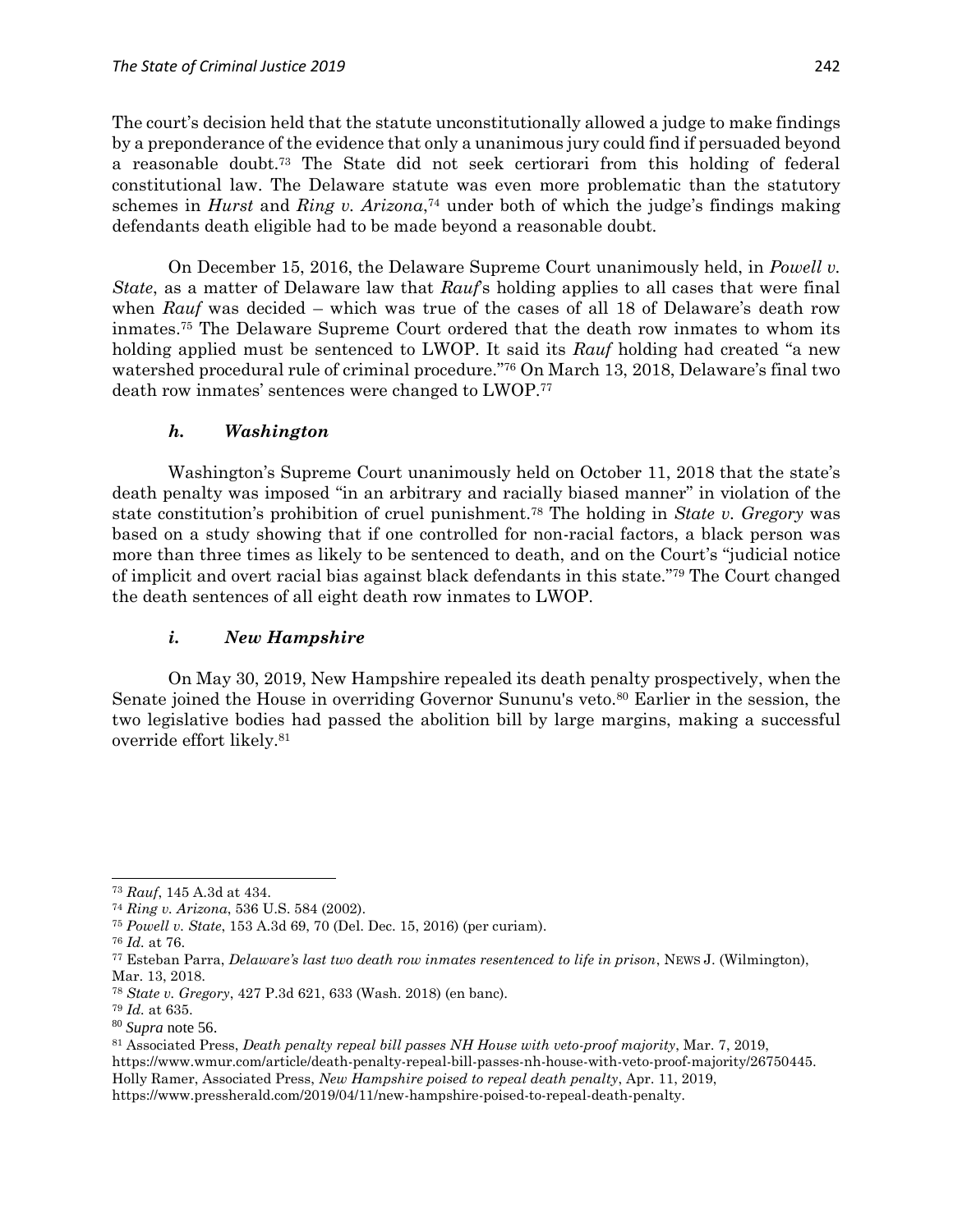The court's decision held that the statute unconstitutionally allowed a judge to make findings by a preponderance of the evidence that only a unanimous jury could find if persuaded beyond a reasonable doubt.[73] The State did not seek certiorari from this holding of federal constitutional law. The Delaware statute was even more problematic than the statutory schemes in *Hurst* and *Ring v. Arizona*,[74] under both of which the judge's findings making defendants death eligible had to be made beyond a reasonable doubt.

On December 15, 2016, the Delaware Supreme Court unanimously held, in *Powell v. State*, as a matter of Delaware law that *Rauf*'s holding applies to all cases that were final when *Rauf* was decided – which was true of the cases of all 18 of Delaware's death row inmates.[75] The Delaware Supreme Court ordered that the death row inmates to whom its holding applied must be sentenced to LWOP. It said its *Rauf* holding had created "a new watershed procedural rule of criminal procedure."[76] On March 13, 2018, Delaware's final two death row inmates' sentences were changed to LWOP.[77]

### *h. Washington*

Washington's Supreme Court unanimously held on October 11, 2018 that the state's death penalty was imposed "in an arbitrary and racially biased manner" in violation of the state constitution's prohibition of cruel punishment.[78] The holding in *State v. Gregory* was based on a study showing that if one controlled for non-racial factors, a black person was more than three times as likely to be sentenced to death, and on the Court's "judicial notice of implicit and overt racial bias against black defendants in this state."[79] The Court changed the death sentences of all eight death row inmates to LWOP.

### *i. New Hampshire*

On May 30, 2019, New Hampshire repealed its death penalty prospectively, when the Senate joined the House in overriding Governor Sununu's veto.[80] Earlier in the session, the two legislative bodies had passed the abolition bill by large margins, making a successful override effort likely.[81]

---

[73] *Rauf*, 145 A.3d at 434.

[74] *Ring v. Arizona*, 536 U.S. 584 (2002).

[75] *Powell v. State*, 153 A.3d 69, 70 (Del. Dec. 15, 2016) (per curiam).

[76] *Id.* at 76.

[77] Esteban Parra, *Delaware's last two death row inmates resentenced to life in prison*, NEWS J. (Wilmington), Mar. 13, 2018.

[78] *State v. Gregory*, 427 P.3d 621, 633 (Wash. 2018) (en banc).

[79] *Id.* at 635.

[80] *Supra* note 56.

[81] Associated Press, *Death penalty repeal bill passes NH House with veto-proof majority*, Mar. 7, 2019, https://www.wmur.com/article/death-penalty-repeal-bill-passes-nh-house-with-veto-proof-majority/26750445. Holly Ramer, Associated Press, *New Hampshire poised to repeal death penalty*, Apr. 11, 2019, https://www.pressherald.com/2019/04/11/new-hampshire-poised-to-repeal-death-penalty.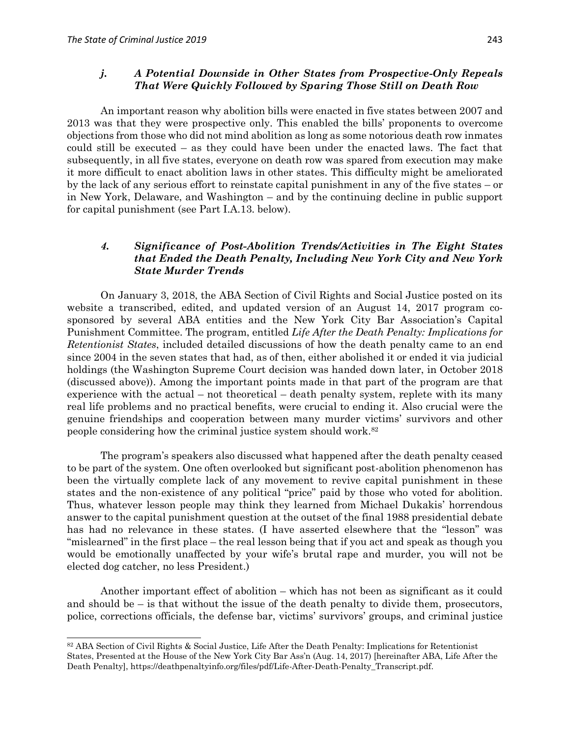### *j. A Potential Downside in Other States from Prospective-Only Repeals That Were Quickly Followed by Sparing Those Still on Death Row*

An important reason why abolition bills were enacted in five states between 2007 and 2013 was that they were prospective only. This enabled the bills' proponents to overcome objections from those who did not mind abolition as long as some notorious death row inmates could still be executed – as they could have been under the enacted laws. The fact that subsequently, in all five states, everyone on death row was spared from execution may make it more difficult to enact abolition laws in other states. This difficulty might be ameliorated by the lack of any serious effort to reinstate capital punishment in any of the five states – or in New York, Delaware, and Washington – and by the continuing decline in public support for capital punishment (see Part I.A.13. below).

## *4. Significance of Post-Abolition Trends/Activities in The Eight States that Ended the Death Penalty, Including New York City and New York State Murder Trends*

On January 3, 2018, the ABA Section of Civil Rights and Social Justice posted on its website a transcribed, edited, and updated version of an August 14, 2017 program co-sponsored by several ABA entities and the New York City Bar Association's Capital Punishment Committee. The program, entitled *Life After the Death Penalty: Implications for Retentionist States*, included detailed discussions of how the death penalty came to an end since 2004 in the seven states that had, as of then, either abolished it or ended it via judicial holdings (the Washington Supreme Court decision was handed down later, in October 2018 (discussed above)). Among the important points made in that part of the program are that experience with the actual – not theoretical – death penalty system, replete with its many real life problems and no practical benefits, were crucial to ending it. Also crucial were the genuine friendships and cooperation between many murder victims' survivors and other people considering how the criminal justice system should work.[82]

The program's speakers also discussed what happened after the death penalty ceased to be part of the system. One often overlooked but significant post-abolition phenomenon has been the virtually complete lack of any movement to revive capital punishment in these states and the non-existence of any political "price" paid by those who voted for abolition. Thus, whatever lesson people may think they learned from Michael Dukakis' horrendous answer to the capital punishment question at the outset of the final 1988 presidential debate has had no relevance in these states. (I have asserted elsewhere that the "lesson" was "mislearned" in the first place – the real lesson being that if you act and speak as though you would be emotionally unaffected by your wife's brutal rape and murder, you will not be elected dog catcher, no less President.)

Another important effect of abolition – which has not been as significant as it could and should be – is that without the issue of the death penalty to divide them, prosecutors, police, corrections officials, the defense bar, victims' survivors' groups, and criminal justice

---

[82] ABA Section of Civil Rights & Social Justice, Life After the Death Penalty: Implications for Retentionist States, Presented at the House of the New York City Bar Ass'n (Aug. 14, 2017) [hereinafter ABA, Life After the Death Penalty], https://deathpenaltyinfo.org/files/pdf/Life-After-Death-Penalty_Transcript.pdf.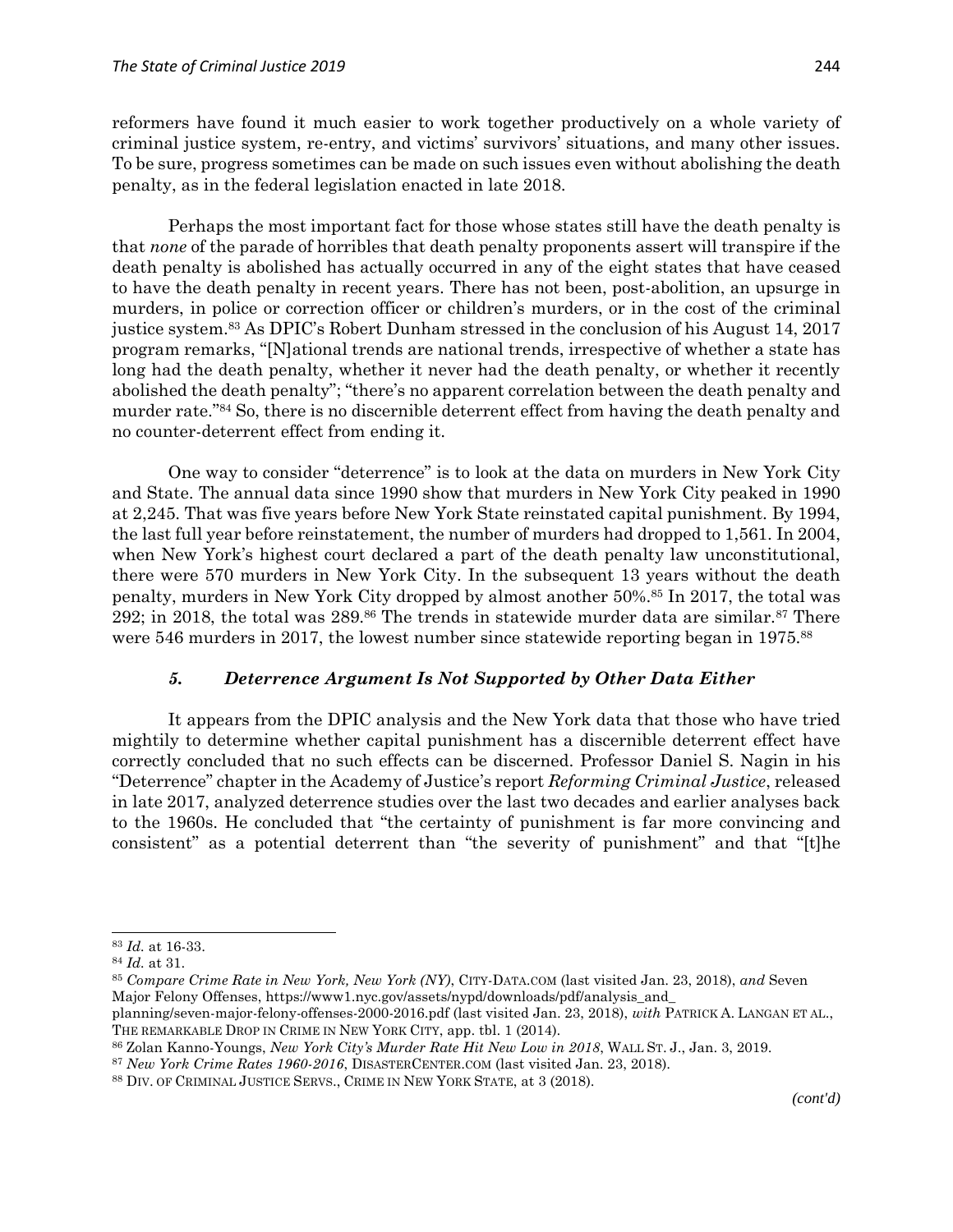reformers have found it much easier to work together productively on a whole variety of criminal justice system, re-entry, and victims' survivors' situations, and many other issues. To be sure, progress sometimes can be made on such issues even without abolishing the death penalty, as in the federal legislation enacted in late 2018.

Perhaps the most important fact for those whose states still have the death penalty is that *none* of the parade of horribles that death penalty proponents assert will transpire if the death penalty is abolished has actually occurred in any of the eight states that have ceased to have the death penalty in recent years. There has not been, post-abolition, an upsurge in murders, in police or correction officer or children's murders, or in the cost of the criminal justice system.[83] As DPIC's Robert Dunham stressed in the conclusion of his August 14, 2017 program remarks, "[N]ational trends are national trends, irrespective of whether a state has long had the death penalty, whether it never had the death penalty, or whether it recently abolished the death penalty"; "there's no apparent correlation between the death penalty and murder rate."[84] So, there is no discernible deterrent effect from having the death penalty and no counter-deterrent effect from ending it.

One way to consider "deterrence" is to look at the data on murders in New York City and State. The annual data since 1990 show that murders in New York City peaked in 1990 at 2,245. That was five years before New York State reinstated capital punishment. By 1994, the last full year before reinstatement, the number of murders had dropped to 1,561. In 2004, when New York's highest court declared a part of the death penalty law unconstitutional, there were 570 murders in New York City. In the subsequent 13 years without the death penalty, murders in New York City dropped by almost another 50%.[85] In 2017, the total was 292; in 2018, the total was 289.[86] The trends in statewide murder data are similar.[87] There were 546 murders in 2017, the lowest number since statewide reporting began in 1975.[88]

### *5. Deterrence Argument Is Not Supported by Other Data Either*

It appears from the DPIC analysis and the New York data that those who have tried mightily to determine whether capital punishment has a discernible deterrent effect have correctly concluded that no such effects can be discerned. Professor Daniel S. Nagin in his "Deterrence" chapter in the Academy of Justice's report *Reforming Criminal Justice*, released in late 2017, analyzed deterrence studies over the last two decades and earlier analyses back to the 1960s. He concluded that "the certainty of punishment is far more convincing and consistent" as a potential deterrent than "the severity of punishment" and that "[t]he

---

[83] *Id.* at 16-33.

[84] *Id.* at 31.

[85] *Compare Crime Rate in New York, New York (NY)*, CITY-DATA.COM (last visited Jan. 23, 2018), *and* Seven Major Felony Offenses, https://www1.nyc.gov/assets/nypd/downloads/pdf/analysis_and_planning/seven-major-felony-offenses-2000-2016.pdf (last visited Jan. 23, 2018), *with* PATRICK A. LANGAN ET AL., THE REMARKABLE DROP IN CRIME IN NEW YORK CITY, app. tbl. 1 (2014).

[86] Zolan Kanno-Youngs, *New York City's Murder Rate Hit New Low in 2018*, WALL ST. J., Jan. 3, 2019.

[87] *New York Crime Rates 1960-2016*, DISASTERCENTER.COM (last visited Jan. 23, 2018).

[88] DIV. OF CRIMINAL JUSTICE SERVS., CRIME IN NEW YORK STATE, at 3 (2018).

*(cont'd)*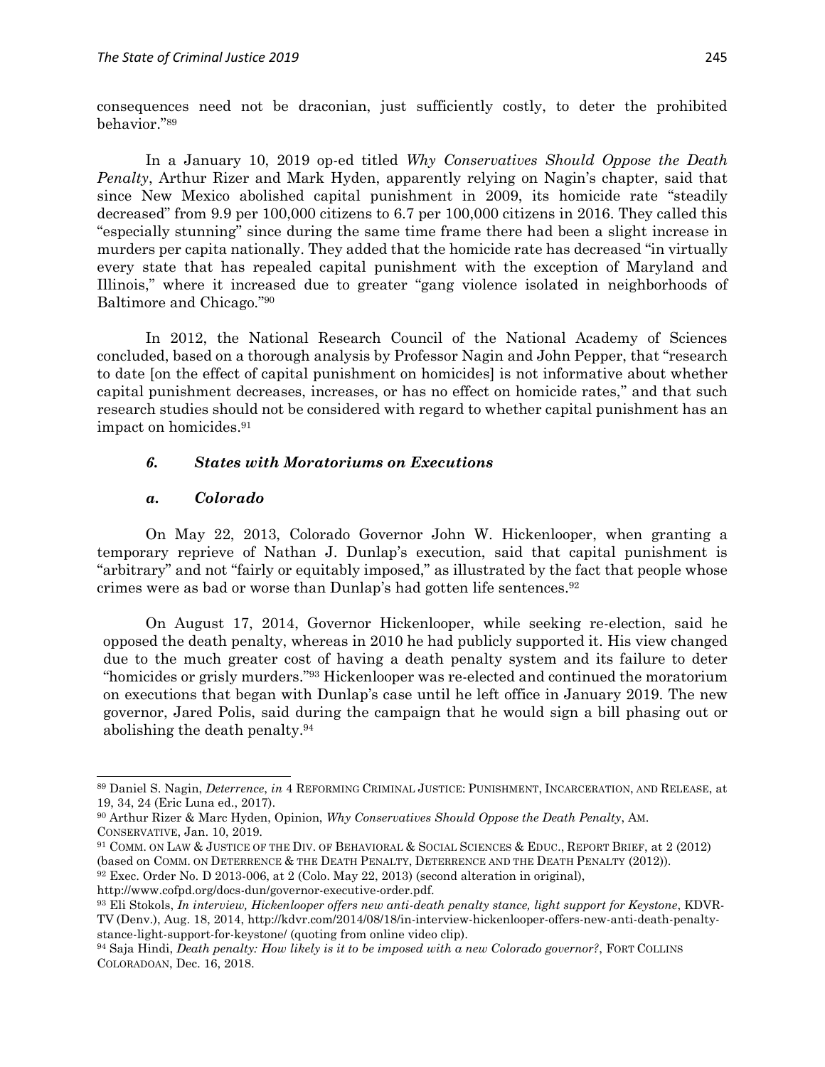consequences need not be draconian, just sufficiently costly, to deter the prohibited behavior."[89]

In a January 10, 2019 op-ed titled *Why Conservatives Should Oppose the Death Penalty*, Arthur Rizer and Mark Hyden, apparently relying on Nagin's chapter, said that since New Mexico abolished capital punishment in 2009, its homicide rate "steadily decreased" from 9.9 per 100,000 citizens to 6.7 per 100,000 citizens in 2016. They called this "especially stunning" since during the same time frame there had been a slight increase in murders per capita nationally. They added that the homicide rate has decreased "in virtually every state that has repealed capital punishment with the exception of Maryland and Illinois," where it increased due to greater "gang violence isolated in neighborhoods of Baltimore and Chicago."[90]

In 2012, the National Research Council of the National Academy of Sciences concluded, based on a thorough analysis by Professor Nagin and John Pepper, that "research to date [on the effect of capital punishment on homicides] is not informative about whether capital punishment decreases, increases, or has no effect on homicide rates," and that such research studies should not be considered with regard to whether capital punishment has an impact on homicides.[91]

### *6. States with Moratoriums on Executions*

#### *a. Colorado*

On May 22, 2013, Colorado Governor John W. Hickenlooper, when granting a temporary reprieve of Nathan J. Dunlap's execution, said that capital punishment is "arbitrary" and not "fairly or equitably imposed," as illustrated by the fact that people whose crimes were as bad or worse than Dunlap's had gotten life sentences.[92]

On August 17, 2014, Governor Hickenlooper, while seeking re-election, said he opposed the death penalty, whereas in 2010 he had publicly supported it. His view changed due to the much greater cost of having a death penalty system and its failure to deter "homicides or grisly murders."[93] Hickenlooper was re-elected and continued the moratorium on executions that began with Dunlap's case until he left office in January 2019. The new governor, Jared Polis, said during the campaign that he would sign a bill phasing out or abolishing the death penalty.[94]

---

[89] Daniel S. Nagin, *Deterrence*, *in* 4 REFORMING CRIMINAL JUSTICE: PUNISHMENT, INCARCERATION, AND RELEASE, at 19, 34, 24 (Eric Luna ed., 2017).

[90] Arthur Rizer & Marc Hyden, Opinion, *Why Conservatives Should Oppose the Death Penalty*, AM. CONSERVATIVE, Jan. 10, 2019.

[91] COMM. ON LAW & JUSTICE OF THE DIV. OF BEHAVIORAL & SOCIAL SCIENCES & EDUC., REPORT BRIEF, at 2 (2012) (based on COMM. ON DETERRENCE & THE DEATH PENALTY, DETERRENCE AND THE DEATH PENALTY (2012)).

[92] Exec. Order No. D 2013-006, at 2 (Colo. May 22, 2013) (second alteration in original), http://www.cofpd.org/docs-dun/governor-executive-order.pdf.

[93] Eli Stokols, *In interview, Hickenlooper offers new anti-death penalty stance, light support for Keystone*, KDVR-TV (Denv.), Aug. 18, 2014, http://kdvr.com/2014/08/18/in-interview-hickenlooper-offers-new-anti-death-penalty-stance-light-support-for-keystone/ (quoting from online video clip).

[94] Saja Hindi, *Death penalty: How likely is it to be imposed with a new Colorado governor?*, FORT COLLINS COLORADOAN, Dec. 16, 2018.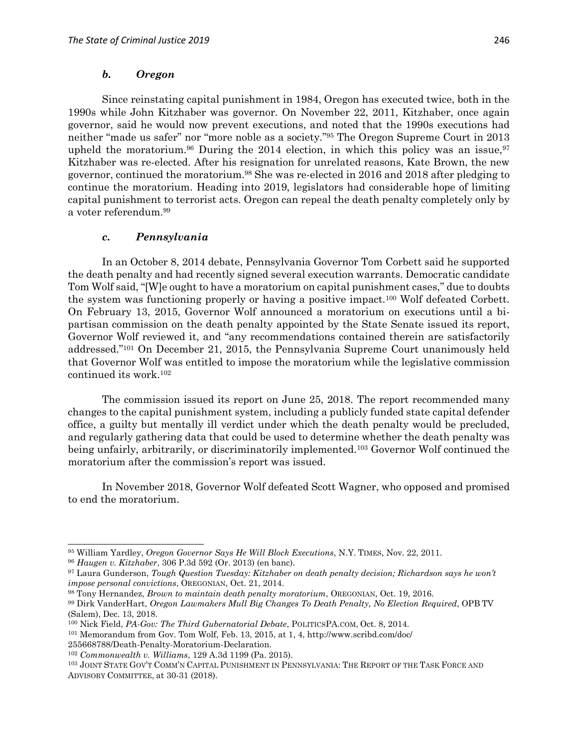### *b. Oregon*

Since reinstating capital punishment in 1984, Oregon has executed twice, both in the 1990s while John Kitzhaber was governor. On November 22, 2011, Kitzhaber, once again governor, said he would now prevent executions, and noted that the 1990s executions had neither "made us safer" nor "more noble as a society."[95] The Oregon Supreme Court in 2013 upheld the moratorium.[96] During the 2014 election, in which this policy was an issue,[97] Kitzhaber was re-elected. After his resignation for unrelated reasons, Kate Brown, the new governor, continued the moratorium.[98] She was re-elected in 2016 and 2018 after pledging to continue the moratorium. Heading into 2019, legislators had considerable hope of limiting capital punishment to terrorist acts. Oregon can repeal the death penalty completely only by a voter referendum.[99]

### *c. Pennsylvania*

In an October 8, 2014 debate, Pennsylvania Governor Tom Corbett said he supported the death penalty and had recently signed several execution warrants. Democratic candidate Tom Wolf said, "[W]e ought to have a moratorium on capital punishment cases," due to doubts the system was functioning properly or having a positive impact.[100] Wolf defeated Corbett. On February 13, 2015, Governor Wolf announced a moratorium on executions until a bi-partisan commission on the death penalty appointed by the State Senate issued its report, Governor Wolf reviewed it, and "any recommendations contained therein are satisfactorily addressed."[101] On December 21, 2015, the Pennsylvania Supreme Court unanimously held that Governor Wolf was entitled to impose the moratorium while the legislative commission continued its work.[102]

The commission issued its report on June 25, 2018. The report recommended many changes to the capital punishment system, including a publicly funded state capital defender office, a guilty but mentally ill verdict under which the death penalty would be precluded, and regularly gathering data that could be used to determine whether the death penalty was being unfairly, arbitrarily, or discriminatorily implemented.[103] Governor Wolf continued the moratorium after the commission's report was issued.

In November 2018, Governor Wolf defeated Scott Wagner, who opposed and promised to end the moratorium.

---

[95] William Yardley, *Oregon Governor Says He Will Block Executions*, N.Y. TIMES, Nov. 22, 2011.

[96] *Haugen v. Kitzhaber*, 306 P.3d 592 (Or. 2013) (en banc).

[97] Laura Gunderson, *Tough Question Tuesday: Kitzhaber on death penalty decision; Richardson says he won't impose personal convictions*, OREGONIAN, Oct. 21, 2014.

[98] Tony Hernandez, *Brown to maintain death penalty moratorium*, OREGONIAN, Oct. 19, 2016.

[99] Dirk VanderHart, *Oregon Lawmakers Mull Big Changes To Death Penalty, No Election Required*, OPB TV (Salem), Dec. 13, 2018.

[100] Nick Field, *PA-Gov: The Third Gubernatorial Debate*, POLITICSPA.COM, Oct. 8, 2014.

[101] Memorandum from Gov. Tom Wolf, Feb. 13, 2015, at 1, 4, http://www.scribd.com/doc/255668788/Death-Penalty-Moratorium-Declaration.

[102] *Commonwealth v. Williams*, 129 A.3d 1199 (Pa. 2015).

[103] JOINT STATE GOV'T COMM'N CAPITAL PUNISHMENT IN PENNSYLVANIA: THE REPORT OF THE TASK FORCE AND ADVISORY COMMITTEE, at 30-31 (2018).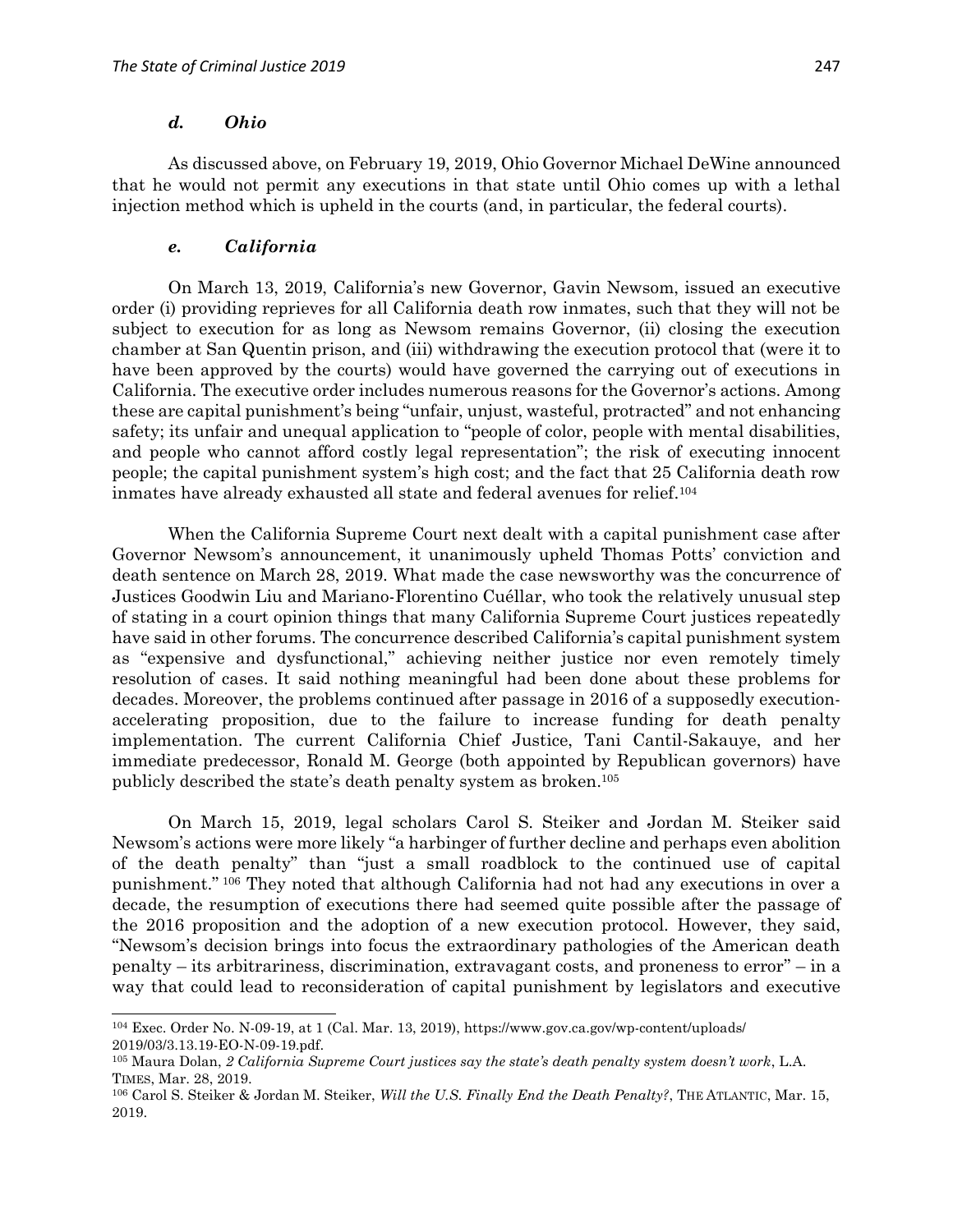#### *d. Ohio*

As discussed above, on February 19, 2019, Ohio Governor Michael DeWine announced that he would not permit any executions in that state until Ohio comes up with a lethal injection method which is upheld in the courts (and, in particular, the federal courts).

#### *e. California*

On March 13, 2019, California's new Governor, Gavin Newsom, issued an executive order (i) providing reprieves for all California death row inmates, such that they will not be subject to execution for as long as Newsom remains Governor, (ii) closing the execution chamber at San Quentin prison, and (iii) withdrawing the execution protocol that (were it to have been approved by the courts) would have governed the carrying out of executions in California. The executive order includes numerous reasons for the Governor's actions. Among these are capital punishment's being "unfair, unjust, wasteful, protracted" and not enhancing safety; its unfair and unequal application to "people of color, people with mental disabilities, and people who cannot afford costly legal representation"; the risk of executing innocent people; the capital punishment system's high cost; and the fact that 25 California death row inmates have already exhausted all state and federal avenues for relief.[104]

When the California Supreme Court next dealt with a capital punishment case after Governor Newsom's announcement, it unanimously upheld Thomas Potts' conviction and death sentence on March 28, 2019. What made the case newsworthy was the concurrence of Justices Goodwin Liu and Mariano-Florentino Cuéllar, who took the relatively unusual step of stating in a court opinion things that many California Supreme Court justices repeatedly have said in other forums. The concurrence described California's capital punishment system as "expensive and dysfunctional," achieving neither justice nor even remotely timely resolution of cases. It said nothing meaningful had been done about these problems for decades. Moreover, the problems continued after passage in 2016 of a supposedly execution-accelerating proposition, due to the failure to increase funding for death penalty implementation. The current California Chief Justice, Tani Cantil-Sakauye, and her immediate predecessor, Ronald M. George (both appointed by Republican governors) have publicly described the state's death penalty system as broken.[105]

On March 15, 2019, legal scholars Carol S. Steiker and Jordan M. Steiker said Newsom's actions were more likely "a harbinger of further decline and perhaps even abolition of the death penalty" than "just a small roadblock to the continued use of capital punishment."[106] They noted that although California had not had any executions in over a decade, the resumption of executions there had seemed quite possible after the passage of the 2016 proposition and the adoption of a new execution protocol. However, they said, "Newsom's decision brings into focus the extraordinary pathologies of the American death penalty – its arbitrariness, discrimination, extravagant costs, and proneness to error" – in a way that could lead to reconsideration of capital punishment by legislators and executive

---

[104] Exec. Order No. N-09-19, at 1 (Cal. Mar. 13, 2019), https://www.gov.ca.gov/wp-content/uploads/2019/03/3.13.19-EO-N-09-19.pdf.

[105] Maura Dolan, *2 California Supreme Court justices say the state's death penalty system doesn't work*, L.A. TIMES, Mar. 28, 2019.

[106] Carol S. Steiker & Jordan M. Steiker, *Will the U.S. Finally End the Death Penalty?*, THE ATLANTIC, Mar. 15, 2019.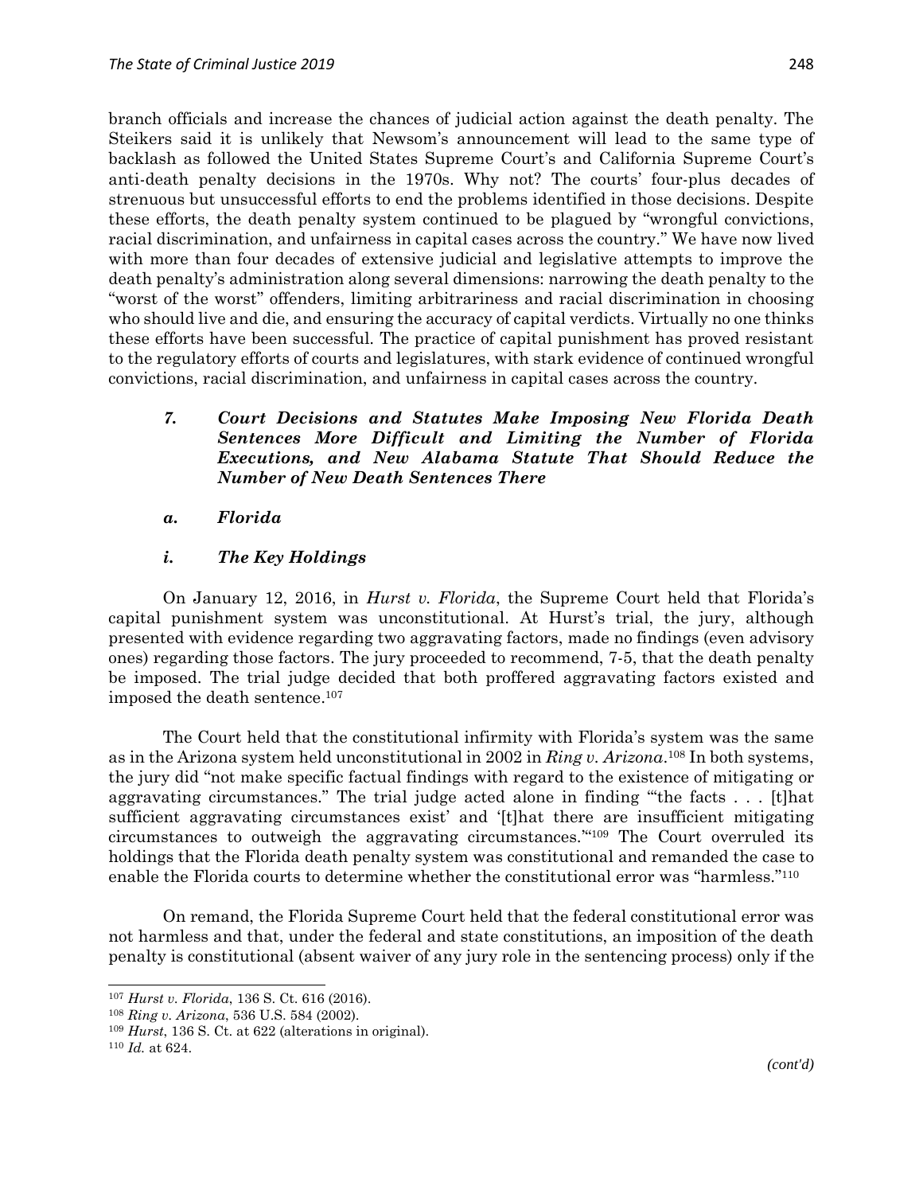branch officials and increase the chances of judicial action against the death penalty. The Steikers said it is unlikely that Newsom's announcement will lead to the same type of backlash as followed the United States Supreme Court's and California Supreme Court's anti-death penalty decisions in the 1970s. Why not? The courts' four-plus decades of strenuous but unsuccessful efforts to end the problems identified in those decisions. Despite these efforts, the death penalty system continued to be plagued by "wrongful convictions, racial discrimination, and unfairness in capital cases across the country." We have now lived with more than four decades of extensive judicial and legislative attempts to improve the death penalty's administration along several dimensions: narrowing the death penalty to the "worst of the worst" offenders, limiting arbitrariness and racial discrimination in choosing who should live and die, and ensuring the accuracy of capital verdicts. Virtually no one thinks these efforts have been successful. The practice of capital punishment has proved resistant to the regulatory efforts of courts and legislatures, with stark evidence of continued wrongful convictions, racial discrimination, and unfairness in capital cases across the country.

### *7. Court Decisions and Statutes Make Imposing New Florida Death Sentences More Difficult and Limiting the Number of Florida Executions, and New Alabama Statute That Should Reduce the Number of New Death Sentences There*

#### *a. Florida*

##### *i. The Key Holdings*

On January 12, 2016, in *Hurst v. Florida*, the Supreme Court held that Florida's capital punishment system was unconstitutional. At Hurst's trial, the jury, although presented with evidence regarding two aggravating factors, made no findings (even advisory ones) regarding those factors. The jury proceeded to recommend, 7-5, that the death penalty be imposed. The trial judge decided that both proffered aggravating factors existed and imposed the death sentence.[107]

The Court held that the constitutional infirmity with Florida's system was the same as in the Arizona system held unconstitutional in 2002 in *Ring v. Arizona*.[108] In both systems, the jury did "not make specific factual findings with regard to the existence of mitigating or aggravating circumstances." The trial judge acted alone in finding "'the facts . . . [t]hat sufficient aggravating circumstances exist' and '[t]hat there are insufficient mitigating circumstances to outweigh the aggravating circumstances.'"[109] The Court overruled its holdings that the Florida death penalty system was constitutional and remanded the case to enable the Florida courts to determine whether the constitutional error was "harmless."[110]

On remand, the Florida Supreme Court held that the federal constitutional error was not harmless and that, under the federal and state constitutions, an imposition of the death penalty is constitutional (absent waiver of any jury role in the sentencing process) only if the

[107] *Hurst v. Florida*, 136 S. Ct. 616 (2016).

[108] *Ring v. Arizona*, 536 U.S. 584 (2002).

[109] *Hurst*, 136 S. Ct. at 622 (alterations in original).

[110] *Id.* at 624.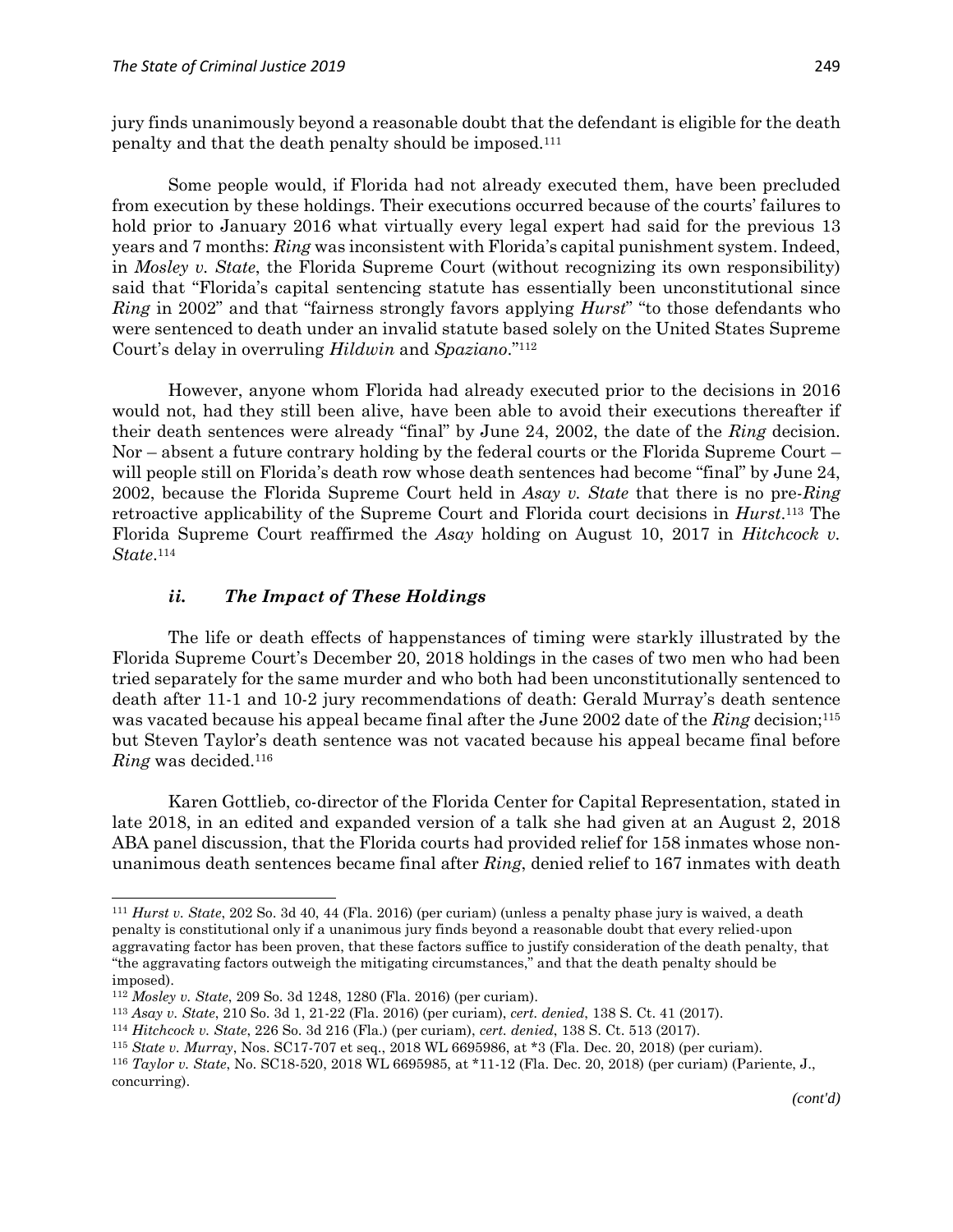jury finds unanimously beyond a reasonable doubt that the defendant is eligible for the death penalty and that the death penalty should be imposed.[111]

Some people would, if Florida had not already executed them, have been precluded from execution by these holdings. Their executions occurred because of the courts' failures to hold prior to January 2016 what virtually every legal expert had said for the previous 13 years and 7 months: *Ring* was inconsistent with Florida's capital punishment system. Indeed, in *Mosley v. State*, the Florida Supreme Court (without recognizing its own responsibility) said that "Florida's capital sentencing statute has essentially been unconstitutional since *Ring* in 2002" and that "fairness strongly favors applying *Hurst*" "to those defendants who were sentenced to death under an invalid statute based solely on the United States Supreme Court's delay in overruling *Hildwin* and *Spaziano*."[112]

However, anyone whom Florida had already executed prior to the decisions in 2016 would not, had they still been alive, have been able to avoid their executions thereafter if their death sentences were already "final" by June 24, 2002, the date of the *Ring* decision. Nor – absent a future contrary holding by the federal courts or the Florida Supreme Court – will people still on Florida's death row whose death sentences had become "final" by June 24, 2002, because the Florida Supreme Court held in *Asay v. State* that there is no pre-*Ring* retroactive applicability of the Supreme Court and Florida court decisions in *Hurst*.[113] The Florida Supreme Court reaffirmed the *Asay* holding on August 10, 2017 in *Hitchcock v. State*.[114]

#### *ii. The Impact of These Holdings*

The life or death effects of happenstances of timing were starkly illustrated by the Florida Supreme Court's December 20, 2018 holdings in the cases of two men who had been tried separately for the same murder and who both had been unconstitutionally sentenced to death after 11-1 and 10-2 jury recommendations of death: Gerald Murray's death sentence was vacated because his appeal became final after the June 2002 date of the *Ring* decision;[115] but Steven Taylor's death sentence was not vacated because his appeal became final before *Ring* was decided.[116]

Karen Gottlieb, co-director of the Florida Center for Capital Representation, stated in late 2018, in an edited and expanded version of a talk she had given at an August 2, 2018 ABA panel discussion, that the Florida courts had provided relief for 158 inmates whose non-unanimous death sentences became final after *Ring*, denied relief to 167 inmates with death

---

[111] *Hurst v. State*, 202 So. 3d 40, 44 (Fla. 2016) (per curiam) (unless a penalty phase jury is waived, a death penalty is constitutional only if a unanimous jury finds beyond a reasonable doubt that every relied-upon aggravating factor has been proven, that these factors suffice to justify consideration of the death penalty, that "the aggravating factors outweigh the mitigating circumstances," and that the death penalty should be imposed).

[112] *Mosley v. State*, 209 So. 3d 1248, 1280 (Fla. 2016) (per curiam).

[113] *Asay v. State*, 210 So. 3d 1, 21-22 (Fla. 2016) (per curiam), *cert. denied*, 138 S. Ct. 41 (2017).

[114] *Hitchcock v. State*, 226 So. 3d 216 (Fla.) (per curiam), *cert. denied*, 138 S. Ct. 513 (2017).

[115] *State v. Murray*, Nos. SC17-707 et seq., 2018 WL 6695986, at *3 (Fla. Dec. 20, 2018) (per curiam).

[116] *Taylor v. State*, No. SC18-520, 2018 WL 6695985, at *11-12 (Fla. Dec. 20, 2018) (per curiam) (Pariente, J., concurring).

*(cont'd)*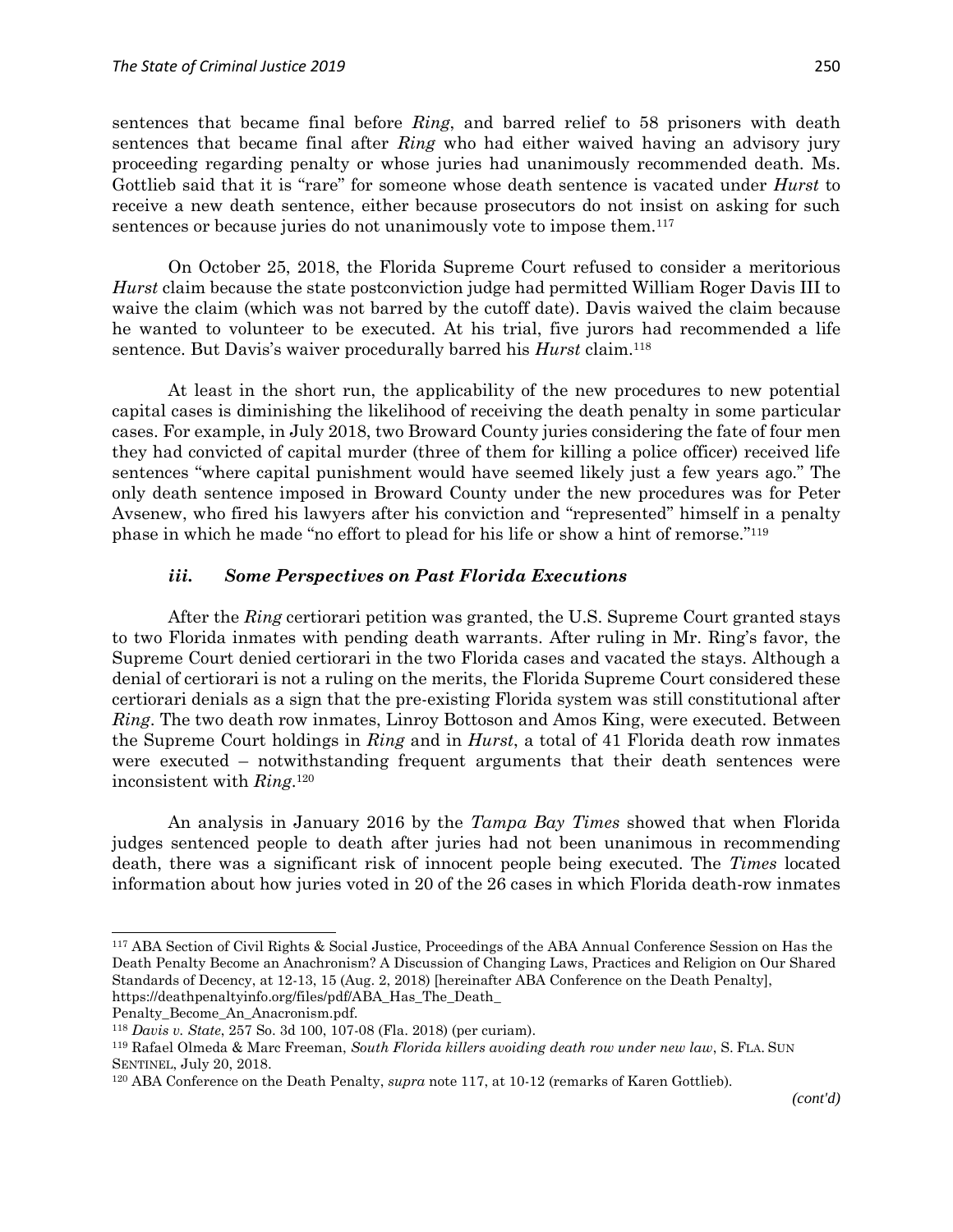sentences that became final before *Ring*, and barred relief to 58 prisoners with death sentences that became final after *Ring* who had either waived having an advisory jury proceeding regarding penalty or whose juries had unanimously recommended death. Ms. Gottlieb said that it is "rare" for someone whose death sentence is vacated under *Hurst* to receive a new death sentence, either because prosecutors do not insist on asking for such sentences or because juries do not unanimously vote to impose them.[117]

On October 25, 2018, the Florida Supreme Court refused to consider a meritorious *Hurst* claim because the state postconviction judge had permitted William Roger Davis III to waive the claim (which was not barred by the cutoff date). Davis waived the claim because he wanted to volunteer to be executed. At his trial, five jurors had recommended a life sentence. But Davis's waiver procedurally barred his *Hurst* claim.[118]

At least in the short run, the applicability of the new procedures to new potential capital cases is diminishing the likelihood of receiving the death penalty in some particular cases. For example, in July 2018, two Broward County juries considering the fate of four men they had convicted of capital murder (three of them for killing a police officer) received life sentences "where capital punishment would have seemed likely just a few years ago." The only death sentence imposed in Broward County under the new procedures was for Peter Avsenew, who fired his lawyers after his conviction and "represented" himself in a penalty phase in which he made "no effort to plead for his life or show a hint of remorse."[119]

#### *iii. Some Perspectives on Past Florida Executions*

After the *Ring* certiorari petition was granted, the U.S. Supreme Court granted stays to two Florida inmates with pending death warrants. After ruling in Mr. Ring's favor, the Supreme Court denied certiorari in the two Florida cases and vacated the stays. Although a denial of certiorari is not a ruling on the merits, the Florida Supreme Court considered these certiorari denials as a sign that the pre-existing Florida system was still constitutional after *Ring*. The two death row inmates, Linroy Bottoson and Amos King, were executed. Between the Supreme Court holdings in *Ring* and in *Hurst*, a total of 41 Florida death row inmates were executed – notwithstanding frequent arguments that their death sentences were inconsistent with *Ring*.[120]

An analysis in January 2016 by the *Tampa Bay Times* showed that when Florida judges sentenced people to death after juries had not been unanimous in recommending death, there was a significant risk of innocent people being executed. The *Times* located information about how juries voted in 20 of the 26 cases in which Florida death-row inmates

---

[117] ABA Section of Civil Rights & Social Justice, Proceedings of the ABA Annual Conference Session on Has the Death Penalty Become an Anachronism? A Discussion of Changing Laws, Practices and Religion on Our Shared Standards of Decency, at 12-13, 15 (Aug. 2, 2018) [hereinafter ABA Conference on the Death Penalty], https://deathpenaltyinfo.org/files/pdf/ABA_Has_The_Death_Penalty_Become_An_Anacronism.pdf.

[118] *Davis v. State*, 257 So. 3d 100, 107-08 (Fla. 2018) (per curiam).

[119] Rafael Olmeda & Marc Freeman, *South Florida killers avoiding death row under new law*, S. FLA. SUN SENTINEL, July 20, 2018.

[120] ABA Conference on the Death Penalty, *supra* note 117, at 10-12 (remarks of Karen Gottlieb).

*(cont'd)*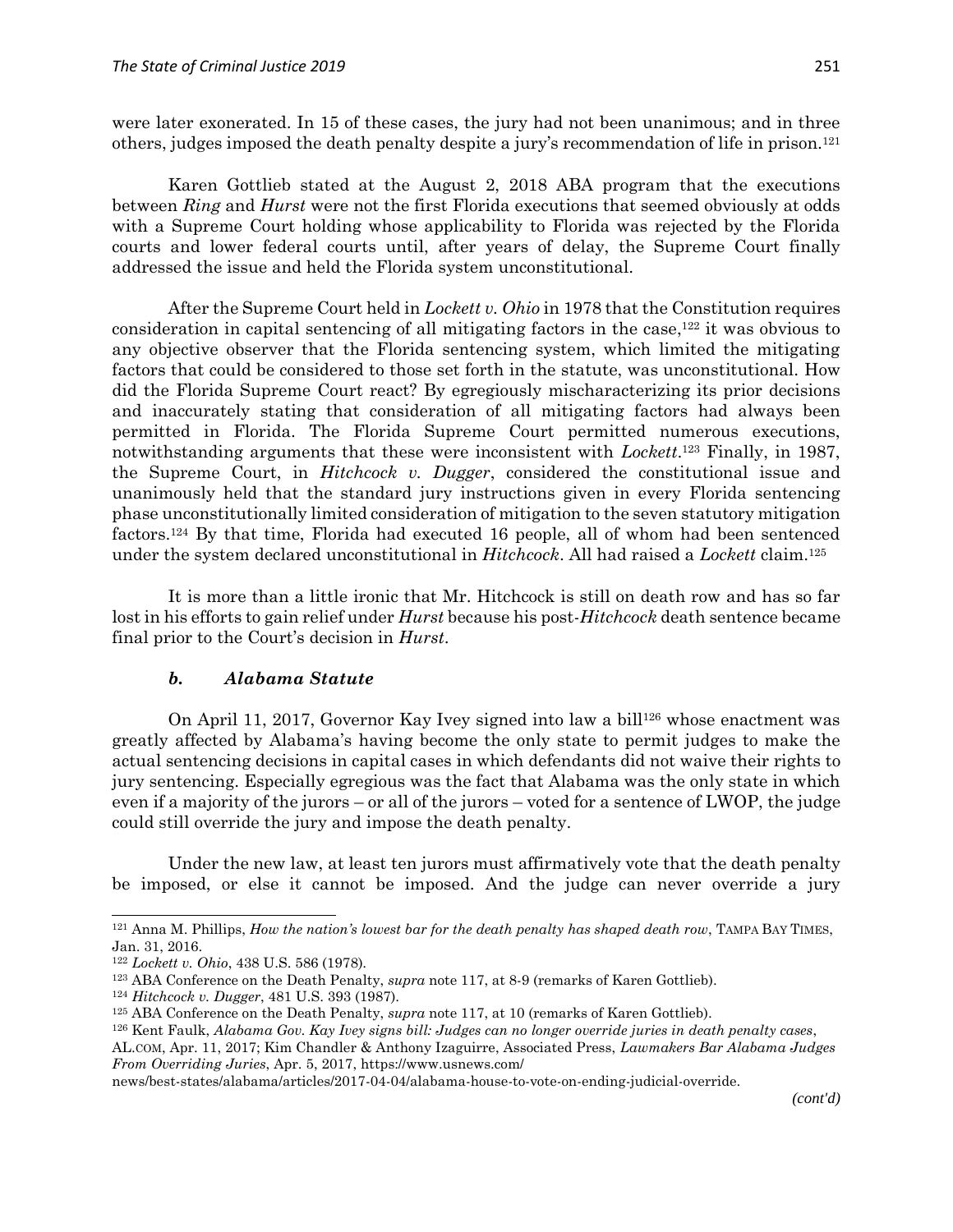were later exonerated. In 15 of these cases, the jury had not been unanimous; and in three others, judges imposed the death penalty despite a jury's recommendation of life in prison.[121]

Karen Gottlieb stated at the August 2, 2018 ABA program that the executions between *Ring* and *Hurst* were not the first Florida executions that seemed obviously at odds with a Supreme Court holding whose applicability to Florida was rejected by the Florida courts and lower federal courts until, after years of delay, the Supreme Court finally addressed the issue and held the Florida system unconstitutional.

After the Supreme Court held in *Lockett v. Ohio* in 1978 that the Constitution requires consideration in capital sentencing of all mitigating factors in the case,[122] it was obvious to any objective observer that the Florida sentencing system, which limited the mitigating factors that could be considered to those set forth in the statute, was unconstitutional. How did the Florida Supreme Court react? By egregiously mischaracterizing its prior decisions and inaccurately stating that consideration of all mitigating factors had always been permitted in Florida. The Florida Supreme Court permitted numerous executions, notwithstanding arguments that these were inconsistent with *Lockett*.[123] Finally, in 1987, the Supreme Court, in *Hitchcock v. Dugger*, considered the constitutional issue and unanimously held that the standard jury instructions given in every Florida sentencing phase unconstitutionally limited consideration of mitigation to the seven statutory mitigation factors.[124] By that time, Florida had executed 16 people, all of whom had been sentenced under the system declared unconstitutional in *Hitchcock*. All had raised a *Lockett* claim.[125]

It is more than a little ironic that Mr. Hitchcock is still on death row and has so far lost in his efforts to gain relief under *Hurst* because his post-*Hitchcock* death sentence became final prior to the Court's decision in *Hurst*.

### *b. Alabama Statute*

On April 11, 2017, Governor Kay Ivey signed into law a bill[126] whose enactment was greatly affected by Alabama's having become the only state to permit judges to make the actual sentencing decisions in capital cases in which defendants did not waive their rights to jury sentencing. Especially egregious was the fact that Alabama was the only state in which even if a majority of the jurors – or all of the jurors – voted for a sentence of LWOP, the judge could still override the jury and impose the death penalty.

Under the new law, at least ten jurors must affirmatively vote that the death penalty be imposed, or else it cannot be imposed. And the judge can never override a jury

---

[121] Anna M. Phillips, *How the nation's lowest bar for the death penalty has shaped death row*, TAMPA BAY TIMES, Jan. 31, 2016.

[122] *Lockett v. Ohio*, 438 U.S. 586 (1978).

[123] ABA Conference on the Death Penalty, *supra* note 117, at 8-9 (remarks of Karen Gottlieb).

[124] *Hitchcock v. Dugger*, 481 U.S. 393 (1987).

[125] ABA Conference on the Death Penalty, *supra* note 117, at 10 (remarks of Karen Gottlieb).

[126] Kent Faulk, *Alabama Gov. Kay Ivey signs bill: Judges can no longer override juries in death penalty cases*, AL.COM, Apr. 11, 2017; Kim Chandler & Anthony Izaguirre, Associated Press, *Lawmakers Bar Alabama Judges From Overriding Juries*, Apr. 5, 2017, https://www.usnews.com/news/best-states/alabama/articles/2017-04-04/alabama-house-to-vote-on-ending-judicial-override.

*(cont'd)*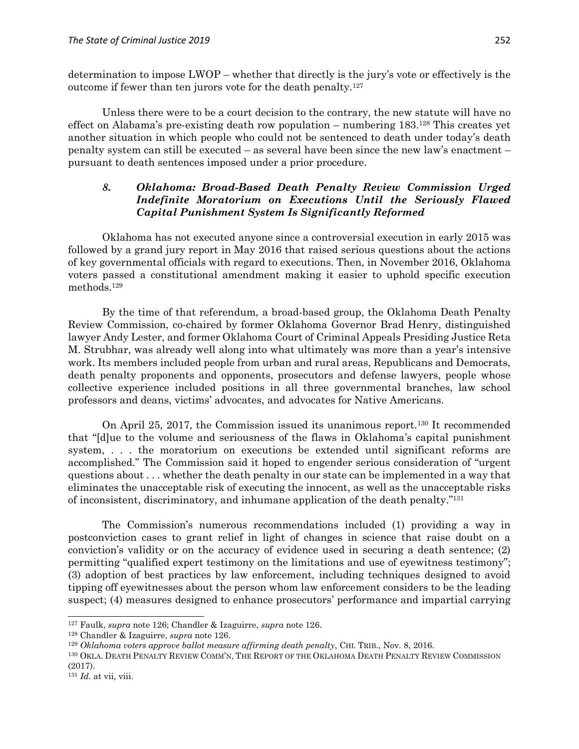determination to impose LWOP – whether that directly is the jury's vote or effectively is the outcome if fewer than ten jurors vote for the death penalty.[127]

Unless there were to be a court decision to the contrary, the new statute will have no effect on Alabama's pre-existing death row population – numbering 183.[128] This creates yet another situation in which people who could not be sentenced to death under today's death penalty system can still be executed – as several have been since the new law's enactment – pursuant to death sentences imposed under a prior procedure.

### *8. Oklahoma: Broad-Based Death Penalty Review Commission Urged Indefinite Moratorium on Executions Until the Seriously Flawed Capital Punishment System Is Significantly Reformed*

Oklahoma has not executed anyone since a controversial execution in early 2015 was followed by a grand jury report in May 2016 that raised serious questions about the actions of key governmental officials with regard to executions. Then, in November 2016, Oklahoma voters passed a constitutional amendment making it easier to uphold specific execution methods.[129]

By the time of that referendum, a broad-based group, the Oklahoma Death Penalty Review Commission, co-chaired by former Oklahoma Governor Brad Henry, distinguished lawyer Andy Lester, and former Oklahoma Court of Criminal Appeals Presiding Justice Reta M. Strubhar, was already well along into what ultimately was more than a year's intensive work. Its members included people from urban and rural areas, Republicans and Democrats, death penalty proponents and opponents, prosecutors and defense lawyers, people whose collective experience included positions in all three governmental branches, law school professors and deans, victims' advocates, and advocates for Native Americans.

On April 25, 2017, the Commission issued its unanimous report.[130] It recommended that "[d]ue to the volume and seriousness of the flaws in Oklahoma's capital punishment system, . . . the moratorium on executions be extended until significant reforms are accomplished." The Commission said it hoped to engender serious consideration of "urgent questions about . . . whether the death penalty in our state can be implemented in a way that eliminates the unacceptable risk of executing the innocent, as well as the unacceptable risks of inconsistent, discriminatory, and inhumane application of the death penalty."[131]

The Commission's numerous recommendations included (1) providing a way in postconviction cases to grant relief in light of changes in science that raise doubt on a conviction's validity or on the accuracy of evidence used in securing a death sentence; (2) permitting "qualified expert testimony on the limitations and use of eyewitness testimony"; (3) adoption of best practices by law enforcement, including techniques designed to avoid tipping off eyewitnesses about the person whom law enforcement considers to be the leading suspect; (4) measures designed to enhance prosecutors' performance and impartial carrying

---

[127] Faulk, *supra* note 126; Chandler & Izaguirre, *supra* note 126.

[128] Chandler & Izaguirre, *supra* note 126.

[129] *Oklahoma voters approve ballot measure affirming death penalty*, CHI. TRIB., Nov. 8, 2016.

[130] OKLA. DEATH PENALTY REVIEW COMM'N, THE REPORT OF THE OKLAHOMA DEATH PENALTY REVIEW COMMISSION (2017).

[131] *Id.* at vii, viii.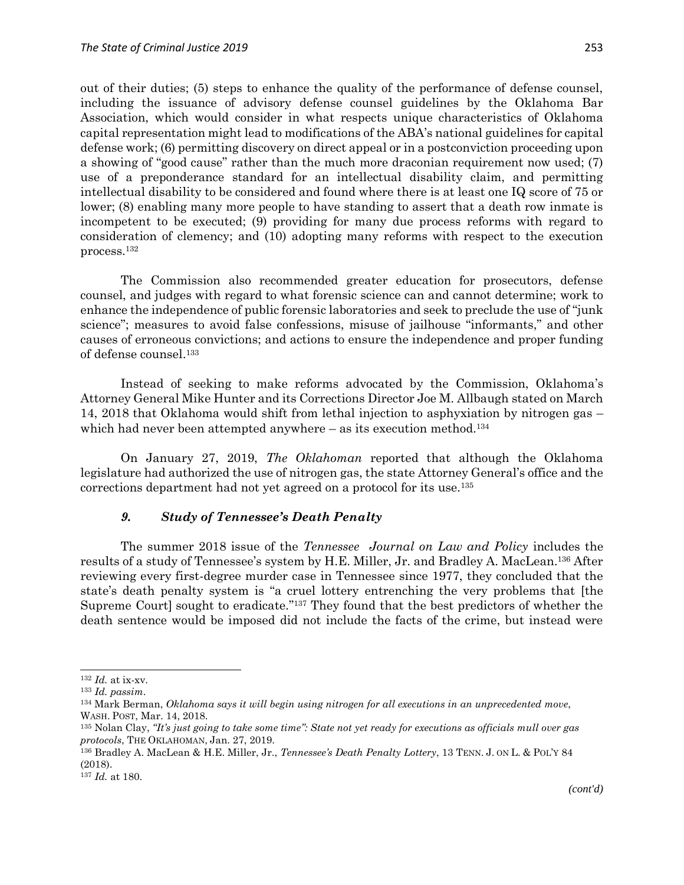out of their duties; (5) steps to enhance the quality of the performance of defense counsel, including the issuance of advisory defense counsel guidelines by the Oklahoma Bar Association, which would consider in what respects unique characteristics of Oklahoma capital representation might lead to modifications of the ABA's national guidelines for capital defense work; (6) permitting discovery on direct appeal or in a postconviction proceeding upon a showing of "good cause" rather than the much more draconian requirement now used; (7) use of a preponderance standard for an intellectual disability claim, and permitting intellectual disability to be considered and found where there is at least one IQ score of 75 or lower; (8) enabling many more people to have standing to assert that a death row inmate is incompetent to be executed; (9) providing for many due process reforms with regard to consideration of clemency; and (10) adopting many reforms with respect to the execution process.[132]

The Commission also recommended greater education for prosecutors, defense counsel, and judges with regard to what forensic science can and cannot determine; work to enhance the independence of public forensic laboratories and seek to preclude the use of "junk science"; measures to avoid false confessions, misuse of jailhouse "informants," and other causes of erroneous convictions; and actions to ensure the independence and proper funding of defense counsel.[133]

Instead of seeking to make reforms advocated by the Commission, Oklahoma's Attorney General Mike Hunter and its Corrections Director Joe M. Allbaugh stated on March 14, 2018 that Oklahoma would shift from lethal injection to asphyxiation by nitrogen gas – which had never been attempted anywhere – as its execution method.[134]

On January 27, 2019, *The Oklahoman* reported that although the Oklahoma legislature had authorized the use of nitrogen gas, the state Attorney General's office and the corrections department had not yet agreed on a protocol for its use.[135]

### *9. Study of Tennessee's Death Penalty*

The summer 2018 issue of the *Tennessee Journal on Law and Policy* includes the results of a study of Tennessee's system by H.E. Miller, Jr. and Bradley A. MacLean.[136] After reviewing every first-degree murder case in Tennessee since 1977, they concluded that the state's death penalty system is "a cruel lottery entrenching the very problems that [the Supreme Court] sought to eradicate."[137] They found that the best predictors of whether the death sentence would be imposed did not include the facts of the crime, but instead were

---

[132] *Id.* at ix-xv.

[133] *Id. passim*.

[134] Mark Berman, *Oklahoma says it will begin using nitrogen for all executions in an unprecedented move*, WASH. POST, Mar. 14, 2018.

[135] Nolan Clay, *"It's just going to take some time": State not yet ready for executions as officials mull over gas protocols*, THE OKLAHOMAN, Jan. 27, 2019.

[136] Bradley A. MacLean & H.E. Miller, Jr., *Tennessee's Death Penalty Lottery*, 13 TENN. J. ON L. & POL'Y 84 (2018).

[137] *Id.* at 180.

*(cont'd)*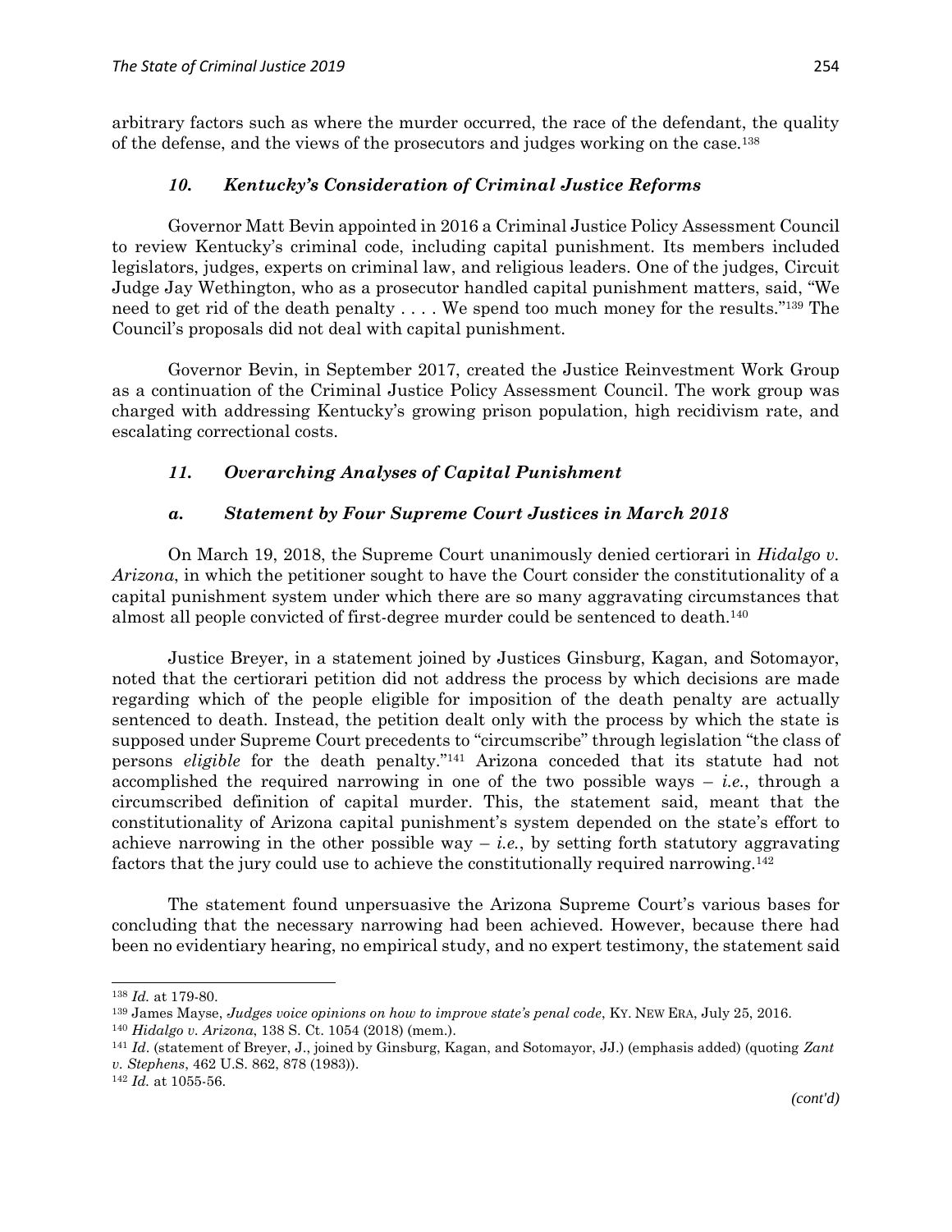arbitrary factors such as where the murder occurred, the race of the defendant, the quality of the defense, and the views of the prosecutors and judges working on the case.[138]

### *10. Kentucky's Consideration of Criminal Justice Reforms*

Governor Matt Bevin appointed in 2016 a Criminal Justice Policy Assessment Council to review Kentucky's criminal code, including capital punishment. Its members included legislators, judges, experts on criminal law, and religious leaders. One of the judges, Circuit Judge Jay Wethington, who as a prosecutor handled capital punishment matters, said, "We need to get rid of the death penalty . . . . We spend too much money for the results."[139] The Council's proposals did not deal with capital punishment.

Governor Bevin, in September 2017, created the Justice Reinvestment Work Group as a continuation of the Criminal Justice Policy Assessment Council. The work group was charged with addressing Kentucky's growing prison population, high recidivism rate, and escalating correctional costs.

### *11. Overarching Analyses of Capital Punishment*

#### *a. Statement by Four Supreme Court Justices in March 2018*

On March 19, 2018, the Supreme Court unanimously denied certiorari in *Hidalgo v. Arizona*, in which the petitioner sought to have the Court consider the constitutionality of a capital punishment system under which there are so many aggravating circumstances that almost all people convicted of first-degree murder could be sentenced to death.[140]

Justice Breyer, in a statement joined by Justices Ginsburg, Kagan, and Sotomayor, noted that the certiorari petition did not address the process by which decisions are made regarding which of the people eligible for imposition of the death penalty are actually sentenced to death. Instead, the petition dealt only with the process by which the state is supposed under Supreme Court precedents to "circumscribe" through legislation "the class of persons *eligible* for the death penalty."[141] Arizona conceded that its statute had not accomplished the required narrowing in one of the two possible ways – *i.e.*, through a circumscribed definition of capital murder. This, the statement said, meant that the constitutionality of Arizona capital punishment's system depended on the state's effort to achieve narrowing in the other possible way – *i.e.*, by setting forth statutory aggravating factors that the jury could use to achieve the constitutionally required narrowing.[142]

The statement found unpersuasive the Arizona Supreme Court's various bases for concluding that the necessary narrowing had been achieved. However, because there had been no evidentiary hearing, no empirical study, and no expert testimony, the statement said

---

[138] *Id.* at 179-80.

[139] James Mayse, *Judges voice opinions on how to improve state's penal code*, KY. NEW ERA, July 25, 2016.

[140] *Hidalgo v. Arizona*, 138 S. Ct. 1054 (2018) (mem.).

[141] *Id*. (statement of Breyer, J., joined by Ginsburg, Kagan, and Sotomayor, JJ.) (emphasis added) (quoting *Zant v. Stephens*, 462 U.S. 862, 878 (1983)).

[142] *Id.* at 1055-56.

*(cont'd)*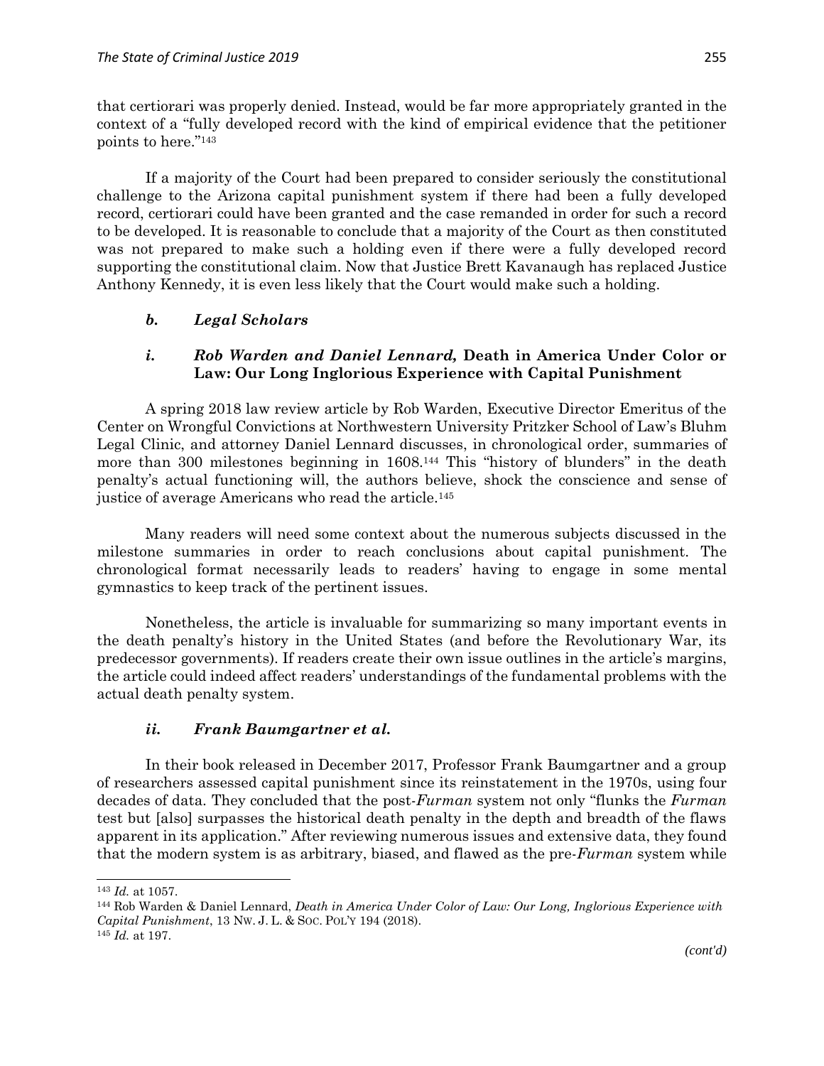that certiorari was properly denied. Instead, would be far more appropriately granted in the context of a "fully developed record with the kind of empirical evidence that the petitioner points to here."[143]

If a majority of the Court had been prepared to consider seriously the constitutional challenge to the Arizona capital punishment system if there had been a fully developed record, certiorari could have been granted and the case remanded in order for such a record to be developed. It is reasonable to conclude that a majority of the Court as then constituted was not prepared to make such a holding even if there were a fully developed record supporting the constitutional claim. Now that Justice Brett Kavanaugh has replaced Justice Anthony Kennedy, it is even less likely that the Court would make such a holding.

#### *b. Legal Scholars*

##### *i. Rob Warden and Daniel Lennard,* **Death in America Under Color or Law: Our Long Inglorious Experience with Capital Punishment**

A spring 2018 law review article by Rob Warden, Executive Director Emeritus of the Center on Wrongful Convictions at Northwestern University Pritzker School of Law's Bluhm Legal Clinic, and attorney Daniel Lennard discusses, in chronological order, summaries of more than 300 milestones beginning in 1608.[144] This "history of blunders" in the death penalty's actual functioning will, the authors believe, shock the conscience and sense of justice of average Americans who read the article.[145]

Many readers will need some context about the numerous subjects discussed in the milestone summaries in order to reach conclusions about capital punishment. The chronological format necessarily leads to readers' having to engage in some mental gymnastics to keep track of the pertinent issues.

Nonetheless, the article is invaluable for summarizing so many important events in the death penalty's history in the United States (and before the Revolutionary War, its predecessor governments). If readers create their own issue outlines in the article's margins, the article could indeed affect readers' understandings of the fundamental problems with the actual death penalty system.

##### *ii. Frank Baumgartner et al.*

In their book released in December 2017, Professor Frank Baumgartner and a group of researchers assessed capital punishment since its reinstatement in the 1970s, using four decades of data. They concluded that the post-*Furman* system not only "flunks the *Furman* test but [also] surpasses the historical death penalty in the depth and breadth of the flaws apparent in its application." After reviewing numerous issues and extensive data, they found that the modern system is as arbitrary, biased, and flawed as the pre-*Furman* system while

---

[143] *Id.* at 1057.

[144] Rob Warden & Daniel Lennard, *Death in America Under Color of Law: Our Long, Inglorious Experience with Capital Punishment*, 13 NW. J. L. & SOC. POL'Y 194 (2018).

[145] *Id.* at 197.

*(cont'd)*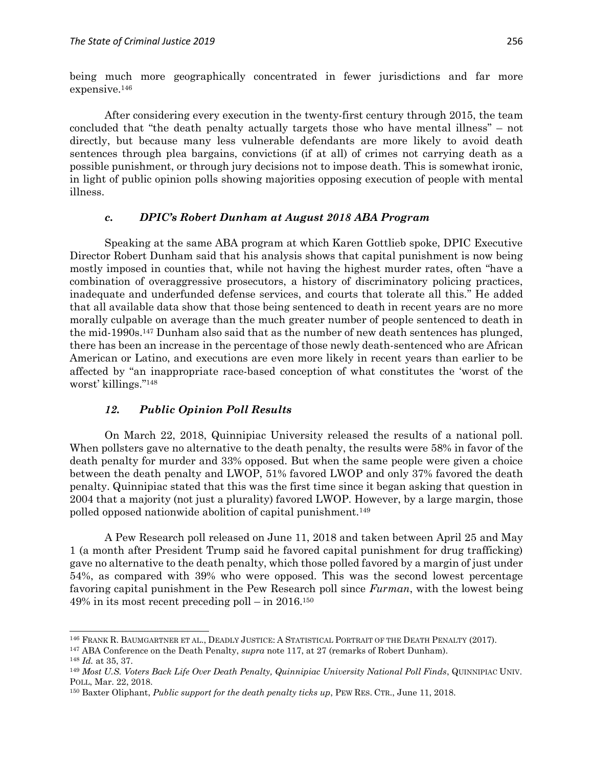being much more geographically concentrated in fewer jurisdictions and far more expensive.[146]

After considering every execution in the twenty-first century through 2015, the team concluded that "the death penalty actually targets those who have mental illness" – not directly, but because many less vulnerable defendants are more likely to avoid death sentences through plea bargains, convictions (if at all) of crimes not carrying death as a possible punishment, or through jury decisions not to impose death. This is somewhat ironic, in light of public opinion polls showing majorities opposing execution of people with mental illness.

### *c. DPIC's Robert Dunham at August 2018 ABA Program*

Speaking at the same ABA program at which Karen Gottlieb spoke, DPIC Executive Director Robert Dunham said that his analysis shows that capital punishment is now being mostly imposed in counties that, while not having the highest murder rates, often "have a combination of overaggressive prosecutors, a history of discriminatory policing practices, inadequate and underfunded defense services, and courts that tolerate all this." He added that all available data show that those being sentenced to death in recent years are no more morally culpable on average than the much greater number of people sentenced to death in the mid-1990s.[147] Dunham also said that as the number of new death sentences has plunged, there has been an increase in the percentage of those newly death-sentenced who are African American or Latino, and executions are even more likely in recent years than earlier to be affected by "an inappropriate race-based conception of what constitutes the 'worst of the worst' killings."[148]

## *12. Public Opinion Poll Results*

On March 22, 2018, Quinnipiac University released the results of a national poll. When pollsters gave no alternative to the death penalty, the results were 58% in favor of the death penalty for murder and 33% opposed. But when the same people were given a choice between the death penalty and LWOP, 51% favored LWOP and only 37% favored the death penalty. Quinnipiac stated that this was the first time since it began asking that question in 2004 that a majority (not just a plurality) favored LWOP. However, by a large margin, those polled opposed nationwide abolition of capital punishment.[149]

A Pew Research poll released on June 11, 2018 and taken between April 25 and May 1 (a month after President Trump said he favored capital punishment for drug trafficking) gave no alternative to the death penalty, which those polled favored by a margin of just under 54%, as compared with 39% who were opposed. This was the second lowest percentage favoring capital punishment in the Pew Research poll since *Furman*, with the lowest being 49% in its most recent preceding poll – in 2016.[150]

---

[146] FRANK R. BAUMGARTNER ET AL., DEADLY JUSTICE: A STATISTICAL PORTRAIT OF THE DEATH PENALTY (2017).

[147] ABA Conference on the Death Penalty, *supra* note 117, at 27 (remarks of Robert Dunham).

[148] *Id.* at 35, 37.

[149] *Most U.S. Voters Back Life Over Death Penalty, Quinnipiac University National Poll Finds*, QUINNIPIAC UNIV. POLL, Mar. 22, 2018.

[150] Baxter Oliphant, *Public support for the death penalty ticks up*, PEW RES. CTR., June 11, 2018.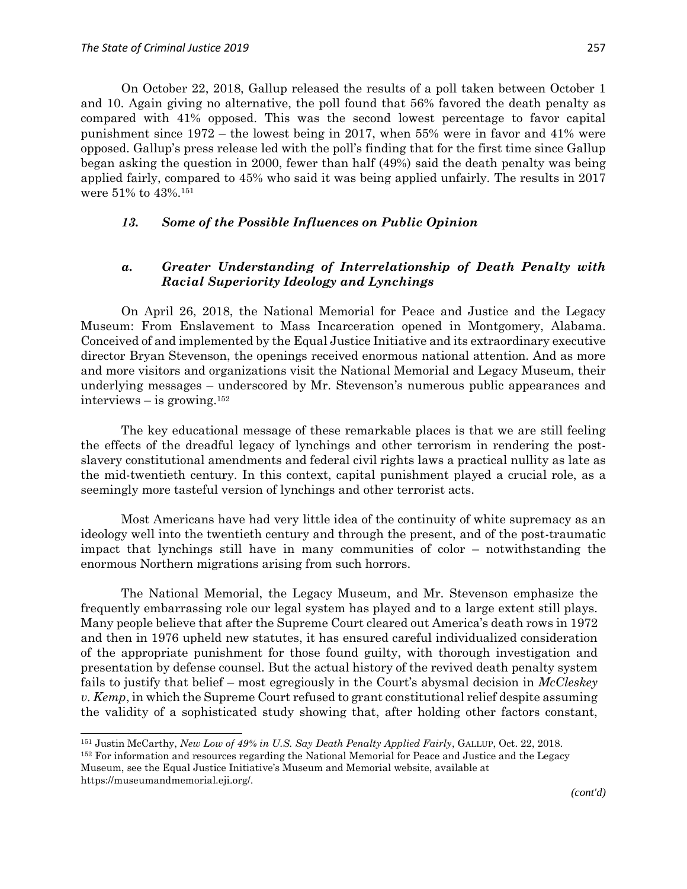On October 22, 2018, Gallup released the results of a poll taken between October 1 and 10. Again giving no alternative, the poll found that 56% favored the death penalty as compared with 41% opposed. This was the second lowest percentage to favor capital punishment since 1972 – the lowest being in 2017, when 55% were in favor and 41% were opposed. Gallup's press release led with the poll's finding that for the first time since Gallup began asking the question in 2000, fewer than half (49%) said the death penalty was being applied fairly, compared to 45% who said it was being applied unfairly. The results in 2017 were 51% to 43%.[151]

### *13. Some of the Possible Influences on Public Opinion*

#### *a. Greater Understanding of Interrelationship of Death Penalty with Racial Superiority Ideology and Lynchings*

On April 26, 2018, the National Memorial for Peace and Justice and the Legacy Museum: From Enslavement to Mass Incarceration opened in Montgomery, Alabama. Conceived of and implemented by the Equal Justice Initiative and its extraordinary executive director Bryan Stevenson, the openings received enormous national attention. And as more and more visitors and organizations visit the National Memorial and Legacy Museum, their underlying messages – underscored by Mr. Stevenson's numerous public appearances and interviews – is growing.[152]

The key educational message of these remarkable places is that we are still feeling the effects of the dreadful legacy of lynchings and other terrorism in rendering the post-slavery constitutional amendments and federal civil rights laws a practical nullity as late as the mid-twentieth century. In this context, capital punishment played a crucial role, as a seemingly more tasteful version of lynchings and other terrorist acts.

Most Americans have had very little idea of the continuity of white supremacy as an ideology well into the twentieth century and through the present, and of the post-traumatic impact that lynchings still have in many communities of color – notwithstanding the enormous Northern migrations arising from such horrors.

The National Memorial, the Legacy Museum, and Mr. Stevenson emphasize the frequently embarrassing role our legal system has played and to a large extent still plays. Many people believe that after the Supreme Court cleared out America's death rows in 1972 and then in 1976 upheld new statutes, it has ensured careful individualized consideration of the appropriate punishment for those found guilty, with thorough investigation and presentation by defense counsel. But the actual history of the revived death penalty system fails to justify that belief – most egregiously in the Court's abysmal decision in *McCleskey v. Kemp*, in which the Supreme Court refused to grant constitutional relief despite assuming the validity of a sophisticated study showing that, after holding other factors constant,

---

[151] Justin McCarthy, *New Low of 49% in U.S. Say Death Penalty Applied Fairly*, GALLUP, Oct. 22, 2018.

[152] For information and resources regarding the National Memorial for Peace and Justice and the Legacy Museum, see the Equal Justice Initiative's Museum and Memorial website, available at https://museumandmemorial.eji.org/.

*(cont'd)*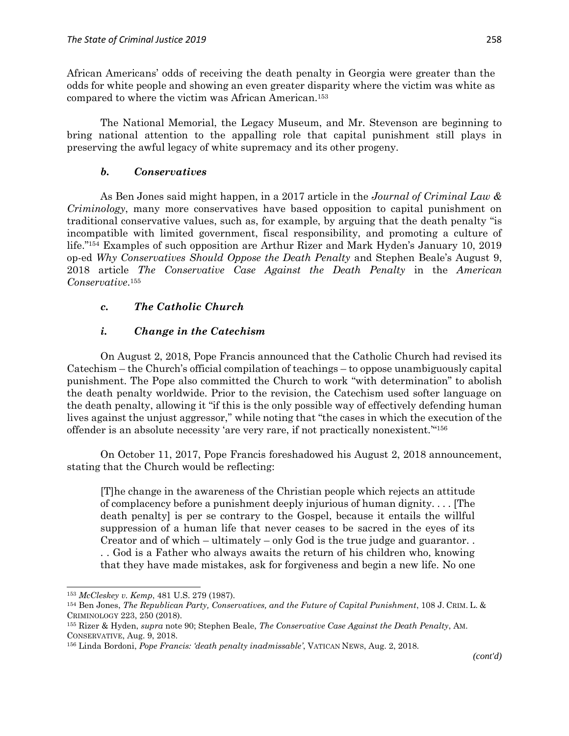African Americans' odds of receiving the death penalty in Georgia were greater than the odds for white people and showing an even greater disparity where the victim was white as compared to where the victim was African American.[153]

The National Memorial, the Legacy Museum, and Mr. Stevenson are beginning to bring national attention to the appalling role that capital punishment still plays in preserving the awful legacy of white supremacy and its other progeny.

#### *b. Conservatives*

As Ben Jones said might happen, in a 2017 article in the *Journal of Criminal Law & Criminology*, many more conservatives have based opposition to capital punishment on traditional conservative values, such as, for example, by arguing that the death penalty "is incompatible with limited government, fiscal responsibility, and promoting a culture of life."[154] Examples of such opposition are Arthur Rizer and Mark Hyden's January 10, 2019 op-ed *Why Conservatives Should Oppose the Death Penalty* and Stephen Beale's August 9, 2018 article *The Conservative Case Against the Death Penalty* in the *American Conservative*.[155]

#### *c. The Catholic Church*

##### *i. Change in the Catechism*

On August 2, 2018, Pope Francis announced that the Catholic Church had revised its Catechism – the Church's official compilation of teachings – to oppose unambiguously capital punishment. The Pope also committed the Church to work "with determination" to abolish the death penalty worldwide. Prior to the revision, the Catechism used softer language on the death penalty, allowing it "if this is the only possible way of effectively defending human lives against the unjust aggressor," while noting that "the cases in which the execution of the offender is an absolute necessity 'are very rare, if not practically nonexistent.'"[156]

On October 11, 2017, Pope Francis foreshadowed his August 2, 2018 announcement, stating that the Church would be reflecting:

> [T]he change in the awareness of the Christian people which rejects an attitude of complacency before a punishment deeply injurious of human dignity. . . . [The death penalty] is per se contrary to the Gospel, because it entails the willful suppression of a human life that never ceases to be sacred in the eyes of its Creator and of which – ultimately – only God is the true judge and guarantor. . . . God is a Father who always awaits the return of his children who, knowing that they have made mistakes, ask for forgiveness and begin a new life. No one

---

[153] *McCleskey v. Kemp*, 481 U.S. 279 (1987).

[154] Ben Jones, *The Republican Party, Conservatives, and the Future of Capital Punishment*, 108 J. CRIM. L. & CRIMINOLOGY 223, 250 (2018).

[155] Rizer & Hyden, *supra* note 90; Stephen Beale, *The Conservative Case Against the Death Penalty*, AM. CONSERVATIVE, Aug. 9, 2018.

[156] Linda Bordoni, *Pope Francis: 'death penalty inadmissable'*, VATICAN NEWS, Aug. 2, 2018.

*(cont'd)*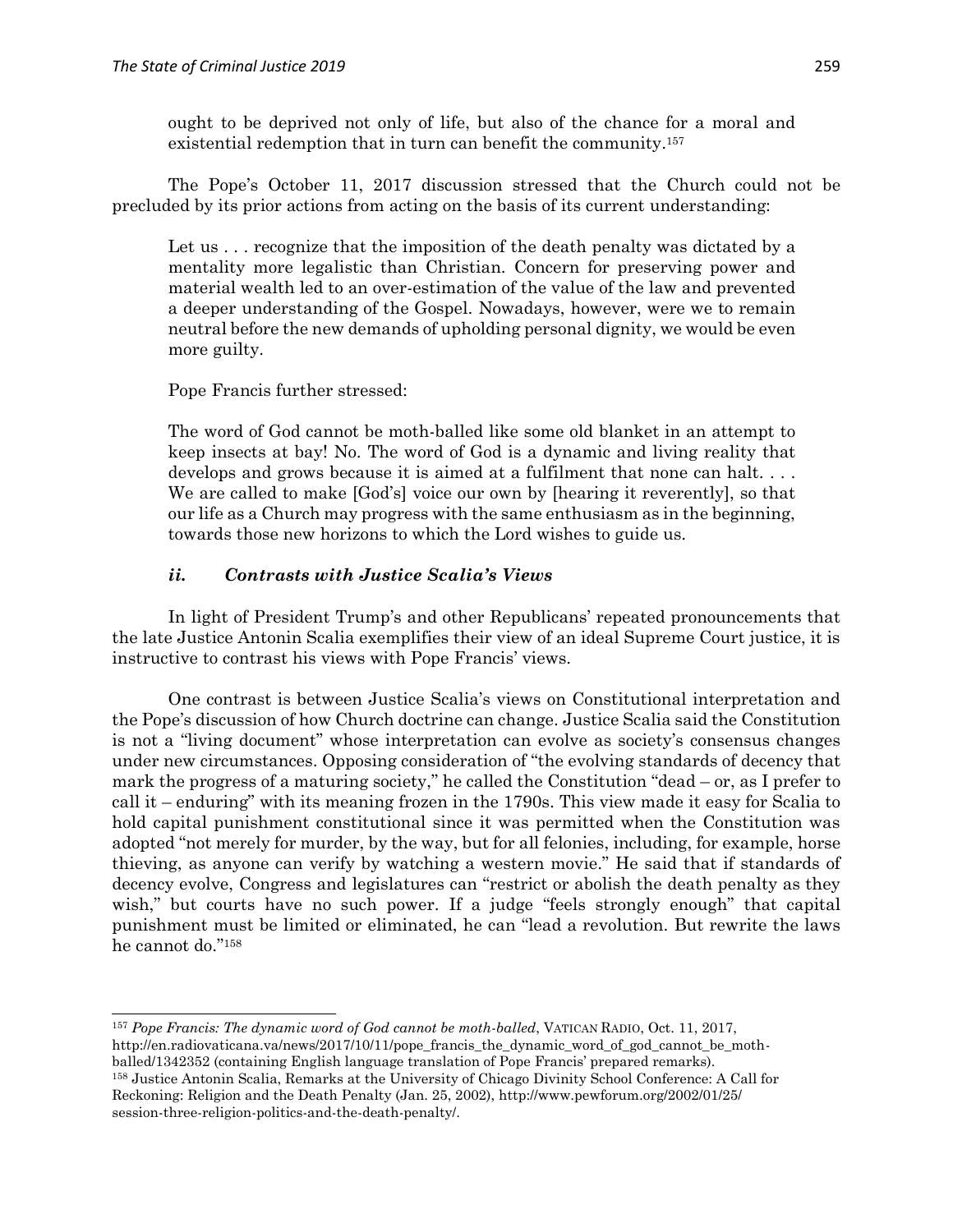> ought to be deprived not only of life, but also of the chance for a moral and existential redemption that in turn can benefit the community.[157]

The Pope's October 11, 2017 discussion stressed that the Church could not be precluded by its prior actions from acting on the basis of its current understanding:

> Let us . . . recognize that the imposition of the death penalty was dictated by a mentality more legalistic than Christian. Concern for preserving power and material wealth led to an over-estimation of the value of the law and prevented a deeper understanding of the Gospel. Nowadays, however, were we to remain neutral before the new demands of upholding personal dignity, we would be even more guilty.
>
> Pope Francis further stressed:
>
> The word of God cannot be moth-balled like some old blanket in an attempt to keep insects at bay! No. The word of God is a dynamic and living reality that develops and grows because it is aimed at a fulfilment that none can halt. . . . We are called to make [God's] voice our own by [hearing it reverently], so that our life as a Church may progress with the same enthusiasm as in the beginning, towards those new horizons to which the Lord wishes to guide us.

### *ii. Contrasts with Justice Scalia's Views*

In light of President Trump's and other Republicans' repeated pronouncements that the late Justice Antonin Scalia exemplifies their view of an ideal Supreme Court justice, it is instructive to contrast his views with Pope Francis' views.

One contrast is between Justice Scalia's views on Constitutional interpretation and the Pope's discussion of how Church doctrine can change. Justice Scalia said the Constitution is not a "living document" whose interpretation can evolve as society's consensus changes under new circumstances. Opposing consideration of "the evolving standards of decency that mark the progress of a maturing society," he called the Constitution "dead – or, as I prefer to call it – enduring" with its meaning frozen in the 1790s. This view made it easy for Scalia to hold capital punishment constitutional since it was permitted when the Constitution was adopted "not merely for murder, by the way, but for all felonies, including, for example, horse thieving, as anyone can verify by watching a western movie." He said that if standards of decency evolve, Congress and legislatures can "restrict or abolish the death penalty as they wish," but courts have no such power. If a judge "feels strongly enough" that capital punishment must be limited or eliminated, he can "lead a revolution. But rewrite the laws he cannot do."[158]

---

[157] *Pope Francis: The dynamic word of God cannot be moth-balled*, VATICAN RADIO, Oct. 11, 2017, http://en.radiovaticana.va/news/2017/10/11/pope_francis_the_dynamic_word_of_god_cannot_be_moth-balled/1342352 (containing English language translation of Pope Francis' prepared remarks).

[158] Justice Antonin Scalia, Remarks at the University of Chicago Divinity School Conference: A Call for Reckoning: Religion and the Death Penalty (Jan. 25, 2002), http://www.pewforum.org/2002/01/25/session-three-religion-politics-and-the-death-penalty/.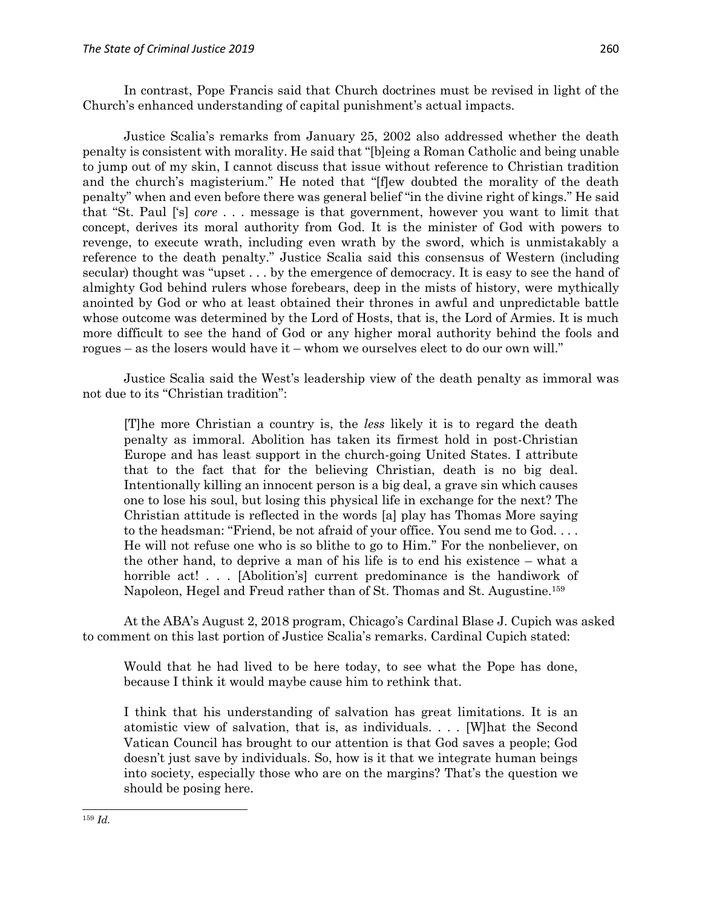In contrast, Pope Francis said that Church doctrines must be revised in light of the Church's enhanced understanding of capital punishment's actual impacts.

Justice Scalia's remarks from January 25, 2002 also addressed whether the death penalty is consistent with morality. He said that "[b]eing a Roman Catholic and being unable to jump out of my skin, I cannot discuss that issue without reference to Christian tradition and the church's magisterium." He noted that "[f]ew doubted the morality of the death penalty" when and even before there was general belief "in the divine right of kings." He said that "St. Paul ['s] *core* . . . message is that government, however you want to limit that concept, derives its moral authority from God. It is the minister of God with powers to revenge, to execute wrath, including even wrath by the sword, which is unmistakably a reference to the death penalty." Justice Scalia said this consensus of Western (including secular) thought was "upset . . . by the emergence of democracy. It is easy to see the hand of almighty God behind rulers whose forebears, deep in the mists of history, were mythically anointed by God or who at least obtained their thrones in awful and unpredictable battle whose outcome was determined by the Lord of Hosts, that is, the Lord of Armies. It is much more difficult to see the hand of God or any higher moral authority behind the fools and rogues – as the losers would have it – whom we ourselves elect to do our own will."

Justice Scalia said the West's leadership view of the death penalty as immoral was not due to its "Christian tradition":

> [T]he more Christian a country is, the *less* likely it is to regard the death penalty as immoral. Abolition has taken its firmest hold in post-Christian Europe and has least support in the church-going United States. I attribute that to the fact that for the believing Christian, death is no big deal. Intentionally killing an innocent person is a big deal, a grave sin which causes one to lose his soul, but losing this physical life in exchange for the next? The Christian attitude is reflected in the words [a] play has Thomas More saying to the headsman: "Friend, be not afraid of your office. You send me to God. . . . He will not refuse one who is so blithe to go to Him." For the nonbeliever, on the other hand, to deprive a man of his life is to end his existence – what a horrible act! . . . [Abolition's] current predominance is the handiwork of Napoleon, Hegel and Freud rather than of St. Thomas and St. Augustine.[159]

At the ABA's August 2, 2018 program, Chicago's Cardinal Blase J. Cupich was asked to comment on this last portion of Justice Scalia's remarks. Cardinal Cupich stated:

> Would that he had lived to be here today, to see what the Pope has done, because I think it would maybe cause him to rethink that.
>
> I think that his understanding of salvation has great limitations. It is an atomistic view of salvation, that is, as individuals. . . . [W]hat the Second Vatican Council has brought to our attention is that God saves a people; God doesn't just save by individuals. So, how is it that we integrate human beings into society, especially those who are on the margins? That's the question we should be posing here.

---

[159] *Id.*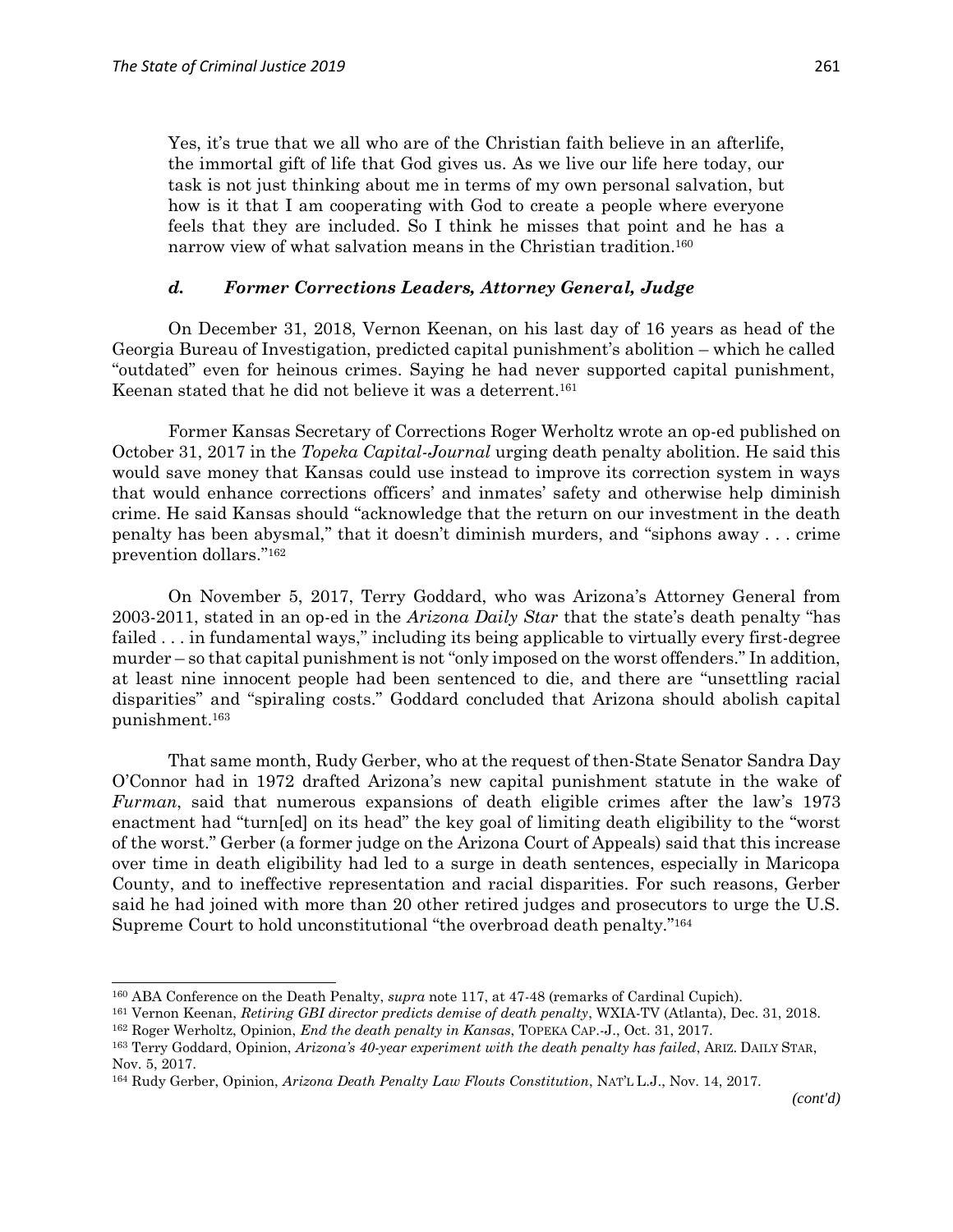> Yes, it's true that we all who are of the Christian faith believe in an afterlife, the immortal gift of life that God gives us. As we live our life here today, our task is not just thinking about me in terms of my own personal salvation, but how is it that I am cooperating with God to create a people where everyone feels that they are included. So I think he misses that point and he has a narrow view of what salvation means in the Christian tradition.[160]

#### *d. Former Corrections Leaders, Attorney General, Judge*

On December 31, 2018, Vernon Keenan, on his last day of 16 years as head of the Georgia Bureau of Investigation, predicted capital punishment's abolition – which he called "outdated" even for heinous crimes. Saying he had never supported capital punishment, Keenan stated that he did not believe it was a deterrent.[161]

Former Kansas Secretary of Corrections Roger Werholtz wrote an op-ed published on October 31, 2017 in the *Topeka Capital-Journal* urging death penalty abolition. He said this would save money that Kansas could use instead to improve its correction system in ways that would enhance corrections officers' and inmates' safety and otherwise help diminish crime. He said Kansas should "acknowledge that the return on our investment in the death penalty has been abysmal," that it doesn't diminish murders, and "siphons away . . . crime prevention dollars."[162]

On November 5, 2017, Terry Goddard, who was Arizona's Attorney General from 2003-2011, stated in an op-ed in the *Arizona Daily Star* that the state's death penalty "has failed . . . in fundamental ways," including its being applicable to virtually every first-degree murder – so that capital punishment is not "only imposed on the worst offenders." In addition, at least nine innocent people had been sentenced to die, and there are "unsettling racial disparities" and "spiraling costs." Goddard concluded that Arizona should abolish capital punishment.[163]

That same month, Rudy Gerber, who at the request of then-State Senator Sandra Day O'Connor had in 1972 drafted Arizona's new capital punishment statute in the wake of *Furman*, said that numerous expansions of death eligible crimes after the law's 1973 enactment had "turn[ed] on its head" the key goal of limiting death eligibility to the "worst of the worst." Gerber (a former judge on the Arizona Court of Appeals) said that this increase over time in death eligibility had led to a surge in death sentences, especially in Maricopa County, and to ineffective representation and racial disparities. For such reasons, Gerber said he had joined with more than 20 other retired judges and prosecutors to urge the U.S. Supreme Court to hold unconstitutional "the overbroad death penalty."[164]

---

[160] ABA Conference on the Death Penalty, *supra* note 117, at 47-48 (remarks of Cardinal Cupich).

[161] Vernon Keenan, *Retiring GBI director predicts demise of death penalty*, WXIA-TV (Atlanta), Dec. 31, 2018.

[162] Roger Werholtz, Opinion, *End the death penalty in Kansas*, TOPEKA CAP.-J., Oct. 31, 2017.

[163] Terry Goddard, Opinion, *Arizona's 40-year experiment with the death penalty has failed*, ARIZ. DAILY STAR, Nov. 5, 2017.

[164] Rudy Gerber, Opinion, *Arizona Death Penalty Law Flouts Constitution*, NAT'L L.J., Nov. 14, 2017.

*(cont'd)*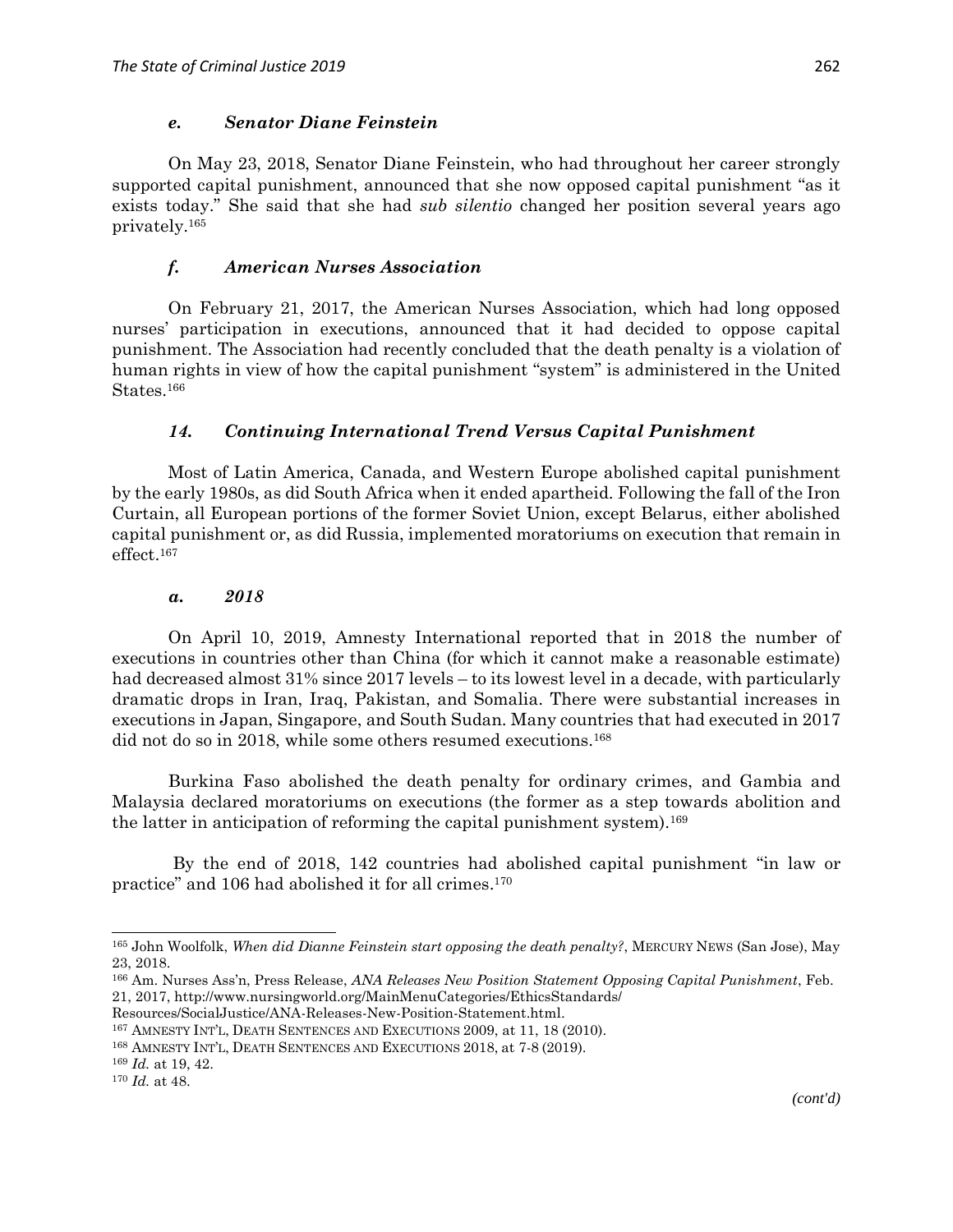#### *e. Senator Diane Feinstein*

On May 23, 2018, Senator Diane Feinstein, who had throughout her career strongly supported capital punishment, announced that she now opposed capital punishment "as it exists today." She said that she had *sub silentio* changed her position several years ago privately.[165]

#### *f. American Nurses Association*

On February 21, 2017, the American Nurses Association, which had long opposed nurses' participation in executions, announced that it had decided to oppose capital punishment. The Association had recently concluded that the death penalty is a violation of human rights in view of how the capital punishment "system" is administered in the United States.[166]

### *14. Continuing International Trend Versus Capital Punishment*

Most of Latin America, Canada, and Western Europe abolished capital punishment by the early 1980s, as did South Africa when it ended apartheid. Following the fall of the Iron Curtain, all European portions of the former Soviet Union, except Belarus, either abolished capital punishment or, as did Russia, implemented moratoriums on execution that remain in effect.[167]

#### *a. 2018*

On April 10, 2019, Amnesty International reported that in 2018 the number of executions in countries other than China (for which it cannot make a reasonable estimate) had decreased almost 31% since 2017 levels – to its lowest level in a decade, with particularly dramatic drops in Iran, Iraq, Pakistan, and Somalia. There were substantial increases in executions in Japan, Singapore, and South Sudan. Many countries that had executed in 2017 did not do so in 2018, while some others resumed executions.[168]

Burkina Faso abolished the death penalty for ordinary crimes, and Gambia and Malaysia declared moratoriums on executions (the former as a step towards abolition and the latter in anticipation of reforming the capital punishment system).[169]

By the end of 2018, 142 countries had abolished capital punishment "in law or practice" and 106 had abolished it for all crimes.[170]

---

[165] John Woolfolk, *When did Dianne Feinstein start opposing the death penalty?*, MERCURY NEWS (San Jose), May 23, 2018.

[166] Am. Nurses Ass'n, Press Release, *ANA Releases New Position Statement Opposing Capital Punishment*, Feb. 21, 2017, http://www.nursingworld.org/MainMenuCategories/EthicsStandards/Resources/SocialJustice/ANA-Releases-New-Position-Statement.html.

[167] AMNESTY INT'L, DEATH SENTENCES AND EXECUTIONS 2009, at 11, 18 (2010).

[168] AMNESTY INT'L, DEATH SENTENCES AND EXECUTIONS 2018, at 7-8 (2019).

[169] *Id.* at 19, 42.

[170] *Id.* at 48.

*(cont'd)*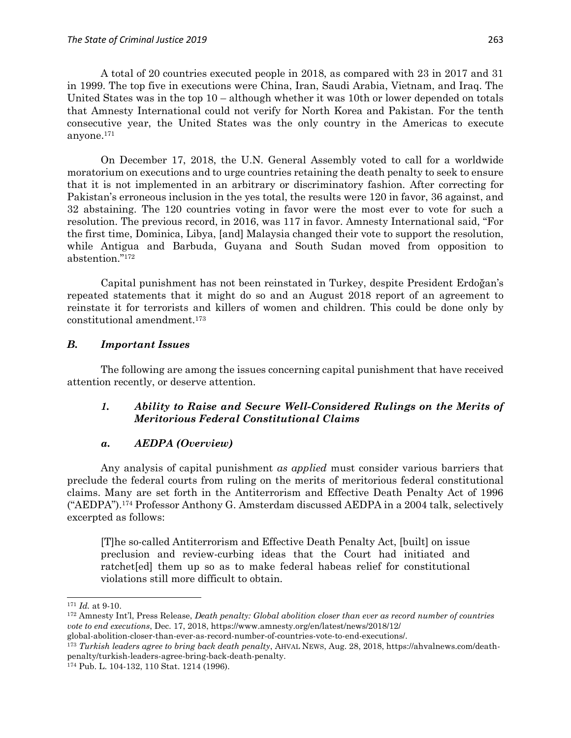A total of 20 countries executed people in 2018, as compared with 23 in 2017 and 31 in 1999. The top five in executions were China, Iran, Saudi Arabia, Vietnam, and Iraq. The United States was in the top 10 – although whether it was 10th or lower depended on totals that Amnesty International could not verify for North Korea and Pakistan. For the tenth consecutive year, the United States was the only country in the Americas to execute anyone.[171]

On December 17, 2018, the U.N. General Assembly voted to call for a worldwide moratorium on executions and to urge countries retaining the death penalty to seek to ensure that it is not implemented in an arbitrary or discriminatory fashion. After correcting for Pakistan's erroneous inclusion in the yes total, the results were 120 in favor, 36 against, and 32 abstaining. The 120 countries voting in favor were the most ever to vote for such a resolution. The previous record, in 2016, was 117 in favor. Amnesty International said, "For the first time, Dominica, Libya, [and] Malaysia changed their vote to support the resolution, while Antigua and Barbuda, Guyana and South Sudan moved from opposition to abstention."[172]

Capital punishment has not been reinstated in Turkey, despite President Erdoğan's repeated statements that it might do so and an August 2018 report of an agreement to reinstate it for terrorists and killers of women and children. This could be done only by constitutional amendment.[173]

### *B. Important Issues*

The following are among the issues concerning capital punishment that have received attention recently, or deserve attention.

#### *1. Ability to Raise and Secure Well-Considered Rulings on the Merits of Meritorious Federal Constitutional Claims*

#### *a. AEDPA (Overview)*

Any analysis of capital punishment *as applied* must consider various barriers that preclude the federal courts from ruling on the merits of meritorious federal constitutional claims. Many are set forth in the Antiterrorism and Effective Death Penalty Act of 1996 ("AEDPA").[174] Professor Anthony G. Amsterdam discussed AEDPA in a 2004 talk, selectively excerpted as follows:

> [T]he so-called Antiterrorism and Effective Death Penalty Act, [built] on issue preclusion and review-curbing ideas that the Court had initiated and ratchet[ed] them up so as to make federal habeas relief for constitutional violations still more difficult to obtain.

---

[171] *Id.* at 9-10.

[172] Amnesty Int'l, Press Release, *Death penalty: Global abolition closer than ever as record number of countries vote to end executions*, Dec. 17, 2018, https://www.amnesty.org/en/latest/news/2018/12/global-abolition-closer-than-ever-as-record-number-of-countries-vote-to-end-executions/.

[173] *Turkish leaders agree to bring back death penalty*, AHVAL NEWS, Aug. 28, 2018, https://ahvalnews.com/death-penalty/turkish-leaders-agree-bring-back-death-penalty.

[174] Pub. L. 104-132, 110 Stat. 1214 (1996).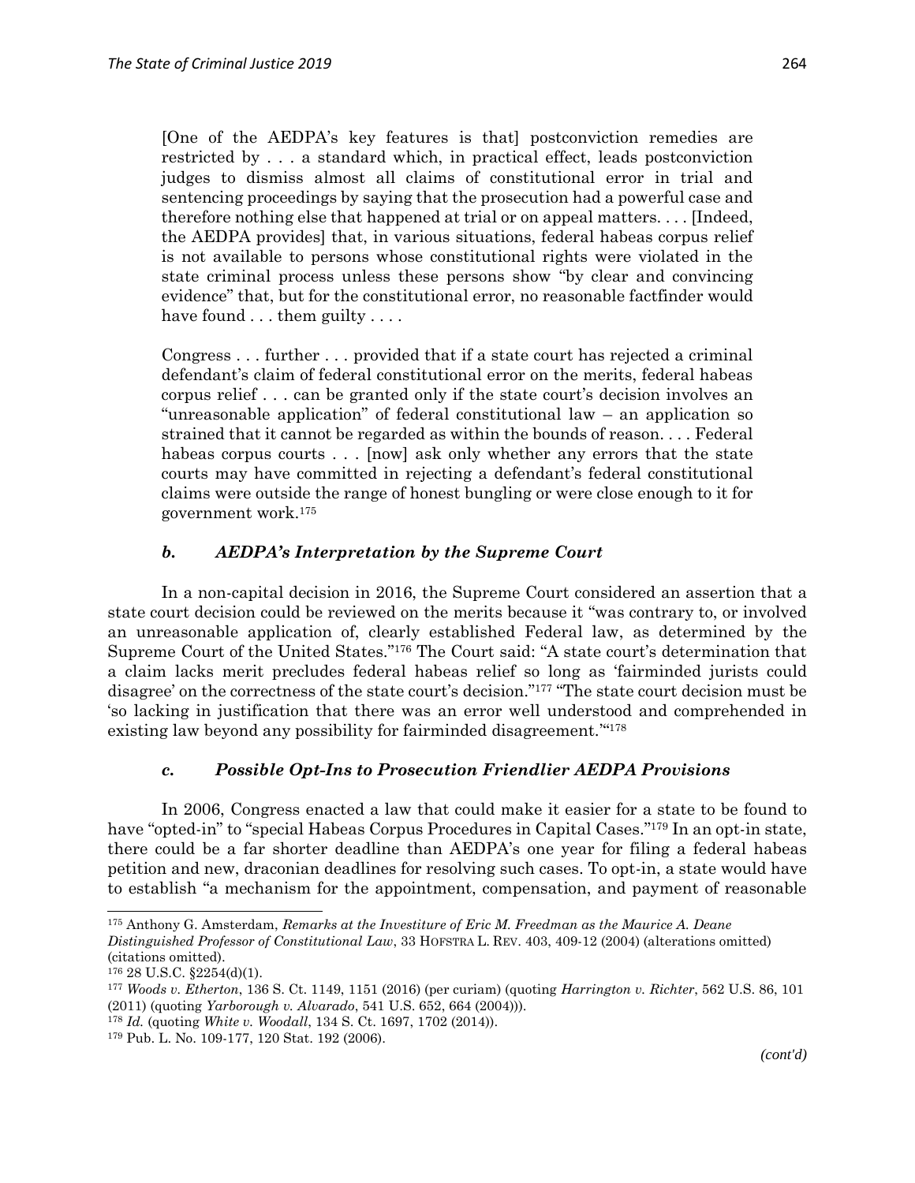> [One of the AEDPA's key features is that] postconviction remedies are restricted by . . . a standard which, in practical effect, leads postconviction judges to dismiss almost all claims of constitutional error in trial and sentencing proceedings by saying that the prosecution had a powerful case and therefore nothing else that happened at trial or on appeal matters. . . . [Indeed, the AEDPA provides] that, in various situations, federal habeas corpus relief is not available to persons whose constitutional rights were violated in the state criminal process unless these persons show "by clear and convincing evidence" that, but for the constitutional error, no reasonable factfinder would have found . . . them guilty . . . .
>
> Congress . . . further . . . provided that if a state court has rejected a criminal defendant's claim of federal constitutional error on the merits, federal habeas corpus relief . . . can be granted only if the state court's decision involves an "unreasonable application" of federal constitutional law – an application so strained that it cannot be regarded as within the bounds of reason. . . . Federal habeas corpus courts . . . [now] ask only whether any errors that the state courts may have committed in rejecting a defendant's federal constitutional claims were outside the range of honest bungling or were close enough to it for government work.[175]

### *b. AEDPA's Interpretation by the Supreme Court*

In a non-capital decision in 2016, the Supreme Court considered an assertion that a state court decision could be reviewed on the merits because it "was contrary to, or involved an unreasonable application of, clearly established Federal law, as determined by the Supreme Court of the United States."[176] The Court said: "A state court's determination that a claim lacks merit precludes federal habeas relief so long as 'fairminded jurists could disagree' on the correctness of the state court's decision."[177] "The state court decision must be 'so lacking in justification that there was an error well understood and comprehended in existing law beyond any possibility for fairminded disagreement.'"[178]

### *c. Possible Opt-Ins to Prosecution Friendlier AEDPA Provisions*

In 2006, Congress enacted a law that could make it easier for a state to be found to have "opted-in" to "special Habeas Corpus Procedures in Capital Cases."[179] In an opt-in state, there could be a far shorter deadline than AEDPA's one year for filing a federal habeas petition and new, draconian deadlines for resolving such cases. To opt-in, a state would have to establish "a mechanism for the appointment, compensation, and payment of reasonable

---

[175] Anthony G. Amsterdam, *Remarks at the Investiture of Eric M. Freedman as the Maurice A. Deane Distinguished Professor of Constitutional Law*, 33 HOFSTRA L. REV. 403, 409-12 (2004) (alterations omitted) (citations omitted).

[176] 28 U.S.C. §2254(d)(1).

[177] *Woods v. Etherton*, 136 S. Ct. 1149, 1151 (2016) (per curiam) (quoting *Harrington v. Richter*, 562 U.S. 86, 101 (2011) (quoting *Yarborough v. Alvarado*, 541 U.S. 652, 664 (2004))).

[178] *Id.* (quoting *White v. Woodall*, 134 S. Ct. 1697, 1702 (2014)).

[179] Pub. L. No. 109-177, 120 Stat. 192 (2006).

*(cont'd)*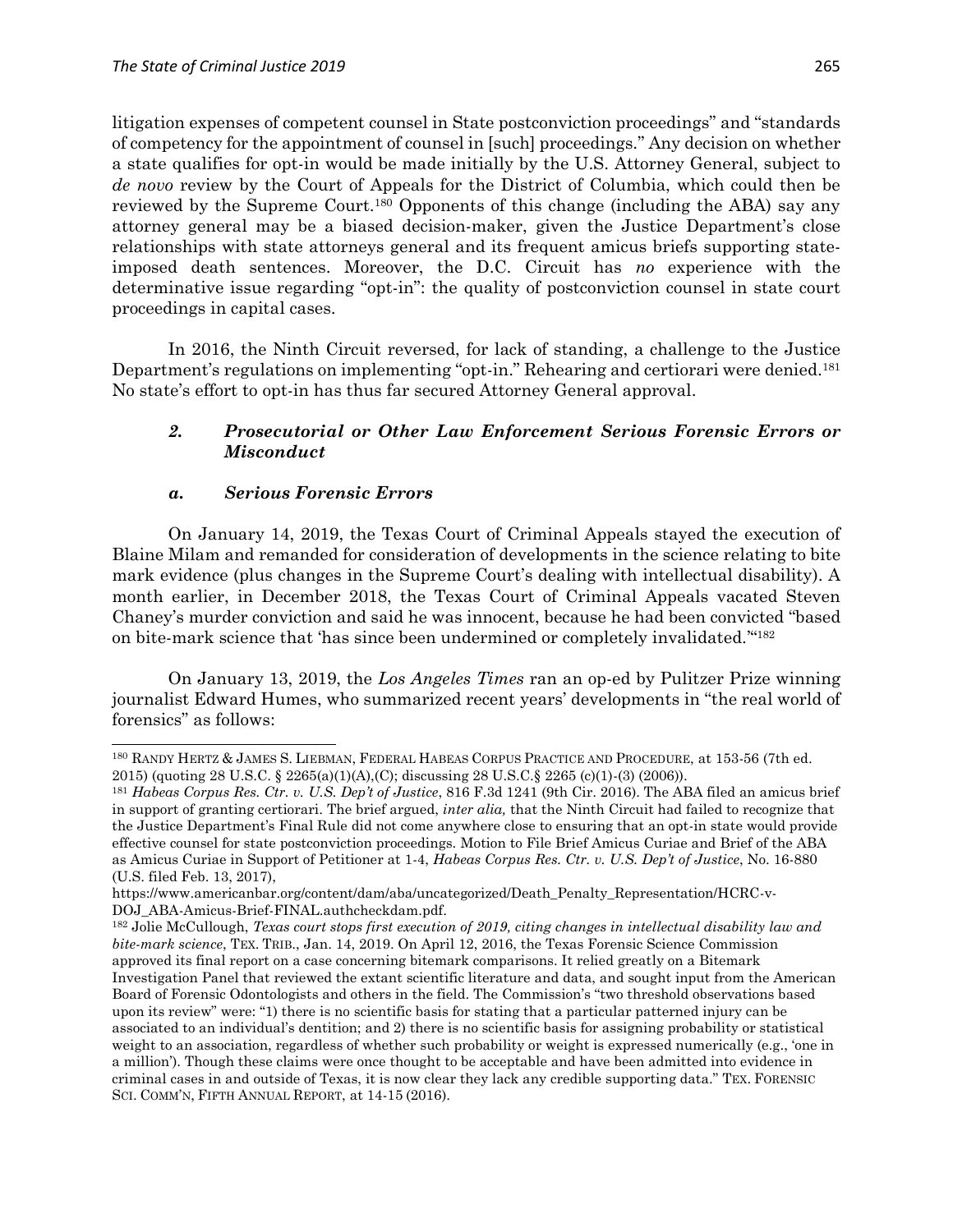litigation expenses of competent counsel in State postconviction proceedings" and "standards of competency for the appointment of counsel in [such] proceedings." Any decision on whether a state qualifies for opt-in would be made initially by the U.S. Attorney General, subject to *de novo* review by the Court of Appeals for the District of Columbia, which could then be reviewed by the Supreme Court.[180] Opponents of this change (including the ABA) say any attorney general may be a biased decision-maker, given the Justice Department's close relationships with state attorneys general and its frequent amicus briefs supporting state-imposed death sentences. Moreover, the D.C. Circuit has *no* experience with the determinative issue regarding "opt-in": the quality of postconviction counsel in state court proceedings in capital cases.

In 2016, the Ninth Circuit reversed, for lack of standing, a challenge to the Justice Department's regulations on implementing "opt-in." Rehearing and certiorari were denied.[181] No state's effort to opt-in has thus far secured Attorney General approval.

### *2. Prosecutorial or Other Law Enforcement Serious Forensic Errors or Misconduct*

#### *a. Serious Forensic Errors*

On January 14, 2019, the Texas Court of Criminal Appeals stayed the execution of Blaine Milam and remanded for consideration of developments in the science relating to bite mark evidence (plus changes in the Supreme Court's dealing with intellectual disability). A month earlier, in December 2018, the Texas Court of Criminal Appeals vacated Steven Chaney's murder conviction and said he was innocent, because he had been convicted "based on bite-mark science that 'has since been undermined or completely invalidated.'"[182]

On January 13, 2019, the *Los Angeles Times* ran an op-ed by Pulitzer Prize winning journalist Edward Humes, who summarized recent years' developments in "the real world of forensics" as follows:

---

[180] RANDY HERTZ & JAMES S. LIEBMAN, FEDERAL HABEAS CORPUS PRACTICE AND PROCEDURE, at 153-56 (7th ed. 2015) (quoting 28 U.S.C. § 2265(a)(1)(A),(C); discussing 28 U.S.C.§ 2265 (c)(1)-(3) (2006)).

[181] *Habeas Corpus Res. Ctr. v. U.S. Dep't of Justice*, 816 F.3d 1241 (9th Cir. 2016). The ABA filed an amicus brief in support of granting certiorari. The brief argued, *inter alia,* that the Ninth Circuit had failed to recognize that the Justice Department's Final Rule did not come anywhere close to ensuring that an opt-in state would provide effective counsel for state postconviction proceedings. Motion to File Brief Amicus Curiae and Brief of the ABA as Amicus Curiae in Support of Petitioner at 1-4, *Habeas Corpus Res. Ctr. v. U.S. Dep't of Justice*, No. 16-880 (U.S. filed Feb. 13, 2017), https://www.americanbar.org/content/dam/aba/uncategorized/Death_Penalty_Representation/HCRC-v-DOJ_ABA-Amicus-Brief-FINAL.authcheckdam.pdf.

[182] Jolie McCullough, *Texas court stops first execution of 2019, citing changes in intellectual disability law and bite-mark science*, TEX. TRIB., Jan. 14, 2019. On April 12, 2016, the Texas Forensic Science Commission approved its final report on a case concerning bitemark comparisons. It relied greatly on a Bitemark Investigation Panel that reviewed the extant scientific literature and data, and sought input from the American Board of Forensic Odontologists and others in the field. The Commission's "two threshold observations based upon its review" were: "1) there is no scientific basis for stating that a particular patterned injury can be associated to an individual's dentition; and 2) there is no scientific basis for assigning probability or statistical weight to an association, regardless of whether such probability or weight is expressed numerically (e.g., 'one in a million'). Though these claims were once thought to be acceptable and have been admitted into evidence in criminal cases in and outside of Texas, it is now clear they lack any credible supporting data." TEX. FORENSIC SCI. COMM'N, FIFTH ANNUAL REPORT, at 14-15 (2016).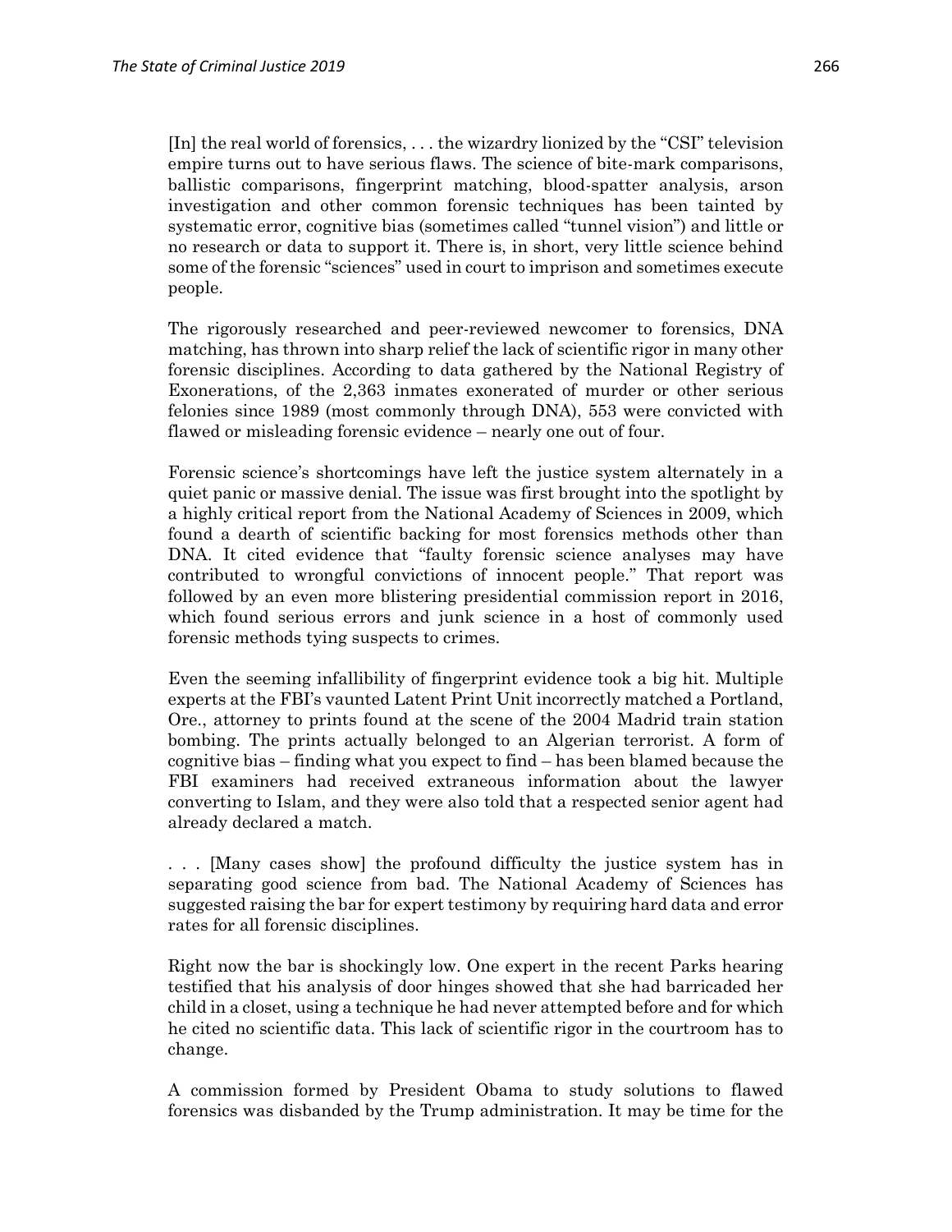[In] the real world of forensics, . . . the wizardry lionized by the "CSI" television empire turns out to have serious flaws. The science of bite-mark comparisons, ballistic comparisons, fingerprint matching, blood-spatter analysis, arson investigation and other common forensic techniques has been tainted by systematic error, cognitive bias (sometimes called "tunnel vision") and little or no research or data to support it. There is, in short, very little science behind some of the forensic "sciences" used in court to imprison and sometimes execute people.

The rigorously researched and peer-reviewed newcomer to forensics, DNA matching, has thrown into sharp relief the lack of scientific rigor in many other forensic disciplines. According to data gathered by the National Registry of Exonerations, of the 2,363 inmates exonerated of murder or other serious felonies since 1989 (most commonly through DNA), 553 were convicted with flawed or misleading forensic evidence – nearly one out of four.

Forensic science's shortcomings have left the justice system alternately in a quiet panic or massive denial. The issue was first brought into the spotlight by a highly critical report from the National Academy of Sciences in 2009, which found a dearth of scientific backing for most forensics methods other than DNA. It cited evidence that "faulty forensic science analyses may have contributed to wrongful convictions of innocent people." That report was followed by an even more blistering presidential commission report in 2016, which found serious errors and junk science in a host of commonly used forensic methods tying suspects to crimes.

Even the seeming infallibility of fingerprint evidence took a big hit. Multiple experts at the FBI's vaunted Latent Print Unit incorrectly matched a Portland, Ore., attorney to prints found at the scene of the 2004 Madrid train station bombing. The prints actually belonged to an Algerian terrorist. A form of cognitive bias – finding what you expect to find – has been blamed because the FBI examiners had received extraneous information about the lawyer converting to Islam, and they were also told that a respected senior agent had already declared a match.

. . . [Many cases show] the profound difficulty the justice system has in separating good science from bad. The National Academy of Sciences has suggested raising the bar for expert testimony by requiring hard data and error rates for all forensic disciplines.

Right now the bar is shockingly low. One expert in the recent Parks hearing testified that his analysis of door hinges showed that she had barricaded her child in a closet, using a technique he had never attempted before and for which he cited no scientific data. This lack of scientific rigor in the courtroom has to change.

A commission formed by President Obama to study solutions to flawed forensics was disbanded by the Trump administration. It may be time for the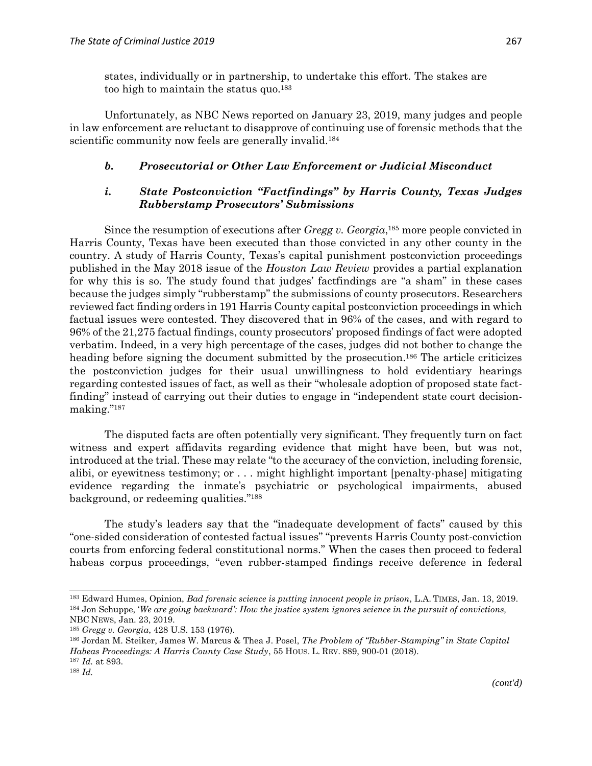states, individually or in partnership, to undertake this effort. The stakes are too high to maintain the status quo.[183]

Unfortunately, as NBC News reported on January 23, 2019, many judges and people in law enforcement are reluctant to disapprove of continuing use of forensic methods that the scientific community now feels are generally invalid.[184]

### *b. Prosecutorial or Other Law Enforcement or Judicial Misconduct*

#### *i. State Postconviction "Factfindings" by Harris County, Texas Judges Rubberstamp Prosecutors' Submissions*

Since the resumption of executions after *Gregg v. Georgia*,[185] more people convicted in Harris County, Texas have been executed than those convicted in any other county in the country. A study of Harris County, Texas's capital punishment postconviction proceedings published in the May 2018 issue of the *Houston Law Review* provides a partial explanation for why this is so. The study found that judges' factfindings are "a sham" in these cases because the judges simply "rubberstamp" the submissions of county prosecutors. Researchers reviewed fact finding orders in 191 Harris County capital postconviction proceedings in which factual issues were contested. They discovered that in 96% of the cases, and with regard to 96% of the 21,275 factual findings, county prosecutors' proposed findings of fact were adopted verbatim. Indeed, in a very high percentage of the cases, judges did not bother to change the heading before signing the document submitted by the prosecution.[186] The article criticizes the postconviction judges for their usual unwillingness to hold evidentiary hearings regarding contested issues of fact, as well as their "wholesale adoption of proposed state fact-finding" instead of carrying out their duties to engage in "independent state court decision-making."[187]

The disputed facts are often potentially very significant. They frequently turn on fact witness and expert affidavits regarding evidence that might have been, but was not, introduced at the trial. These may relate "to the accuracy of the conviction, including forensic, alibi, or eyewitness testimony; or . . . might highlight important [penalty-phase] mitigating evidence regarding the inmate's psychiatric or psychological impairments, abused background, or redeeming qualities."[188]

The study's leaders say that the "inadequate development of facts" caused by this "one-sided consideration of contested factual issues" "prevents Harris County post-conviction courts from enforcing federal constitutional norms." When the cases then proceed to federal habeas corpus proceedings, "even rubber-stamped findings receive deference in federal

---

[183] Edward Humes, Opinion, *Bad forensic science is putting innocent people in prison*, L.A. TIMES, Jan. 13, 2019.

[184] Jon Schuppe, '*We are going backward': How the justice system ignores science in the pursuit of convictions,* NBC NEWS, Jan. 23, 2019.

[185] *Gregg v. Georgia*, 428 U.S. 153 (1976).

[186] Jordan M. Steiker, James W. Marcus & Thea J. Posel, *The Problem of "Rubber-Stamping" in State Capital Habeas Proceedings: A Harris County Case Study*, 55 HOUS. L. REV. 889, 900-01 (2018).

[187] *Id.* at 893.

[188] *Id.*

*(cont'd)*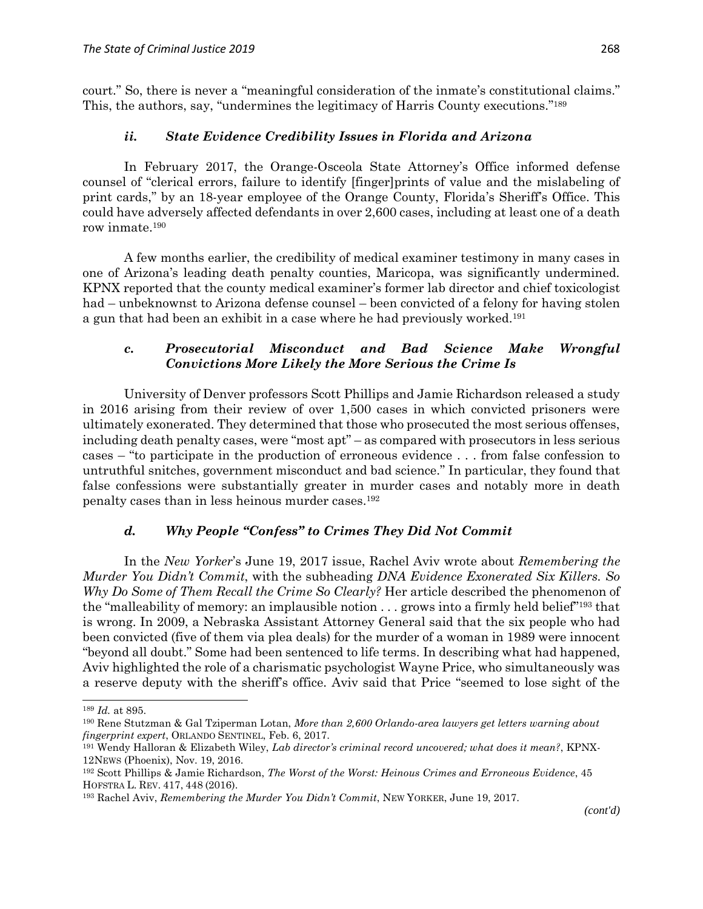court." So, there is never a "meaningful consideration of the inmate's constitutional claims." This, the authors, say, "undermines the legitimacy of Harris County executions."[189]

#### *ii. State Evidence Credibility Issues in Florida and Arizona*

In February 2017, the Orange-Osceola State Attorney's Office informed defense counsel of "clerical errors, failure to identify [finger]prints of value and the mislabeling of print cards," by an 18-year employee of the Orange County, Florida's Sheriff's Office. This could have adversely affected defendants in over 2,600 cases, including at least one of a death row inmate.[190]

A few months earlier, the credibility of medical examiner testimony in many cases in one of Arizona's leading death penalty counties, Maricopa, was significantly undermined. KPNX reported that the county medical examiner's former lab director and chief toxicologist had – unbeknownst to Arizona defense counsel – been convicted of a felony for having stolen a gun that had been an exhibit in a case where he had previously worked.[191]

### *c. Prosecutorial Misconduct and Bad Science Make Wrongful Convictions More Likely the More Serious the Crime Is*

University of Denver professors Scott Phillips and Jamie Richardson released a study in 2016 arising from their review of over 1,500 cases in which convicted prisoners were ultimately exonerated. They determined that those who prosecuted the most serious offenses, including death penalty cases, were "most apt" – as compared with prosecutors in less serious cases – "to participate in the production of erroneous evidence . . . from false confession to untruthful snitches, government misconduct and bad science." In particular, they found that false confessions were substantially greater in murder cases and notably more in death penalty cases than in less heinous murder cases.[192]

### *d. Why People "Confess" to Crimes They Did Not Commit*

In the *New Yorker*'s June 19, 2017 issue, Rachel Aviv wrote about *Remembering the Murder You Didn't Commit*, with the subheading *DNA Evidence Exonerated Six Killers. So Why Do Some of Them Recall the Crime So Clearly?* Her article described the phenomenon of the "malleability of memory: an implausible notion . . . grows into a firmly held belief"[193] that is wrong. In 2009, a Nebraska Assistant Attorney General said that the six people who had been convicted (five of them via plea deals) for the murder of a woman in 1989 were innocent "beyond all doubt." Some had been sentenced to life terms. In describing what had happened, Aviv highlighted the role of a charismatic psychologist Wayne Price, who simultaneously was a reserve deputy with the sheriff's office. Aviv said that Price "seemed to lose sight of the

---

[189] *Id.* at 895.

[190] Rene Stutzman & Gal Tziperman Lotan, *More than 2,600 Orlando-area lawyers get letters warning about fingerprint expert*, ORLANDO SENTINEL, Feb. 6, 2017.

[191] Wendy Halloran & Elizabeth Wiley, *Lab director's criminal record uncovered; what does it mean?*, KPNX-12NEWS (Phoenix), Nov. 19, 2016.

[192] Scott Phillips & Jamie Richardson, *The Worst of the Worst: Heinous Crimes and Erroneous Evidence*, 45 HOFSTRA L. REV. 417, 448 (2016).

[193] Rachel Aviv, *Remembering the Murder You Didn't Commit*, NEW YORKER, June 19, 2017.

*(cont'd)*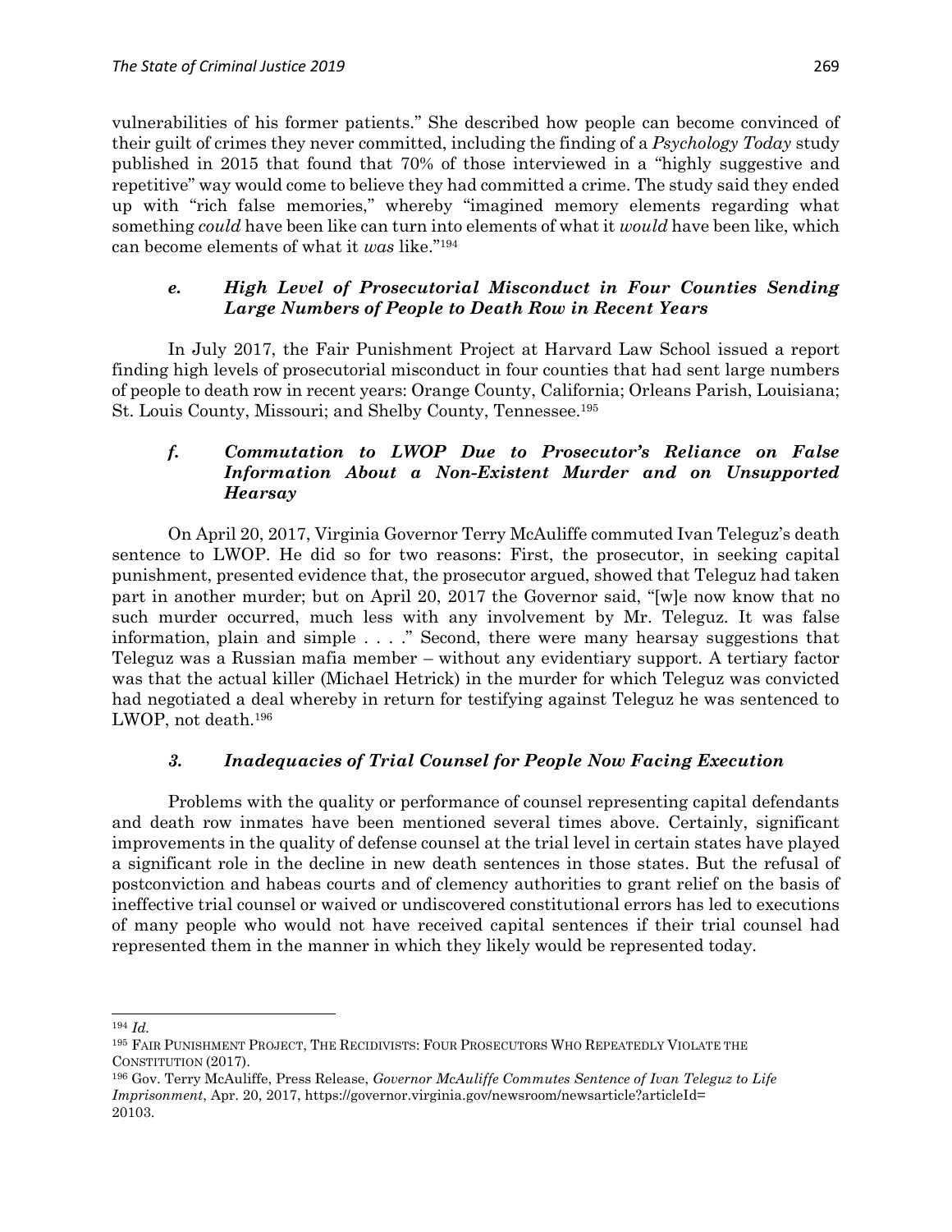vulnerabilities of his former patients." She described how people can become convinced of their guilt of crimes they never committed, including the finding of a *Psychology Today* study published in 2015 that found that 70% of those interviewed in a "highly suggestive and repetitive" way would come to believe they had committed a crime. The study said they ended up with "rich false memories," whereby "imagined memory elements regarding what something *could* have been like can turn into elements of what it *would* have been like, which can become elements of what it *was* like."[194]

#### *e. High Level of Prosecutorial Misconduct in Four Counties Sending Large Numbers of People to Death Row in Recent Years*

In July 2017, the Fair Punishment Project at Harvard Law School issued a report finding high levels of prosecutorial misconduct in four counties that had sent large numbers of people to death row in recent years: Orange County, California; Orleans Parish, Louisiana; St. Louis County, Missouri; and Shelby County, Tennessee.[195]

#### *f. Commutation to LWOP Due to Prosecutor's Reliance on False Information About a Non-Existent Murder and on Unsupported Hearsay*

On April 20, 2017, Virginia Governor Terry McAuliffe commuted Ivan Teleguz's death sentence to LWOP. He did so for two reasons: First, the prosecutor, in seeking capital punishment, presented evidence that, the prosecutor argued, showed that Teleguz had taken part in another murder; but on April 20, 2017 the Governor said, "[w]e now know that no such murder occurred, much less with any involvement by Mr. Teleguz. It was false information, plain and simple . . . ." Second, there were many hearsay suggestions that Teleguz was a Russian mafia member – without any evidentiary support. A tertiary factor was that the actual killer (Michael Hetrick) in the murder for which Teleguz was convicted had negotiated a deal whereby in return for testifying against Teleguz he was sentenced to LWOP, not death.[196]

### *3. Inadequacies of Trial Counsel for People Now Facing Execution*

Problems with the quality or performance of counsel representing capital defendants and death row inmates have been mentioned several times above. Certainly, significant improvements in the quality of defense counsel at the trial level in certain states have played a significant role in the decline in new death sentences in those states. But the refusal of postconviction and habeas courts and of clemency authorities to grant relief on the basis of ineffective trial counsel or waived or undiscovered constitutional errors has led to executions of many people who would not have received capital sentences if their trial counsel had represented them in the manner in which they likely would be represented today.

---

[194] *Id.*

[195] FAIR PUNISHMENT PROJECT, THE RECIDIVISTS: FOUR PROSECUTORS WHO REPEATEDLY VIOLATE THE CONSTITUTION (2017).

[196] Gov. Terry McAuliffe, Press Release, *Governor McAuliffe Commutes Sentence of Ivan Teleguz to Life Imprisonment*, Apr. 20, 2017, https://governor.virginia.gov/newsroom/newsarticle?articleId=20103.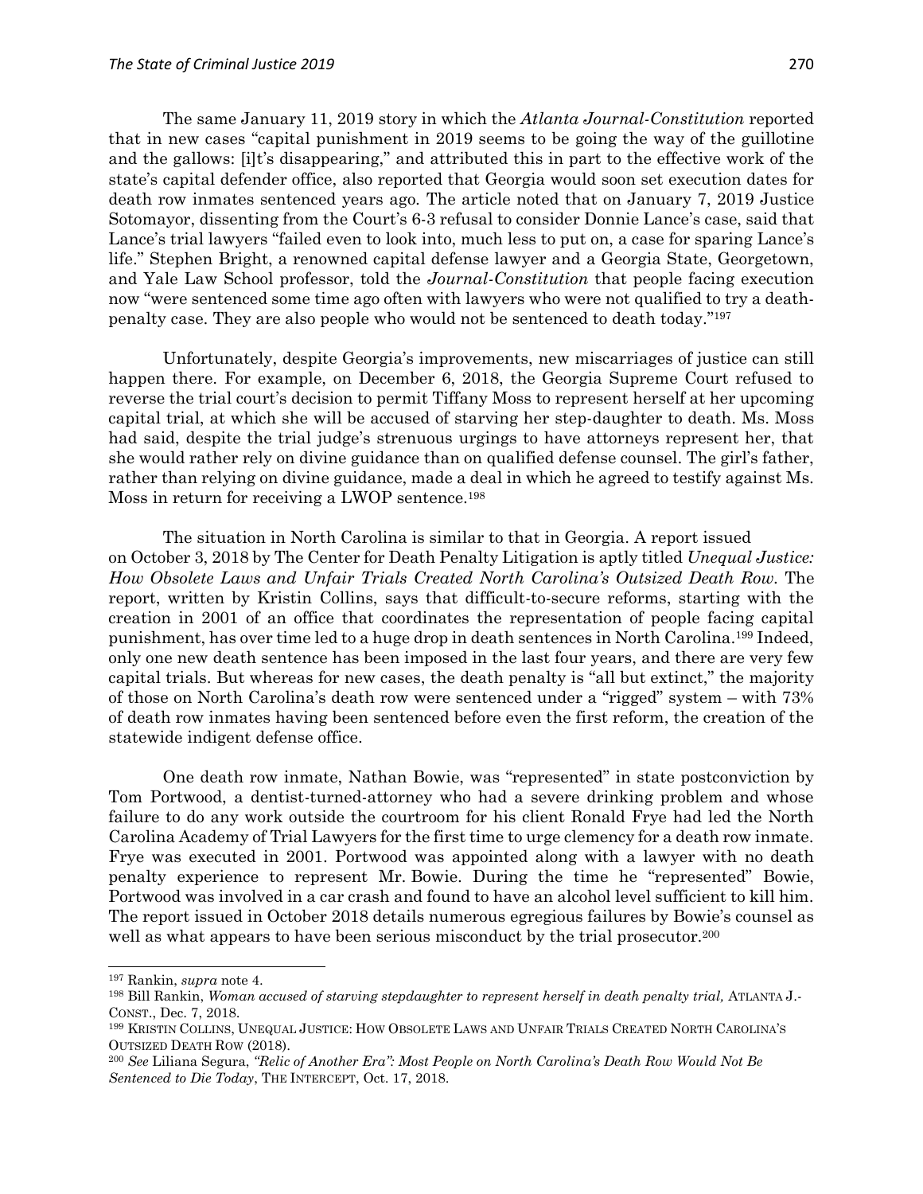The same January 11, 2019 story in which the *Atlanta Journal-Constitution* reported that in new cases "capital punishment in 2019 seems to be going the way of the guillotine and the gallows: [i]t's disappearing," and attributed this in part to the effective work of the state's capital defender office, also reported that Georgia would soon set execution dates for death row inmates sentenced years ago. The article noted that on January 7, 2019 Justice Sotomayor, dissenting from the Court's 6-3 refusal to consider Donnie Lance's case, said that Lance's trial lawyers "failed even to look into, much less to put on, a case for sparing Lance's life." Stephen Bright, a renowned capital defense lawyer and a Georgia State, Georgetown, and Yale Law School professor, told the *Journal-Constitution* that people facing execution now "were sentenced some time ago often with lawyers who were not qualified to try a death-penalty case. They are also people who would not be sentenced to death today."[197]

Unfortunately, despite Georgia's improvements, new miscarriages of justice can still happen there. For example, on December 6, 2018, the Georgia Supreme Court refused to reverse the trial court's decision to permit Tiffany Moss to represent herself at her upcoming capital trial, at which she will be accused of starving her step-daughter to death. Ms. Moss had said, despite the trial judge's strenuous urgings to have attorneys represent her, that she would rather rely on divine guidance than on qualified defense counsel. The girl's father, rather than relying on divine guidance, made a deal in which he agreed to testify against Ms. Moss in return for receiving a LWOP sentence.[198]

The situation in North Carolina is similar to that in Georgia. A report issued on October 3, 2018 by The Center for Death Penalty Litigation is aptly titled *Unequal Justice: How Obsolete Laws and Unfair Trials Created North Carolina's Outsized Death Row*. The report, written by Kristin Collins, says that difficult-to-secure reforms, starting with the creation in 2001 of an office that coordinates the representation of people facing capital punishment, has over time led to a huge drop in death sentences in North Carolina.[199] Indeed, only one new death sentence has been imposed in the last four years, and there are very few capital trials. But whereas for new cases, the death penalty is "all but extinct," the majority of those on North Carolina's death row were sentenced under a "rigged" system – with 73% of death row inmates having been sentenced before even the first reform, the creation of the statewide indigent defense office.

One death row inmate, Nathan Bowie, was "represented" in state postconviction by Tom Portwood, a dentist-turned-attorney who had a severe drinking problem and whose failure to do any work outside the courtroom for his client Ronald Frye had led the North Carolina Academy of Trial Lawyers for the first time to urge clemency for a death row inmate. Frye was executed in 2001. Portwood was appointed along with a lawyer with no death penalty experience to represent Mr. Bowie. During the time he "represented" Bowie, Portwood was involved in a car crash and found to have an alcohol level sufficient to kill him. The report issued in October 2018 details numerous egregious failures by Bowie's counsel as well as what appears to have been serious misconduct by the trial prosecutor.[200]

---

[197] Rankin, *supra* note 4.

[198] Bill Rankin, *Woman accused of starving stepdaughter to represent herself in death penalty trial,* ATLANTA J.-CONST., Dec. 7, 2018.

[199] KRISTIN COLLINS, UNEQUAL JUSTICE: HOW OBSOLETE LAWS AND UNFAIR TRIALS CREATED NORTH CAROLINA'S OUTSIZED DEATH ROW (2018).

[200] *See* Liliana Segura, *"Relic of Another Era": Most People on North Carolina's Death Row Would Not Be Sentenced to Die Today*, THE INTERCEPT, Oct. 17, 2018.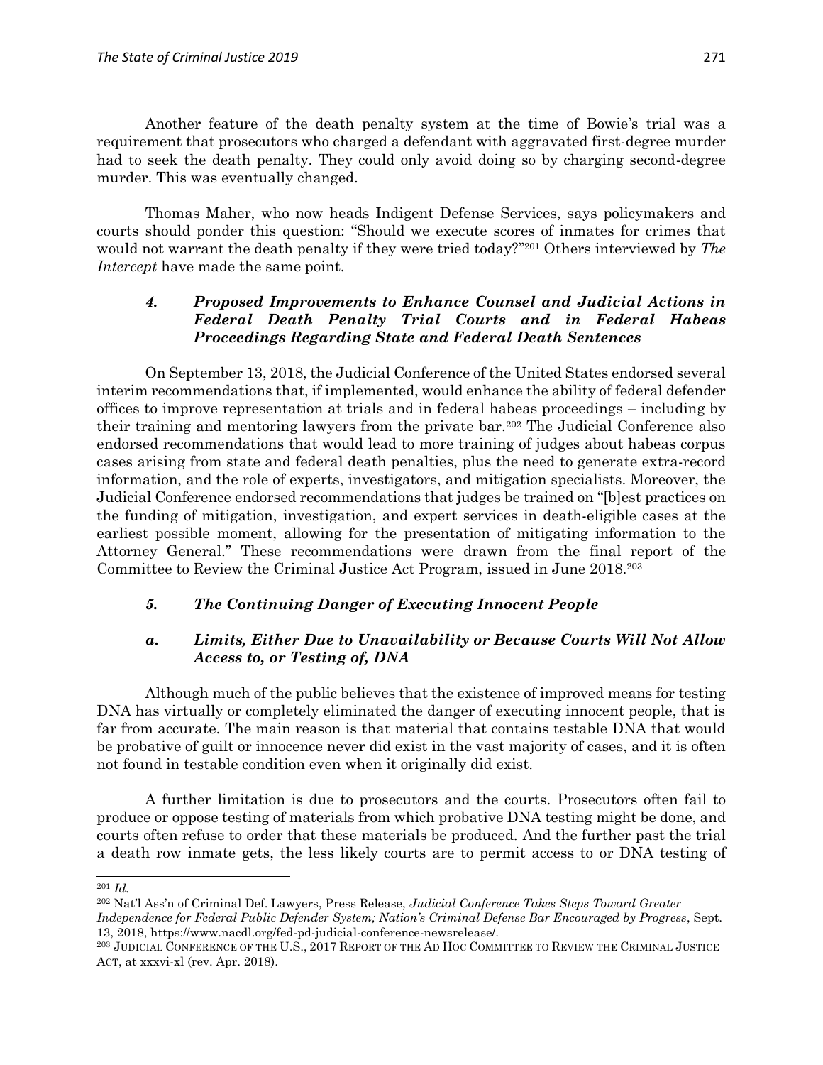Another feature of the death penalty system at the time of Bowie's trial was a requirement that prosecutors who charged a defendant with aggravated first-degree murder had to seek the death penalty. They could only avoid doing so by charging second-degree murder. This was eventually changed.

Thomas Maher, who now heads Indigent Defense Services, says policymakers and courts should ponder this question: "Should we execute scores of inmates for crimes that would not warrant the death penalty if they were tried today?"[201] Others interviewed by *The Intercept* have made the same point.

### *4. Proposed Improvements to Enhance Counsel and Judicial Actions in Federal Death Penalty Trial Courts and in Federal Habeas Proceedings Regarding State and Federal Death Sentences*

On September 13, 2018, the Judicial Conference of the United States endorsed several interim recommendations that, if implemented, would enhance the ability of federal defender offices to improve representation at trials and in federal habeas proceedings – including by their training and mentoring lawyers from the private bar.[202] The Judicial Conference also endorsed recommendations that would lead to more training of judges about habeas corpus cases arising from state and federal death penalties, plus the need to generate extra-record information, and the role of experts, investigators, and mitigation specialists. Moreover, the Judicial Conference endorsed recommendations that judges be trained on "[b]est practices on the funding of mitigation, investigation, and expert services in death-eligible cases at the earliest possible moment, allowing for the presentation of mitigating information to the Attorney General." These recommendations were drawn from the final report of the Committee to Review the Criminal Justice Act Program, issued in June 2018.[203]

### *5. The Continuing Danger of Executing Innocent People*

#### *a. Limits, Either Due to Unavailability or Because Courts Will Not Allow Access to, or Testing of, DNA*

Although much of the public believes that the existence of improved means for testing DNA has virtually or completely eliminated the danger of executing innocent people, that is far from accurate. The main reason is that material that contains testable DNA that would be probative of guilt or innocence never did exist in the vast majority of cases, and it is often not found in testable condition even when it originally did exist.

A further limitation is due to prosecutors and the courts. Prosecutors often fail to produce or oppose testing of materials from which probative DNA testing might be done, and courts often refuse to order that these materials be produced. And the further past the trial a death row inmate gets, the less likely courts are to permit access to or DNA testing of

---

[201] *Id.*

[202] Nat'l Ass'n of Criminal Def. Lawyers, Press Release, *Judicial Conference Takes Steps Toward Greater Independence for Federal Public Defender System; Nation's Criminal Defense Bar Encouraged by Progress*, Sept. 13, 2018, https://www.nacdl.org/fed-pd-judicial-conference-newsrelease/.

[203] JUDICIAL CONFERENCE OF THE U.S., 2017 REPORT OF THE AD HOC COMMITTEE TO REVIEW THE CRIMINAL JUSTICE ACT, at xxxvi-xl (rev. Apr. 2018).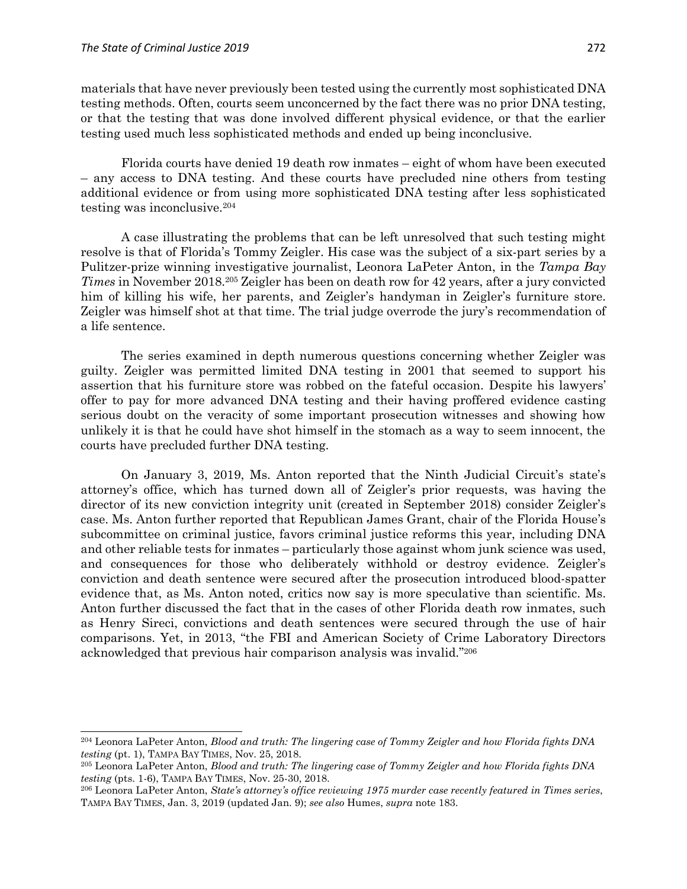materials that have never previously been tested using the currently most sophisticated DNA testing methods. Often, courts seem unconcerned by the fact there was no prior DNA testing, or that the testing that was done involved different physical evidence, or that the earlier testing used much less sophisticated methods and ended up being inconclusive.

Florida courts have denied 19 death row inmates – eight of whom have been executed – any access to DNA testing. And these courts have precluded nine others from testing additional evidence or from using more sophisticated DNA testing after less sophisticated testing was inconclusive.[204]

A case illustrating the problems that can be left unresolved that such testing might resolve is that of Florida's Tommy Zeigler. His case was the subject of a six-part series by a Pulitzer-prize winning investigative journalist, Leonora LaPeter Anton, in the *Tampa Bay Times* in November 2018.[205] Zeigler has been on death row for 42 years, after a jury convicted him of killing his wife, her parents, and Zeigler's handyman in Zeigler's furniture store. Zeigler was himself shot at that time. The trial judge overrode the jury's recommendation of a life sentence.

The series examined in depth numerous questions concerning whether Zeigler was guilty. Zeigler was permitted limited DNA testing in 2001 that seemed to support his assertion that his furniture store was robbed on the fateful occasion. Despite his lawyers' offer to pay for more advanced DNA testing and their having proffered evidence casting serious doubt on the veracity of some important prosecution witnesses and showing how unlikely it is that he could have shot himself in the stomach as a way to seem innocent, the courts have precluded further DNA testing.

On January 3, 2019, Ms. Anton reported that the Ninth Judicial Circuit's state's attorney's office, which has turned down all of Zeigler's prior requests, was having the director of its new conviction integrity unit (created in September 2018) consider Zeigler's case. Ms. Anton further reported that Republican James Grant, chair of the Florida House's subcommittee on criminal justice, favors criminal justice reforms this year, including DNA and other reliable tests for inmates – particularly those against whom junk science was used, and consequences for those who deliberately withhold or destroy evidence. Zeigler's conviction and death sentence were secured after the prosecution introduced blood-spatter evidence that, as Ms. Anton noted, critics now say is more speculative than scientific. Ms. Anton further discussed the fact that in the cases of other Florida death row inmates, such as Henry Sireci, convictions and death sentences were secured through the use of hair comparisons. Yet, in 2013, "the FBI and American Society of Crime Laboratory Directors acknowledged that previous hair comparison analysis was invalid."[206]

---

[204] Leonora LaPeter Anton, *Blood and truth: The lingering case of Tommy Zeigler and how Florida fights DNA testing* (pt. 1), TAMPA BAY TIMES, Nov. 25, 2018.

[205] Leonora LaPeter Anton, *Blood and truth: The lingering case of Tommy Zeigler and how Florida fights DNA testing* (pts. 1-6), TAMPA BAY TIMES, Nov. 25-30, 2018.

[206] Leonora LaPeter Anton, *State's attorney's office reviewing 1975 murder case recently featured in Times series*, TAMPA BAY TIMES, Jan. 3, 2019 (updated Jan. 9); *see also* Humes, *supra* note 183.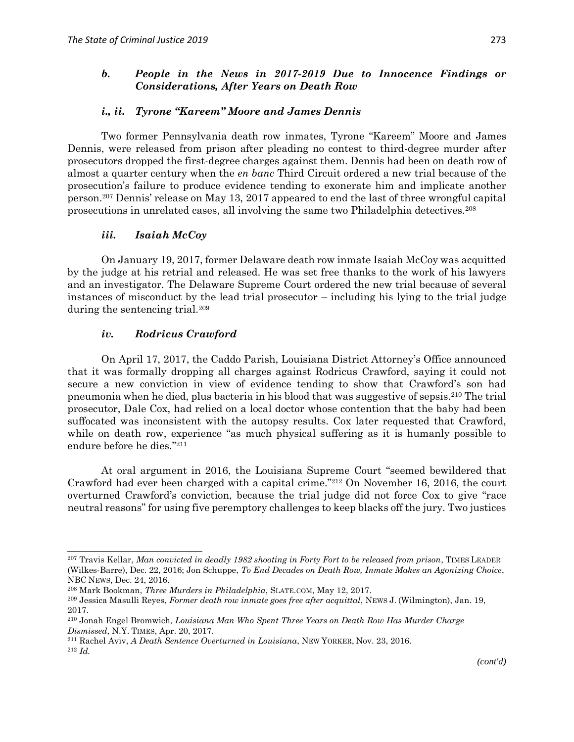### *b. People in the News in 2017-2019 Due to Innocence Findings or Considerations, After Years on Death Row*

#### *i., ii. Tyrone "Kareem" Moore and James Dennis*

Two former Pennsylvania death row inmates, Tyrone "Kareem" Moore and James Dennis, were released from prison after pleading no contest to third-degree murder after prosecutors dropped the first-degree charges against them. Dennis had been on death row of almost a quarter century when the *en banc* Third Circuit ordered a new trial because of the prosecution's failure to produce evidence tending to exonerate him and implicate another person.[207] Dennis' release on May 13, 2017 appeared to end the last of three wrongful capital prosecutions in unrelated cases, all involving the same two Philadelphia detectives.[208]

#### *iii. Isaiah McCoy*

On January 19, 2017, former Delaware death row inmate Isaiah McCoy was acquitted by the judge at his retrial and released. He was set free thanks to the work of his lawyers and an investigator. The Delaware Supreme Court ordered the new trial because of several instances of misconduct by the lead trial prosecutor – including his lying to the trial judge during the sentencing trial.[209]

#### *iv. Rodricus Crawford*

On April 17, 2017, the Caddo Parish, Louisiana District Attorney's Office announced that it was formally dropping all charges against Rodricus Crawford, saying it could not secure a new conviction in view of evidence tending to show that Crawford's son had pneumonia when he died, plus bacteria in his blood that was suggestive of sepsis.[210] The trial prosecutor, Dale Cox, had relied on a local doctor whose contention that the baby had been suffocated was inconsistent with the autopsy results. Cox later requested that Crawford, while on death row, experience "as much physical suffering as it is humanly possible to endure before he dies."[211]

At oral argument in 2016, the Louisiana Supreme Court "seemed bewildered that Crawford had ever been charged with a capital crime."[212] On November 16, 2016, the court overturned Crawford's conviction, because the trial judge did not force Cox to give "race neutral reasons" for using five peremptory challenges to keep blacks off the jury. Two justices

---

[207] Travis Kellar, *Man convicted in deadly 1982 shooting in Forty Fort to be released from prison*, TIMES LEADER (Wilkes-Barre), Dec. 22, 2016; Jon Schuppe, *To End Decades on Death Row, Inmate Makes an Agonizing Choice*, NBC NEWS, Dec. 24, 2016.

[208] Mark Bookman, *Three Murders in Philadelphia*, SLATE.COM, May 12, 2017.

[209] Jessica Masulli Reyes, *Former death row inmate goes free after acquittal*, NEWS J. (Wilmington), Jan. 19, 2017.

[210] Jonah Engel Bromwich, *Louisiana Man Who Spent Three Years on Death Row Has Murder Charge Dismissed*, N.Y. TIMES, Apr. 20, 2017.

[211] Rachel Aviv, *A Death Sentence Overturned in Louisiana*, NEW YORKER, Nov. 23, 2016.

[212] *Id.*

*(cont'd)*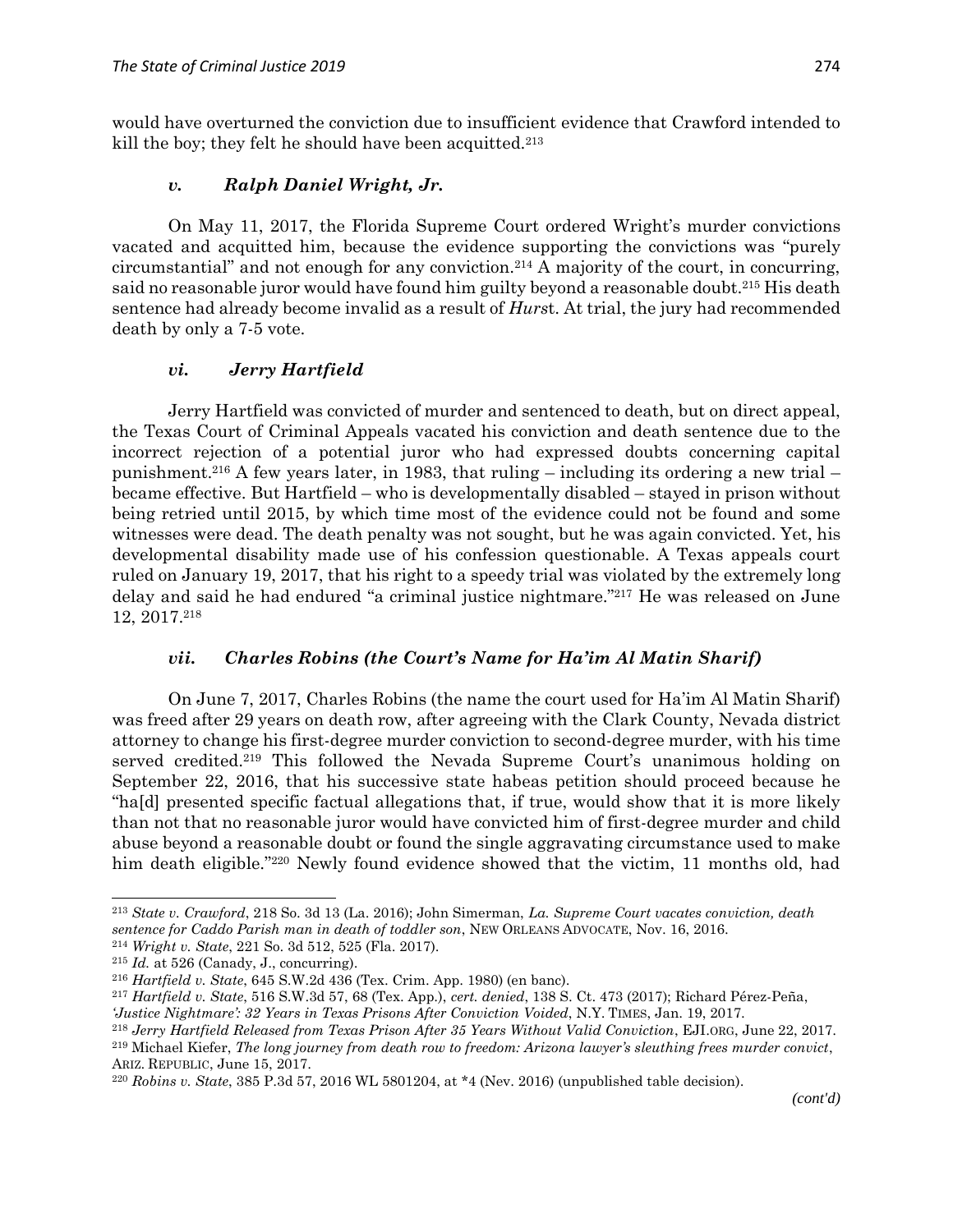would have overturned the conviction due to insufficient evidence that Crawford intended to kill the boy; they felt he should have been acquitted.[213]

#### *v. Ralph Daniel Wright, Jr.*

On May 11, 2017, the Florida Supreme Court ordered Wright's murder convictions vacated and acquitted him, because the evidence supporting the convictions was "purely circumstantial" and not enough for any conviction.[214] A majority of the court, in concurring, said no reasonable juror would have found him guilty beyond a reasonable doubt.[215] His death sentence had already become invalid as a result of *Hurst*. At trial, the jury had recommended death by only a 7-5 vote.

#### *vi. Jerry Hartfield*

Jerry Hartfield was convicted of murder and sentenced to death, but on direct appeal, the Texas Court of Criminal Appeals vacated his conviction and death sentence due to the incorrect rejection of a potential juror who had expressed doubts concerning capital punishment.[216] A few years later, in 1983, that ruling – including its ordering a new trial – became effective. But Hartfield – who is developmentally disabled – stayed in prison without being retried until 2015, by which time most of the evidence could not be found and some witnesses were dead. The death penalty was not sought, but he was again convicted. Yet, his developmental disability made use of his confession questionable. A Texas appeals court ruled on January 19, 2017, that his right to a speedy trial was violated by the extremely long delay and said he had endured "a criminal justice nightmare."[217] He was released on June 12, 2017.[218]

#### *vii. Charles Robins (the Court's Name for Ha'im Al Matin Sharif)*

On June 7, 2017, Charles Robins (the name the court used for Ha'im Al Matin Sharif) was freed after 29 years on death row, after agreeing with the Clark County, Nevada district attorney to change his first-degree murder conviction to second-degree murder, with his time served credited.[219] This followed the Nevada Supreme Court's unanimous holding on September 22, 2016, that his successive state habeas petition should proceed because he "ha[d] presented specific factual allegations that, if true, would show that it is more likely than not that no reasonable juror would have convicted him of first-degree murder and child abuse beyond a reasonable doubt or found the single aggravating circumstance used to make him death eligible."[220] Newly found evidence showed that the victim, 11 months old, had

---

[213] *State v. Crawford*, 218 So. 3d 13 (La. 2016); John Simerman, *La. Supreme Court vacates conviction, death sentence for Caddo Parish man in death of toddler son*, NEW ORLEANS ADVOCATE, Nov. 16, 2016.

[214] *Wright v. State*, 221 So. 3d 512, 525 (Fla. 2017).

[215] *Id.* at 526 (Canady, J., concurring).

[216] *Hartfield v. State*, 645 S.W.2d 436 (Tex. Crim. App. 1980) (en banc).

[217] *Hartfield v. State*, 516 S.W.3d 57, 68 (Tex. App.), *cert. denied*, 138 S. Ct. 473 (2017); Richard Pérez-Peña, *'Justice Nightmare': 32 Years in Texas Prisons After Conviction Voided*, N.Y. TIMES, Jan. 19, 2017.

[218] *Jerry Hartfield Released from Texas Prison After 35 Years Without Valid Conviction*, EJI.ORG, June 22, 2017.

[219] Michael Kiefer, *The long journey from death row to freedom: Arizona lawyer's sleuthing frees murder convict*, ARIZ. REPUBLIC, June 15, 2017.

[220] *Robins v. State*, 385 P.3d 57, 2016 WL 5801204, at *4 (Nev. 2016) (unpublished table decision).

*(cont'd)*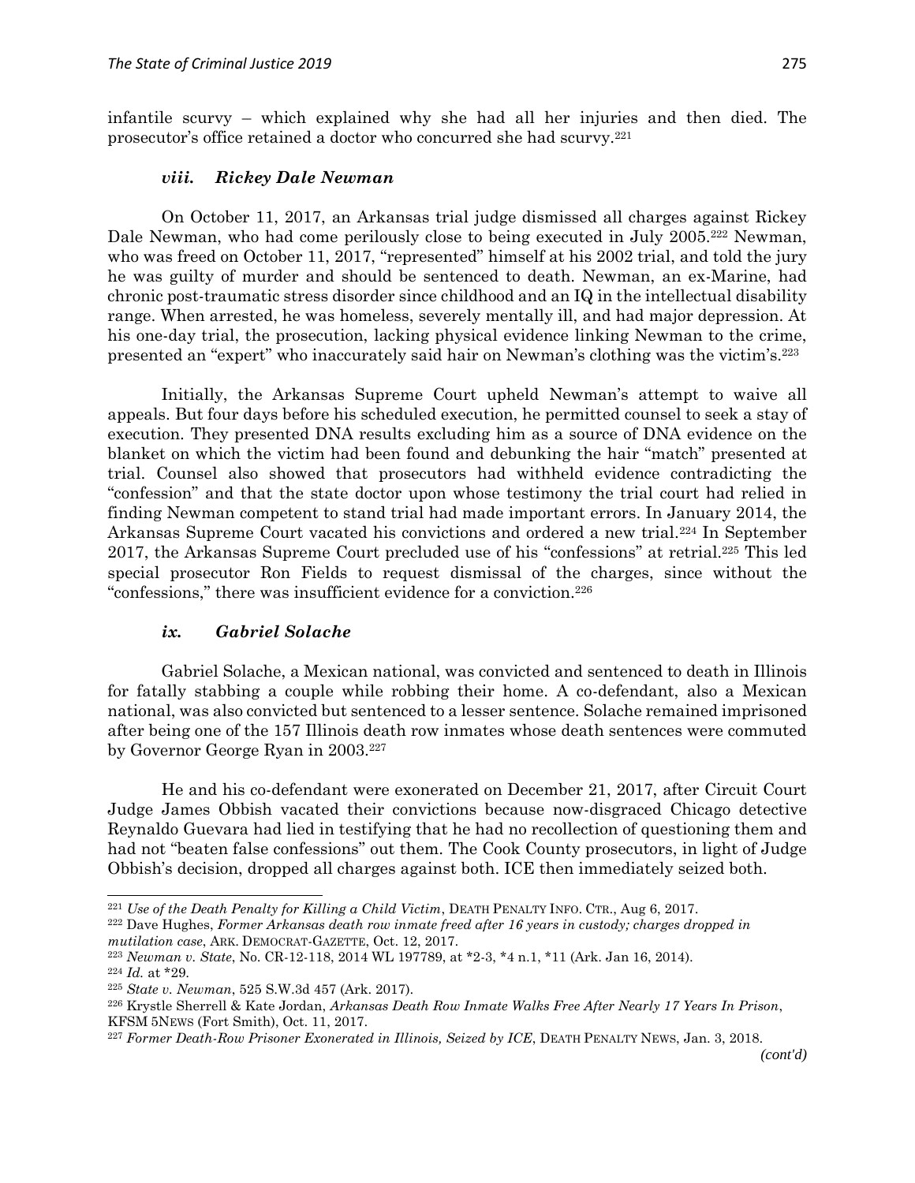infantile scurvy – which explained why she had all her injuries and then died. The prosecutor's office retained a doctor who concurred she had scurvy.[221]

### *viii. Rickey Dale Newman*

On October 11, 2017, an Arkansas trial judge dismissed all charges against Rickey Dale Newman, who had come perilously close to being executed in July 2005.[222] Newman, who was freed on October 11, 2017, "represented" himself at his 2002 trial, and told the jury he was guilty of murder and should be sentenced to death. Newman, an ex-Marine, had chronic post-traumatic stress disorder since childhood and an IQ in the intellectual disability range. When arrested, he was homeless, severely mentally ill, and had major depression. At his one-day trial, the prosecution, lacking physical evidence linking Newman to the crime, presented an "expert" who inaccurately said hair on Newman's clothing was the victim's.[223]

Initially, the Arkansas Supreme Court upheld Newman's attempt to waive all appeals. But four days before his scheduled execution, he permitted counsel to seek a stay of execution. They presented DNA results excluding him as a source of DNA evidence on the blanket on which the victim had been found and debunking the hair "match" presented at trial. Counsel also showed that prosecutors had withheld evidence contradicting the "confession" and that the state doctor upon whose testimony the trial court had relied in finding Newman competent to stand trial had made important errors. In January 2014, the Arkansas Supreme Court vacated his convictions and ordered a new trial.[224] In September 2017, the Arkansas Supreme Court precluded use of his "confessions" at retrial.[225] This led special prosecutor Ron Fields to request dismissal of the charges, since without the "confessions," there was insufficient evidence for a conviction.[226]

### *ix. Gabriel Solache*

Gabriel Solache, a Mexican national, was convicted and sentenced to death in Illinois for fatally stabbing a couple while robbing their home. A co-defendant, also a Mexican national, was also convicted but sentenced to a lesser sentence. Solache remained imprisoned after being one of the 157 Illinois death row inmates whose death sentences were commuted by Governor George Ryan in 2003.[227]

He and his co-defendant were exonerated on December 21, 2017, after Circuit Court Judge James Obbish vacated their convictions because now-disgraced Chicago detective Reynaldo Guevara had lied in testifying that he had no recollection of questioning them and had not "beaten false confessions" out them. The Cook County prosecutors, in light of Judge Obbish's decision, dropped all charges against both. ICE then immediately seized both.

---

[221] *Use of the Death Penalty for Killing a Child Victim*, DEATH PENALTY INFO. CTR., Aug 6, 2017.

[222] Dave Hughes, *Former Arkansas death row inmate freed after 16 years in custody; charges dropped in mutilation case*, ARK. DEMOCRAT-GAZETTE, Oct. 12, 2017.

[223] *Newman v. State*, No. CR-12-118, 2014 WL 197789, at *2-3, *4 n.1, *11 (Ark. Jan 16, 2014).

[224] *Id.* at *29.

[225] *State v. Newman*, 525 S.W.3d 457 (Ark. 2017).

[226] Krystle Sherrell & Kate Jordan, *Arkansas Death Row Inmate Walks Free After Nearly 17 Years In Prison*, KFSM 5NEWS (Fort Smith), Oct. 11, 2017.

[227] *Former Death-Row Prisoner Exonerated in Illinois, Seized by ICE*, DEATH PENALTY NEWS, Jan. 3, 2018.

*(cont'd)*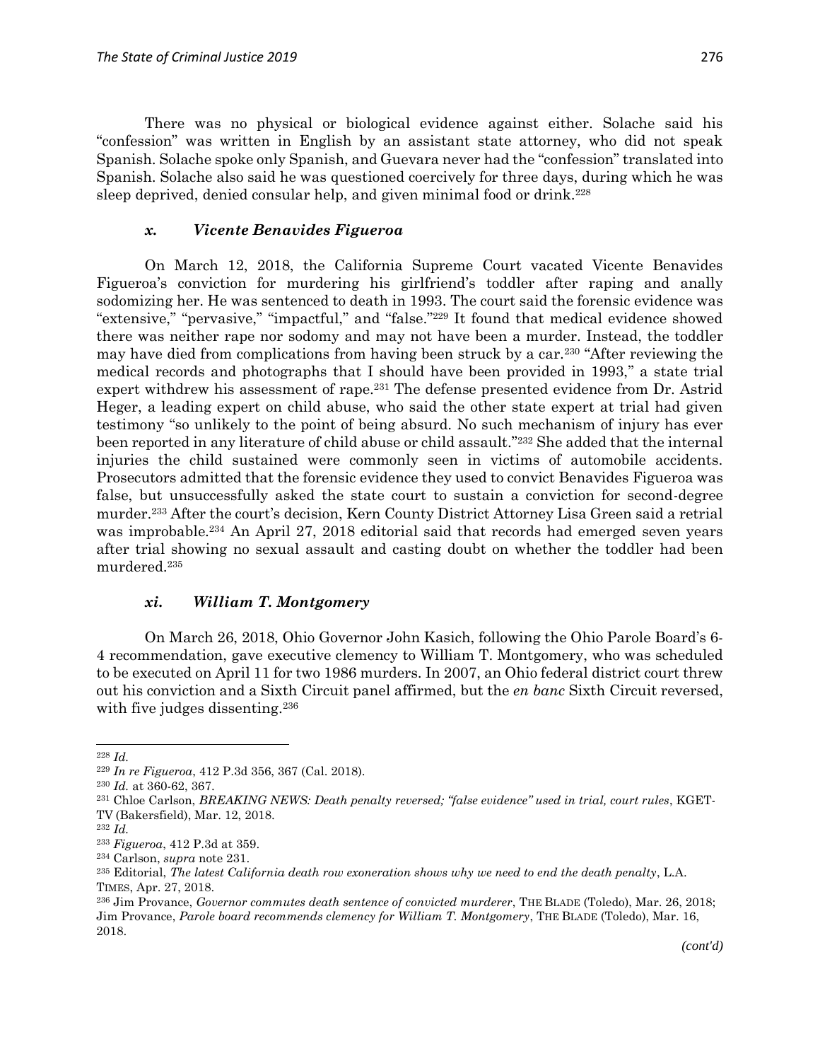There was no physical or biological evidence against either. Solache said his "confession" was written in English by an assistant state attorney, who did not speak Spanish. Solache spoke only Spanish, and Guevara never had the "confession" translated into Spanish. Solache also said he was questioned coercively for three days, during which he was sleep deprived, denied consular help, and given minimal food or drink.[228]

### *x. Vicente Benavides Figueroa*

On March 12, 2018, the California Supreme Court vacated Vicente Benavides Figueroa's conviction for murdering his girlfriend's toddler after raping and anally sodomizing her. He was sentenced to death in 1993. The court said the forensic evidence was "extensive," "pervasive," "impactful," and "false."[229] It found that medical evidence showed there was neither rape nor sodomy and may not have been a murder. Instead, the toddler may have died from complications from having been struck by a car.[230] "After reviewing the medical records and photographs that I should have been provided in 1993," a state trial expert withdrew his assessment of rape.[231] The defense presented evidence from Dr. Astrid Heger, a leading expert on child abuse, who said the other state expert at trial had given testimony "so unlikely to the point of being absurd. No such mechanism of injury has ever been reported in any literature of child abuse or child assault."[232] She added that the internal injuries the child sustained were commonly seen in victims of automobile accidents. Prosecutors admitted that the forensic evidence they used to convict Benavides Figueroa was false, but unsuccessfully asked the state court to sustain a conviction for second-degree murder.[233] After the court's decision, Kern County District Attorney Lisa Green said a retrial was improbable.[234] An April 27, 2018 editorial said that records had emerged seven years after trial showing no sexual assault and casting doubt on whether the toddler had been murdered.[235]

### *xi. William T. Montgomery*

On March 26, 2018, Ohio Governor John Kasich, following the Ohio Parole Board's 6-4 recommendation, gave executive clemency to William T. Montgomery, who was scheduled to be executed on April 11 for two 1986 murders. In 2007, an Ohio federal district court threw out his conviction and a Sixth Circuit panel affirmed, but the *en banc* Sixth Circuit reversed, with five judges dissenting.[236]

---

[228] *Id.*

[229] *In re Figueroa*, 412 P.3d 356, 367 (Cal. 2018).

[230] *Id.* at 360-62, 367.

[231] Chloe Carlson, *BREAKING NEWS: Death penalty reversed; "false evidence" used in trial, court rules*, KGET-TV (Bakersfield), Mar. 12, 2018.

[232] *Id.*

[233] *Figueroa*, 412 P.3d at 359.

[234] Carlson, *supra* note 231.

[235] Editorial, *The latest California death row exoneration shows why we need to end the death penalty*, L.A. TIMES, Apr. 27, 2018.

[236] Jim Provance, *Governor commutes death sentence of convicted murderer*, THE BLADE (Toledo), Mar. 26, 2018; Jim Provance, *Parole board recommends clemency for William T. Montgomery*, THE BLADE (Toledo), Mar. 16, 2018.

*(cont'd)*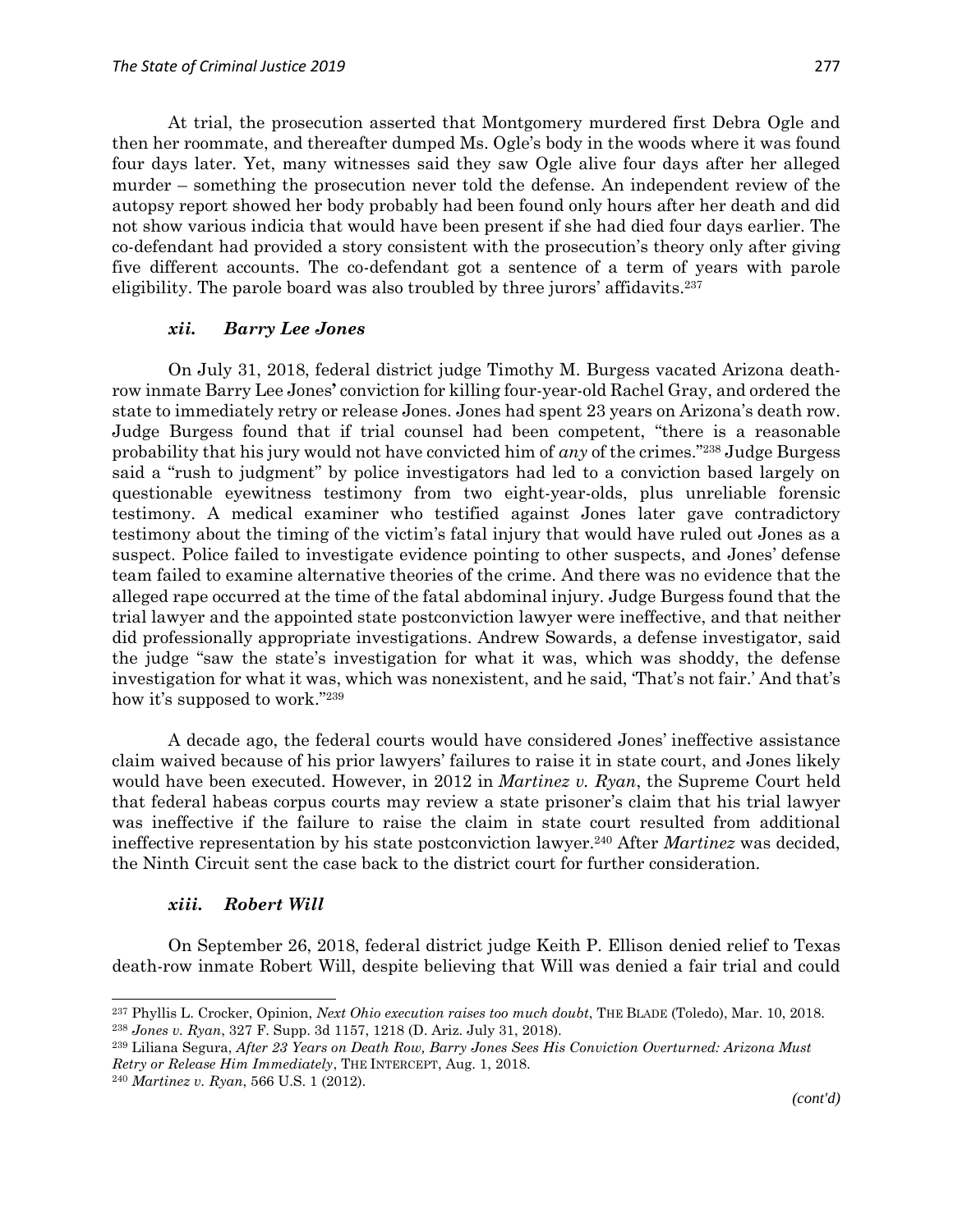At trial, the prosecution asserted that Montgomery murdered first Debra Ogle and then her roommate, and thereafter dumped Ms. Ogle's body in the woods where it was found four days later. Yet, many witnesses said they saw Ogle alive four days after her alleged murder – something the prosecution never told the defense. An independent review of the autopsy report showed her body probably had been found only hours after her death and did not show various indicia that would have been present if she had died four days earlier. The co-defendant had provided a story consistent with the prosecution's theory only after giving five different accounts. The co-defendant got a sentence of a term of years with parole eligibility. The parole board was also troubled by three jurors' affidavits.[237]

### *xii. Barry Lee Jones*

On July 31, 2018, federal district judge Timothy M. Burgess vacated Arizona death-row inmate Barry Lee Jones**'** conviction for killing four-year-old Rachel Gray, and ordered the state to immediately retry or release Jones. Jones had spent 23 years on Arizona's death row. Judge Burgess found that if trial counsel had been competent, "there is a reasonable probability that his jury would not have convicted him of *any* of the crimes."[238] Judge Burgess said a "rush to judgment" by police investigators had led to a conviction based largely on questionable eyewitness testimony from two eight-year-olds, plus unreliable forensic testimony. A medical examiner who testified against Jones later gave contradictory testimony about the timing of the victim's fatal injury that would have ruled out Jones as a suspect. Police failed to investigate evidence pointing to other suspects, and Jones' defense team failed to examine alternative theories of the crime. And there was no evidence that the alleged rape occurred at the time of the fatal abdominal injury. Judge Burgess found that the trial lawyer and the appointed state postconviction lawyer were ineffective, and that neither did professionally appropriate investigations. Andrew Sowards, a defense investigator, said the judge "saw the state's investigation for what it was, which was shoddy, the defense investigation for what it was, which was nonexistent, and he said, 'That's not fair.' And that's how it's supposed to work."[239]

A decade ago, the federal courts would have considered Jones' ineffective assistance claim waived because of his prior lawyers' failures to raise it in state court, and Jones likely would have been executed. However, in 2012 in *Martinez v. Ryan*, the Supreme Court held that federal habeas corpus courts may review a state prisoner's claim that his trial lawyer was ineffective if the failure to raise the claim in state court resulted from additional ineffective representation by his state postconviction lawyer.[240] After *Martinez* was decided, the Ninth Circuit sent the case back to the district court for further consideration.

### *xiii. Robert Will*

On September 26, 2018, federal district judge Keith P. Ellison denied relief to Texas death-row inmate Robert Will, despite believing that Will was denied a fair trial and could

---

[237] Phyllis L. Crocker, Opinion, *Next Ohio execution raises too much doubt*, THE BLADE (Toledo), Mar. 10, 2018.

[238] *Jones v. Ryan*, 327 F. Supp. 3d 1157, 1218 (D. Ariz. July 31, 2018).

[239] Liliana Segura, *After 23 Years on Death Row, Barry Jones Sees His Conviction Overturned: Arizona Must Retry or Release Him Immediately*, THE INTERCEPT, Aug. 1, 2018.

[240] *Martinez v. Ryan*, 566 U.S. 1 (2012).

*(cont'd)*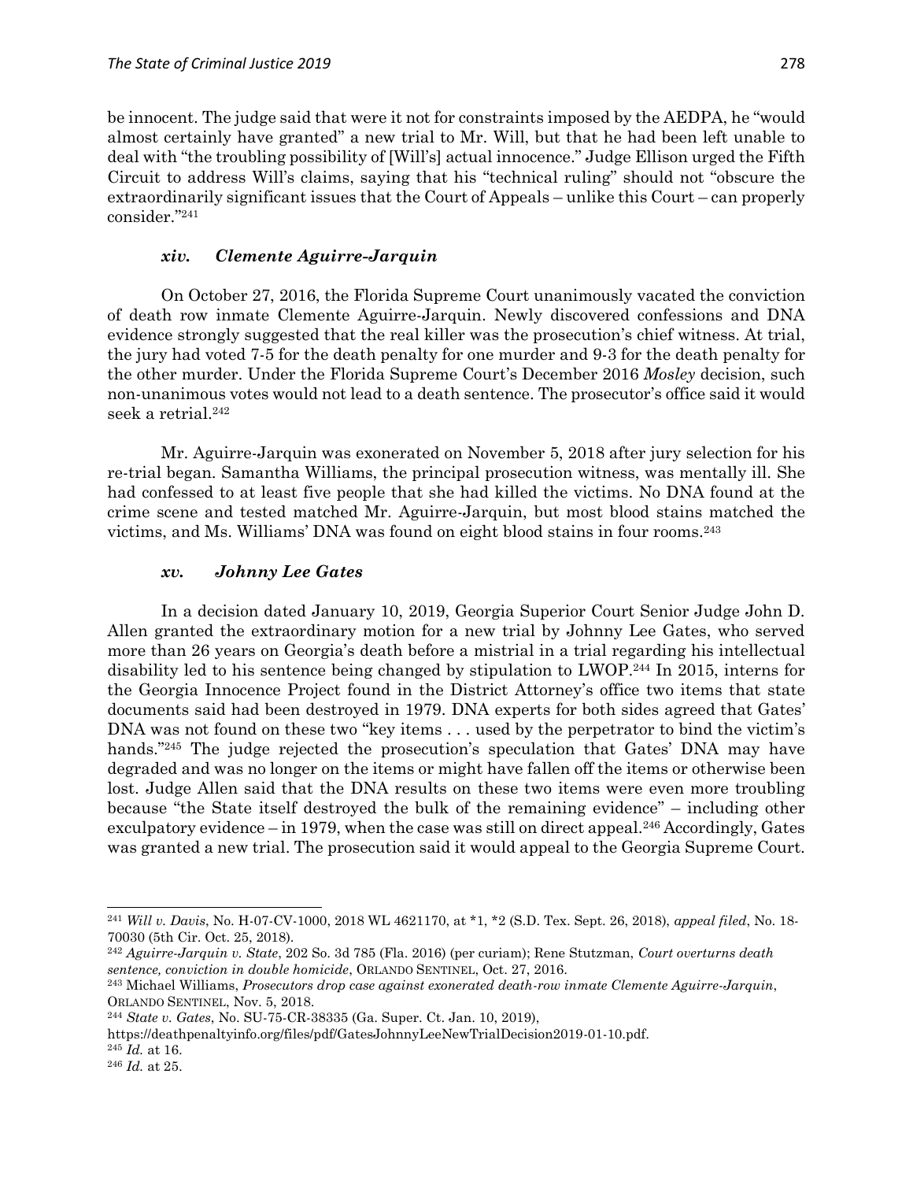be innocent. The judge said that were it not for constraints imposed by the AEDPA, he "would almost certainly have granted" a new trial to Mr. Will, but that he had been left unable to deal with "the troubling possibility of [Will's] actual innocence." Judge Ellison urged the Fifth Circuit to address Will's claims, saying that his "technical ruling" should not "obscure the extraordinarily significant issues that the Court of Appeals – unlike this Court – can properly consider."[241]

### *xiv. Clemente Aguirre-Jarquin*

On October 27, 2016, the Florida Supreme Court unanimously vacated the conviction of death row inmate Clemente Aguirre-Jarquin. Newly discovered confessions and DNA evidence strongly suggested that the real killer was the prosecution's chief witness. At trial, the jury had voted 7-5 for the death penalty for one murder and 9-3 for the death penalty for the other murder. Under the Florida Supreme Court's December 2016 *Mosley* decision, such non-unanimous votes would not lead to a death sentence. The prosecutor's office said it would seek a retrial.[242]

Mr. Aguirre-Jarquin was exonerated on November 5, 2018 after jury selection for his re-trial began. Samantha Williams, the principal prosecution witness, was mentally ill. She had confessed to at least five people that she had killed the victims. No DNA found at the crime scene and tested matched Mr. Aguirre-Jarquin, but most blood stains matched the victims, and Ms. Williams' DNA was found on eight blood stains in four rooms.[243]

### *xv. Johnny Lee Gates*

In a decision dated January 10, 2019, Georgia Superior Court Senior Judge John D. Allen granted the extraordinary motion for a new trial by Johnny Lee Gates, who served more than 26 years on Georgia's death before a mistrial in a trial regarding his intellectual disability led to his sentence being changed by stipulation to LWOP.[244] In 2015, interns for the Georgia Innocence Project found in the District Attorney's office two items that state documents said had been destroyed in 1979. DNA experts for both sides agreed that Gates' DNA was not found on these two "key items . . . used by the perpetrator to bind the victim's hands."[245] The judge rejected the prosecution's speculation that Gates' DNA may have degraded and was no longer on the items or might have fallen off the items or otherwise been lost. Judge Allen said that the DNA results on these two items were even more troubling because "the State itself destroyed the bulk of the remaining evidence" – including other exculpatory evidence – in 1979, when the case was still on direct appeal.[246] Accordingly, Gates was granted a new trial. The prosecution said it would appeal to the Georgia Supreme Court.

---

[241] *Will v. Davis*, No. H-07-CV-1000, 2018 WL 4621170, at *1, *2 (S.D. Tex. Sept. 26, 2018), *appeal filed*, No. 18-70030 (5th Cir. Oct. 25, 2018).

[242] *Aguirre-Jarquin v. State*, 202 So. 3d 785 (Fla. 2016) (per curiam); Rene Stutzman, *Court overturns death sentence, conviction in double homicide*, ORLANDO SENTINEL, Oct. 27, 2016.

[243] Michael Williams, *Prosecutors drop case against exonerated death-row inmate Clemente Aguirre-Jarquin*, ORLANDO SENTINEL, Nov. 5, 2018.

[244] *State v. Gates*, No. SU-75-CR-38335 (Ga. Super. Ct. Jan. 10, 2019), https://deathpenaltyinfo.org/files/pdf/GatesJohnnyLeeNewTrialDecision2019-01-10.pdf.

[245] *Id.* at 16.

[246] *Id.* at 25.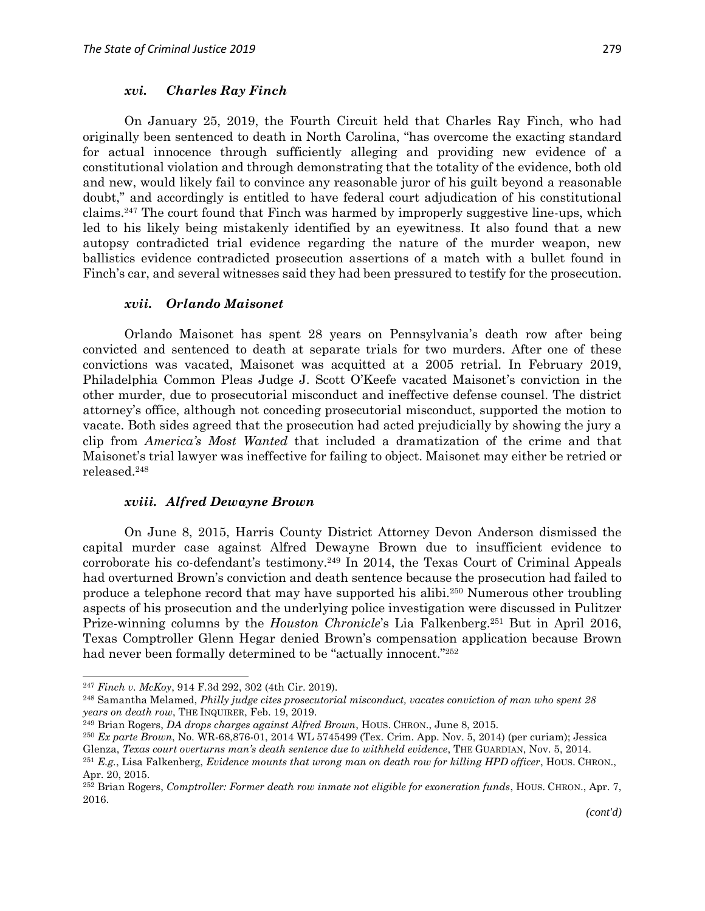#### *xvi. Charles Ray Finch*

On January 25, 2019, the Fourth Circuit held that Charles Ray Finch, who had originally been sentenced to death in North Carolina, "has overcome the exacting standard for actual innocence through sufficiently alleging and providing new evidence of a constitutional violation and through demonstrating that the totality of the evidence, both old and new, would likely fail to convince any reasonable juror of his guilt beyond a reasonable doubt," and accordingly is entitled to have federal court adjudication of his constitutional claims.[247] The court found that Finch was harmed by improperly suggestive line-ups, which led to his likely being mistakenly identified by an eyewitness. It also found that a new autopsy contradicted trial evidence regarding the nature of the murder weapon, new ballistics evidence contradicted prosecution assertions of a match with a bullet found in Finch's car, and several witnesses said they had been pressured to testify for the prosecution.

#### *xvii. Orlando Maisonet*

Orlando Maisonet has spent 28 years on Pennsylvania's death row after being convicted and sentenced to death at separate trials for two murders. After one of these convictions was vacated, Maisonet was acquitted at a 2005 retrial. In February 2019, Philadelphia Common Pleas Judge J. Scott O'Keefe vacated Maisonet's conviction in the other murder, due to prosecutorial misconduct and ineffective defense counsel. The district attorney's office, although not conceding prosecutorial misconduct, supported the motion to vacate. Both sides agreed that the prosecution had acted prejudicially by showing the jury a clip from *America's Most Wanted* that included a dramatization of the crime and that Maisonet's trial lawyer was ineffective for failing to object. Maisonet may either be retried or released.[248]

#### *xviii. Alfred Dewayne Brown*

On June 8, 2015, Harris County District Attorney Devon Anderson dismissed the capital murder case against Alfred Dewayne Brown due to insufficient evidence to corroborate his co-defendant's testimony.[249] In 2014, the Texas Court of Criminal Appeals had overturned Brown's conviction and death sentence because the prosecution had failed to produce a telephone record that may have supported his alibi.[250] Numerous other troubling aspects of his prosecution and the underlying police investigation were discussed in Pulitzer Prize-winning columns by the *Houston Chronicle*'s Lia Falkenberg.[251] But in April 2016, Texas Comptroller Glenn Hegar denied Brown's compensation application because Brown had never been formally determined to be "actually innocent."[252]

---

[247] *Finch v. McKoy*, 914 F.3d 292, 302 (4th Cir. 2019).

[248] Samantha Melamed, *Philly judge cites prosecutorial misconduct, vacates conviction of man who spent 28 years on death row*, THE INQUIRER, Feb. 19, 2019.

[249] Brian Rogers, *DA drops charges against Alfred Brown*, HOUS. CHRON., June 8, 2015.

[250] *Ex parte Brown*, No. WR-68,876-01, 2014 WL 5745499 (Tex. Crim. App. Nov. 5, 2014) (per curiam); Jessica Glenza, *Texas court overturns man's death sentence due to withheld evidence*, THE GUARDIAN, Nov. 5, 2014.

[251] *E.g.*, Lisa Falkenberg, *Evidence mounts that wrong man on death row for killing HPD officer*, HOUS. CHRON., Apr. 20, 2015.

[252] Brian Rogers, *Comptroller: Former death row inmate not eligible for exoneration funds*, HOUS. CHRON., Apr. 7, 2016.

*(cont'd)*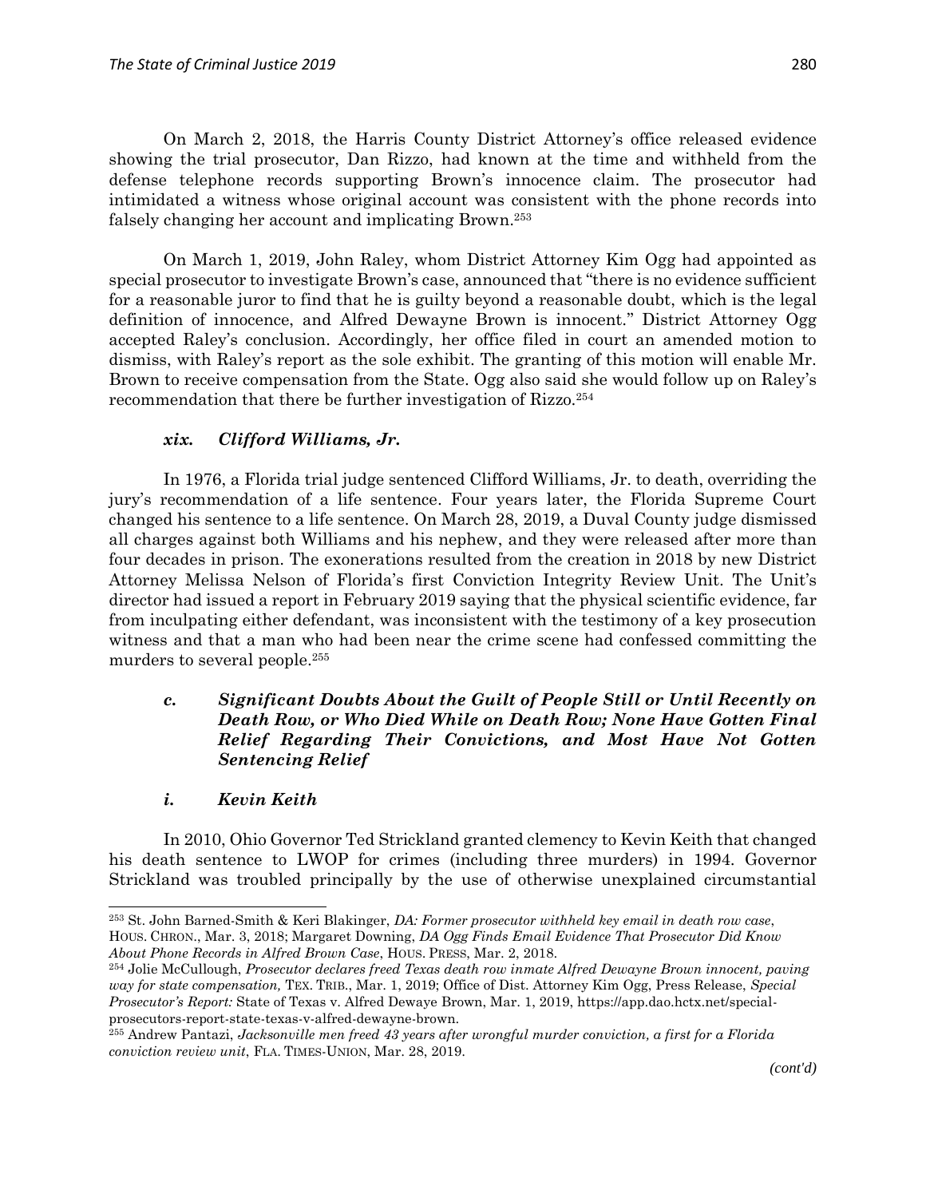On March 2, 2018, the Harris County District Attorney's office released evidence showing the trial prosecutor, Dan Rizzo, had known at the time and withheld from the defense telephone records supporting Brown's innocence claim. The prosecutor had intimidated a witness whose original account was consistent with the phone records into falsely changing her account and implicating Brown.[253]

On March 1, 2019, John Raley, whom District Attorney Kim Ogg had appointed as special prosecutor to investigate Brown's case, announced that "there is no evidence sufficient for a reasonable juror to find that he is guilty beyond a reasonable doubt, which is the legal definition of innocence, and Alfred Dewayne Brown is innocent." District Attorney Ogg accepted Raley's conclusion. Accordingly, her office filed in court an amended motion to dismiss, with Raley's report as the sole exhibit. The granting of this motion will enable Mr. Brown to receive compensation from the State. Ogg also said she would follow up on Raley's recommendation that there be further investigation of Rizzo.[254]

#### *xix. Clifford Williams, Jr.*

In 1976, a Florida trial judge sentenced Clifford Williams, Jr. to death, overriding the jury's recommendation of a life sentence. Four years later, the Florida Supreme Court changed his sentence to a life sentence. On March 28, 2019, a Duval County judge dismissed all charges against both Williams and his nephew, and they were released after more than four decades in prison. The exonerations resulted from the creation in 2018 by new District Attorney Melissa Nelson of Florida's first Conviction Integrity Review Unit. The Unit's director had issued a report in February 2019 saying that the physical scientific evidence, far from inculpating either defendant, was inconsistent with the testimony of a key prosecution witness and that a man who had been near the crime scene had confessed committing the murders to several people.[255]

### *c. Significant Doubts About the Guilt of People Still or Until Recently on Death Row, or Who Died While on Death Row; None Have Gotten Final Relief Regarding Their Convictions, and Most Have Not Gotten Sentencing Relief*

#### *i. Kevin Keith*

In 2010, Ohio Governor Ted Strickland granted clemency to Kevin Keith that changed his death sentence to LWOP for crimes (including three murders) in 1994. Governor Strickland was troubled principally by the use of otherwise unexplained circumstantial

---

[253] St. John Barned-Smith & Keri Blakinger, *DA: Former prosecutor withheld key email in death row case*, HOUS. CHRON., Mar. 3, 2018; Margaret Downing, *DA Ogg Finds Email Evidence That Prosecutor Did Know About Phone Records in Alfred Brown Case*, HOUS. PRESS, Mar. 2, 2018.

[254] Jolie McCullough, *Prosecutor declares freed Texas death row inmate Alfred Dewayne Brown innocent, paving way for state compensation,* TEX. TRIB., Mar. 1, 2019; Office of Dist. Attorney Kim Ogg, Press Release, *Special Prosecutor's Report:* State of Texas v. Alfred Dewaye Brown, Mar. 1, 2019, https://app.dao.hctx.net/special-prosecutors-report-state-texas-v-alfred-dewayne-brown.

[255] Andrew Pantazi, *Jacksonville men freed 43 years after wrongful murder conviction, a first for a Florida conviction review unit*, FLA. TIMES-UNION, Mar. 28, 2019.

*(cont'd)*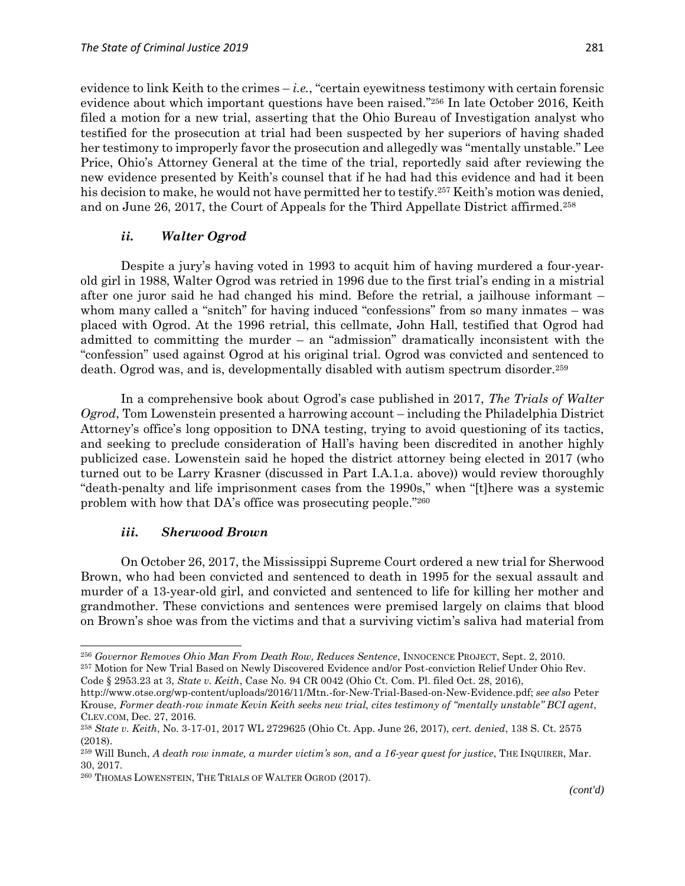evidence to link Keith to the crimes – *i.e.*, "certain eyewitness testimony with certain forensic evidence about which important questions have been raised."[256] In late October 2016, Keith filed a motion for a new trial, asserting that the Ohio Bureau of Investigation analyst who testified for the prosecution at trial had been suspected by her superiors of having shaded her testimony to improperly favor the prosecution and allegedly was "mentally unstable." Lee Price, Ohio's Attorney General at the time of the trial, reportedly said after reviewing the new evidence presented by Keith's counsel that if he had had this evidence and had it been his decision to make, he would not have permitted her to testify.[257] Keith's motion was denied, and on June 26, 2017, the Court of Appeals for the Third Appellate District affirmed.[258]

### *ii. Walter Ogrod*

Despite a jury's having voted in 1993 to acquit him of having murdered a four-year-old girl in 1988, Walter Ogrod was retried in 1996 due to the first trial's ending in a mistrial after one juror said he had changed his mind. Before the retrial, a jailhouse informant – whom many called a "snitch" for having induced "confessions" from so many inmates – was placed with Ogrod. At the 1996 retrial, this cellmate, John Hall, testified that Ogrod had admitted to committing the murder – an "admission" dramatically inconsistent with the "confession" used against Ogrod at his original trial. Ogrod was convicted and sentenced to death. Ogrod was, and is, developmentally disabled with autism spectrum disorder.[259]

In a comprehensive book about Ogrod's case published in 2017, *The Trials of Walter Ogrod*, Tom Lowenstein presented a harrowing account – including the Philadelphia District Attorney's office's long opposition to DNA testing, trying to avoid questioning of its tactics, and seeking to preclude consideration of Hall's having been discredited in another highly publicized case. Lowenstein said he hoped the district attorney being elected in 2017 (who turned out to be Larry Krasner (discussed in Part I.A.1.a. above)) would review thoroughly "death-penalty and life imprisonment cases from the 1990s," when "[t]here was a systemic problem with how that DA's office was prosecuting people."[260]

### *iii. Sherwood Brown*

On October 26, 2017, the Mississippi Supreme Court ordered a new trial for Sherwood Brown, who had been convicted and sentenced to death in 1995 for the sexual assault and murder of a 13-year-old girl, and convicted and sentenced to life for killing her mother and grandmother. These convictions and sentences were premised largely on claims that blood on Brown's shoe was from the victims and that a surviving victim's saliva had material from

---

[256] *Governor Removes Ohio Man From Death Row, Reduces Sentence*, INNOCENCE PROJECT, Sept. 2, 2010.

[257] Motion for New Trial Based on Newly Discovered Evidence and/or Post-conviction Relief Under Ohio Rev. Code § 2953.23 at 3, *State v. Keith*, Case No. 94 CR 0042 (Ohio Ct. Com. Pl. filed Oct. 28, 2016), http://www.otse.org/wp-content/uploads/2016/11/Mtn.-for-New-Trial-Based-on-New-Evidence.pdf; *see also* Peter Krouse, *Former death-row inmate Kevin Keith seeks new trial, cites testimony of "mentally unstable" BCI agent*, CLEV.COM, Dec. 27, 2016.

[258] *State v. Keith*, No. 3-17-01, 2017 WL 2729625 (Ohio Ct. App. June 26, 2017), *cert. denied*, 138 S. Ct. 2575 (2018).

[259] Will Bunch, *A death row inmate, a murder victim's son, and a 16-year quest for justice*, THE INQUIRER, Mar. 30, 2017.

[260] THOMAS LOWENSTEIN, THE TRIALS OF WALTER OGROD (2017).

*(cont'd)*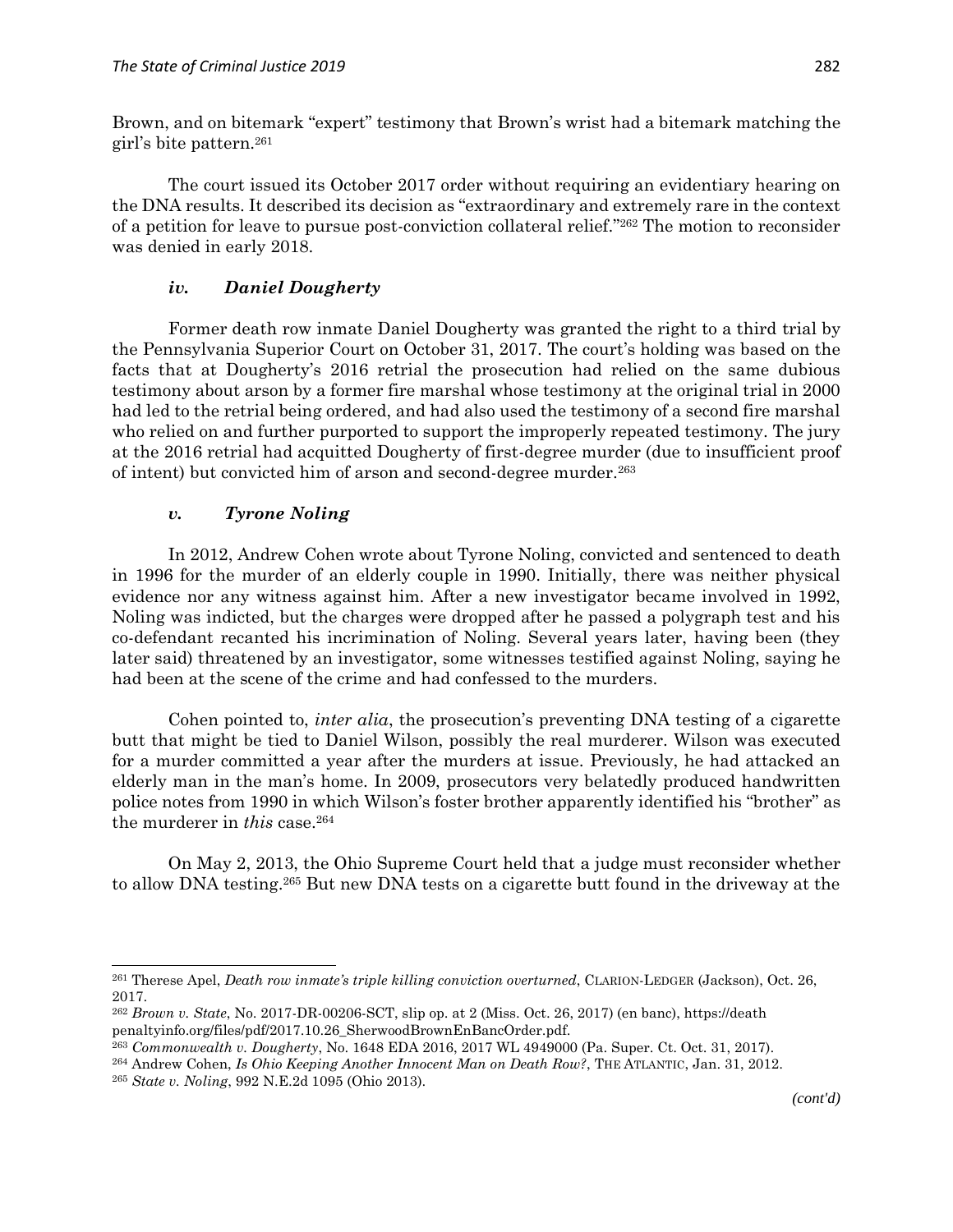Brown, and on bitemark "expert" testimony that Brown's wrist had a bitemark matching the girl's bite pattern.[261]

The court issued its October 2017 order without requiring an evidentiary hearing on the DNA results. It described its decision as "extraordinary and extremely rare in the context of a petition for leave to pursue post-conviction collateral relief."[262] The motion to reconsider was denied in early 2018.

#### *iv. Daniel Dougherty*

Former death row inmate Daniel Dougherty was granted the right to a third trial by the Pennsylvania Superior Court on October 31, 2017. The court's holding was based on the facts that at Dougherty's 2016 retrial the prosecution had relied on the same dubious testimony about arson by a former fire marshal whose testimony at the original trial in 2000 had led to the retrial being ordered, and had also used the testimony of a second fire marshal who relied on and further purported to support the improperly repeated testimony. The jury at the 2016 retrial had acquitted Dougherty of first-degree murder (due to insufficient proof of intent) but convicted him of arson and second-degree murder.[263]

#### *v. Tyrone Noling*

In 2012, Andrew Cohen wrote about Tyrone Noling, convicted and sentenced to death in 1996 for the murder of an elderly couple in 1990. Initially, there was neither physical evidence nor any witness against him. After a new investigator became involved in 1992, Noling was indicted, but the charges were dropped after he passed a polygraph test and his co-defendant recanted his incrimination of Noling. Several years later, having been (they later said) threatened by an investigator, some witnesses testified against Noling, saying he had been at the scene of the crime and had confessed to the murders.

Cohen pointed to, *inter alia*, the prosecution's preventing DNA testing of a cigarette butt that might be tied to Daniel Wilson, possibly the real murderer. Wilson was executed for a murder committed a year after the murders at issue. Previously, he had attacked an elderly man in the man's home. In 2009, prosecutors very belatedly produced handwritten police notes from 1990 in which Wilson's foster brother apparently identified his "brother" as the murderer in *this* case.[264]

On May 2, 2013, the Ohio Supreme Court held that a judge must reconsider whether to allow DNA testing.[265] But new DNA tests on a cigarette butt found in the driveway at the

---

[261] Therese Apel, *Death row inmate's triple killing conviction overturned*, CLARION-LEDGER (Jackson), Oct. 26, 2017.

[262] *Brown v. State*, No. 2017-DR-00206-SCT, slip op. at 2 (Miss. Oct. 26, 2017) (en banc), https://deathpenaltyinfo.org/files/pdf/2017.10.26_SherwoodBrownEnBancOrder.pdf.

[263] *Commonwealth v. Dougherty*, No. 1648 EDA 2016, 2017 WL 4949000 (Pa. Super. Ct. Oct. 31, 2017).

[264] Andrew Cohen, *Is Ohio Keeping Another Innocent Man on Death Row?*, THE ATLANTIC, Jan. 31, 2012.

[265] *State v. Noling*, 992 N.E.2d 1095 (Ohio 2013).

*(cont'd)*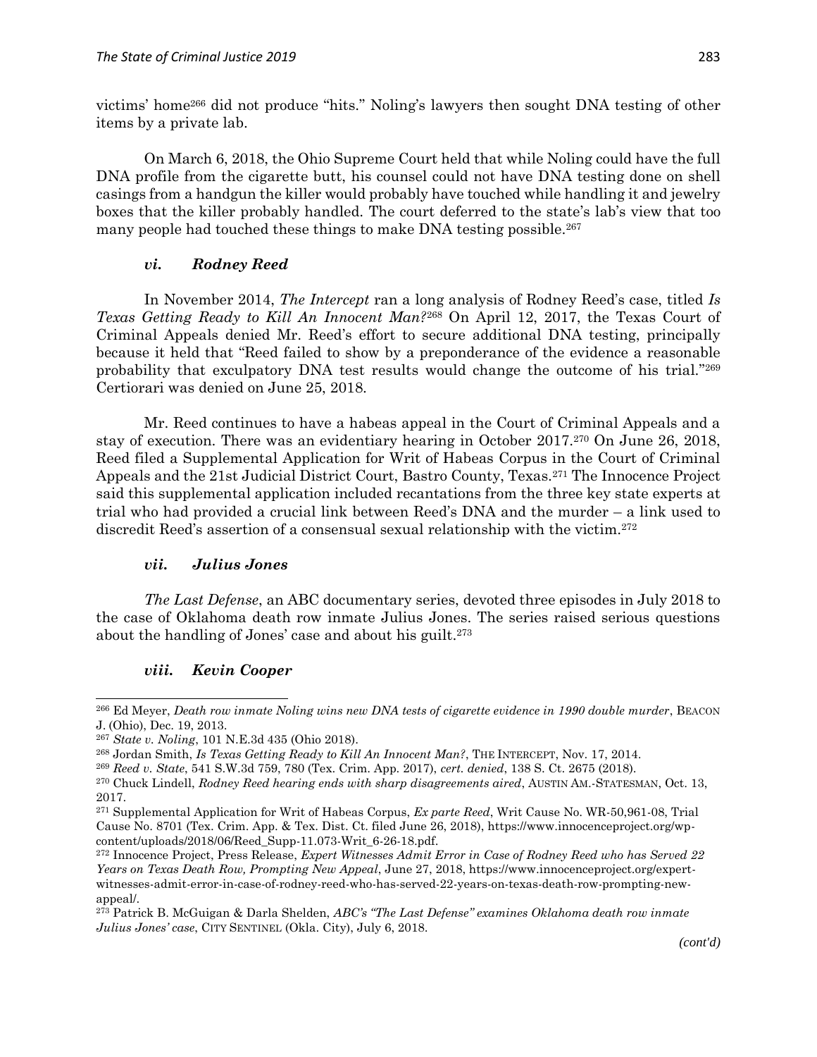victims' home[266] did not produce "hits." Noling's lawyers then sought DNA testing of other items by a private lab.

On March 6, 2018, the Ohio Supreme Court held that while Noling could have the full DNA profile from the cigarette butt, his counsel could not have DNA testing done on shell casings from a handgun the killer would probably have touched while handling it and jewelry boxes that the killer probably handled. The court deferred to the state's lab's view that too many people had touched these things to make DNA testing possible.[267]

#### *vi. Rodney Reed*

In November 2014, *The Intercept* ran a long analysis of Rodney Reed's case, titled *Is Texas Getting Ready to Kill An Innocent Man?*[268] On April 12, 2017, the Texas Court of Criminal Appeals denied Mr. Reed's effort to secure additional DNA testing, principally because it held that "Reed failed to show by a preponderance of the evidence a reasonable probability that exculpatory DNA test results would change the outcome of his trial."[269] Certiorari was denied on June 25, 2018.

Mr. Reed continues to have a habeas appeal in the Court of Criminal Appeals and a stay of execution. There was an evidentiary hearing in October 2017.[270] On June 26, 2018, Reed filed a Supplemental Application for Writ of Habeas Corpus in the Court of Criminal Appeals and the 21st Judicial District Court, Bastro County, Texas.[271] The Innocence Project said this supplemental application included recantations from the three key state experts at trial who had provided a crucial link between Reed's DNA and the murder – a link used to discredit Reed's assertion of a consensual sexual relationship with the victim.[272]

#### *vii. Julius Jones*

*The Last Defense*, an ABC documentary series, devoted three episodes in July 2018 to the case of Oklahoma death row inmate Julius Jones. The series raised serious questions about the handling of Jones' case and about his guilt.[273]

#### *viii. Kevin Cooper*

---

[266] Ed Meyer, *Death row inmate Noling wins new DNA tests of cigarette evidence in 1990 double murder*, BEACON J. (Ohio), Dec. 19, 2013.

[267] *State v. Noling*, 101 N.E.3d 435 (Ohio 2018).

[268] Jordan Smith, *Is Texas Getting Ready to Kill An Innocent Man?*, THE INTERCEPT, Nov. 17, 2014.

[269] *Reed v. State*, 541 S.W.3d 759, 780 (Tex. Crim. App. 2017), *cert. denied*, 138 S. Ct. 2675 (2018).

[270] Chuck Lindell, *Rodney Reed hearing ends with sharp disagreements aired*, AUSTIN AM.-STATESMAN, Oct. 13, 2017.

[271] Supplemental Application for Writ of Habeas Corpus, *Ex parte Reed*, Writ Cause No. WR-50,961-08, Trial Cause No. 8701 (Tex. Crim. App. & Tex. Dist. Ct. filed June 26, 2018), https://www.innocenceproject.org/wp-content/uploads/2018/06/Reed_Supp-11.073-Writ_6-26-18.pdf.

[272] Innocence Project, Press Release, *Expert Witnesses Admit Error in Case of Rodney Reed who has Served 22 Years on Texas Death Row, Prompting New Appeal*, June 27, 2018, https://www.innocenceproject.org/expert-witnesses-admit-error-in-case-of-rodney-reed-who-has-served-22-years-on-texas-death-row-prompting-new-appeal/.

[273] Patrick B. McGuigan & Darla Shelden, *ABC's "The Last Defense" examines Oklahoma death row inmate Julius Jones' case*, CITY SENTINEL (Okla. City), July 6, 2018.

*(cont'd)*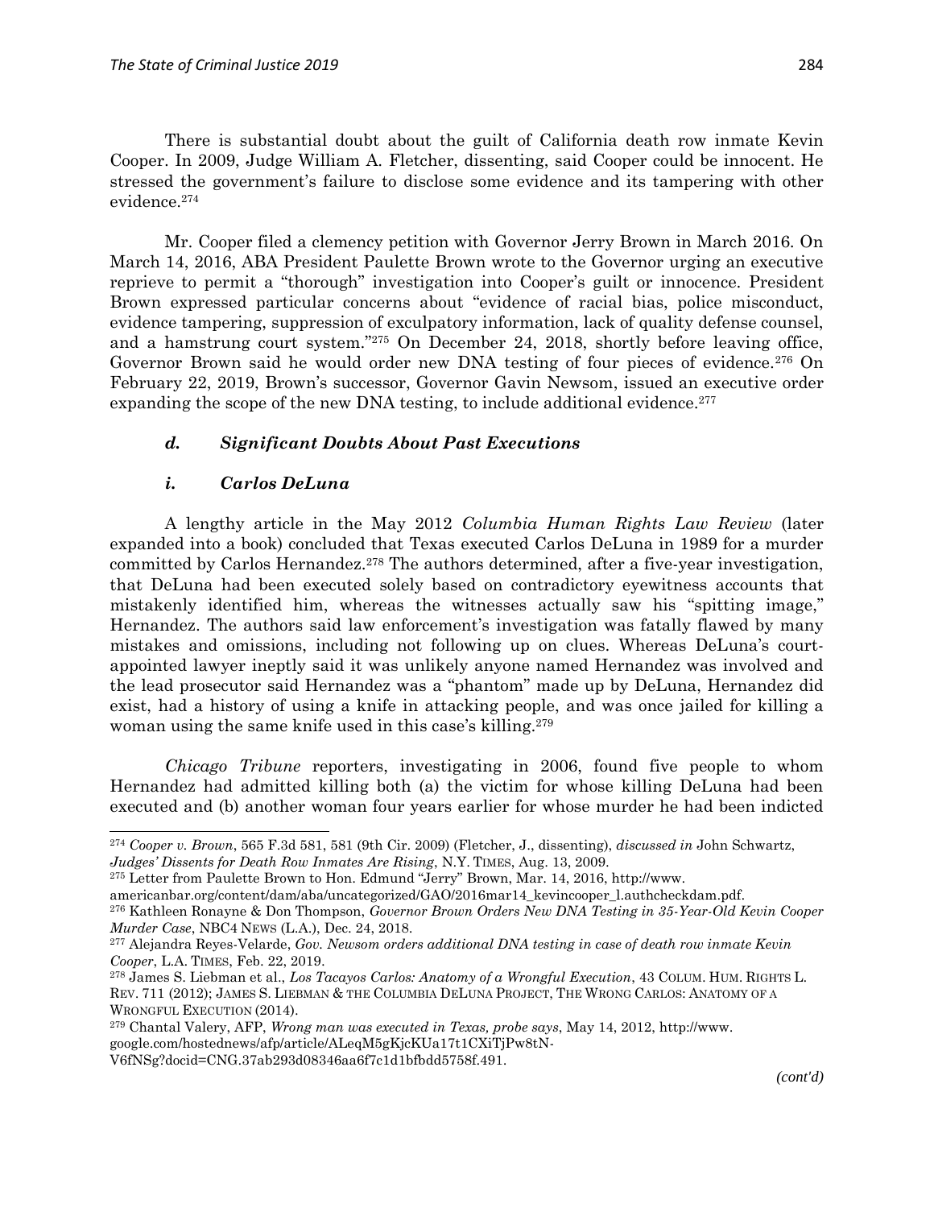There is substantial doubt about the guilt of California death row inmate Kevin Cooper. In 2009, Judge William A. Fletcher, dissenting, said Cooper could be innocent. He stressed the government's failure to disclose some evidence and its tampering with other evidence.[274]

Mr. Cooper filed a clemency petition with Governor Jerry Brown in March 2016. On March 14, 2016, ABA President Paulette Brown wrote to the Governor urging an executive reprieve to permit a "thorough" investigation into Cooper's guilt or innocence. President Brown expressed particular concerns about "evidence of racial bias, police misconduct, evidence tampering, suppression of exculpatory information, lack of quality defense counsel, and a hamstrung court system."[275] On December 24, 2018, shortly before leaving office, Governor Brown said he would order new DNA testing of four pieces of evidence.[276] On February 22, 2019, Brown's successor, Governor Gavin Newsom, issued an executive order expanding the scope of the new DNA testing, to include additional evidence.[277]

### *d. Significant Doubts About Past Executions*

#### *i. Carlos DeLuna*

A lengthy article in the May 2012 *Columbia Human Rights Law Review* (later expanded into a book) concluded that Texas executed Carlos DeLuna in 1989 for a murder committed by Carlos Hernandez.[278] The authors determined, after a five-year investigation, that DeLuna had been executed solely based on contradictory eyewitness accounts that mistakenly identified him, whereas the witnesses actually saw his "spitting image," Hernandez. The authors said law enforcement's investigation was fatally flawed by many mistakes and omissions, including not following up on clues. Whereas DeLuna's court-appointed lawyer ineptly said it was unlikely anyone named Hernandez was involved and the lead prosecutor said Hernandez was a "phantom" made up by DeLuna, Hernandez did exist, had a history of using a knife in attacking people, and was once jailed for killing a woman using the same knife used in this case's killing.[279]

*Chicago Tribune* reporters, investigating in 2006, found five people to whom Hernandez had admitted killing both (a) the victim for whose killing DeLuna had been executed and (b) another woman four years earlier for whose murder he had been indicted

---

[274] *Cooper v. Brown*, 565 F.3d 581, 581 (9th Cir. 2009) (Fletcher, J., dissenting), *discussed in* John Schwartz, *Judges' Dissents for Death Row Inmates Are Rising*, N.Y. TIMES, Aug. 13, 2009.

[275] Letter from Paulette Brown to Hon. Edmund "Jerry" Brown, Mar. 14, 2016, http://www.americanbar.org/content/dam/aba/uncategorized/GAO/2016mar14_kevincooper_l.authcheckdam.pdf.

[276] Kathleen Ronayne & Don Thompson, *Governor Brown Orders New DNA Testing in 35-Year-Old Kevin Cooper Murder Case*, NBC4 NEWS (L.A.), Dec. 24, 2018.

[277] Alejandra Reyes-Velarde, *Gov. Newsom orders additional DNA testing in case of death row inmate Kevin Cooper*, L.A. TIMES, Feb. 22, 2019.

[278] James S. Liebman et al., *Los Tocayos Carlos: Anatomy of a Wrongful Execution*, 43 COLUM. HUM. RIGHTS L. REV. 711 (2012); JAMES S. LIEBMAN & THE COLUMBIA DELUNA PROJECT, THE WRONG CARLOS: ANATOMY OF A WRONGFUL EXECUTION (2014).

[279] Chantal Valery, AFP, *Wrong man was executed in Texas, probe says*, May 14, 2012, http://www.google.com/hostednews/afp/article/ALeqM5gKjcKUa17t1CXiTjPw8tN-V6fNSg?docid=CNG.37ab293d08346aa6f7c1d1bfbdd5758f.491.

*(cont'd)*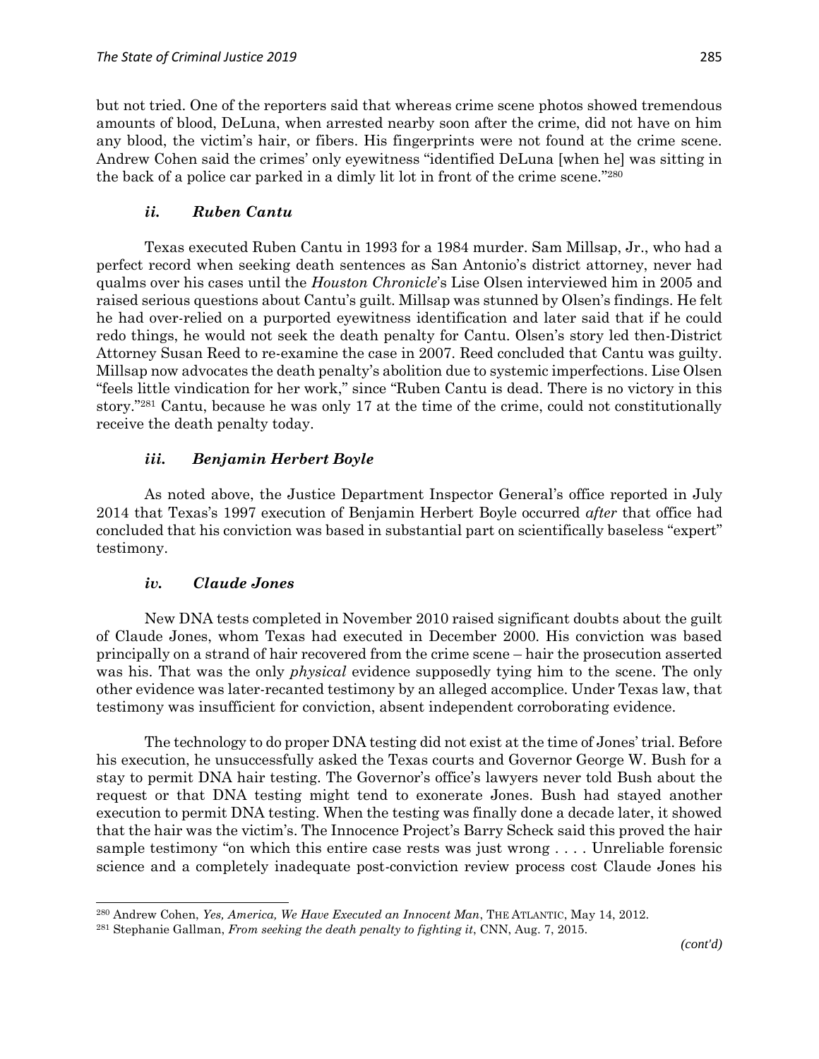but not tried. One of the reporters said that whereas crime scene photos showed tremendous amounts of blood, DeLuna, when arrested nearby soon after the crime, did not have on him any blood, the victim's hair, or fibers. His fingerprints were not found at the crime scene. Andrew Cohen said the crimes' only eyewitness "identified DeLuna [when he] was sitting in the back of a police car parked in a dimly lit lot in front of the crime scene."[280]

#### *ii. Ruben Cantu*

Texas executed Ruben Cantu in 1993 for a 1984 murder. Sam Millsap, Jr., who had a perfect record when seeking death sentences as San Antonio's district attorney, never had qualms over his cases until the *Houston Chronicle*'s Lise Olsen interviewed him in 2005 and raised serious questions about Cantu's guilt. Millsap was stunned by Olsen's findings. He felt he had over-relied on a purported eyewitness identification and later said that if he could redo things, he would not seek the death penalty for Cantu. Olsen's story led then-District Attorney Susan Reed to re-examine the case in 2007. Reed concluded that Cantu was guilty. Millsap now advocates the death penalty's abolition due to systemic imperfections. Lise Olsen "feels little vindication for her work," since "Ruben Cantu is dead. There is no victory in this story."[281] Cantu, because he was only 17 at the time of the crime, could not constitutionally receive the death penalty today.

#### *iii. Benjamin Herbert Boyle*

As noted above, the Justice Department Inspector General's office reported in July 2014 that Texas's 1997 execution of Benjamin Herbert Boyle occurred *after* that office had concluded that his conviction was based in substantial part on scientifically baseless "expert" testimony.

#### *iv. Claude Jones*

New DNA tests completed in November 2010 raised significant doubts about the guilt of Claude Jones, whom Texas had executed in December 2000. His conviction was based principally on a strand of hair recovered from the crime scene – hair the prosecution asserted was his. That was the only *physical* evidence supposedly tying him to the scene. The only other evidence was later-recanted testimony by an alleged accomplice. Under Texas law, that testimony was insufficient for conviction, absent independent corroborating evidence.

The technology to do proper DNA testing did not exist at the time of Jones' trial. Before his execution, he unsuccessfully asked the Texas courts and Governor George W. Bush for a stay to permit DNA hair testing. The Governor's office's lawyers never told Bush about the request or that DNA testing might tend to exonerate Jones. Bush had stayed another execution to permit DNA testing. When the testing was finally done a decade later, it showed that the hair was the victim's. The Innocence Project's Barry Scheck said this proved the hair sample testimony "on which this entire case rests was just wrong . . . . Unreliable forensic science and a completely inadequate post-conviction review process cost Claude Jones his

[280] Andrew Cohen, *Yes, America, We Have Executed an Innocent Man*, THE ATLANTIC, May 14, 2012.

[281] Stephanie Gallman, *From seeking the death penalty to fighting it*, CNN, Aug. 7, 2015.

*(cont'd)*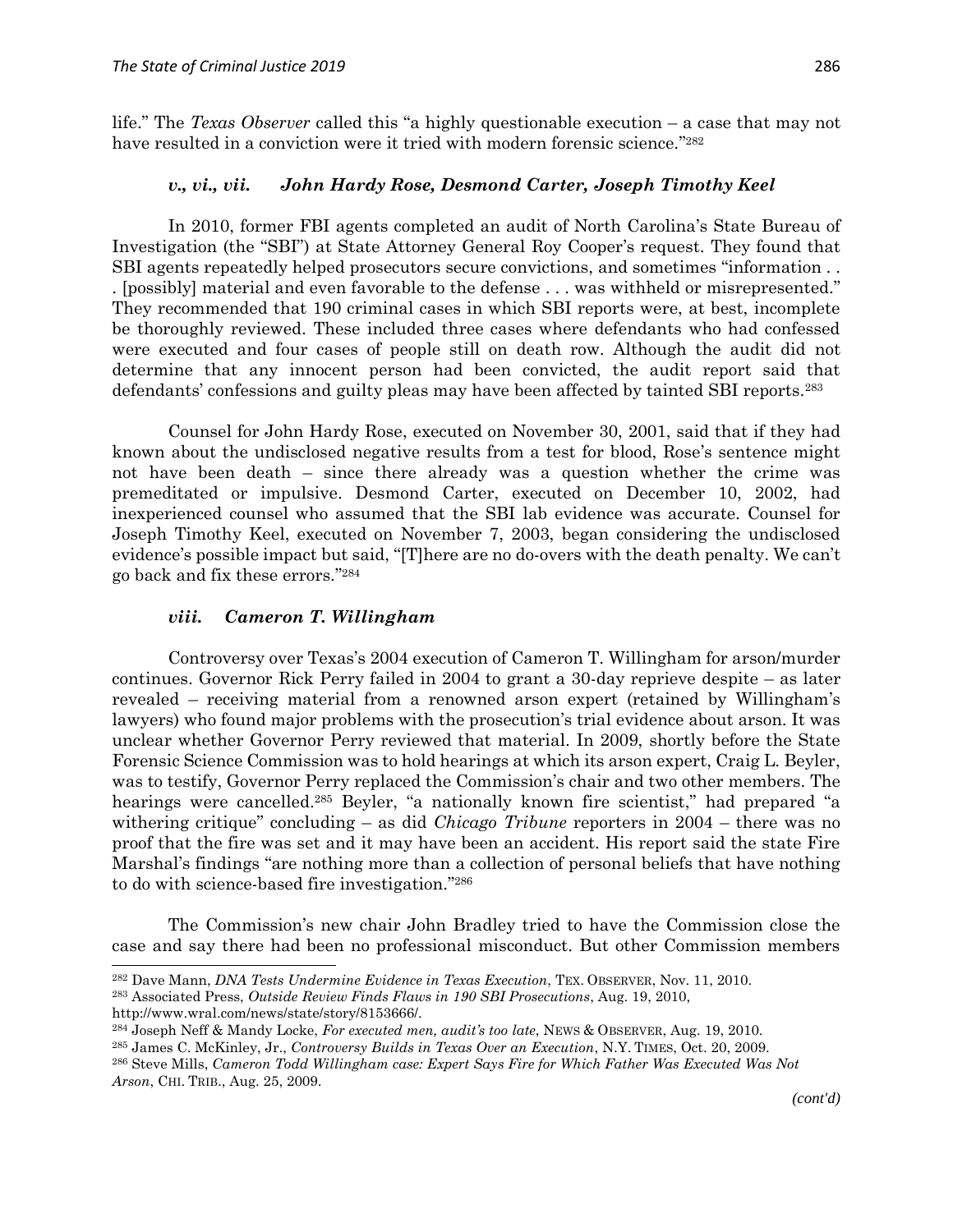life." The *Texas Observer* called this "a highly questionable execution – a case that may not have resulted in a conviction were it tried with modern forensic science."[282]

### *v., vi., vii. John Hardy Rose, Desmond Carter, Joseph Timothy Keel*

In 2010, former FBI agents completed an audit of North Carolina's State Bureau of Investigation (the "SBI") at State Attorney General Roy Cooper's request. They found that SBI agents repeatedly helped prosecutors secure convictions, and sometimes "information . . . [possibly] material and even favorable to the defense . . . was withheld or misrepresented." They recommended that 190 criminal cases in which SBI reports were, at best, incomplete be thoroughly reviewed. These included three cases where defendants who had confessed were executed and four cases of people still on death row. Although the audit did not determine that any innocent person had been convicted, the audit report said that defendants' confessions and guilty pleas may have been affected by tainted SBI reports.[283]

Counsel for John Hardy Rose, executed on November 30, 2001, said that if they had known about the undisclosed negative results from a test for blood, Rose's sentence might not have been death – since there already was a question whether the crime was premeditated or impulsive. Desmond Carter, executed on December 10, 2002, had inexperienced counsel who assumed that the SBI lab evidence was accurate. Counsel for Joseph Timothy Keel, executed on November 7, 2003, began considering the undisclosed evidence's possible impact but said, "[T]here are no do-overs with the death penalty. We can't go back and fix these errors."[284]

### *viii. Cameron T. Willingham*

Controversy over Texas's 2004 execution of Cameron T. Willingham for arson/murder continues. Governor Rick Perry failed in 2004 to grant a 30-day reprieve despite – as later revealed – receiving material from a renowned arson expert (retained by Willingham's lawyers) who found major problems with the prosecution's trial evidence about arson. It was unclear whether Governor Perry reviewed that material. In 2009, shortly before the State Forensic Science Commission was to hold hearings at which its arson expert, Craig L. Beyler, was to testify, Governor Perry replaced the Commission's chair and two other members. The hearings were cancelled.[285] Beyler, "a nationally known fire scientist," had prepared "a withering critique" concluding – as did *Chicago Tribune* reporters in 2004 – there was no proof that the fire was set and it may have been an accident. His report said the state Fire Marshal's findings "are nothing more than a collection of personal beliefs that have nothing to do with science-based fire investigation."[286]

The Commission's new chair John Bradley tried to have the Commission close the case and say there had been no professional misconduct. But other Commission members

---

[282] Dave Mann, *DNA Tests Undermine Evidence in Texas Execution*, TEX. OBSERVER, Nov. 11, 2010.

[283] Associated Press, *Outside Review Finds Flaws in 190 SBI Prosecutions*, Aug. 19, 2010, http://www.wral.com/news/state/story/8153666/.

[284] Joseph Neff & Mandy Locke, *For executed men, audit's too late*, NEWS & OBSERVER, Aug. 19, 2010.

[285] James C. McKinley, Jr., *Controversy Builds in Texas Over an Execution*, N.Y. TIMES, Oct. 20, 2009.

[286] Steve Mills, *Cameron Todd Willingham case: Expert Says Fire for Which Father Was Executed Was Not Arson*, CHI. TRIB., Aug. 25, 2009.

*(cont'd)*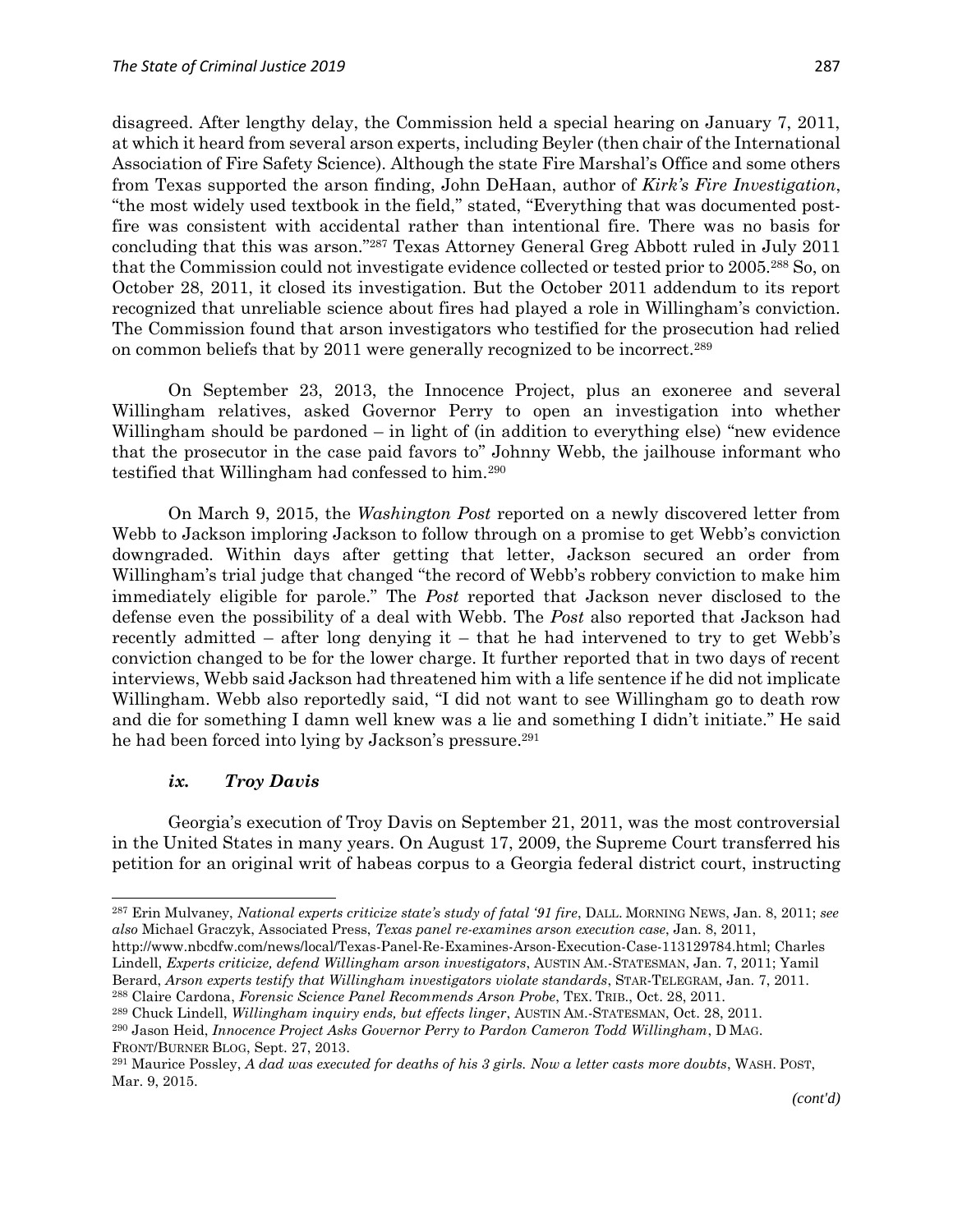disagreed. After lengthy delay, the Commission held a special hearing on January 7, 2011, at which it heard from several arson experts, including Beyler (then chair of the International Association of Fire Safety Science). Although the state Fire Marshal's Office and some others from Texas supported the arson finding, John DeHaan, author of *Kirk's Fire Investigation*, "the most widely used textbook in the field," stated, "Everything that was documented post-fire was consistent with accidental rather than intentional fire. There was no basis for concluding that this was arson."[287] Texas Attorney General Greg Abbott ruled in July 2011 that the Commission could not investigate evidence collected or tested prior to 2005.[288] So, on October 28, 2011, it closed its investigation. But the October 2011 addendum to its report recognized that unreliable science about fires had played a role in Willingham's conviction. The Commission found that arson investigators who testified for the prosecution had relied on common beliefs that by 2011 were generally recognized to be incorrect.[289]

On September 23, 2013, the Innocence Project, plus an exoneree and several Willingham relatives, asked Governor Perry to open an investigation into whether Willingham should be pardoned – in light of (in addition to everything else) "new evidence that the prosecutor in the case paid favors to" Johnny Webb, the jailhouse informant who testified that Willingham had confessed to him.[290]

On March 9, 2015, the *Washington Post* reported on a newly discovered letter from Webb to Jackson imploring Jackson to follow through on a promise to get Webb's conviction downgraded. Within days after getting that letter, Jackson secured an order from Willingham's trial judge that changed "the record of Webb's robbery conviction to make him immediately eligible for parole." The *Post* reported that Jackson never disclosed to the defense even the possibility of a deal with Webb. The *Post* also reported that Jackson had recently admitted – after long denying it – that he had intervened to try to get Webb's conviction changed to be for the lower charge. It further reported that in two days of recent interviews, Webb said Jackson had threatened him with a life sentence if he did not implicate Willingham. Webb also reportedly said, "I did not want to see Willingham go to death row and die for something I damn well knew was a lie and something I didn't initiate." He said he had been forced into lying by Jackson's pressure.[291]

#### *ix. Troy Davis*

Georgia's execution of Troy Davis on September 21, 2011, was the most controversial in the United States in many years. On August 17, 2009, the Supreme Court transferred his petition for an original writ of habeas corpus to a Georgia federal district court, instructing

---

[287] Erin Mulvaney, *National experts criticize state's study of fatal '91 fire*, DALL. MORNING NEWS, Jan. 8, 2011; *see also* Michael Graczyk, Associated Press, *Texas panel re-examines arson execution case*, Jan. 8, 2011, http://www.nbcdfw.com/news/local/Texas-Panel-Re-Examines-Arson-Execution-Case-113129784.html; Charles Lindell, *Experts criticize, defend Willingham arson investigators*, AUSTIN AM.-STATESMAN, Jan. 7, 2011; Yamil Berard, *Arson experts testify that Willingham investigators violate standards*, STAR-TELEGRAM, Jan. 7, 2011.

[288] Claire Cardona, *Forensic Science Panel Recommends Arson Probe*, TEX. TRIB., Oct. 28, 2011.

[289] Chuck Lindell, *Willingham inquiry ends, but effects linger*, AUSTIN AM.-STATESMAN, Oct. 28, 2011.

[290] Jason Heid, *Innocence Project Asks Governor Perry to Pardon Cameron Todd Willingham*, D MAG. FRONT/BURNER BLOG, Sept. 27, 2013.

[291] Maurice Possley, *A dad was executed for deaths of his 3 girls. Now a letter casts more doubts*, WASH. POST, Mar. 9, 2015.

*(cont'd)*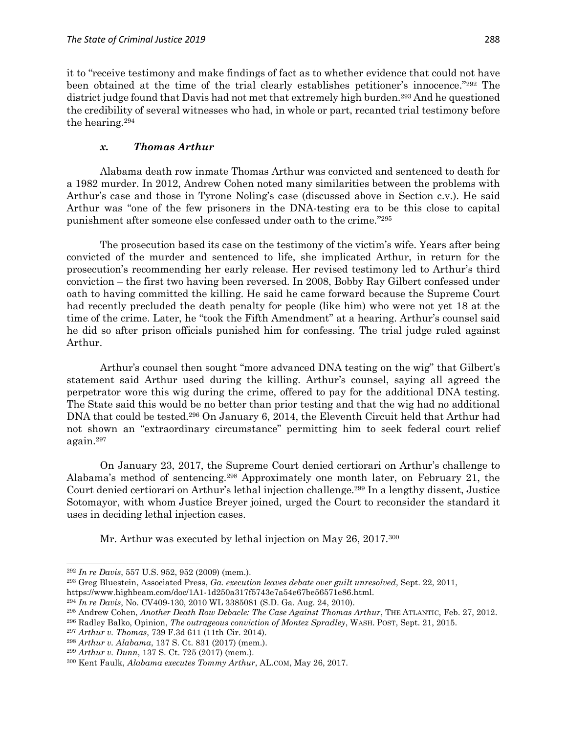it to "receive testimony and make findings of fact as to whether evidence that could not have been obtained at the time of the trial clearly establishes petitioner's innocence."[292] The district judge found that Davis had not met that extremely high burden.[293] And he questioned the credibility of several witnesses who had, in whole or part, recanted trial testimony before the hearing.[294]

### *x. Thomas Arthur*

Alabama death row inmate Thomas Arthur was convicted and sentenced to death for a 1982 murder. In 2012, Andrew Cohen noted many similarities between the problems with Arthur's case and those in Tyrone Noling's case (discussed above in Section c.v.). He said Arthur was "one of the few prisoners in the DNA-testing era to be this close to capital punishment after someone else confessed under oath to the crime."[295]

The prosecution based its case on the testimony of the victim's wife. Years after being convicted of the murder and sentenced to life, she implicated Arthur, in return for the prosecution's recommending her early release. Her revised testimony led to Arthur's third conviction – the first two having been reversed. In 2008, Bobby Ray Gilbert confessed under oath to having committed the killing. He said he came forward because the Supreme Court had recently precluded the death penalty for people (like him) who were not yet 18 at the time of the crime. Later, he "took the Fifth Amendment" at a hearing. Arthur's counsel said he did so after prison officials punished him for confessing. The trial judge ruled against Arthur.

Arthur's counsel then sought "more advanced DNA testing on the wig" that Gilbert's statement said Arthur used during the killing. Arthur's counsel, saying all agreed the perpetrator wore this wig during the crime, offered to pay for the additional DNA testing. The State said this would be no better than prior testing and that the wig had no additional DNA that could be tested.[296] On January 6, 2014, the Eleventh Circuit held that Arthur had not shown an "extraordinary circumstance" permitting him to seek federal court relief again.[297]

On January 23, 2017, the Supreme Court denied certiorari on Arthur's challenge to Alabama's method of sentencing.[298] Approximately one month later, on February 21, the Court denied certiorari on Arthur's lethal injection challenge.[299] In a lengthy dissent, Justice Sotomayor, with whom Justice Breyer joined, urged the Court to reconsider the standard it uses in deciding lethal injection cases.

Mr. Arthur was executed by lethal injection on May 26, 2017.[300]

---

[292] *In re Davis*, 557 U.S. 952, 952 (2009) (mem.).

[293] Greg Bluestein, Associated Press, *Ga. execution leaves debate over guilt unresolved*, Sept. 22, 2011, https://www.highbeam.com/doc/1A1-1d250a317f5743e7a54e67be56571e86.html.

[294] *In re Davis*, No. CV409-130, 2010 WL 3385081 (S.D. Ga. Aug. 24, 2010).

[295] Andrew Cohen, *Another Death Row Debacle: The Case Against Thomas Arthur*, THE ATLANTIC, Feb. 27, 2012.

[296] Radley Balko, Opinion, *The outrageous conviction of Montez Spradley*, WASH. POST, Sept. 21, 2015.

[297] *Arthur v. Thomas*, 739 F.3d 611 (11th Cir. 2014).

[298] *Arthur v. Alabama*, 137 S. Ct. 831 (2017) (mem.).

[299] *Arthur v. Dunn*, 137 S. Ct. 725 (2017) (mem.).

[300] Kent Faulk, *Alabama executes Tommy Arthur*, AL.COM, May 26, 2017.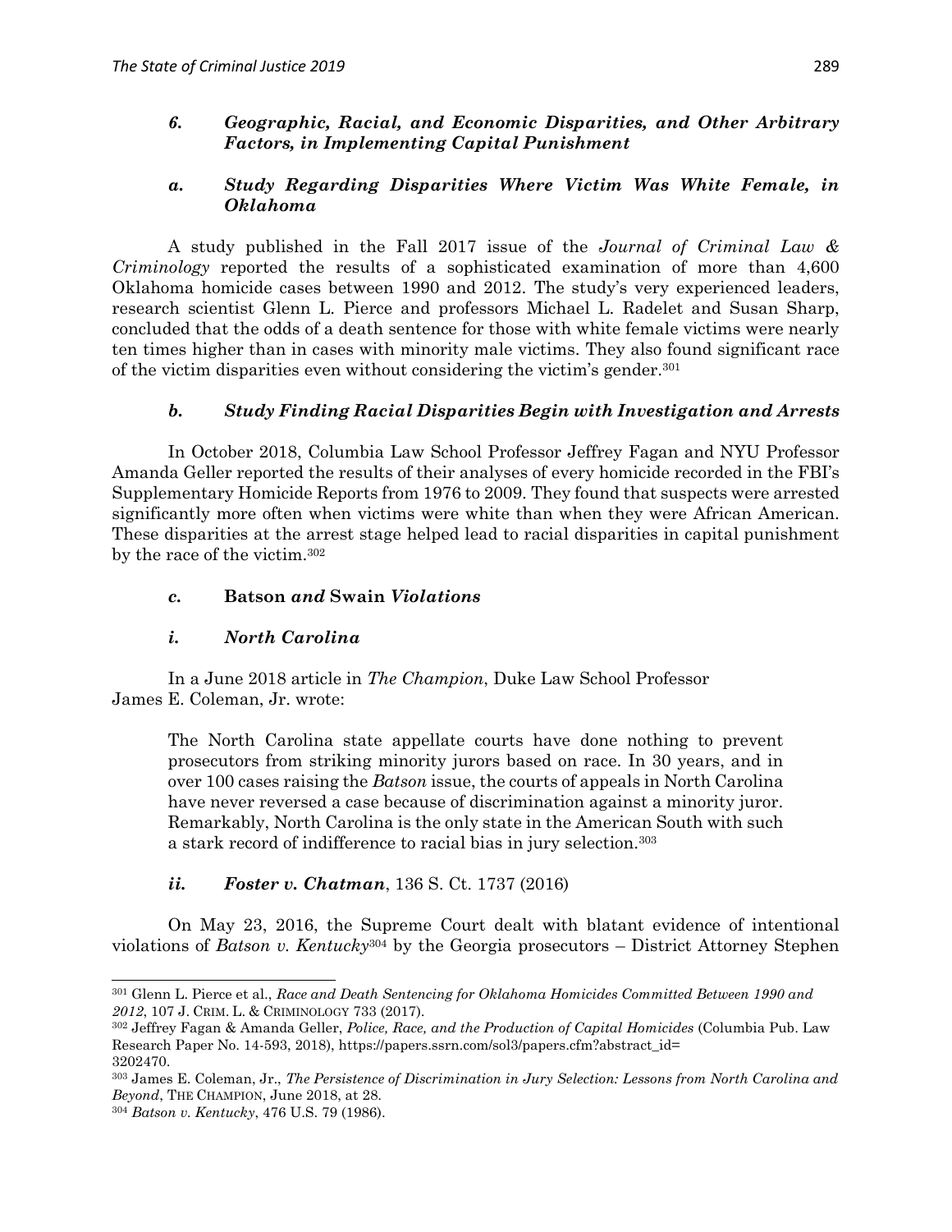### *6. Geographic, Racial, and Economic Disparities, and Other Arbitrary Factors, in Implementing Capital Punishment*

#### *a. Study Regarding Disparities Where Victim Was White Female, in Oklahoma*

A study published in the Fall 2017 issue of the *Journal of Criminal Law & Criminology* reported the results of a sophisticated examination of more than 4,600 Oklahoma homicide cases between 1990 and 2012. The study's very experienced leaders, research scientist Glenn L. Pierce and professors Michael L. Radelet and Susan Sharp, concluded that the odds of a death sentence for those with white female victims were nearly ten times higher than in cases with minority male victims. They also found significant race of the victim disparities even without considering the victim's gender.[301]

#### *b. Study Finding Racial Disparities Begin with Investigation and Arrests*

In October 2018, Columbia Law School Professor Jeffrey Fagan and NYU Professor Amanda Geller reported the results of their analyses of every homicide recorded in the FBI's Supplementary Homicide Reports from 1976 to 2009. They found that suspects were arrested significantly more often when victims were white than when they were African American. These disparities at the arrest stage helped lead to racial disparities in capital punishment by the race of the victim.[302]

#### *c.* **Batson** *and* **Swain** *Violations*

##### *i. North Carolina*

In a June 2018 article in *The Champion*, Duke Law School Professor James E. Coleman, Jr. wrote:

> The North Carolina state appellate courts have done nothing to prevent prosecutors from striking minority jurors based on race. In 30 years, and in over 100 cases raising the *Batson* issue, the courts of appeals in North Carolina have never reversed a case because of discrimination against a minority juror. Remarkably, North Carolina is the only state in the American South with such a stark record of indifference to racial bias in jury selection.[303]

##### *ii. Foster v. Chatman*, 136 S. Ct. 1737 (2016)

On May 23, 2016, the Supreme Court dealt with blatant evidence of intentional violations of *Batson v. Kentucky*[304] by the Georgia prosecutors – District Attorney Stephen

---

[301] Glenn L. Pierce et al., *Race and Death Sentencing for Oklahoma Homicides Committed Between 1990 and 2012*, 107 J. CRIM. L. & CRIMINOLOGY 733 (2017).

[302] Jeffrey Fagan & Amanda Geller, *Police, Race, and the Production of Capital Homicides* (Columbia Pub. Law Research Paper No. 14-593, 2018), https://papers.ssrn.com/sol3/papers.cfm?abstract_id=3202470.

[303] James E. Coleman, Jr., *The Persistence of Discrimination in Jury Selection: Lessons from North Carolina and Beyond*, THE CHAMPION, June 2018, at 28.

[304] *Batson v. Kentucky*, 476 U.S. 79 (1986).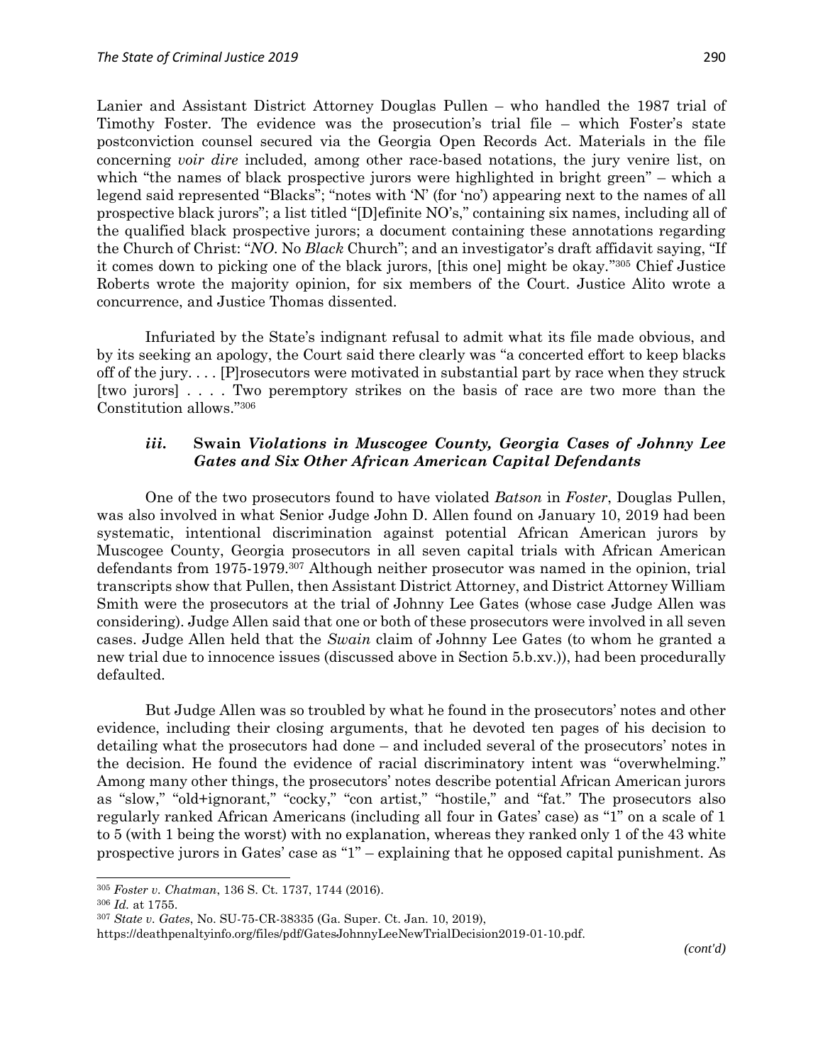Lanier and Assistant District Attorney Douglas Pullen – who handled the 1987 trial of Timothy Foster. The evidence was the prosecution's trial file – which Foster's state postconviction counsel secured via the Georgia Open Records Act. Materials in the file concerning *voir dire* included, among other race-based notations, the jury venire list, on which "the names of black prospective jurors were highlighted in bright green" – which a legend said represented "Blacks"; "notes with 'N' (for 'no') appearing next to the names of all prospective black jurors"; a list titled "[D]efinite NO's," containing six names, including all of the qualified black prospective jurors; a document containing these annotations regarding the Church of Christ: "*NO*. No *Black* Church"; and an investigator's draft affidavit saying, "If it comes down to picking one of the black jurors, [this one] might be okay."[305] Chief Justice Roberts wrote the majority opinion, for six members of the Court. Justice Alito wrote a concurrence, and Justice Thomas dissented.

Infuriated by the State's indignant refusal to admit what its file made obvious, and by its seeking an apology, the Court said there clearly was "a concerted effort to keep blacks off of the jury. . . . [P]rosecutors were motivated in substantial part by race when they struck [two jurors] . . . . Two peremptory strikes on the basis of race are two more than the Constitution allows."[306]

### *iii.* **Swain** *Violations in Muscogee County, Georgia Cases of Johnny Lee Gates and Six Other African American Capital Defendants*

One of the two prosecutors found to have violated *Batson* in *Foster*, Douglas Pullen, was also involved in what Senior Judge John D. Allen found on January 10, 2019 had been systematic, intentional discrimination against potential African American jurors by Muscogee County, Georgia prosecutors in all seven capital trials with African American defendants from 1975-1979.[307] Although neither prosecutor was named in the opinion, trial transcripts show that Pullen, then Assistant District Attorney, and District Attorney William Smith were the prosecutors at the trial of Johnny Lee Gates (whose case Judge Allen was considering). Judge Allen said that one or both of these prosecutors were involved in all seven cases. Judge Allen held that the *Swain* claim of Johnny Lee Gates (to whom he granted a new trial due to innocence issues (discussed above in Section 5.b.xv.)), had been procedurally defaulted.

But Judge Allen was so troubled by what he found in the prosecutors' notes and other evidence, including their closing arguments, that he devoted ten pages of his decision to detailing what the prosecutors had done – and included several of the prosecutors' notes in the decision. He found the evidence of racial discriminatory intent was "overwhelming." Among many other things, the prosecutors' notes describe potential African American jurors as "slow," "old+ignorant," "cocky," "con artist," "hostile," and "fat." The prosecutors also regularly ranked African Americans (including all four in Gates' case) as "1" on a scale of 1 to 5 (with 1 being the worst) with no explanation, whereas they ranked only 1 of the 43 white prospective jurors in Gates' case as "1" – explaining that he opposed capital punishment. As

---

[305] *Foster v. Chatman*, 136 S. Ct. 1737, 1744 (2016).

[306] *Id.* at 1755.

[307] *State v. Gates*, No. SU-75-CR-38335 (Ga. Super. Ct. Jan. 10, 2019), https://deathpenaltyinfo.org/files/pdf/GatesJohnnyLeeNewTrialDecision2019-01-10.pdf.

*(cont'd)*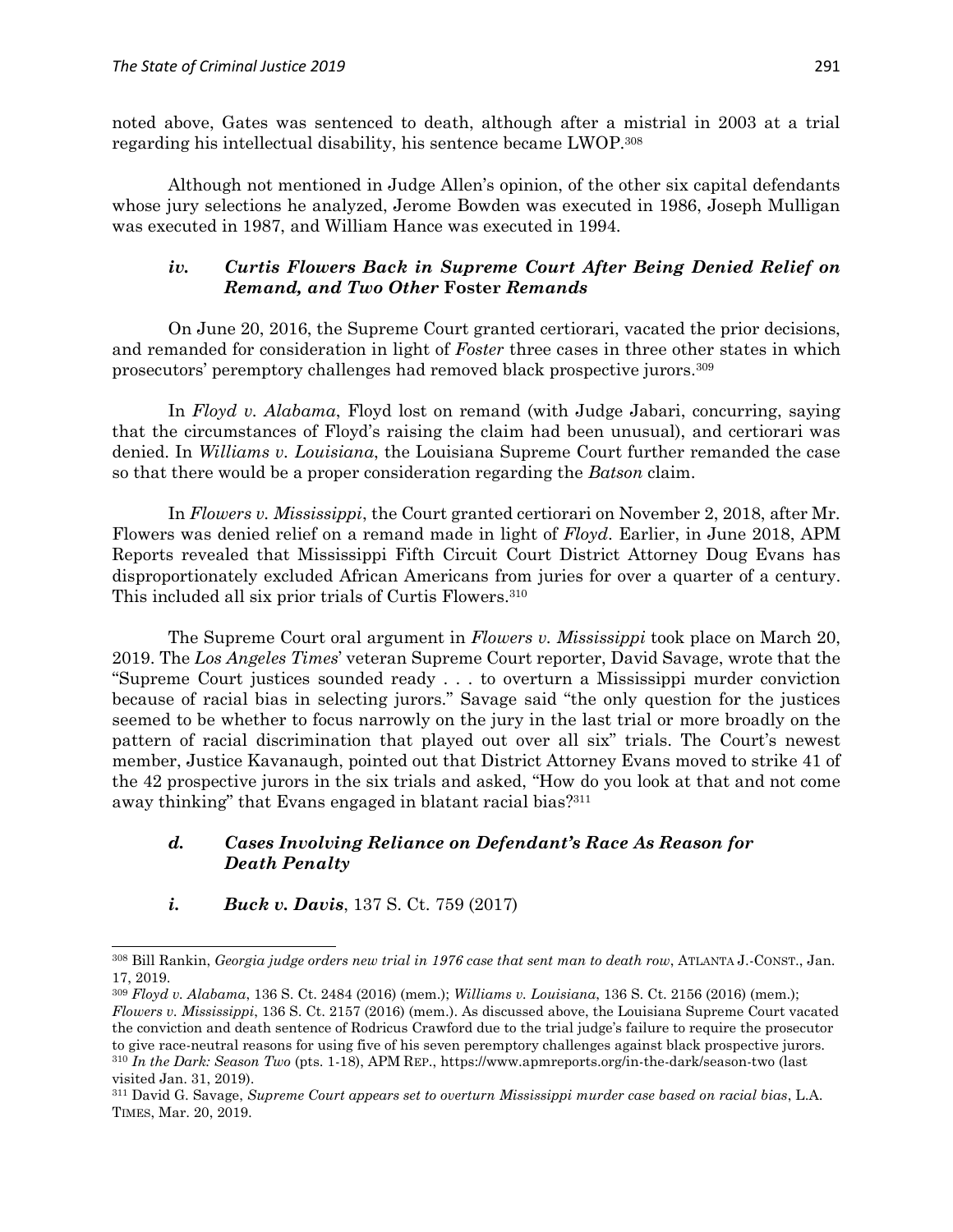noted above, Gates was sentenced to death, although after a mistrial in 2003 at a trial regarding his intellectual disability, his sentence became LWOP.[308]

Although not mentioned in Judge Allen's opinion, of the other six capital defendants whose jury selections he analyzed, Jerome Bowden was executed in 1986, Joseph Mulligan was executed in 1987, and William Hance was executed in 1994.

#### *iv. Curtis Flowers Back in Supreme Court After Being Denied Relief on Remand, and Two Other* Foster *Remands*

On June 20, 2016, the Supreme Court granted certiorari, vacated the prior decisions, and remanded for consideration in light of *Foster* three cases in three other states in which prosecutors' peremptory challenges had removed black prospective jurors.[309]

In *Floyd v. Alabama*, Floyd lost on remand (with Judge Jabari, concurring, saying that the circumstances of Floyd's raising the claim had been unusual), and certiorari was denied. In *Williams v. Louisiana*, the Louisiana Supreme Court further remanded the case so that there would be a proper consideration regarding the *Batson* claim.

In *Flowers v. Mississippi*, the Court granted certiorari on November 2, 2018, after Mr. Flowers was denied relief on a remand made in light of *Floyd*. Earlier, in June 2018, APM Reports revealed that Mississippi Fifth Circuit Court District Attorney Doug Evans has disproportionately excluded African Americans from juries for over a quarter of a century. This included all six prior trials of Curtis Flowers.[310]

The Supreme Court oral argument in *Flowers v. Mississippi* took place on March 20, 2019. The *Los Angeles Times*' veteran Supreme Court reporter, David Savage, wrote that the "Supreme Court justices sounded ready . . . to overturn a Mississippi murder conviction because of racial bias in selecting jurors." Savage said "the only question for the justices seemed to be whether to focus narrowly on the jury in the last trial or more broadly on the pattern of racial discrimination that played out over all six" trials. The Court's newest member, Justice Kavanaugh, pointed out that District Attorney Evans moved to strike 41 of the 42 prospective jurors in the six trials and asked, "How do you look at that and not come away thinking" that Evans engaged in blatant racial bias?[311]

### *d. Cases Involving Reliance on Defendant's Race As Reason for Death Penalty*

#### *i.* ***Buck v. Davis***, 137 S. Ct. 759 (2017)

---

[308] Bill Rankin, *Georgia judge orders new trial in 1976 case that sent man to death row*, ATLANTA J.-CONST., Jan. 17, 2019.

[309] *Floyd v. Alabama*, 136 S. Ct. 2484 (2016) (mem.); *Williams v. Louisiana*, 136 S. Ct. 2156 (2016) (mem.); *Flowers v. Mississippi*, 136 S. Ct. 2157 (2016) (mem.). As discussed above, the Louisiana Supreme Court vacated the conviction and death sentence of Rodricus Crawford due to the trial judge's failure to require the prosecutor to give race-neutral reasons for using five of his seven peremptory challenges against black prospective jurors.

[310] *In the Dark: Season Two* (pts. 1-18), APM REP., https://www.apmreports.org/in-the-dark/season-two (last visited Jan. 31, 2019).

[311] David G. Savage, *Supreme Court appears set to overturn Mississippi murder case based on racial bias*, L.A. TIMES, Mar. 20, 2019.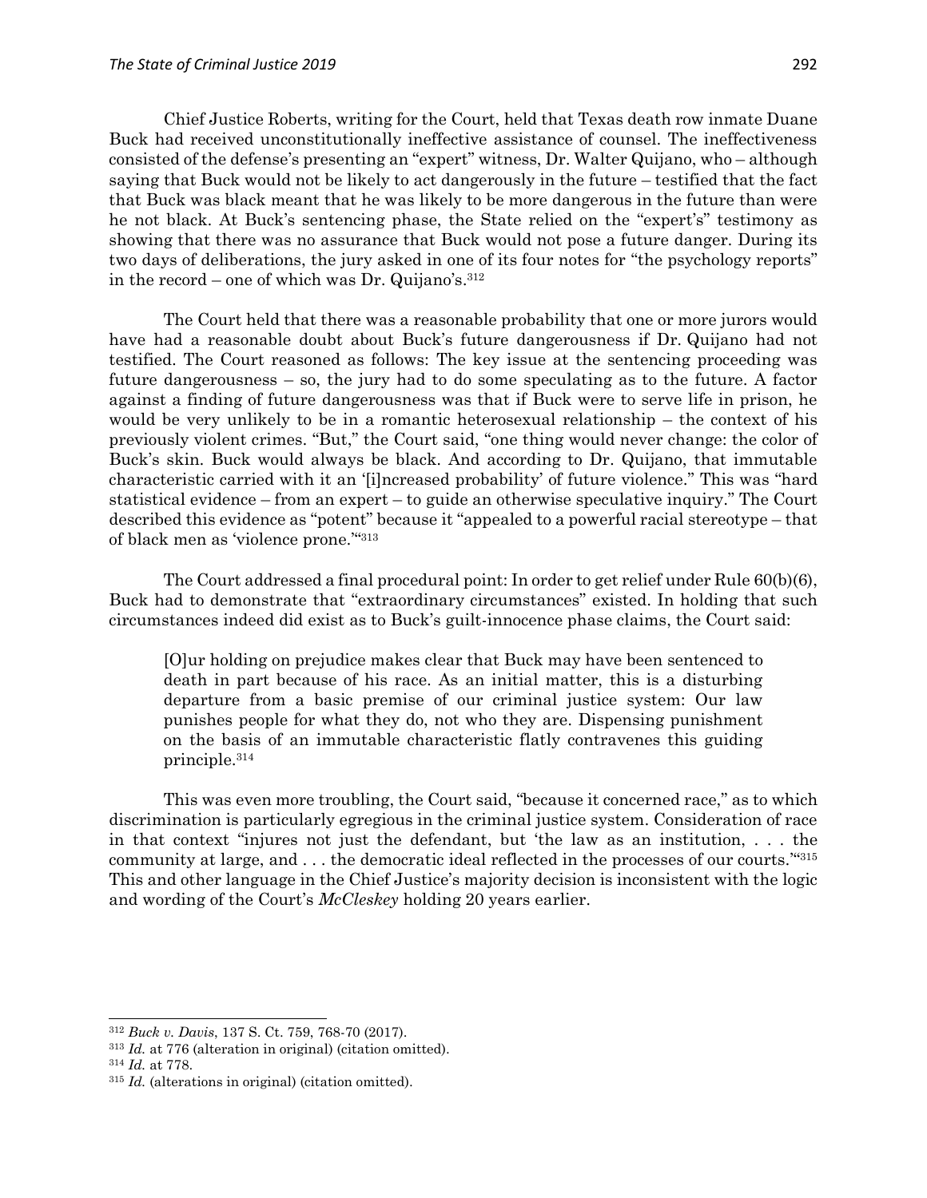Chief Justice Roberts, writing for the Court, held that Texas death row inmate Duane Buck had received unconstitutionally ineffective assistance of counsel. The ineffectiveness consisted of the defense's presenting an "expert" witness, Dr. Walter Quijano, who – although saying that Buck would not be likely to act dangerously in the future – testified that the fact that Buck was black meant that he was likely to be more dangerous in the future than were he not black. At Buck's sentencing phase, the State relied on the "expert's" testimony as showing that there was no assurance that Buck would not pose a future danger. During its two days of deliberations, the jury asked in one of its four notes for "the psychology reports" in the record – one of which was Dr. Quijano's.[312]

The Court held that there was a reasonable probability that one or more jurors would have had a reasonable doubt about Buck's future dangerousness if Dr. Quijano had not testified. The Court reasoned as follows: The key issue at the sentencing proceeding was future dangerousness – so, the jury had to do some speculating as to the future. A factor against a finding of future dangerousness was that if Buck were to serve life in prison, he would be very unlikely to be in a romantic heterosexual relationship – the context of his previously violent crimes. "But," the Court said, "one thing would never change: the color of Buck's skin. Buck would always be black. And according to Dr. Quijano, that immutable characteristic carried with it an '[i]ncreased probability' of future violence." This was "hard statistical evidence – from an expert – to guide an otherwise speculative inquiry." The Court described this evidence as "potent" because it "appealed to a powerful racial stereotype – that of black men as 'violence prone.'"[313]

The Court addressed a final procedural point: In order to get relief under Rule 60(b)(6), Buck had to demonstrate that "extraordinary circumstances" existed. In holding that such circumstances indeed did exist as to Buck's guilt-innocence phase claims, the Court said:

> [O]ur holding on prejudice makes clear that Buck may have been sentenced to death in part because of his race. As an initial matter, this is a disturbing departure from a basic premise of our criminal justice system: Our law punishes people for what they do, not who they are. Dispensing punishment on the basis of an immutable characteristic flatly contravenes this guiding principle.[314]

This was even more troubling, the Court said, "because it concerned race," as to which discrimination is particularly egregious in the criminal justice system. Consideration of race in that context "injures not just the defendant, but 'the law as an institution, . . . the community at large, and . . . the democratic ideal reflected in the processes of our courts.'"[315] This and other language in the Chief Justice's majority decision is inconsistent with the logic and wording of the Court's *McCleskey* holding 20 years earlier.

---

[312] *Buck v. Davis*, 137 S. Ct. 759, 768-70 (2017).

[313] *Id.* at 776 (alteration in original) (citation omitted).

[314] *Id.* at 778.

[315] *Id.* (alterations in original) (citation omitted).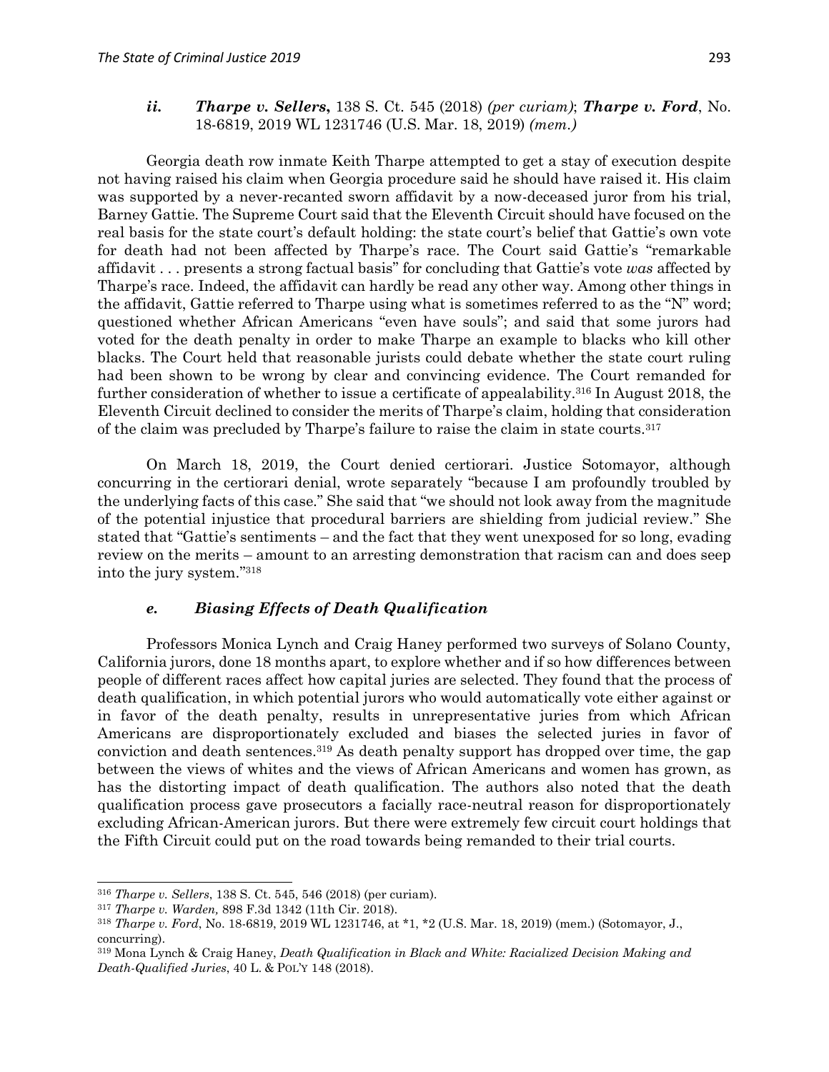### *ii.* ***Tharpe v. Sellers*,** 138 S. Ct. 545 (2018) *(per curiam)*; ***Tharpe v. Ford***, No. 18-6819, 2019 WL 1231746 (U.S. Mar. 18, 2019) *(mem.)*

Georgia death row inmate Keith Tharpe attempted to get a stay of execution despite not having raised his claim when Georgia procedure said he should have raised it. His claim was supported by a never-recanted sworn affidavit by a now-deceased juror from his trial, Barney Gattie. The Supreme Court said that the Eleventh Circuit should have focused on the real basis for the state court's default holding: the state court's belief that Gattie's own vote for death had not been affected by Tharpe's race. The Court said Gattie's "remarkable affidavit . . . presents a strong factual basis" for concluding that Gattie's vote *was* affected by Tharpe's race. Indeed, the affidavit can hardly be read any other way. Among other things in the affidavit, Gattie referred to Tharpe using what is sometimes referred to as the "N" word; questioned whether African Americans "even have souls"; and said that some jurors had voted for the death penalty in order to make Tharpe an example to blacks who kill other blacks. The Court held that reasonable jurists could debate whether the state court ruling had been shown to be wrong by clear and convincing evidence. The Court remanded for further consideration of whether to issue a certificate of appealability.[316] In August 2018, the Eleventh Circuit declined to consider the merits of Tharpe's claim, holding that consideration of the claim was precluded by Tharpe's failure to raise the claim in state courts.[317]

On March 18, 2019, the Court denied certiorari. Justice Sotomayor, although concurring in the certiorari denial, wrote separately "because I am profoundly troubled by the underlying facts of this case." She said that "we should not look away from the magnitude of the potential injustice that procedural barriers are shielding from judicial review." She stated that "Gattie's sentiments – and the fact that they went unexposed for so long, evading review on the merits – amount to an arresting demonstration that racism can and does seep into the jury system."[318]

### *e.* ***Biasing Effects of Death Qualification***

Professors Monica Lynch and Craig Haney performed two surveys of Solano County, California jurors, done 18 months apart, to explore whether and if so how differences between people of different races affect how capital juries are selected. They found that the process of death qualification, in which potential jurors who would automatically vote either against or in favor of the death penalty, results in unrepresentative juries from which African Americans are disproportionately excluded and biases the selected juries in favor of conviction and death sentences.[319] As death penalty support has dropped over time, the gap between the views of whites and the views of African Americans and women has grown, as has the distorting impact of death qualification. The authors also noted that the death qualification process gave prosecutors a facially race-neutral reason for disproportionately excluding African-American jurors. But there were extremely few circuit court holdings that the Fifth Circuit could put on the road towards being remanded to their trial courts.

---

[316] *Tharpe v. Sellers*, 138 S. Ct. 545, 546 (2018) (per curiam).

[317] *Tharpe v. Warden,* 898 F.3d 1342 (11th Cir. 2018).

[318] *Tharpe v. Ford*, No. 18-6819, 2019 WL 1231746, at \*1, \*2 (U.S. Mar. 18, 2019) (mem.) (Sotomayor, J., concurring).

[319] Mona Lynch & Craig Haney, *Death Qualification in Black and White: Racialized Decision Making and Death-Qualified Juries*, 40 L. & POL'Y 148 (2018).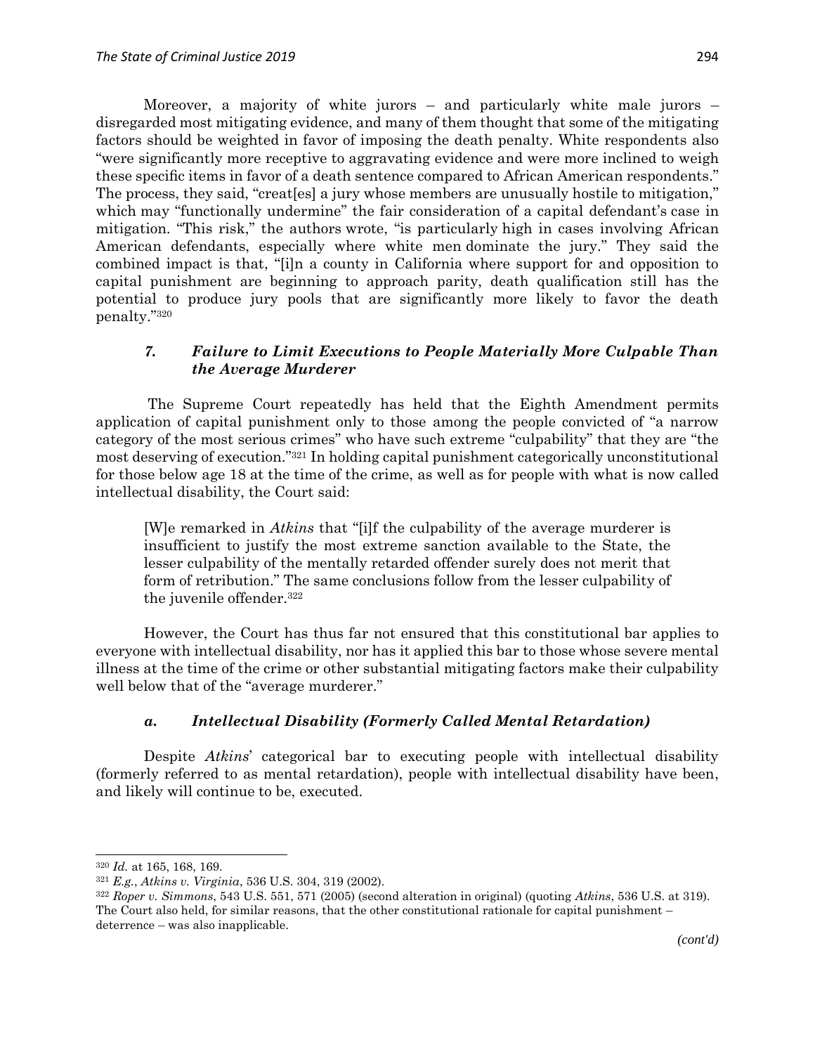Moreover, a majority of white jurors – and particularly white male jurors – disregarded most mitigating evidence, and many of them thought that some of the mitigating factors should be weighted in favor of imposing the death penalty. White respondents also "were significantly more receptive to aggravating evidence and were more inclined to weigh these specific items in favor of a death sentence compared to African American respondents." The process, they said, "creat[es] a jury whose members are unusually hostile to mitigation," which may "functionally undermine" the fair consideration of a capital defendant's case in mitigation. "This risk," the authors wrote, "is particularly high in cases involving African American defendants, especially where white men dominate the jury." They said the combined impact is that, "[i]n a county in California where support for and opposition to capital punishment are beginning to approach parity, death qualification still has the potential to produce jury pools that are significantly more likely to favor the death penalty."[320]

### *7. Failure to Limit Executions to People Materially More Culpable Than the Average Murderer*

The Supreme Court repeatedly has held that the Eighth Amendment permits application of capital punishment only to those among the people convicted of "a narrow category of the most serious crimes" who have such extreme "culpability" that they are "the most deserving of execution."[321] In holding capital punishment categorically unconstitutional for those below age 18 at the time of the crime, as well as for people with what is now called intellectual disability, the Court said:

> [W]e remarked in *Atkins* that "[i]f the culpability of the average murderer is insufficient to justify the most extreme sanction available to the State, the lesser culpability of the mentally retarded offender surely does not merit that form of retribution." The same conclusions follow from the lesser culpability of the juvenile offender.[322]

However, the Court has thus far not ensured that this constitutional bar applies to everyone with intellectual disability, nor has it applied this bar to those whose severe mental illness at the time of the crime or other substantial mitigating factors make their culpability well below that of the "average murderer."

#### *a. Intellectual Disability (Formerly Called Mental Retardation)*

Despite *Atkins*' categorical bar to executing people with intellectual disability (formerly referred to as mental retardation), people with intellectual disability have been, and likely will continue to be, executed.

---

[320] *Id.* at 165, 168, 169.

[321] *E.g.*, *Atkins v. Virginia*, 536 U.S. 304, 319 (2002).

[322] *Roper v. Simmons*, 543 U.S. 551, 571 (2005) (second alteration in original) (quoting *Atkins*, 536 U.S. at 319). The Court also held, for similar reasons, that the other constitutional rationale for capital punishment – deterrence – was also inapplicable.

*(cont'd)*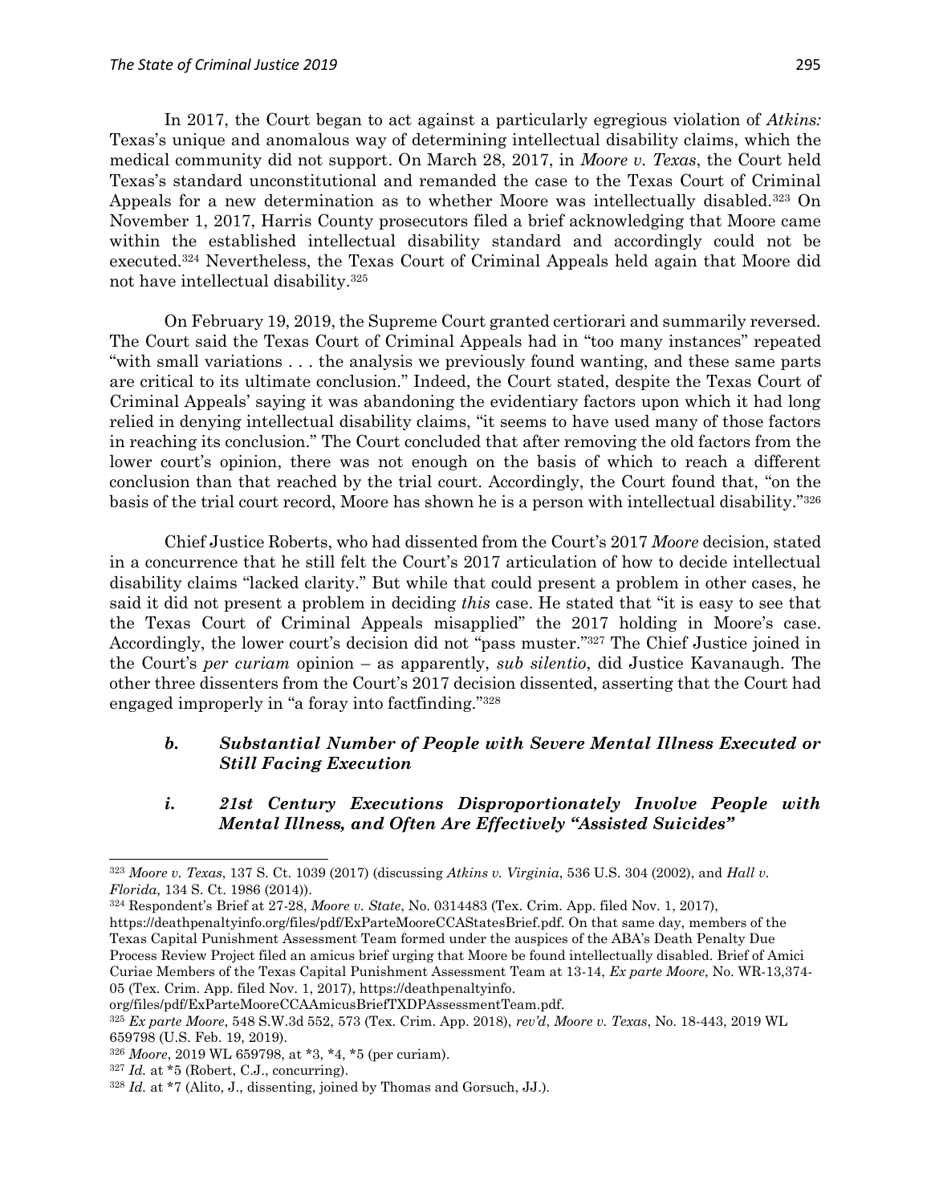In 2017, the Court began to act against a particularly egregious violation of *Atkins:* Texas's unique and anomalous way of determining intellectual disability claims, which the medical community did not support. On March 28, 2017, in *Moore v. Texas*, the Court held Texas's standard unconstitutional and remanded the case to the Texas Court of Criminal Appeals for a new determination as to whether Moore was intellectually disabled.[323] On November 1, 2017, Harris County prosecutors filed a brief acknowledging that Moore came within the established intellectual disability standard and accordingly could not be executed.[324] Nevertheless, the Texas Court of Criminal Appeals held again that Moore did not have intellectual disability.[325]

On February 19, 2019, the Supreme Court granted certiorari and summarily reversed. The Court said the Texas Court of Criminal Appeals had in "too many instances" repeated "with small variations . . . the analysis we previously found wanting, and these same parts are critical to its ultimate conclusion." Indeed, the Court stated, despite the Texas Court of Criminal Appeals' saying it was abandoning the evidentiary factors upon which it had long relied in denying intellectual disability claims, "it seems to have used many of those factors in reaching its conclusion." The Court concluded that after removing the old factors from the lower court's opinion, there was not enough on the basis of which to reach a different conclusion than that reached by the trial court. Accordingly, the Court found that, "on the basis of the trial court record, Moore has shown he is a person with intellectual disability."[326]

Chief Justice Roberts, who had dissented from the Court's 2017 *Moore* decision, stated in a concurrence that he still felt the Court's 2017 articulation of how to decide intellectual disability claims "lacked clarity." But while that could present a problem in other cases, he said it did not present a problem in deciding *this* case. He stated that "it is easy to see that the Texas Court of Criminal Appeals misapplied" the 2017 holding in Moore's case. Accordingly, the lower court's decision did not "pass muster."[327] The Chief Justice joined in the Court's *per curiam* opinion – as apparently, *sub silentio*, did Justice Kavanaugh. The other three dissenters from the Court's 2017 decision dissented, asserting that the Court had engaged improperly in "a foray into factfinding."[328]

### *b. Substantial Number of People with Severe Mental Illness Executed or Still Facing Execution*

#### *i. 21st Century Executions Disproportionately Involve People with Mental Illness, and Often Are Effectively "Assisted Suicides"*

---

[323] *Moore v. Texas*, 137 S. Ct. 1039 (2017) (discussing *Atkins v. Virginia*, 536 U.S. 304 (2002), and *Hall v. Florida*, 134 S. Ct. 1986 (2014)).

[324] Respondent's Brief at 27-28, *Moore v. State*, No. 0314483 (Tex. Crim. App. filed Nov. 1, 2017), https://deathpenaltyinfo.org/files/pdf/ExParteMooreCCAStatesBrief.pdf. On that same day, members of the Texas Capital Punishment Assessment Team formed under the auspices of the ABA's Death Penalty Due Process Review Project filed an amicus brief urging that Moore be found intellectually disabled. Brief of Amici Curiae Members of the Texas Capital Punishment Assessment Team at 13-14, *Ex parte Moore*, No. WR-13,374-05 (Tex. Crim. App. filed Nov. 1, 2017), https://deathpenaltyinfo.org/files/pdf/ExParteMooreCCAAmicusBriefTXDPAssessmentTeam.pdf.

[325] *Ex parte Moore*, 548 S.W.3d 552, 573 (Tex. Crim. App. 2018), *rev'd*, *Moore v. Texas*, No. 18-443, 2019 WL 659798 (U.S. Feb. 19, 2019).

[326] *Moore*, 2019 WL 659798, at *3, *4, *5 (per curiam).

[327] *Id.* at *5 (Robert, C.J., concurring).

[328] *Id.* at *7 (Alito, J., dissenting, joined by Thomas and Gorsuch, JJ.).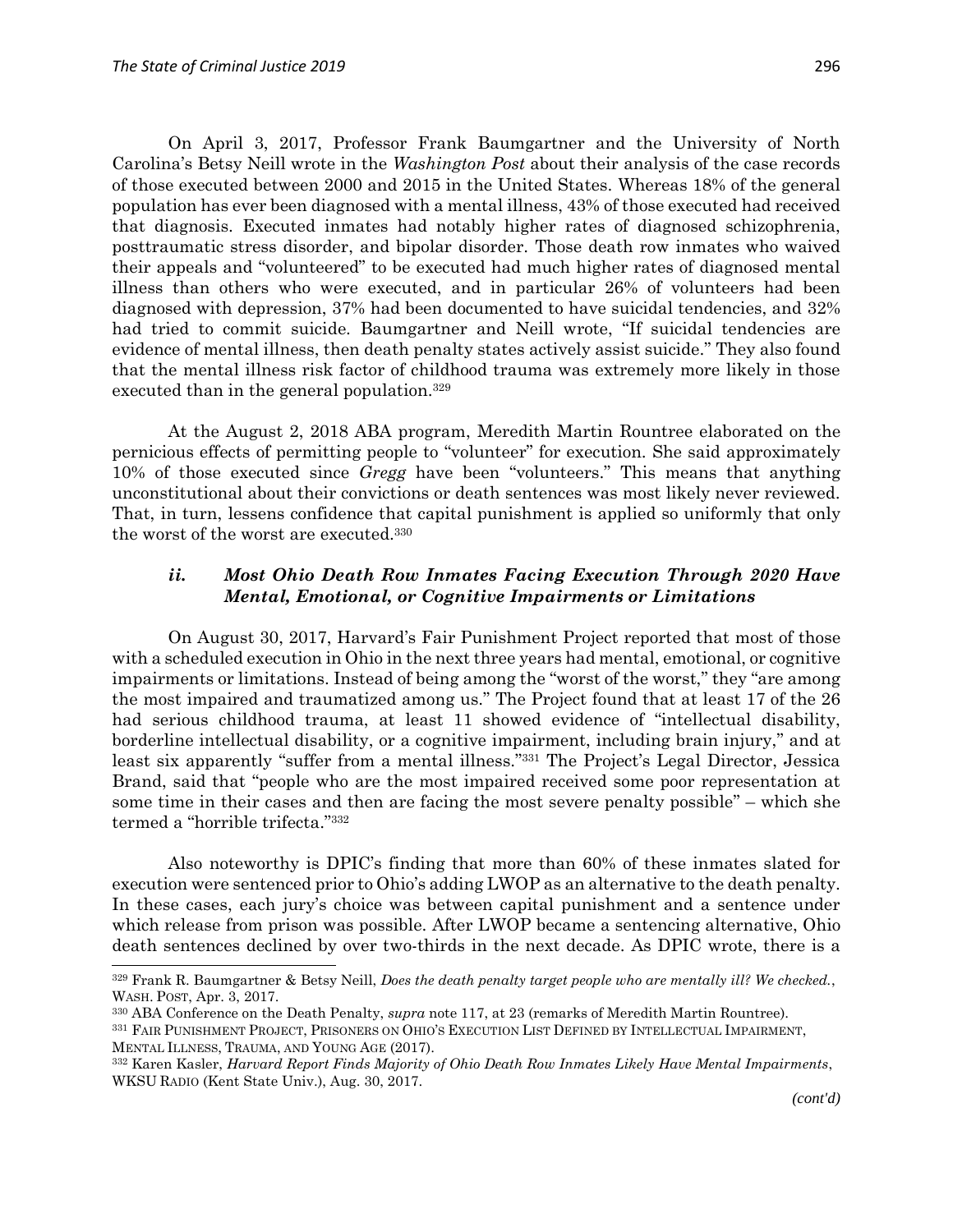On April 3, 2017, Professor Frank Baumgartner and the University of North Carolina's Betsy Neill wrote in the *Washington Post* about their analysis of the case records of those executed between 2000 and 2015 in the United States. Whereas 18% of the general population has ever been diagnosed with a mental illness, 43% of those executed had received that diagnosis. Executed inmates had notably higher rates of diagnosed schizophrenia, posttraumatic stress disorder, and bipolar disorder. Those death row inmates who waived their appeals and "volunteered" to be executed had much higher rates of diagnosed mental illness than others who were executed, and in particular 26% of volunteers had been diagnosed with depression, 37% had been documented to have suicidal tendencies, and 32% had tried to commit suicide. Baumgartner and Neill wrote, "If suicidal tendencies are evidence of mental illness, then death penalty states actively assist suicide." They also found that the mental illness risk factor of childhood trauma was extremely more likely in those executed than in the general population.[329]

At the August 2, 2018 ABA program, Meredith Martin Rountree elaborated on the pernicious effects of permitting people to "volunteer" for execution. She said approximately 10% of those executed since *Gregg* have been "volunteers." This means that anything unconstitutional about their convictions or death sentences was most likely never reviewed. That, in turn, lessens confidence that capital punishment is applied so uniformly that only the worst of the worst are executed.[330]

### *ii. Most Ohio Death Row Inmates Facing Execution Through 2020 Have Mental, Emotional, or Cognitive Impairments or Limitations*

On August 30, 2017, Harvard's Fair Punishment Project reported that most of those with a scheduled execution in Ohio in the next three years had mental, emotional, or cognitive impairments or limitations. Instead of being among the "worst of the worst," they "are among the most impaired and traumatized among us." The Project found that at least 17 of the 26 had serious childhood trauma, at least 11 showed evidence of "intellectual disability, borderline intellectual disability, or a cognitive impairment, including brain injury," and at least six apparently "suffer from a mental illness."[331] The Project's Legal Director, Jessica Brand, said that "people who are the most impaired received some poor representation at some time in their cases and then are facing the most severe penalty possible" – which she termed a "horrible trifecta."[332]

Also noteworthy is DPIC's finding that more than 60% of these inmates slated for execution were sentenced prior to Ohio's adding LWOP as an alternative to the death penalty. In these cases, each jury's choice was between capital punishment and a sentence under which release from prison was possible. After LWOP became a sentencing alternative, Ohio death sentences declined by over two-thirds in the next decade. As DPIC wrote, there is a

---

[329] Frank R. Baumgartner & Betsy Neill, *Does the death penalty target people who are mentally ill? We checked.*, WASH. POST, Apr. 3, 2017.

[330] ABA Conference on the Death Penalty, *supra* note 117, at 23 (remarks of Meredith Martin Rountree).

[331] FAIR PUNISHMENT PROJECT, PRISONERS ON OHIO'S EXECUTION LIST DEFINED BY INTELLECTUAL IMPAIRMENT, MENTAL ILLNESS, TRAUMA, AND YOUNG AGE (2017).

[332] Karen Kasler, *Harvard Report Finds Majority of Ohio Death Row Inmates Likely Have Mental Impairments*, WKSU RADIO (Kent State Univ.), Aug. 30, 2017.

*(cont'd)*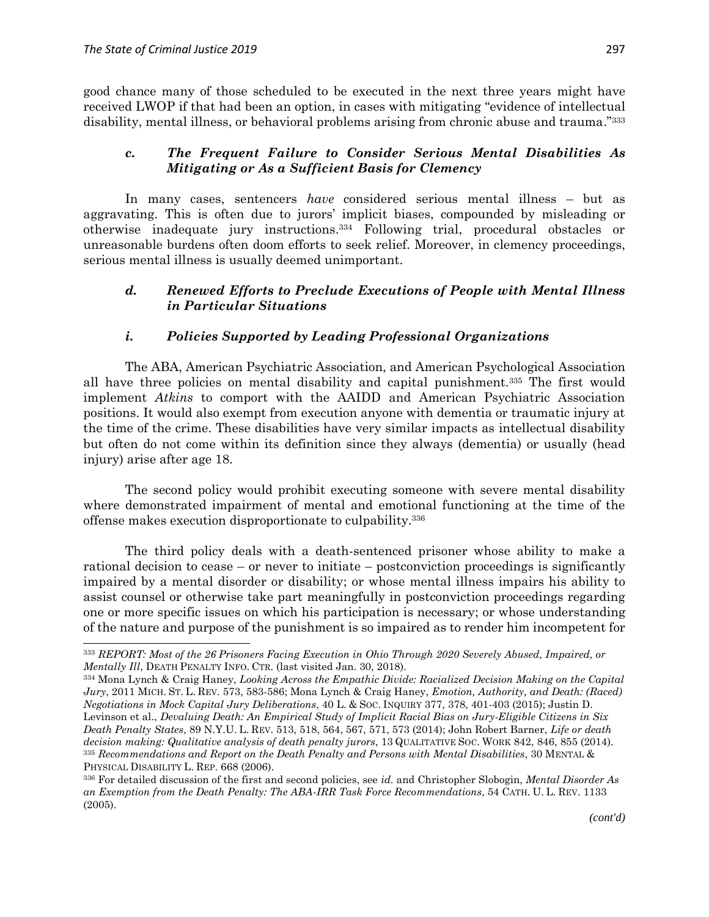good chance many of those scheduled to be executed in the next three years might have received LWOP if that had been an option, in cases with mitigating "evidence of intellectual disability, mental illness, or behavioral problems arising from chronic abuse and trauma."[333]

### *c. The Frequent Failure to Consider Serious Mental Disabilities As Mitigating or As a Sufficient Basis for Clemency*

In many cases, sentencers *have* considered serious mental illness – but as aggravating. This is often due to jurors' implicit biases, compounded by misleading or otherwise inadequate jury instructions.[334] Following trial, procedural obstacles or unreasonable burdens often doom efforts to seek relief. Moreover, in clemency proceedings, serious mental illness is usually deemed unimportant.

### *d. Renewed Efforts to Preclude Executions of People with Mental Illness in Particular Situations*

#### *i. Policies Supported by Leading Professional Organizations*

The ABA, American Psychiatric Association, and American Psychological Association all have three policies on mental disability and capital punishment.[335] The first would implement *Atkins* to comport with the AAIDD and American Psychiatric Association positions. It would also exempt from execution anyone with dementia or traumatic injury at the time of the crime. These disabilities have very similar impacts as intellectual disability but often do not come within its definition since they always (dementia) or usually (head injury) arise after age 18.

The second policy would prohibit executing someone with severe mental disability where demonstrated impairment of mental and emotional functioning at the time of the offense makes execution disproportionate to culpability.[336]

The third policy deals with a death-sentenced prisoner whose ability to make a rational decision to cease – or never to initiate – postconviction proceedings is significantly impaired by a mental disorder or disability; or whose mental illness impairs his ability to assist counsel or otherwise take part meaningfully in postconviction proceedings regarding one or more specific issues on which his participation is necessary; or whose understanding of the nature and purpose of the punishment is so impaired as to render him incompetent for

---

[333] *REPORT: Most of the 26 Prisoners Facing Execution in Ohio Through 2020 Severely Abused, Impaired, or Mentally Ill*, DEATH PENALTY INFO. CTR. (last visited Jan. 30, 2018).

[334] Mona Lynch & Craig Haney, *Looking Across the Empathic Divide: Racialized Decision Making on the Capital Jury*, 2011 MICH. ST. L. REV. 573, 583-586; Mona Lynch & Craig Haney, *Emotion, Authority, and Death: (Raced) Negotiations in Mock Capital Jury Deliberations*, 40 L. & SOC. INQUIRY 377, 378, 401-403 (2015); Justin D. Levinson et al., *Devaluing Death: An Empirical Study of Implicit Racial Bias on Jury-Eligible Citizens in Six Death Penalty States*, 89 N.Y.U. L. REV. 513, 518, 564, 567, 571, 573 (2014); John Robert Barner, *Life or death decision making: Qualitative analysis of death penalty jurors*, 13 QUALITATIVE SOC. WORK 842, 846, 855 (2014).

[335] *Recommendations and Report on the Death Penalty and Persons with Mental Disabilities*, 30 MENTAL & PHYSICAL DISABILITY L. REP. 668 (2006).

[336] For detailed discussion of the first and second policies, see *id.* and Christopher Slobogin, *Mental Disorder As an Exemption from the Death Penalty: The ABA-IRR Task Force Recommendations*, 54 CATH. U. L. REV. 1133 (2005).

*(cont'd)*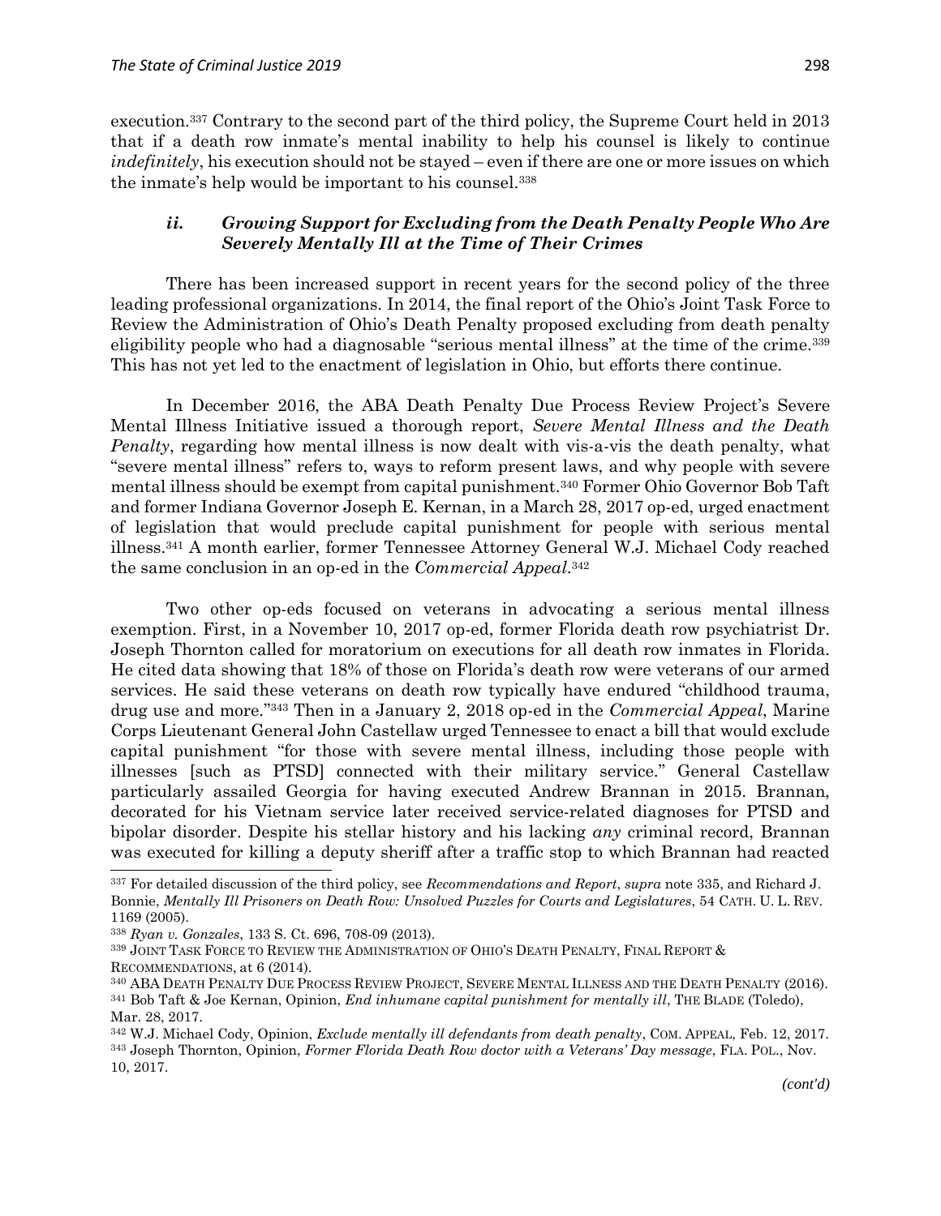execution.[337] Contrary to the second part of the third policy, the Supreme Court held in 2013 that if a death row inmate's mental inability to help his counsel is likely to continue *indefinitely*, his execution should not be stayed – even if there are one or more issues on which the inmate's help would be important to his counsel.[338]

### *ii. Growing Support for Excluding from the Death Penalty People Who Are Severely Mentally Ill at the Time of Their Crimes*

There has been increased support in recent years for the second policy of the three leading professional organizations. In 2014, the final report of the Ohio's Joint Task Force to Review the Administration of Ohio's Death Penalty proposed excluding from death penalty eligibility people who had a diagnosable "serious mental illness" at the time of the crime.[339] This has not yet led to the enactment of legislation in Ohio, but efforts there continue.

In December 2016, the ABA Death Penalty Due Process Review Project's Severe Mental Illness Initiative issued a thorough report, *Severe Mental Illness and the Death Penalty*, regarding how mental illness is now dealt with vis-a-vis the death penalty, what "severe mental illness" refers to, ways to reform present laws, and why people with severe mental illness should be exempt from capital punishment.[340] Former Ohio Governor Bob Taft and former Indiana Governor Joseph E. Kernan, in a March 28, 2017 op-ed, urged enactment of legislation that would preclude capital punishment for people with serious mental illness.[341] A month earlier, former Tennessee Attorney General W.J. Michael Cody reached the same conclusion in an op-ed in the *Commercial Appeal*.[342]

Two other op-eds focused on veterans in advocating a serious mental illness exemption. First, in a November 10, 2017 op-ed, former Florida death row psychiatrist Dr. Joseph Thornton called for moratorium on executions for all death row inmates in Florida. He cited data showing that 18% of those on Florida's death row were veterans of our armed services. He said these veterans on death row typically have endured "childhood trauma, drug use and more."[343] Then in a January 2, 2018 op-ed in the *Commercial Appeal*, Marine Corps Lieutenant General John Castellaw urged Tennessee to enact a bill that would exclude capital punishment "for those with severe mental illness, including those people with illnesses [such as PTSD] connected with their military service." General Castellaw particularly assailed Georgia for having executed Andrew Brannan in 2015. Brannan, decorated for his Vietnam service later received service-related diagnoses for PTSD and bipolar disorder. Despite his stellar history and his lacking *any* criminal record, Brannan was executed for killing a deputy sheriff after a traffic stop to which Brannan had reacted

---

[337] For detailed discussion of the third policy, see *Recommendations and Report*, *supra* note 335, and Richard J. Bonnie, *Mentally Ill Prisoners on Death Row: Unsolved Puzzles for Courts and Legislatures*, 54 CATH. U. L. REV. 1169 (2005).

[338] *Ryan v. Gonzales*, 133 S. Ct. 696, 708-09 (2013).

[339] JOINT TASK FORCE TO REVIEW THE ADMINISTRATION OF OHIO'S DEATH PENALTY, FINAL REPORT & RECOMMENDATIONS, at 6 (2014).

[340] ABA DEATH PENALTY DUE PROCESS REVIEW PROJECT, SEVERE MENTAL ILLNESS AND THE DEATH PENALTY (2016).

[341] Bob Taft & Joe Kernan, Opinion, *End inhumane capital punishment for mentally ill*, THE BLADE (Toledo), Mar. 28, 2017.

[342] W.J. Michael Cody, Opinion, *Exclude mentally ill defendants from death penalty*, COM. APPEAL, Feb. 12, 2017.

[343] Joseph Thornton, Opinion, *Former Florida Death Row doctor with a Veterans' Day message*, FLA. POL., Nov. 10, 2017.

*(cont'd)*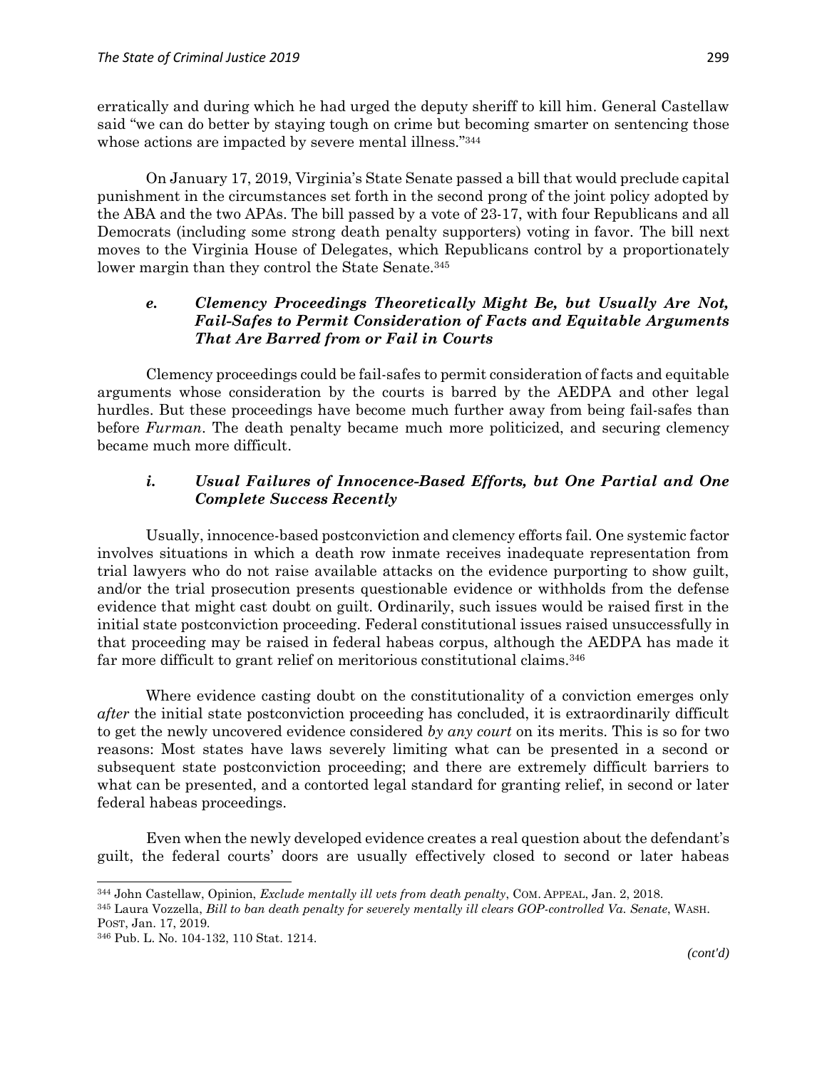erratically and during which he had urged the deputy sheriff to kill him. General Castellaw said "we can do better by staying tough on crime but becoming smarter on sentencing those whose actions are impacted by severe mental illness."[344]

On January 17, 2019, Virginia's State Senate passed a bill that would preclude capital punishment in the circumstances set forth in the second prong of the joint policy adopted by the ABA and the two APAs. The bill passed by a vote of 23-17, with four Republicans and all Democrats (including some strong death penalty supporters) voting in favor. The bill next moves to the Virginia House of Delegates, which Republicans control by a proportionately lower margin than they control the State Senate.[345]

#### *e. Clemency Proceedings Theoretically Might Be, but Usually Are Not, Fail-Safes to Permit Consideration of Facts and Equitable Arguments That Are Barred from or Fail in Courts*

Clemency proceedings could be fail-safes to permit consideration of facts and equitable arguments whose consideration by the courts is barred by the AEDPA and other legal hurdles. But these proceedings have become much further away from being fail-safes than before *Furman*. The death penalty became much more politicized, and securing clemency became much more difficult.

##### *i. Usual Failures of Innocence-Based Efforts, but One Partial and One Complete Success Recently*

Usually, innocence-based postconviction and clemency efforts fail. One systemic factor involves situations in which a death row inmate receives inadequate representation from trial lawyers who do not raise available attacks on the evidence purporting to show guilt, and/or the trial prosecution presents questionable evidence or withholds from the defense evidence that might cast doubt on guilt. Ordinarily, such issues would be raised first in the initial state postconviction proceeding. Federal constitutional issues raised unsuccessfully in that proceeding may be raised in federal habeas corpus, although the AEDPA has made it far more difficult to grant relief on meritorious constitutional claims.[346]

Where evidence casting doubt on the constitutionality of a conviction emerges only *after* the initial state postconviction proceeding has concluded, it is extraordinarily difficult to get the newly uncovered evidence considered *by any court* on its merits. This is so for two reasons: Most states have laws severely limiting what can be presented in a second or subsequent state postconviction proceeding; and there are extremely difficult barriers to what can be presented, and a contorted legal standard for granting relief, in second or later federal habeas proceedings.

Even when the newly developed evidence creates a real question about the defendant's guilt, the federal courts' doors are usually effectively closed to second or later habeas

---

[344] John Castellaw, Opinion, *Exclude mentally ill vets from death penalty*, COM. APPEAL, Jan. 2, 2018.

[345] Laura Vozzella, *Bill to ban death penalty for severely mentally ill clears GOP-controlled Va. Senate*, WASH. POST, Jan. 17, 2019.

[346] Pub. L. No. 104-132, 110 Stat. 1214.

*(cont'd)*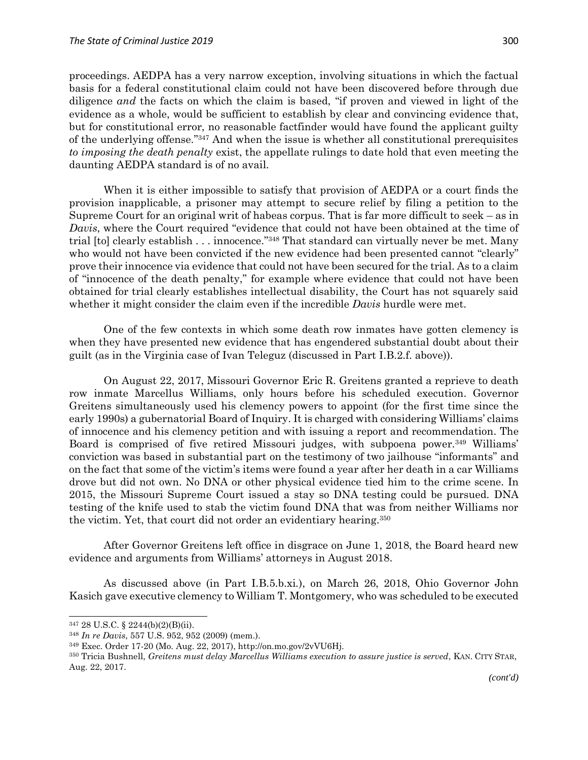proceedings. AEDPA has a very narrow exception, involving situations in which the factual basis for a federal constitutional claim could not have been discovered before through due diligence *and* the facts on which the claim is based, "if proven and viewed in light of the evidence as a whole, would be sufficient to establish by clear and convincing evidence that, but for constitutional error, no reasonable factfinder would have found the applicant guilty of the underlying offense."[347] And when the issue is whether all constitutional prerequisites *to imposing the death penalty* exist, the appellate rulings to date hold that even meeting the daunting AEDPA standard is of no avail.

When it is either impossible to satisfy that provision of AEDPA or a court finds the provision inapplicable, a prisoner may attempt to secure relief by filing a petition to the Supreme Court for an original writ of habeas corpus. That is far more difficult to seek – as in *Davis*, where the Court required "evidence that could not have been obtained at the time of trial [to] clearly establish . . . innocence."[348] That standard can virtually never be met. Many who would not have been convicted if the new evidence had been presented cannot "clearly" prove their innocence via evidence that could not have been secured for the trial. As to a claim of "innocence of the death penalty," for example where evidence that could not have been obtained for trial clearly establishes intellectual disability, the Court has not squarely said whether it might consider the claim even if the incredible *Davis* hurdle were met.

One of the few contexts in which some death row inmates have gotten clemency is when they have presented new evidence that has engendered substantial doubt about their guilt (as in the Virginia case of Ivan Teleguz (discussed in Part I.B.2.f. above)).

On August 22, 2017, Missouri Governor Eric R. Greitens granted a reprieve to death row inmate Marcellus Williams, only hours before his scheduled execution. Governor Greitens simultaneously used his clemency powers to appoint (for the first time since the early 1990s) a gubernatorial Board of Inquiry. It is charged with considering Williams' claims of innocence and his clemency petition and with issuing a report and recommendation. The Board is comprised of five retired Missouri judges, with subpoena power.[349] Williams' conviction was based in substantial part on the testimony of two jailhouse "informants" and on the fact that some of the victim's items were found a year after her death in a car Williams drove but did not own. No DNA or other physical evidence tied him to the crime scene. In 2015, the Missouri Supreme Court issued a stay so DNA testing could be pursued. DNA testing of the knife used to stab the victim found DNA that was from neither Williams nor the victim. Yet, that court did not order an evidentiary hearing.[350]

After Governor Greitens left office in disgrace on June 1, 2018, the Board heard new evidence and arguments from Williams' attorneys in August 2018.

As discussed above (in Part I.B.5.b.xi.), on March 26, 2018, Ohio Governor John Kasich gave executive clemency to William T. Montgomery, who was scheduled to be executed

---

[347] 28 U.S.C. § 2244(b)(2)(B)(ii).

[348] *In re Davis*, 557 U.S. 952, 952 (2009) (mem.).

[349] Exec. Order 17-20 (Mo. Aug. 22, 2017), http://on.mo.gov/2vVU6Hj.

[350] Tricia Bushnell, *Greitens must delay Marcellus Williams execution to assure justice is served*, KAN. CITY STAR, Aug. 22, 2017.

*(cont'd)*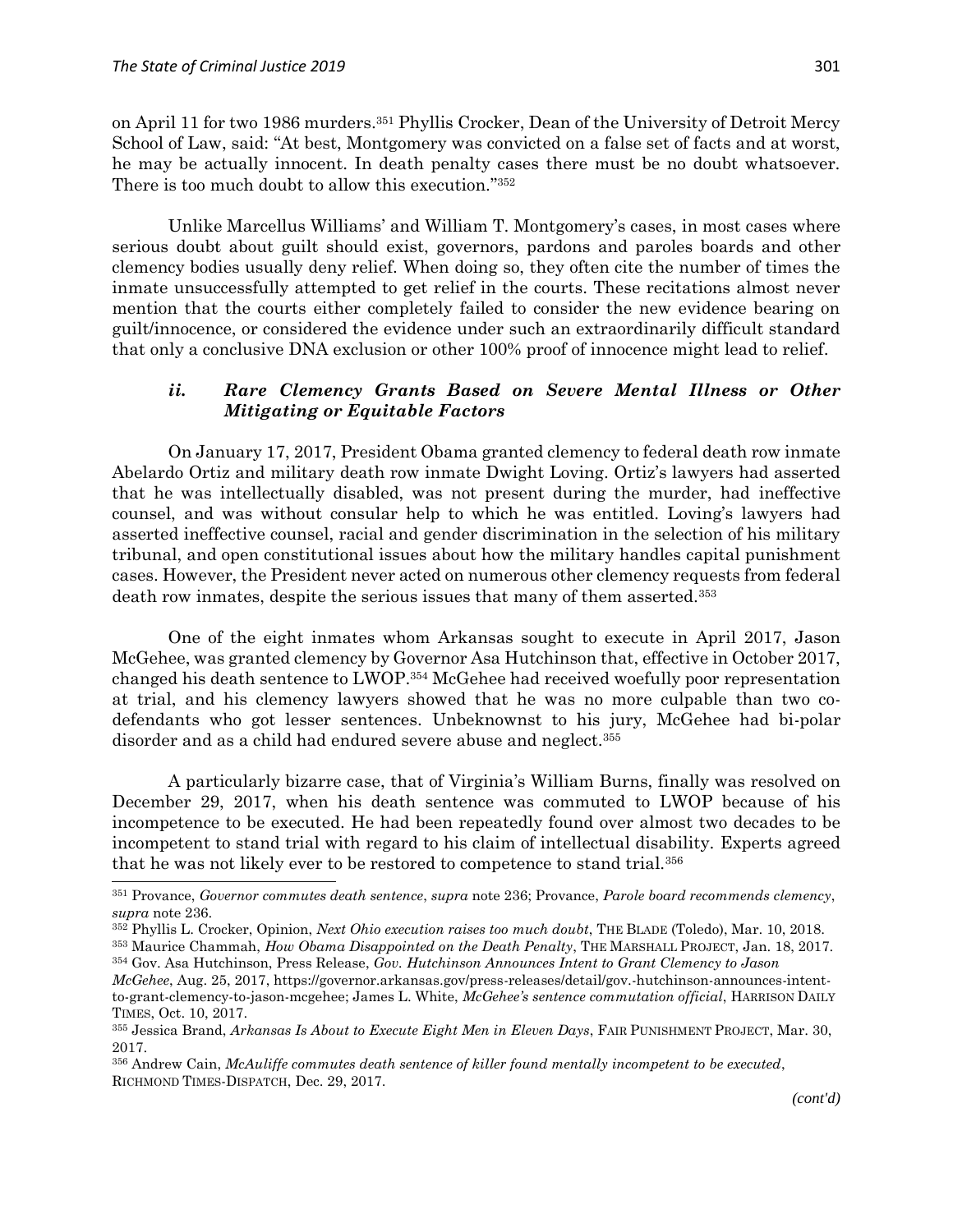on April 11 for two 1986 murders.[351] Phyllis Crocker, Dean of the University of Detroit Mercy School of Law, said: "At best, Montgomery was convicted on a false set of facts and at worst, he may be actually innocent. In death penalty cases there must be no doubt whatsoever. There is too much doubt to allow this execution."[352]

Unlike Marcellus Williams' and William T. Montgomery's cases, in most cases where serious doubt about guilt should exist, governors, pardons and paroles boards and other clemency bodies usually deny relief. When doing so, they often cite the number of times the inmate unsuccessfully attempted to get relief in the courts. These recitations almost never mention that the courts either completely failed to consider the new evidence bearing on guilt/innocence, or considered the evidence under such an extraordinarily difficult standard that only a conclusive DNA exclusion or other 100% proof of innocence might lead to relief.

#### *ii. Rare Clemency Grants Based on Severe Mental Illness or Other Mitigating or Equitable Factors*

On January 17, 2017, President Obama granted clemency to federal death row inmate Abelardo Ortiz and military death row inmate Dwight Loving. Ortiz's lawyers had asserted that he was intellectually disabled, was not present during the murder, had ineffective counsel, and was without consular help to which he was entitled. Loving's lawyers had asserted ineffective counsel, racial and gender discrimination in the selection of his military tribunal, and open constitutional issues about how the military handles capital punishment cases. However, the President never acted on numerous other clemency requests from federal death row inmates, despite the serious issues that many of them asserted.[353]

One of the eight inmates whom Arkansas sought to execute in April 2017, Jason McGehee, was granted clemency by Governor Asa Hutchinson that, effective in October 2017, changed his death sentence to LWOP.[354] McGehee had received woefully poor representation at trial, and his clemency lawyers showed that he was no more culpable than two co-defendants who got lesser sentences. Unbeknownst to his jury, McGehee had bi-polar disorder and as a child had endured severe abuse and neglect.[355]

A particularly bizarre case, that of Virginia's William Burns, finally was resolved on December 29, 2017, when his death sentence was commuted to LWOP because of his incompetence to be executed. He had been repeatedly found over almost two decades to be incompetent to stand trial with regard to his claim of intellectual disability. Experts agreed that he was not likely ever to be restored to competence to stand trial.[356]

---

[351] Provance, *Governor commutes death sentence*, *supra* note 236; Provance, *Parole board recommends clemency*, *supra* note 236.

[352] Phyllis L. Crocker, Opinion, *Next Ohio execution raises too much doubt*, THE BLADE (Toledo), Mar. 10, 2018.

[353] Maurice Chammah, *How Obama Disappointed on the Death Penalty*, THE MARSHALL PROJECT, Jan. 18, 2017.

[354] Gov. Asa Hutchinson, Press Release, *Gov. Hutchinson Announces Intent to Grant Clemency to Jason McGehee*, Aug. 25, 2017, https://governor.arkansas.gov/press-releases/detail/gov.-hutchinson-announces-intent-to-grant-clemency-to-jason-mcgehee; James L. White, *McGehee's sentence commutation official*, HARRISON DAILY TIMES, Oct. 10, 2017.

[355] Jessica Brand, *Arkansas Is About to Execute Eight Men in Eleven Days*, FAIR PUNISHMENT PROJECT, Mar. 30, 2017.

[356] Andrew Cain, *McAuliffe commutes death sentence of killer found mentally incompetent to be executed*, RICHMOND TIMES-DISPATCH, Dec. 29, 2017.

*(cont'd)*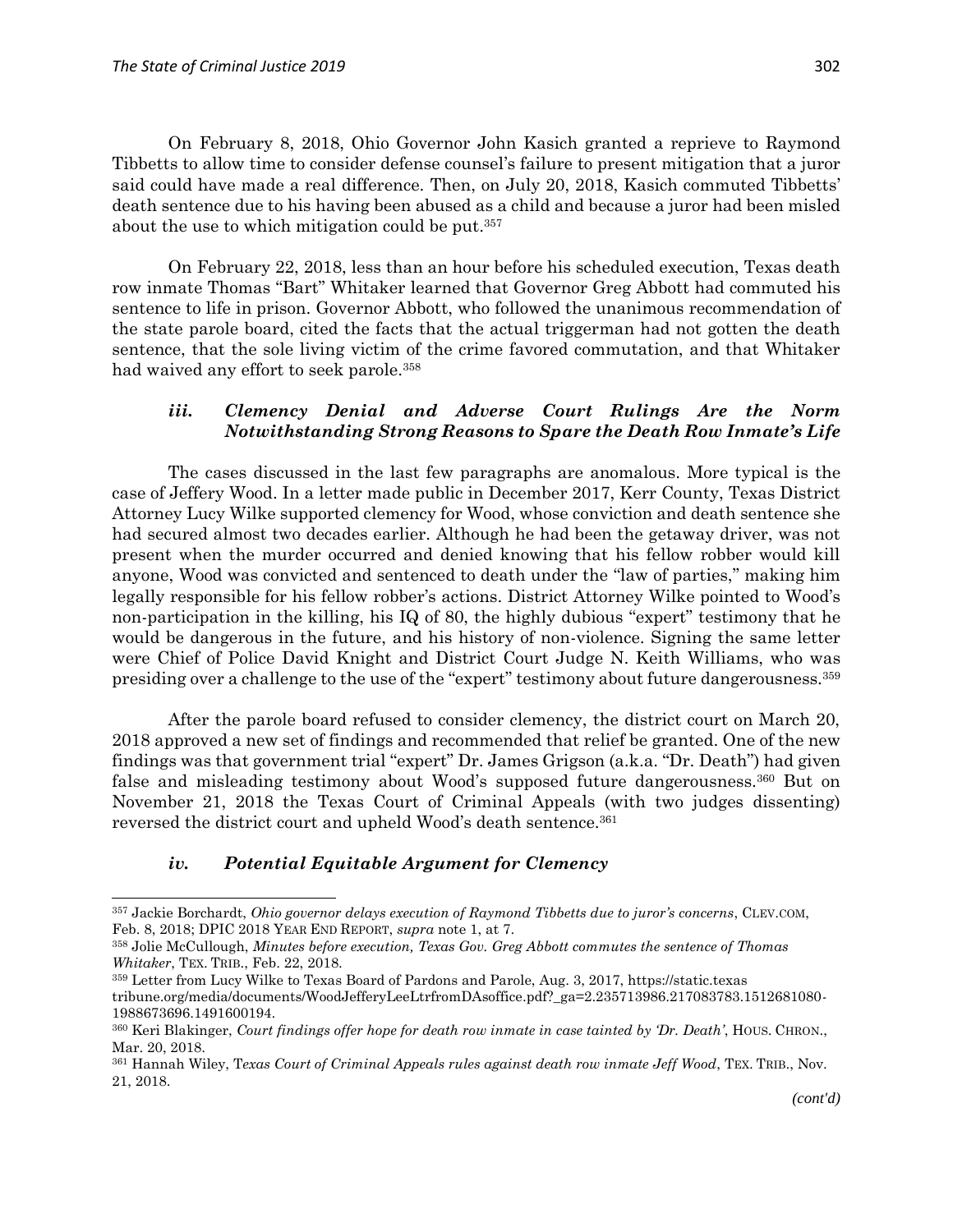On February 8, 2018, Ohio Governor John Kasich granted a reprieve to Raymond Tibbetts to allow time to consider defense counsel's failure to present mitigation that a juror said could have made a real difference. Then, on July 20, 2018, Kasich commuted Tibbetts' death sentence due to his having been abused as a child and because a juror had been misled about the use to which mitigation could be put.[357]

On February 22, 2018, less than an hour before his scheduled execution, Texas death row inmate Thomas "Bart" Whitaker learned that Governor Greg Abbott had commuted his sentence to life in prison. Governor Abbott, who followed the unanimous recommendation of the state parole board, cited the facts that the actual triggerman had not gotten the death sentence, that the sole living victim of the crime favored commutation, and that Whitaker had waived any effort to seek parole.[358]

### *iii. Clemency Denial and Adverse Court Rulings Are the Norm Notwithstanding Strong Reasons to Spare the Death Row Inmate's Life*

The cases discussed in the last few paragraphs are anomalous. More typical is the case of Jeffery Wood. In a letter made public in December 2017, Kerr County, Texas District Attorney Lucy Wilke supported clemency for Wood, whose conviction and death sentence she had secured almost two decades earlier. Although he had been the getaway driver, was not present when the murder occurred and denied knowing that his fellow robber would kill anyone, Wood was convicted and sentenced to death under the "law of parties," making him legally responsible for his fellow robber's actions. District Attorney Wilke pointed to Wood's non-participation in the killing, his IQ of 80, the highly dubious "expert" testimony that he would be dangerous in the future, and his history of non-violence. Signing the same letter were Chief of Police David Knight and District Court Judge N. Keith Williams, who was presiding over a challenge to the use of the "expert" testimony about future dangerousness.[359]

After the parole board refused to consider clemency, the district court on March 20, 2018 approved a new set of findings and recommended that relief be granted. One of the new findings was that government trial "expert" Dr. James Grigson (a.k.a. "Dr. Death") had given false and misleading testimony about Wood's supposed future dangerousness.[360] But on November 21, 2018 the Texas Court of Criminal Appeals (with two judges dissenting) reversed the district court and upheld Wood's death sentence.[361]

### *iv. Potential Equitable Argument for Clemency*

---

[357] Jackie Borchardt, *Ohio governor delays execution of Raymond Tibbetts due to juror's concerns*, CLEV.COM, Feb. 8, 2018; DPIC 2018 YEAR END REPORT, *supra* note 1, at 7.

[358] Jolie McCullough, *Minutes before execution, Texas Gov. Greg Abbott commutes the sentence of Thomas Whitaker*, TEX. TRIB., Feb. 22, 2018.

[359] Letter from Lucy Wilke to Texas Board of Pardons and Parole, Aug. 3, 2017, https://static.texastribune.org/media/documents/WoodJefferyLeeLtrfromDAsoffice.pdf?_ga=2.235713986.217083783.1512681080-1988673696.1491600194.

[360] Keri Blakinger, *Court findings offer hope for death row inmate in case tainted by 'Dr. Death'*, HOUS. CHRON., Mar. 20, 2018.

[361] Hannah Wiley, *Texas Court of Criminal Appeals rules against death row inmate Jeff Wood*, TEX. TRIB., Nov. 21, 2018.

*(cont'd)*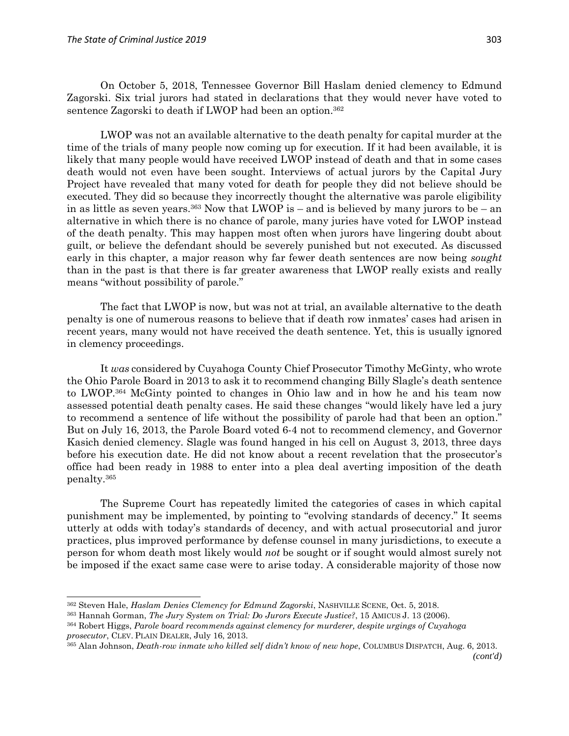On October 5, 2018, Tennessee Governor Bill Haslam denied clemency to Edmund Zagorski. Six trial jurors had stated in declarations that they would never have voted to sentence Zagorski to death if LWOP had been an option.[362]

LWOP was not an available alternative to the death penalty for capital murder at the time of the trials of many people now coming up for execution. If it had been available, it is likely that many people would have received LWOP instead of death and that in some cases death would not even have been sought. Interviews of actual jurors by the Capital Jury Project have revealed that many voted for death for people they did not believe should be executed. They did so because they incorrectly thought the alternative was parole eligibility in as little as seven years.[363] Now that LWOP is – and is believed by many jurors to be – an alternative in which there is no chance of parole, many juries have voted for LWOP instead of the death penalty. This may happen most often when jurors have lingering doubt about guilt, or believe the defendant should be severely punished but not executed. As discussed early in this chapter, a major reason why far fewer death sentences are now being *sought* than in the past is that there is far greater awareness that LWOP really exists and really means "without possibility of parole."

The fact that LWOP is now, but was not at trial, an available alternative to the death penalty is one of numerous reasons to believe that if death row inmates' cases had arisen in recent years, many would not have received the death sentence. Yet, this is usually ignored in clemency proceedings.

It *was* considered by Cuyahoga County Chief Prosecutor Timothy McGinty, who wrote the Ohio Parole Board in 2013 to ask it to recommend changing Billy Slagle's death sentence to LWOP.[364] McGinty pointed to changes in Ohio law and in how he and his team now assessed potential death penalty cases. He said these changes "would likely have led a jury to recommend a sentence of life without the possibility of parole had that been an option." But on July 16, 2013, the Parole Board voted 6-4 not to recommend clemency, and Governor Kasich denied clemency. Slagle was found hanged in his cell on August 3, 2013, three days before his execution date. He did not know about a recent revelation that the prosecutor's office had been ready in 1988 to enter into a plea deal averting imposition of the death penalty.[365]

The Supreme Court has repeatedly limited the categories of cases in which capital punishment may be implemented, by pointing to "evolving standards of decency." It seems utterly at odds with today's standards of decency, and with actual prosecutorial and juror practices, plus improved performance by defense counsel in many jurisdictions, to execute a person for whom death most likely would *not* be sought or if sought would almost surely not be imposed if the exact same case were to arise today. A considerable majority of those now

---

[362] Steven Hale, *Haslam Denies Clemency for Edmund Zagorski*, NASHVILLE SCENE, Oct. 5, 2018.

[363] Hannah Gorman, *The Jury System on Trial: Do Jurors Execute Justice?*, 15 AMICUS J. 13 (2006).

[364] Robert Higgs, *Parole board recommends against clemency for murderer, despite urgings of Cuyahoga prosecutor*, CLEV. PLAIN DEALER, July 16, 2013.

[365] Alan Johnson, *Death-row inmate who killed self didn't know of new hope*, COLUMBUS DISPATCH, Aug. 6, 2013. *(cont'd)*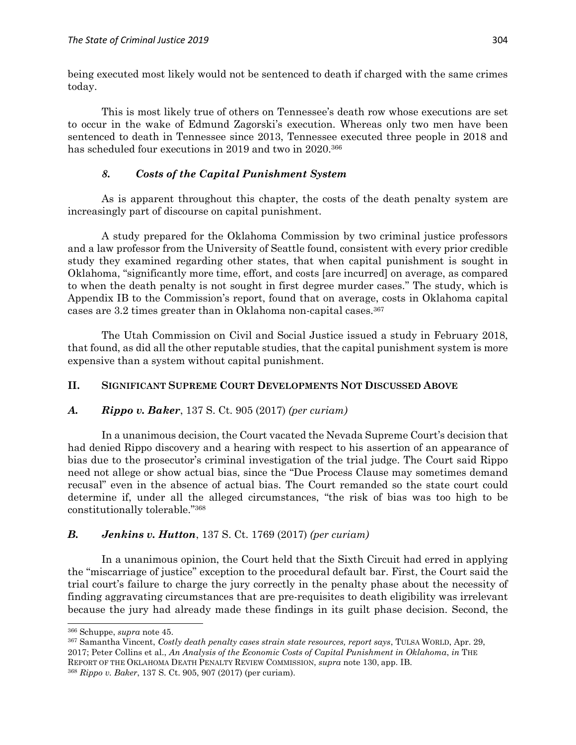being executed most likely would not be sentenced to death if charged with the same crimes today.

This is most likely true of others on Tennessee's death row whose executions are set to occur in the wake of Edmund Zagorski's execution. Whereas only two men have been sentenced to death in Tennessee since 2013, Tennessee executed three people in 2018 and has scheduled four executions in 2019 and two in 2020.[366]

#### *8. Costs of the Capital Punishment System*

As is apparent throughout this chapter, the costs of the death penalty system are increasingly part of discourse on capital punishment.

A study prepared for the Oklahoma Commission by two criminal justice professors and a law professor from the University of Seattle found, consistent with every prior credible study they examined regarding other states, that when capital punishment is sought in Oklahoma, "significantly more time, effort, and costs [are incurred] on average, as compared to when the death penalty is not sought in first degree murder cases." The study, which is Appendix IB to the Commission's report, found that on average, costs in Oklahoma capital cases are 3.2 times greater than in Oklahoma non-capital cases.[367]

The Utah Commission on Civil and Social Justice issued a study in February 2018, that found, as did all the other reputable studies, that the capital punishment system is more expensive than a system without capital punishment.

## II. Significant Supreme Court Developments Not Discussed Above

### *A. Rippo v. Baker*, 137 S. Ct. 905 (2017) *(per curiam)*

In a unanimous decision, the Court vacated the Nevada Supreme Court's decision that had denied Rippo discovery and a hearing with respect to his assertion of an appearance of bias due to the prosecutor's criminal investigation of the trial judge. The Court said Rippo need not allege or show actual bias, since the "Due Process Clause may sometimes demand recusal" even in the absence of actual bias. The Court remanded so the state court could determine if, under all the alleged circumstances, "the risk of bias was too high to be constitutionally tolerable."[368]

### *B. Jenkins v. Hutton*, 137 S. Ct. 1769 (2017) *(per curiam)*

In a unanimous opinion, the Court held that the Sixth Circuit had erred in applying the "miscarriage of justice" exception to the procedural default bar. First, the Court said the trial court's failure to charge the jury correctly in the penalty phase about the necessity of finding aggravating circumstances that are pre-requisites to death eligibility was irrelevant because the jury had already made these findings in its guilt phase decision. Second, the

---

[366] Schuppe, *supra* note 45.

[367] Samantha Vincent, *Costly death penalty cases strain state resources, report says*, TULSA WORLD, Apr. 29, 2017; Peter Collins et al., *An Analysis of the Economic Costs of Capital Punishment in Oklahoma*, *in* THE REPORT OF THE OKLAHOMA DEATH PENALTY REVIEW COMMISSION, *supra* note 130, app. IB.

[368] *Rippo v. Baker*, 137 S. Ct. 905, 907 (2017) (per curiam).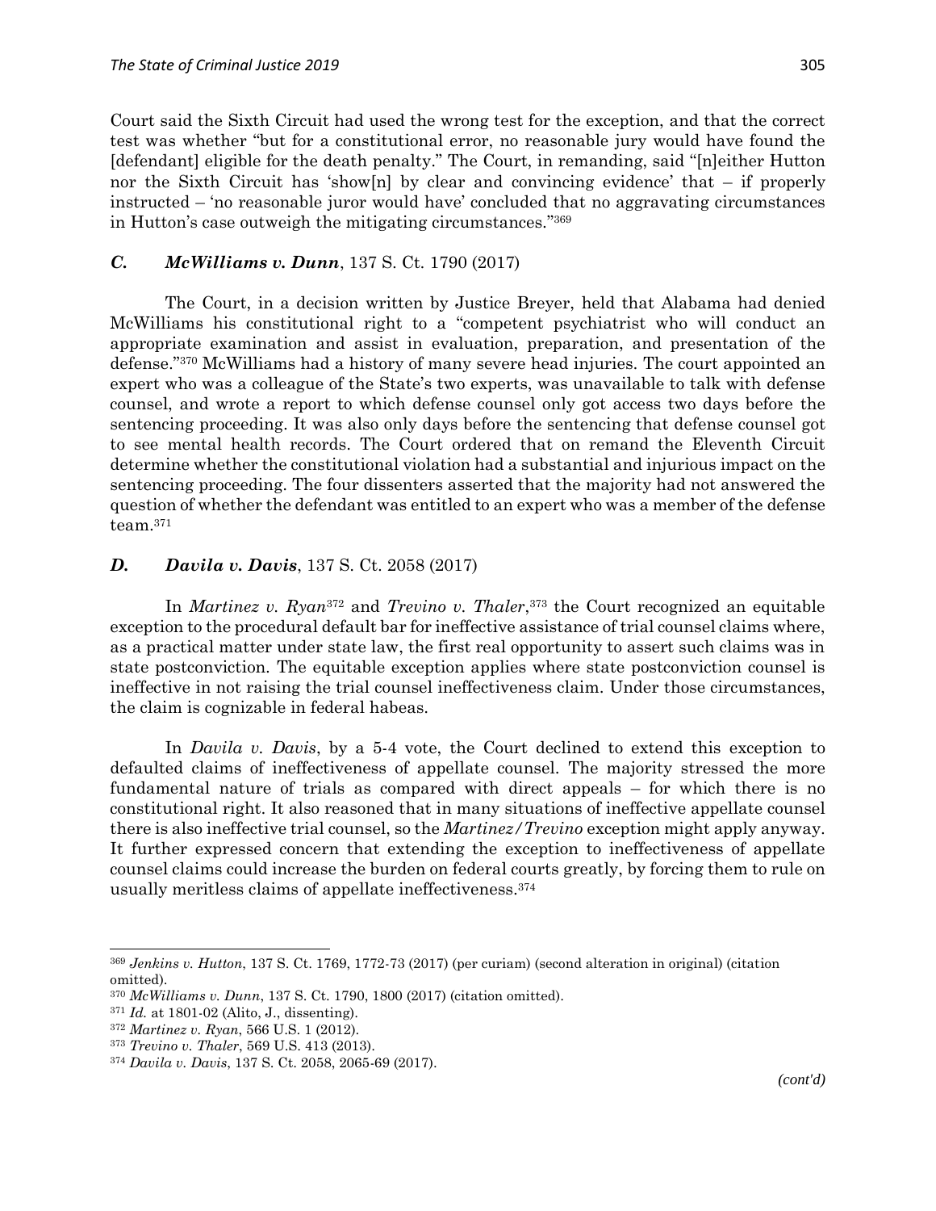Court said the Sixth Circuit had used the wrong test for the exception, and that the correct test was whether "but for a constitutional error, no reasonable jury would have found the [defendant] eligible for the death penalty." The Court, in remanding, said "[n]either Hutton nor the Sixth Circuit has 'show[n] by clear and convincing evidence' that – if properly instructed – 'no reasonable juror would have' concluded that no aggravating circumstances in Hutton's case outweigh the mitigating circumstances."[369]

### *C. McWilliams v. Dunn*, 137 S. Ct. 1790 (2017)

The Court, in a decision written by Justice Breyer, held that Alabama had denied McWilliams his constitutional right to a "competent psychiatrist who will conduct an appropriate examination and assist in evaluation, preparation, and presentation of the defense."[370] McWilliams had a history of many severe head injuries. The court appointed an expert who was a colleague of the State's two experts, was unavailable to talk with defense counsel, and wrote a report to which defense counsel only got access two days before the sentencing proceeding. It was also only days before the sentencing that defense counsel got to see mental health records. The Court ordered that on remand the Eleventh Circuit determine whether the constitutional violation had a substantial and injurious impact on the sentencing proceeding. The four dissenters asserted that the majority had not answered the question of whether the defendant was entitled to an expert who was a member of the defense team.[371]

### *D. Davila v. Davis*, 137 S. Ct. 2058 (2017)

In *Martinez v. Ryan*[372] and *Trevino v. Thaler*,[373] the Court recognized an equitable exception to the procedural default bar for ineffective assistance of trial counsel claims where, as a practical matter under state law, the first real opportunity to assert such claims was in state postconviction. The equitable exception applies where state postconviction counsel is ineffective in not raising the trial counsel ineffectiveness claim. Under those circumstances, the claim is cognizable in federal habeas.

In *Davila v. Davis*, by a 5-4 vote, the Court declined to extend this exception to defaulted claims of ineffectiveness of appellate counsel. The majority stressed the more fundamental nature of trials as compared with direct appeals – for which there is no constitutional right. It also reasoned that in many situations of ineffective appellate counsel there is also ineffective trial counsel, so the *Martinez/Trevino* exception might apply anyway. It further expressed concern that extending the exception to ineffectiveness of appellate counsel claims could increase the burden on federal courts greatly, by forcing them to rule on usually meritless claims of appellate ineffectiveness.[374]

---

[369] *Jenkins v. Hutton*, 137 S. Ct. 1769, 1772-73 (2017) (per curiam) (second alteration in original) (citation omitted).

[370] *McWilliams v. Dunn*, 137 S. Ct. 1790, 1800 (2017) (citation omitted).

[371] *Id.* at 1801-02 (Alito, J., dissenting).

[372] *Martinez v. Ryan*, 566 U.S. 1 (2012).

[373] *Trevino v. Thaler*, 569 U.S. 413 (2013).

[374] *Davila v. Davis*, 137 S. Ct. 2058, 2065-69 (2017).

*(cont'd)*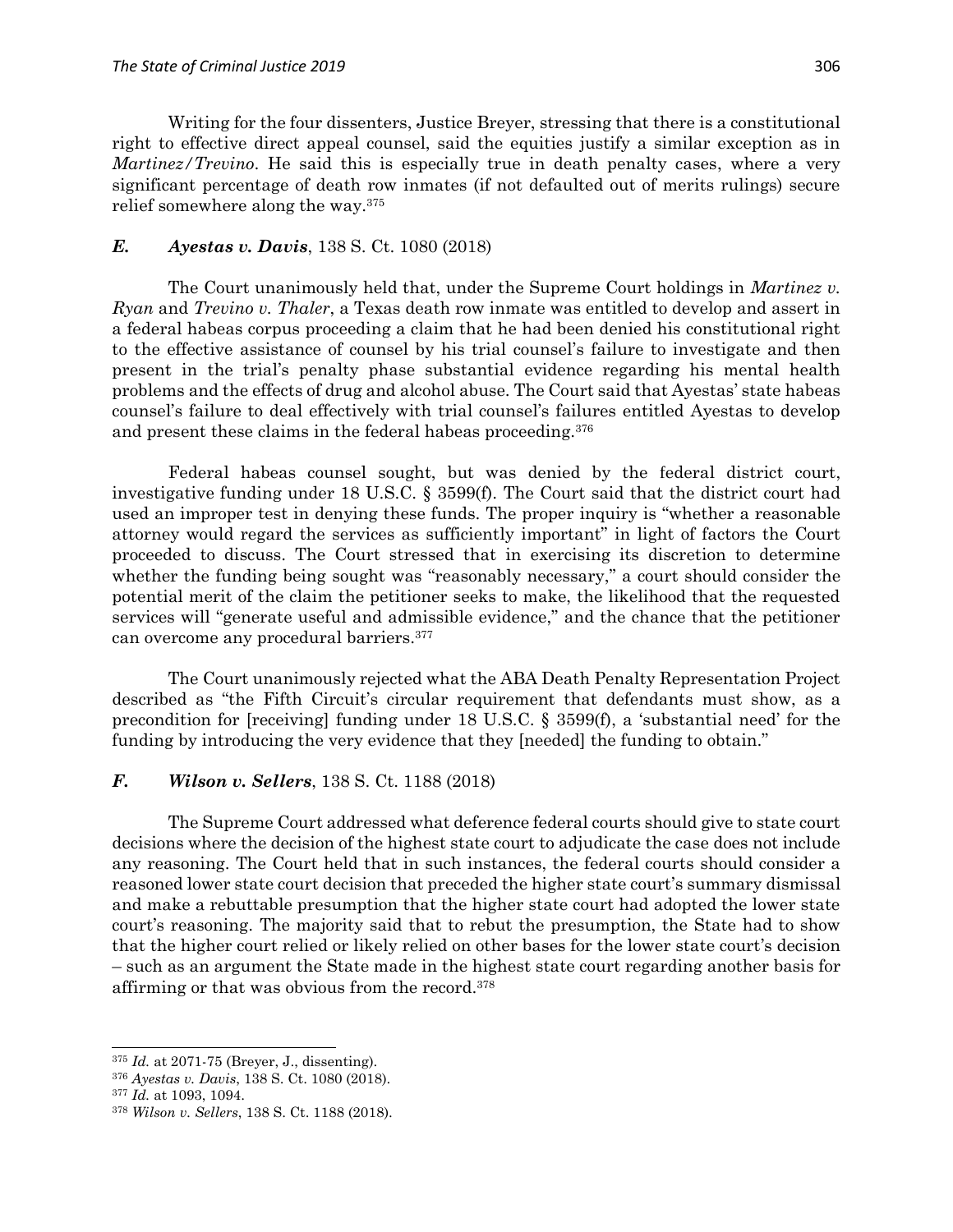Writing for the four dissenters, Justice Breyer, stressing that there is a constitutional right to effective direct appeal counsel, said the equities justify a similar exception as in *Martinez/Trevino*. He said this is especially true in death penalty cases, where a very significant percentage of death row inmates (if not defaulted out of merits rulings) secure relief somewhere along the way.[375]

### *E. Ayestas v. Davis*, 138 S. Ct. 1080 (2018)

The Court unanimously held that, under the Supreme Court holdings in *Martinez v. Ryan* and *Trevino v. Thaler*, a Texas death row inmate was entitled to develop and assert in a federal habeas corpus proceeding a claim that he had been denied his constitutional right to the effective assistance of counsel by his trial counsel's failure to investigate and then present in the trial's penalty phase substantial evidence regarding his mental health problems and the effects of drug and alcohol abuse. The Court said that Ayestas' state habeas counsel's failure to deal effectively with trial counsel's failures entitled Ayestas to develop and present these claims in the federal habeas proceeding.[376]

Federal habeas counsel sought, but was denied by the federal district court, investigative funding under 18 U.S.C. § 3599(f). The Court said that the district court had used an improper test in denying these funds. The proper inquiry is "whether a reasonable attorney would regard the services as sufficiently important" in light of factors the Court proceeded to discuss. The Court stressed that in exercising its discretion to determine whether the funding being sought was "reasonably necessary," a court should consider the potential merit of the claim the petitioner seeks to make, the likelihood that the requested services will "generate useful and admissible evidence," and the chance that the petitioner can overcome any procedural barriers.[377]

The Court unanimously rejected what the ABA Death Penalty Representation Project described as "the Fifth Circuit's circular requirement that defendants must show, as a precondition for [receiving] funding under 18 U.S.C. § 3599(f), a 'substantial need' for the funding by introducing the very evidence that they [needed] the funding to obtain."

### *F. Wilson v. Sellers*, 138 S. Ct. 1188 (2018)

The Supreme Court addressed what deference federal courts should give to state court decisions where the decision of the highest state court to adjudicate the case does not include any reasoning. The Court held that in such instances, the federal courts should consider a reasoned lower state court decision that preceded the higher state court's summary dismissal and make a rebuttable presumption that the higher state court had adopted the lower state court's reasoning. The majority said that to rebut the presumption, the State had to show that the higher court relied or likely relied on other bases for the lower state court's decision – such as an argument the State made in the highest state court regarding another basis for affirming or that was obvious from the record.[378]

---

[375] *Id.* at 2071-75 (Breyer, J., dissenting).

[376] *Ayestas v. Davis*, 138 S. Ct. 1080 (2018).

[377] *Id.* at 1093, 1094.

[378] *Wilson v. Sellers*, 138 S. Ct. 1188 (2018).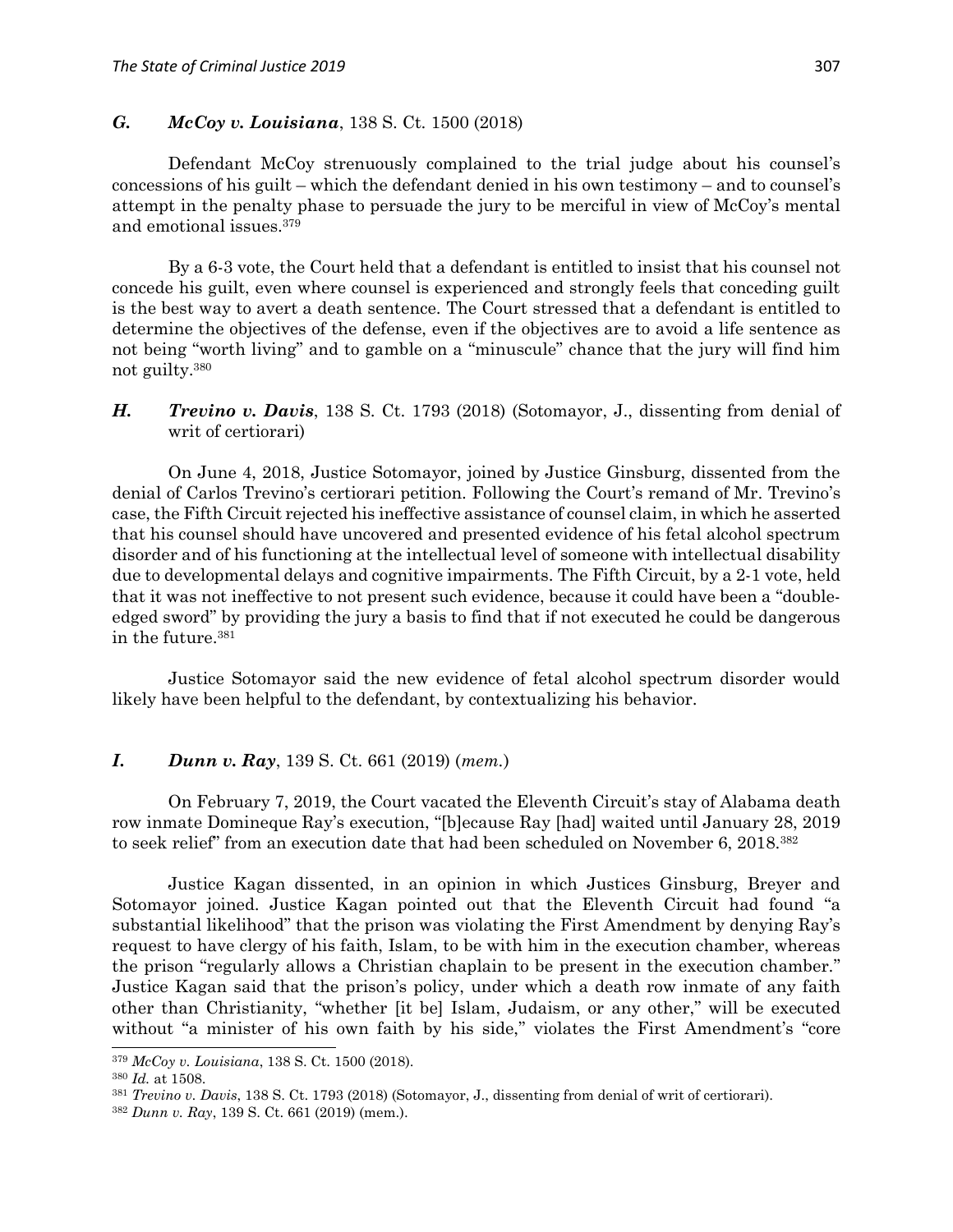### *G. McCoy v. Louisiana*, 138 S. Ct. 1500 (2018)

Defendant McCoy strenuously complained to the trial judge about his counsel's concessions of his guilt – which the defendant denied in his own testimony – and to counsel's attempt in the penalty phase to persuade the jury to be merciful in view of McCoy's mental and emotional issues.[379]

By a 6-3 vote, the Court held that a defendant is entitled to insist that his counsel not concede his guilt, even where counsel is experienced and strongly feels that conceding guilt is the best way to avert a death sentence. The Court stressed that a defendant is entitled to determine the objectives of the defense, even if the objectives are to avoid a life sentence as not being "worth living" and to gamble on a "minuscule" chance that the jury will find him not guilty.[380]

### *H. Trevino v. Davis*, 138 S. Ct. 1793 (2018) (Sotomayor, J., dissenting from denial of writ of certiorari)

On June 4, 2018, Justice Sotomayor, joined by Justice Ginsburg, dissented from the denial of Carlos Trevino's certiorari petition. Following the Court's remand of Mr. Trevino's case, the Fifth Circuit rejected his ineffective assistance of counsel claim, in which he asserted that his counsel should have uncovered and presented evidence of his fetal alcohol spectrum disorder and of his functioning at the intellectual level of someone with intellectual disability due to developmental delays and cognitive impairments. The Fifth Circuit, by a 2-1 vote, held that it was not ineffective to not present such evidence, because it could have been a "double-edged sword" by providing the jury a basis to find that if not executed he could be dangerous in the future.[381]

Justice Sotomayor said the new evidence of fetal alcohol spectrum disorder would likely have been helpful to the defendant, by contextualizing his behavior.

### *I. Dunn v. Ray*, 139 S. Ct. 661 (2019) (*mem.*)

On February 7, 2019, the Court vacated the Eleventh Circuit's stay of Alabama death row inmate Domineque Ray's execution, "[b]ecause Ray [had] waited until January 28, 2019 to seek relief" from an execution date that had been scheduled on November 6, 2018.[382]

Justice Kagan dissented, in an opinion in which Justices Ginsburg, Breyer and Sotomayor joined. Justice Kagan pointed out that the Eleventh Circuit had found "a substantial likelihood" that the prison was violating the First Amendment by denying Ray's request to have clergy of his faith, Islam, to be with him in the execution chamber, whereas the prison "regularly allows a Christian chaplain to be present in the execution chamber." Justice Kagan said that the prison's policy, under which a death row inmate of any faith other than Christianity, "whether [it be] Islam, Judaism, or any other," will be executed without "a minister of his own faith by his side," violates the First Amendment's "core

---

[379] *McCoy v. Louisiana*, 138 S. Ct. 1500 (2018).

[380] *Id.* at 1508.

[381] *Trevino v. Davis*, 138 S. Ct. 1793 (2018) (Sotomayor, J., dissenting from denial of writ of certiorari).

[382] *Dunn v. Ray*, 139 S. Ct. 661 (2019) (mem.).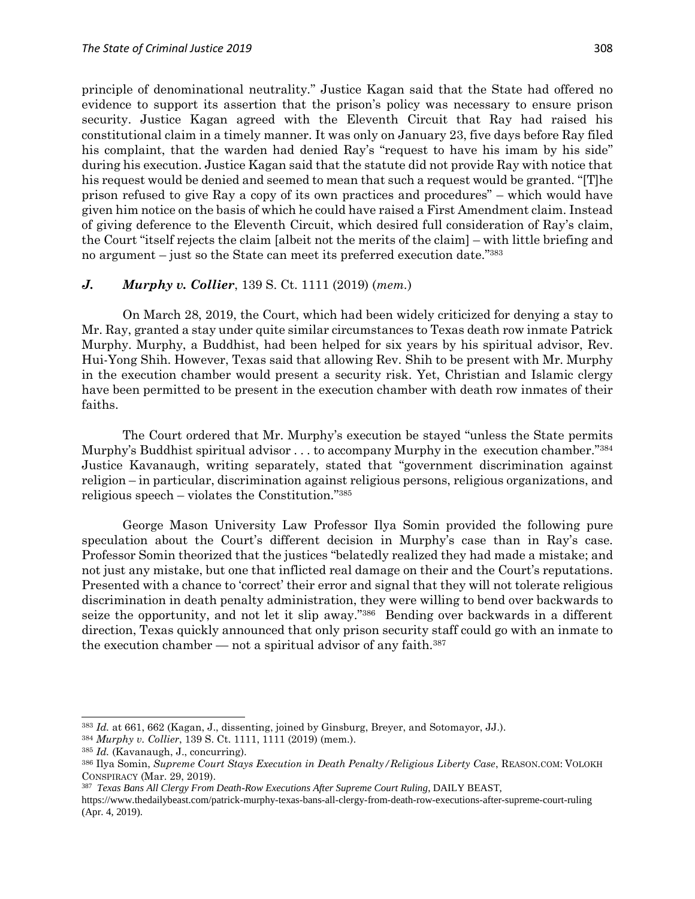principle of denominational neutrality." Justice Kagan said that the State had offered no evidence to support its assertion that the prison's policy was necessary to ensure prison security. Justice Kagan agreed with the Eleventh Circuit that Ray had raised his constitutional claim in a timely manner. It was only on January 23, five days before Ray filed his complaint, that the warden had denied Ray's "request to have his imam by his side" during his execution. Justice Kagan said that the statute did not provide Ray with notice that his request would be denied and seemed to mean that such a request would be granted. "[T]he prison refused to give Ray a copy of its own practices and procedures" – which would have given him notice on the basis of which he could have raised a First Amendment claim. Instead of giving deference to the Eleventh Circuit, which desired full consideration of Ray's claim, the Court "itself rejects the claim [albeit not the merits of the claim] – with little briefing and no argument – just so the State can meet its preferred execution date."[383]

### *J. Murphy v. Collier*, 139 S. Ct. 1111 (2019) (*mem.*)

On March 28, 2019, the Court, which had been widely criticized for denying a stay to Mr. Ray, granted a stay under quite similar circumstances to Texas death row inmate Patrick Murphy. Murphy, a Buddhist, had been helped for six years by his spiritual advisor, Rev. Hui-Yong Shih. However, Texas said that allowing Rev. Shih to be present with Mr. Murphy in the execution chamber would present a security risk. Yet, Christian and Islamic clergy have been permitted to be present in the execution chamber with death row inmates of their faiths.

The Court ordered that Mr. Murphy's execution be stayed "unless the State permits Murphy's Buddhist spiritual advisor . . . to accompany Murphy in the execution chamber."[384] Justice Kavanaugh, writing separately, stated that "government discrimination against religion – in particular, discrimination against religious persons, religious organizations, and religious speech – violates the Constitution."[385]

George Mason University Law Professor Ilya Somin provided the following pure speculation about the Court's different decision in Murphy's case than in Ray's case. Professor Somin theorized that the justices "belatedly realized they had made a mistake; and not just any mistake, but one that inflicted real damage on their and the Court's reputations. Presented with a chance to 'correct' their error and signal that they will not tolerate religious discrimination in death penalty administration, they were willing to bend over backwards to seize the opportunity, and not let it slip away."[386] Bending over backwards in a different direction, Texas quickly announced that only prison security staff could go with an inmate to the execution chamber — not a spiritual advisor of any faith.[387]

---

[383] *Id.* at 661, 662 (Kagan, J., dissenting, joined by Ginsburg, Breyer, and Sotomayor, JJ.).

[384] *Murphy v. Collier*, 139 S. Ct. 1111, 1111 (2019) (mem.).

[385] *Id.* (Kavanaugh, J., concurring).

[386] Ilya Somin, *Supreme Court Stays Execution in Death Penalty/Religious Liberty Case*, REASON.COM: VOLOKH CONSPIRACY (Mar. 29, 2019).

[387] *Texas Bans All Clergy From Death-Row Executions After Supreme Court Ruling*, DAILY BEAST, https://www.thedailybeast.com/patrick-murphy-texas-bans-all-clergy-from-death-row-executions-after-supreme-court-ruling (Apr. 4, 2019).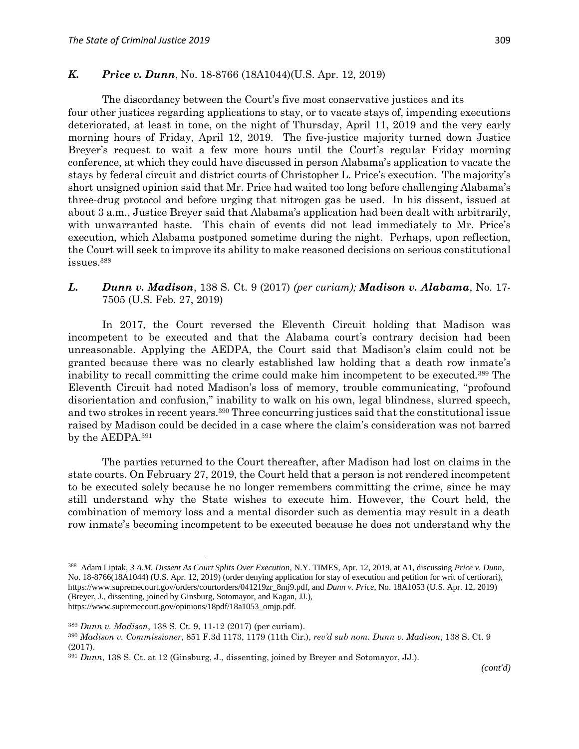### *K.* ***Price v. Dunn***, No. 18-8766 (18A1044)(U.S. Apr. 12, 2019)

The discordancy between the Court's five most conservative justices and its four other justices regarding applications to stay, or to vacate stays of, impending executions deteriorated, at least in tone, on the night of Thursday, April 11, 2019 and the very early morning hours of Friday, April 12, 2019. The five-justice majority turned down Justice Breyer's request to wait a few more hours until the Court's regular Friday morning conference, at which they could have discussed in person Alabama's application to vacate the stays by federal circuit and district courts of Christopher L. Price's execution. The majority's short unsigned opinion said that Mr. Price had waited too long before challenging Alabama's three-drug protocol and before urging that nitrogen gas be used. In his dissent, issued at about 3 a.m., Justice Breyer said that Alabama's application had been dealt with arbitrarily, with unwarranted haste. This chain of events did not lead immediately to Mr. Price's execution, which Alabama postponed sometime during the night. Perhaps, upon reflection, the Court will seek to improve its ability to make reasoned decisions on serious constitutional issues.[388]

### *L.* ***Dunn v. Madison***, 138 S. Ct. 9 (2017) *(per curiam);* ***Madison v. Alabama***, No. 17-7505 (U.S. Feb. 27, 2019)

In 2017, the Court reversed the Eleventh Circuit holding that Madison was incompetent to be executed and that the Alabama court's contrary decision had been unreasonable. Applying the AEDPA, the Court said that Madison's claim could not be granted because there was no clearly established law holding that a death row inmate's inability to recall committing the crime could make him incompetent to be executed.[389] The Eleventh Circuit had noted Madison's loss of memory, trouble communicating, "profound disorientation and confusion," inability to walk on his own, legal blindness, slurred speech, and two strokes in recent years.[390] Three concurring justices said that the constitutional issue raised by Madison could be decided in a case where the claim's consideration was not barred by the AEDPA.[391]

The parties returned to the Court thereafter, after Madison had lost on claims in the state courts. On February 27, 2019, the Court held that a person is not rendered incompetent to be executed solely because he no longer remembers committing the crime, since he may still understand why the State wishes to execute him. However, the Court held, the combination of memory loss and a mental disorder such as dementia may result in a death row inmate's becoming incompetent to be executed because he does not understand why the

---

[388] Adam Liptak, *3 A.M. Dissent As Court Splits Over Execution*, N.Y. TIMES, Apr. 12, 2019, at A1, discussing *Price v. Dunn*, No. 18-8766(18A1044) (U.S. Apr. 12, 2019) (order denying application for stay of execution and petition for writ of certiorari), https://www.supremecourt.gov/orders/courtorders/041219zr_8mj9.pdf, and *Dunn v. Price*, No. 18A1053 (U.S. Apr. 12, 2019) (Breyer, J., dissenting, joined by Ginsburg, Sotomayor, and Kagan, JJ.), https://www.supremecourt.gov/opinions/18pdf/18a1053_omjp.pdf.

[389] *Dunn v. Madison*, 138 S. Ct. 9, 11-12 (2017) (per curiam).

[390] *Madison v. Commissioner*, 851 F.3d 1173, 1179 (11th Cir.), *rev'd sub nom. Dunn v. Madison*, 138 S. Ct. 9 (2017).

[391] *Dunn*, 138 S. Ct. at 12 (Ginsburg, J., dissenting, joined by Breyer and Sotomayor, JJ.).

*(cont'd)*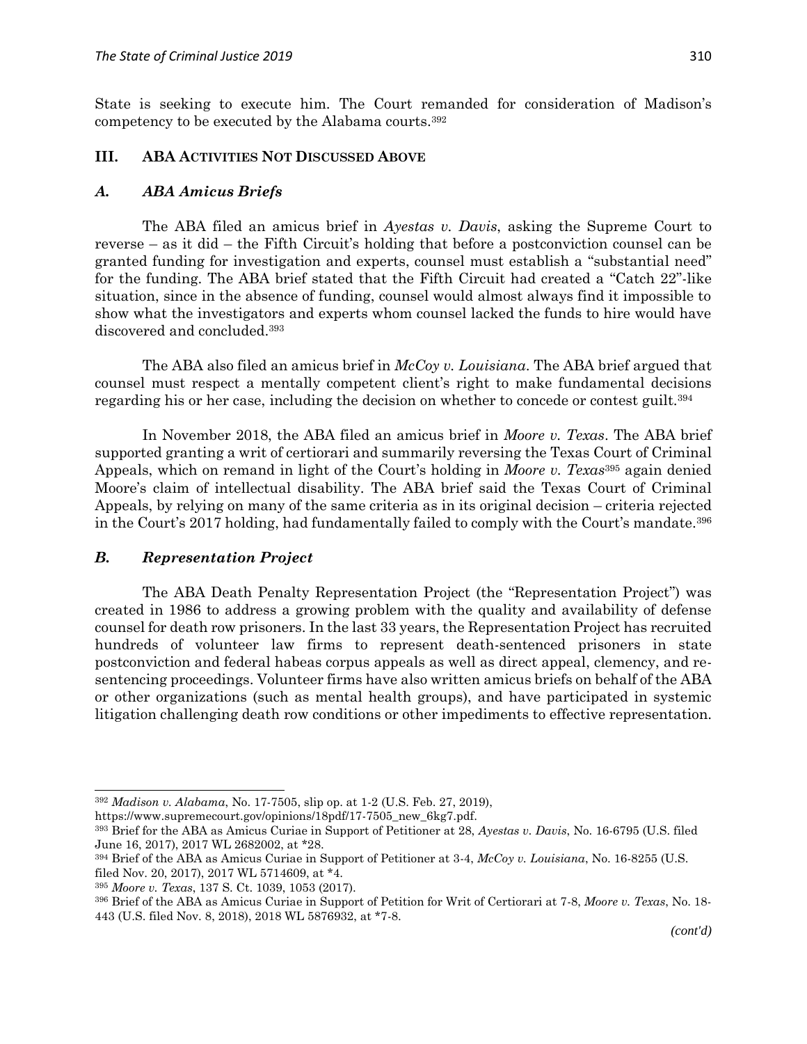State is seeking to execute him. The Court remanded for consideration of Madison's competency to be executed by the Alabama courts.[392]

## III. ABA Activities Not Discussed Above

### *A. ABA Amicus Briefs*

The ABA filed an amicus brief in *Ayestas v. Davis*, asking the Supreme Court to reverse – as it did – the Fifth Circuit's holding that before a postconviction counsel can be granted funding for investigation and experts, counsel must establish a "substantial need" for the funding. The ABA brief stated that the Fifth Circuit had created a "Catch 22"-like situation, since in the absence of funding, counsel would almost always find it impossible to show what the investigators and experts whom counsel lacked the funds to hire would have discovered and concluded.[393]

The ABA also filed an amicus brief in *McCoy v. Louisiana*. The ABA brief argued that counsel must respect a mentally competent client's right to make fundamental decisions regarding his or her case, including the decision on whether to concede or contest guilt.[394]

In November 2018, the ABA filed an amicus brief in *Moore v. Texas*. The ABA brief supported granting a writ of certiorari and summarily reversing the Texas Court of Criminal Appeals, which on remand in light of the Court's holding in *Moore v. Texas*[395] again denied Moore's claim of intellectual disability. The ABA brief said the Texas Court of Criminal Appeals, by relying on many of the same criteria as in its original decision – criteria rejected in the Court's 2017 holding, had fundamentally failed to comply with the Court's mandate.[396]

### *B. Representation Project*

The ABA Death Penalty Representation Project (the "Representation Project") was created in 1986 to address a growing problem with the quality and availability of defense counsel for death row prisoners. In the last 33 years, the Representation Project has recruited hundreds of volunteer law firms to represent death-sentenced prisoners in state postconviction and federal habeas corpus appeals as well as direct appeal, clemency, and re-sentencing proceedings. Volunteer firms have also written amicus briefs on behalf of the ABA or other organizations (such as mental health groups), and have participated in systemic litigation challenging death row conditions or other impediments to effective representation.

---

[392] *Madison v. Alabama*, No. 17-7505, slip op. at 1-2 (U.S. Feb. 27, 2019), https://www.supremecourt.gov/opinions/18pdf/17-7505_new_6kg7.pdf.

[393] Brief for the ABA as Amicus Curiae in Support of Petitioner at 28, *Ayestas v. Davis*, No. 16-6795 (U.S. filed June 16, 2017), 2017 WL 2682002, at *28.

[394] Brief of the ABA as Amicus Curiae in Support of Petitioner at 3-4, *McCoy v. Louisiana*, No. 16-8255 (U.S. filed Nov. 20, 2017), 2017 WL 5714609, at *4.

[395] *Moore v. Texas*, 137 S. Ct. 1039, 1053 (2017).

[396] Brief of the ABA as Amicus Curiae in Support of Petition for Writ of Certiorari at 7-8, *Moore v. Texas*, No. 18-443 (U.S. filed Nov. 8, 2018), 2018 WL 5876932, at *7-8.

*(cont'd)*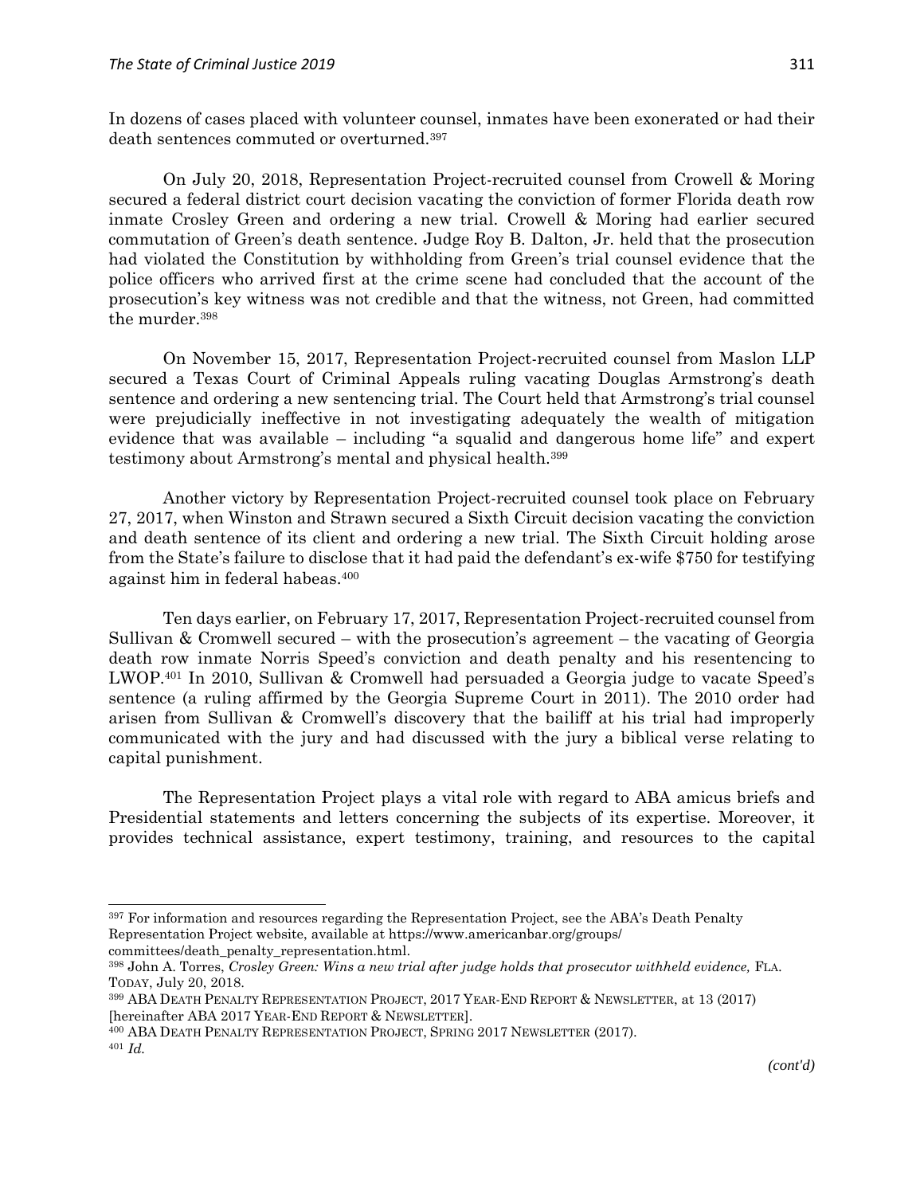In dozens of cases placed with volunteer counsel, inmates have been exonerated or had their death sentences commuted or overturned.[397]

On July 20, 2018, Representation Project-recruited counsel from Crowell & Moring secured a federal district court decision vacating the conviction of former Florida death row inmate Crosley Green and ordering a new trial. Crowell & Moring had earlier secured commutation of Green's death sentence. Judge Roy B. Dalton, Jr. held that the prosecution had violated the Constitution by withholding from Green's trial counsel evidence that the police officers who arrived first at the crime scene had concluded that the account of the prosecution's key witness was not credible and that the witness, not Green, had committed the murder.[398]

On November 15, 2017, Representation Project-recruited counsel from Maslon LLP secured a Texas Court of Criminal Appeals ruling vacating Douglas Armstrong's death sentence and ordering a new sentencing trial. The Court held that Armstrong's trial counsel were prejudicially ineffective in not investigating adequately the wealth of mitigation evidence that was available – including "a squalid and dangerous home life" and expert testimony about Armstrong's mental and physical health.[399]

Another victory by Representation Project-recruited counsel took place on February 27, 2017, when Winston and Strawn secured a Sixth Circuit decision vacating the conviction and death sentence of its client and ordering a new trial. The Sixth Circuit holding arose from the State's failure to disclose that it had paid the defendant's ex-wife $750 for testifying against him in federal habeas.[400]

Ten days earlier, on February 17, 2017, Representation Project-recruited counsel from Sullivan & Cromwell secured – with the prosecution's agreement – the vacating of Georgia death row inmate Norris Speed's conviction and death penalty and his resentencing to LWOP.[401] In 2010, Sullivan & Cromwell had persuaded a Georgia judge to vacate Speed's sentence (a ruling affirmed by the Georgia Supreme Court in 2011). The 2010 order had arisen from Sullivan & Cromwell's discovery that the bailiff at his trial had improperly communicated with the jury and had discussed with the jury a biblical verse relating to capital punishment.

The Representation Project plays a vital role with regard to ABA amicus briefs and Presidential statements and letters concerning the subjects of its expertise. Moreover, it provides technical assistance, expert testimony, training, and resources to the capital

---

[397] For information and resources regarding the Representation Project, see the ABA's Death Penalty Representation Project website, available at https://www.americanbar.org/groups/committees/death_penalty_representation.html.

[398] John A. Torres, *Crosley Green: Wins a new trial after judge holds that prosecutor withheld evidence,* FLA. TODAY, July 20, 2018.

[399] ABA DEATH PENALTY REPRESENTATION PROJECT, 2017 YEAR-END REPORT & NEWSLETTER, at 13 (2017) [hereinafter ABA 2017 YEAR-END REPORT & NEWSLETTER].

[400] ABA DEATH PENALTY REPRESENTATION PROJECT, SPRING 2017 NEWSLETTER (2017).

[401] *Id.*

*(cont'd)*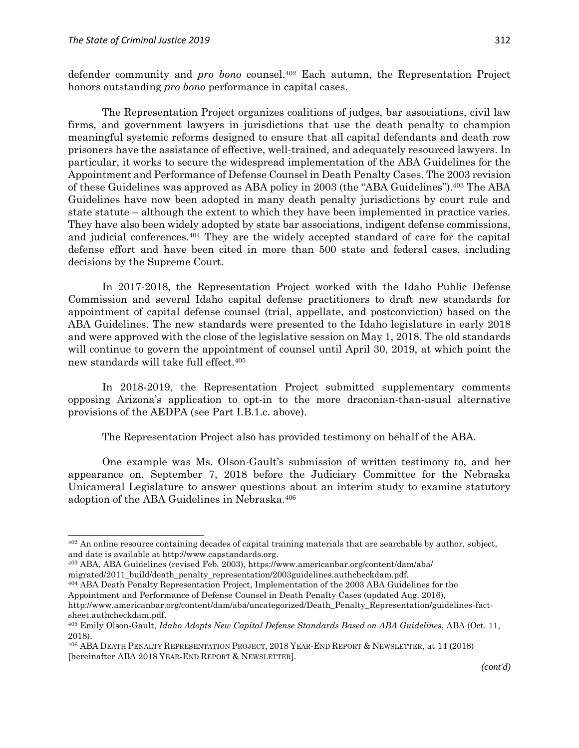defender community and *pro bono* counsel.[402] Each autumn, the Representation Project honors outstanding *pro bono* performance in capital cases.

The Representation Project organizes coalitions of judges, bar associations, civil law firms, and government lawyers in jurisdictions that use the death penalty to champion meaningful systemic reforms designed to ensure that all capital defendants and death row prisoners have the assistance of effective, well-trained, and adequately resourced lawyers. In particular, it works to secure the widespread implementation of the ABA Guidelines for the Appointment and Performance of Defense Counsel in Death Penalty Cases. The 2003 revision of these Guidelines was approved as ABA policy in 2003 (the "ABA Guidelines").[403] The ABA Guidelines have now been adopted in many death penalty jurisdictions by court rule and state statute – although the extent to which they have been implemented in practice varies. They have also been widely adopted by state bar associations, indigent defense commissions, and judicial conferences.[404] They are the widely accepted standard of care for the capital defense effort and have been cited in more than 500 state and federal cases, including decisions by the Supreme Court.

In 2017-2018, the Representation Project worked with the Idaho Public Defense Commission and several Idaho capital defense practitioners to draft new standards for appointment of capital defense counsel (trial, appellate, and postconviction) based on the ABA Guidelines. The new standards were presented to the Idaho legislature in early 2018 and were approved with the close of the legislative session on May 1, 2018. The old standards will continue to govern the appointment of counsel until April 30, 2019, at which point the new standards will take full effect.[405]

In 2018-2019, the Representation Project submitted supplementary comments opposing Arizona's application to opt-in to the more draconian-than-usual alternative provisions of the AEDPA (see Part I.B.1.c. above).

The Representation Project also has provided testimony on behalf of the ABA.

One example was Ms. Olson-Gault's submission of written testimony to, and her appearance on, September 7, 2018 before the Judiciary Committee for the Nebraska Unicameral Legislature to answer questions about an interim study to examine statutory adoption of the ABA Guidelines in Nebraska.[406]

---

[402] An online resource containing decades of capital training materials that are searchable by author, subject, and date is available at http://www.capstandards.org.

[403] ABA, ABA Guidelines (revised Feb. 2003), https://www.americanbar.org/content/dam/aba/migrated/2011_build/death_penalty_representation/2003guidelines.authcheckdam.pdf.

[404] ABA Death Penalty Representation Project, Implementation of the 2003 ABA Guidelines for the Appointment and Performance of Defense Counsel in Death Penalty Cases (updated Aug. 2016), http://www.americanbar.org/content/dam/aba/uncategorized/Death_Penalty_Representation/guidelines-fact-sheet.authcheckdam.pdf.

[405] Emily Olson-Gault, *Idaho Adopts New Capital Defense Standards Based on ABA Guidelines*, ABA (Oct. 11, 2018).

[406] ABA DEATH PENALTY REPRESENTATION PROJECT, 2018 YEAR-END REPORT & NEWSLETTER, at 14 (2018) [hereinafter ABA 2018 YEAR-END REPORT & NEWSLETTER].

*(cont'd)*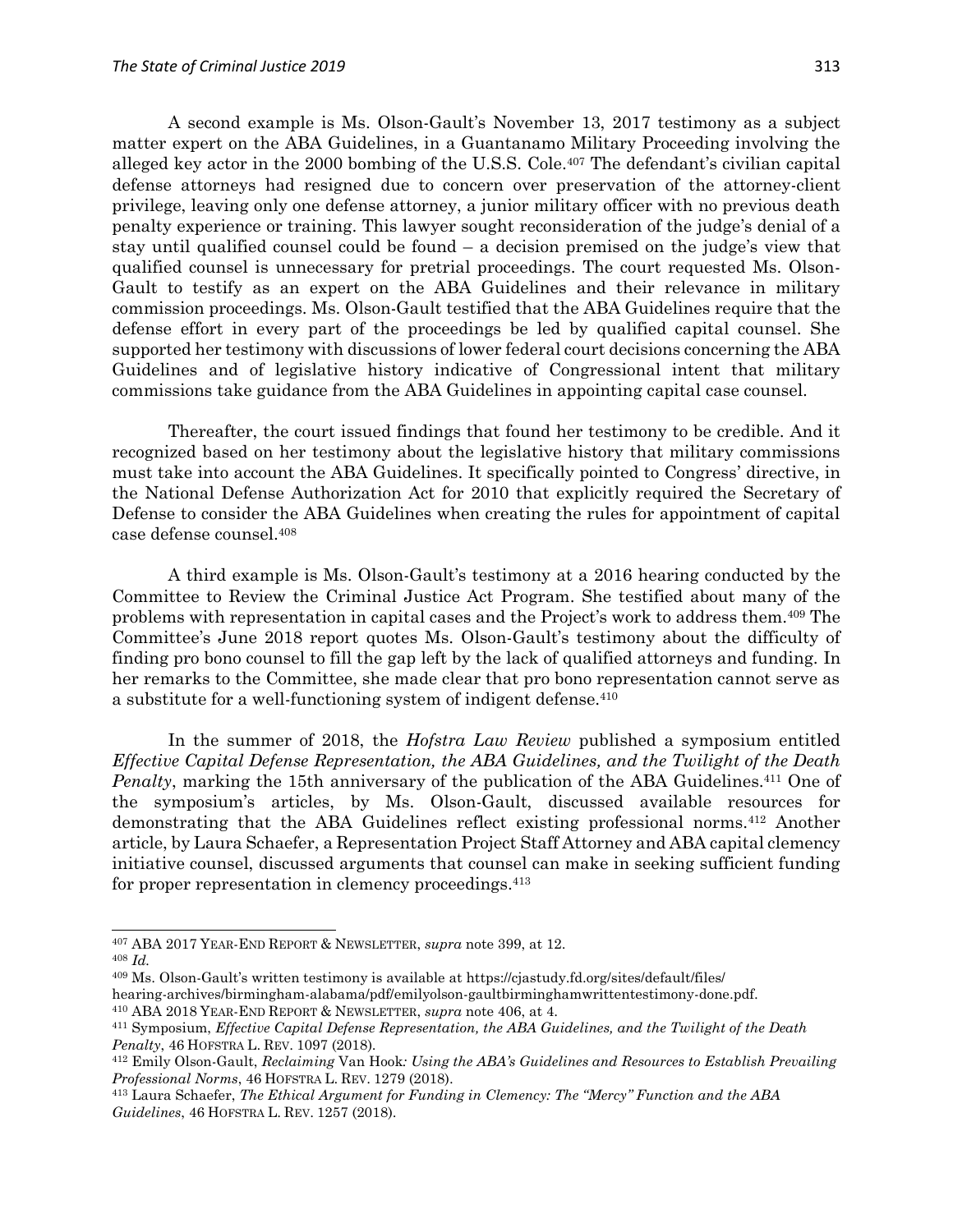A second example is Ms. Olson-Gault's November 13, 2017 testimony as a subject matter expert on the ABA Guidelines, in a Guantanamo Military Proceeding involving the alleged key actor in the 2000 bombing of the U.S.S. Cole.[407] The defendant's civilian capital defense attorneys had resigned due to concern over preservation of the attorney-client privilege, leaving only one defense attorney, a junior military officer with no previous death penalty experience or training. This lawyer sought reconsideration of the judge's denial of a stay until qualified counsel could be found – a decision premised on the judge's view that qualified counsel is unnecessary for pretrial proceedings. The court requested Ms. Olson-Gault to testify as an expert on the ABA Guidelines and their relevance in military commission proceedings. Ms. Olson-Gault testified that the ABA Guidelines require that the defense effort in every part of the proceedings be led by qualified capital counsel. She supported her testimony with discussions of lower federal court decisions concerning the ABA Guidelines and of legislative history indicative of Congressional intent that military commissions take guidance from the ABA Guidelines in appointing capital case counsel.

Thereafter, the court issued findings that found her testimony to be credible. And it recognized based on her testimony about the legislative history that military commissions must take into account the ABA Guidelines. It specifically pointed to Congress' directive, in the National Defense Authorization Act for 2010 that explicitly required the Secretary of Defense to consider the ABA Guidelines when creating the rules for appointment of capital case defense counsel.[408]

A third example is Ms. Olson-Gault's testimony at a 2016 hearing conducted by the Committee to Review the Criminal Justice Act Program. She testified about many of the problems with representation in capital cases and the Project's work to address them.[409] The Committee's June 2018 report quotes Ms. Olson-Gault's testimony about the difficulty of finding pro bono counsel to fill the gap left by the lack of qualified attorneys and funding. In her remarks to the Committee, she made clear that pro bono representation cannot serve as a substitute for a well-functioning system of indigent defense.[410]

In the summer of 2018, the *Hofstra Law Review* published a symposium entitled *Effective Capital Defense Representation, the ABA Guidelines, and the Twilight of the Death Penalty*, marking the 15th anniversary of the publication of the ABA Guidelines.[411] One of the symposium's articles, by Ms. Olson-Gault, discussed available resources for demonstrating that the ABA Guidelines reflect existing professional norms.[412] Another article, by Laura Schaefer, a Representation Project Staff Attorney and ABA capital clemency initiative counsel, discussed arguments that counsel can make in seeking sufficient funding for proper representation in clemency proceedings.[413]

---

[407] ABA 2017 YEAR-END REPORT & NEWSLETTER, *supra* note 399, at 12.

[408] *Id.*

[409] Ms. Olson-Gault's written testimony is available at https://cjastudy.fd.org/sites/default/files/hearing-archives/birmingham-alabama/pdf/emilyolson-gaultbirminghamwrittentestimony-done.pdf.

[410] ABA 2018 YEAR-END REPORT & NEWSLETTER, *supra* note 406, at 4.

[411] Symposium, *Effective Capital Defense Representation, the ABA Guidelines, and the Twilight of the Death Penalty*, 46 HOFSTRA L. REV. 1097 (2018).

[412] Emily Olson-Gault, *Reclaiming* Van Hook*: Using the ABA's Guidelines and Resources to Establish Prevailing Professional Norms*, 46 HOFSTRA L. REV. 1279 (2018).

[413] Laura Schaefer, *The Ethical Argument for Funding in Clemency: The "Mercy" Function and the ABA Guidelines*, 46 HOFSTRA L. REV. 1257 (2018).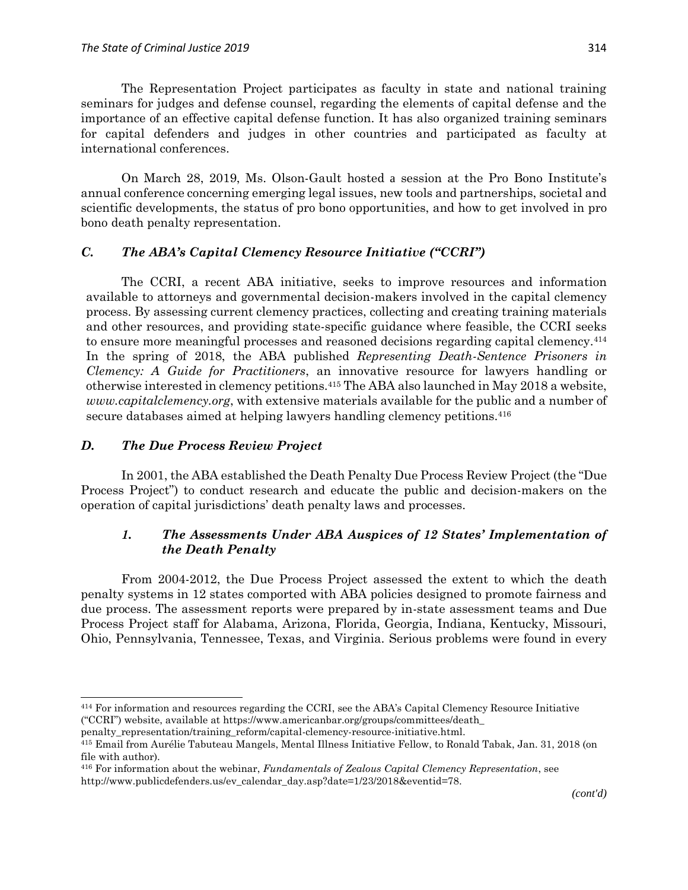The Representation Project participates as faculty in state and national training seminars for judges and defense counsel, regarding the elements of capital defense and the importance of an effective capital defense function. It has also organized training seminars for capital defenders and judges in other countries and participated as faculty at international conferences.

On March 28, 2019, Ms. Olson-Gault hosted a session at the Pro Bono Institute's annual conference concerning emerging legal issues, new tools and partnerships, societal and scientific developments, the status of pro bono opportunities, and how to get involved in pro bono death penalty representation.

### *C. The ABA's Capital Clemency Resource Initiative ("CCRI")*

The CCRI, a recent ABA initiative, seeks to improve resources and information available to attorneys and governmental decision-makers involved in the capital clemency process. By assessing current clemency practices, collecting and creating training materials and other resources, and providing state-specific guidance where feasible, the CCRI seeks to ensure more meaningful processes and reasoned decisions regarding capital clemency.[414] In the spring of 2018, the ABA published *Representing Death-Sentence Prisoners in Clemency: A Guide for Practitioners*, an innovative resource for lawyers handling or otherwise interested in clemency petitions.[415] The ABA also launched in May 2018 a website, *www.capitalclemency.org*, with extensive materials available for the public and a number of secure databases aimed at helping lawyers handling clemency petitions.[416]

### *D. The Due Process Review Project*

In 2001, the ABA established the Death Penalty Due Process Review Project (the "Due Process Project") to conduct research and educate the public and decision-makers on the operation of capital jurisdictions' death penalty laws and processes.

#### *1. The Assessments Under ABA Auspices of 12 States' Implementation of the Death Penalty*

From 2004-2012, the Due Process Project assessed the extent to which the death penalty systems in 12 states comported with ABA policies designed to promote fairness and due process. The assessment reports were prepared by in-state assessment teams and Due Process Project staff for Alabama, Arizona, Florida, Georgia, Indiana, Kentucky, Missouri, Ohio, Pennsylvania, Tennessee, Texas, and Virginia. Serious problems were found in every

---

[414] For information and resources regarding the CCRI, see the ABA's Capital Clemency Resource Initiative ("CCRI") website, available at https://www.americanbar.org/groups/committees/death_penalty_representation/training_reform/capital-clemency-resource-initiative.html.

[415] Email from Aurélie Tabuteau Mangels, Mental Illness Initiative Fellow, to Ronald Tabak, Jan. 31, 2018 (on file with author).

[416] For information about the webinar, *Fundamentals of Zealous Capital Clemency Representation*, see http://www.publicdefenders.us/ev_calendar_day.asp?date=1/23/2018&eventid=78.

*(cont'd)*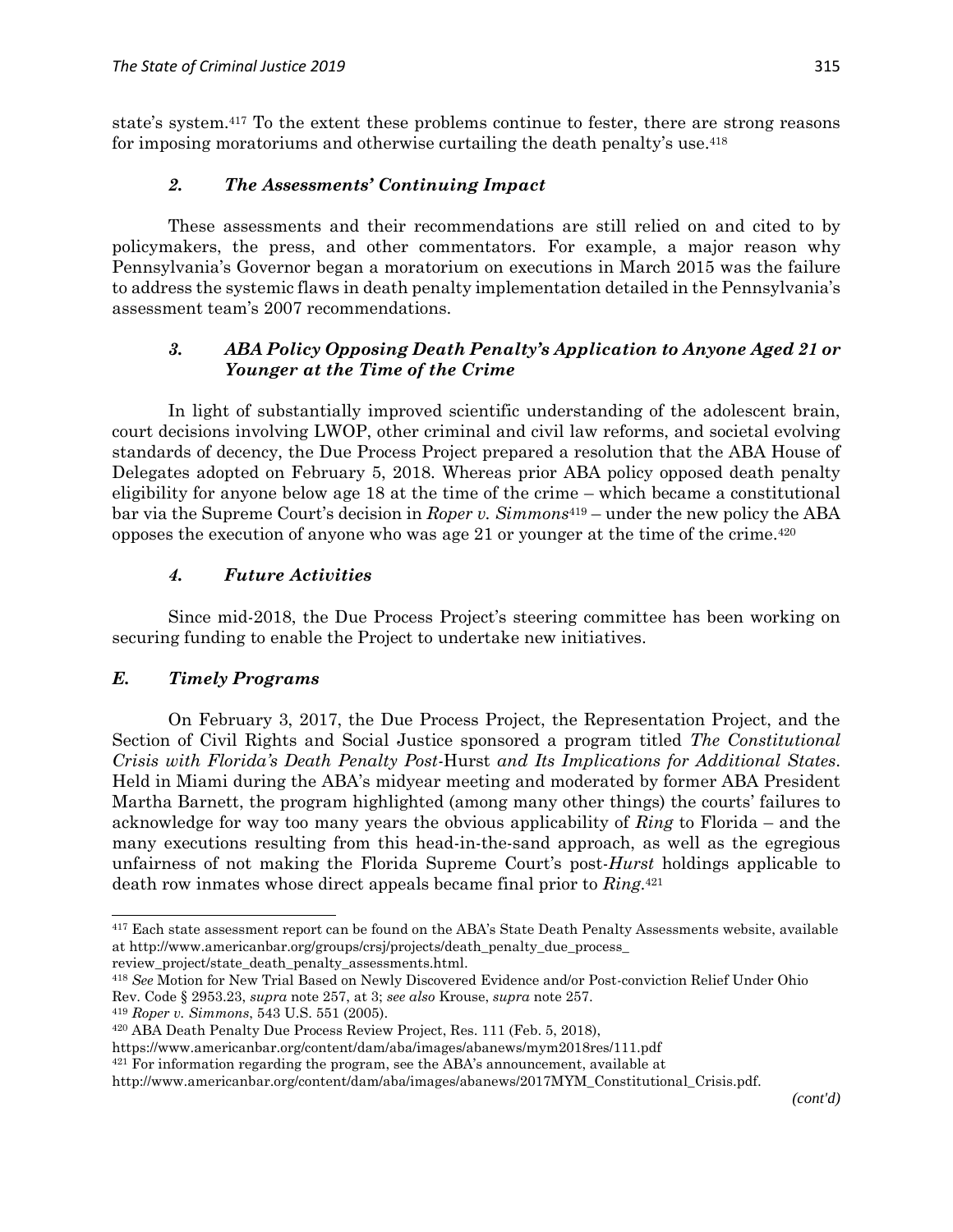state's system.[417] To the extent these problems continue to fester, there are strong reasons for imposing moratoriums and otherwise curtailing the death penalty's use.[418]

### *2. The Assessments' Continuing Impact*

These assessments and their recommendations are still relied on and cited to by policymakers, the press, and other commentators. For example, a major reason why Pennsylvania's Governor began a moratorium on executions in March 2015 was the failure to address the systemic flaws in death penalty implementation detailed in the Pennsylvania's assessment team's 2007 recommendations.

### *3. ABA Policy Opposing Death Penalty's Application to Anyone Aged 21 or Younger at the Time of the Crime*

In light of substantially improved scientific understanding of the adolescent brain, court decisions involving LWOP, other criminal and civil law reforms, and societal evolving standards of decency, the Due Process Project prepared a resolution that the ABA House of Delegates adopted on February 5, 2018. Whereas prior ABA policy opposed death penalty eligibility for anyone below age 18 at the time of the crime – which became a constitutional bar via the Supreme Court's decision in *Roper v. Simmons*[419] – under the new policy the ABA opposes the execution of anyone who was age 21 or younger at the time of the crime.[420]

### *4. Future Activities*

Since mid-2018, the Due Process Project's steering committee has been working on securing funding to enable the Project to undertake new initiatives.

## *E. Timely Programs*

On February 3, 2017, the Due Process Project, the Representation Project, and the Section of Civil Rights and Social Justice sponsored a program titled *The Constitutional Crisis with Florida's Death Penalty Post-*Hurst *and Its Implications for Additional States*. Held in Miami during the ABA's midyear meeting and moderated by former ABA President Martha Barnett, the program highlighted (among many other things) the courts' failures to acknowledge for way too many years the obvious applicability of *Ring* to Florida – and the many executions resulting from this head-in-the-sand approach, as well as the egregious unfairness of not making the Florida Supreme Court's post-*Hurst* holdings applicable to death row inmates whose direct appeals became final prior to *Ring*.[421]

---

[417] Each state assessment report can be found on the ABA's State Death Penalty Assessments website, available at http://www.americanbar.org/groups/crsj/projects/death_penalty_due_process_review_project/state_death_penalty_assessments.html.

[418] *See* Motion for New Trial Based on Newly Discovered Evidence and/or Post-conviction Relief Under Ohio Rev. Code § 2953.23, *supra* note 257, at 3; *see also* Krouse, *supra* note 257.

[419] *Roper v. Simmons*, 543 U.S. 551 (2005).

[420] ABA Death Penalty Due Process Review Project, Res. 111 (Feb. 5, 2018), https://www.americanbar.org/content/dam/aba/images/abanews/mym2018res/111.pdf

[421] For information regarding the program, see the ABA's announcement, available at http://www.americanbar.org/content/dam/aba/images/abanews/2017MYM_Constitutional_Crisis.pdf.

*(cont'd)*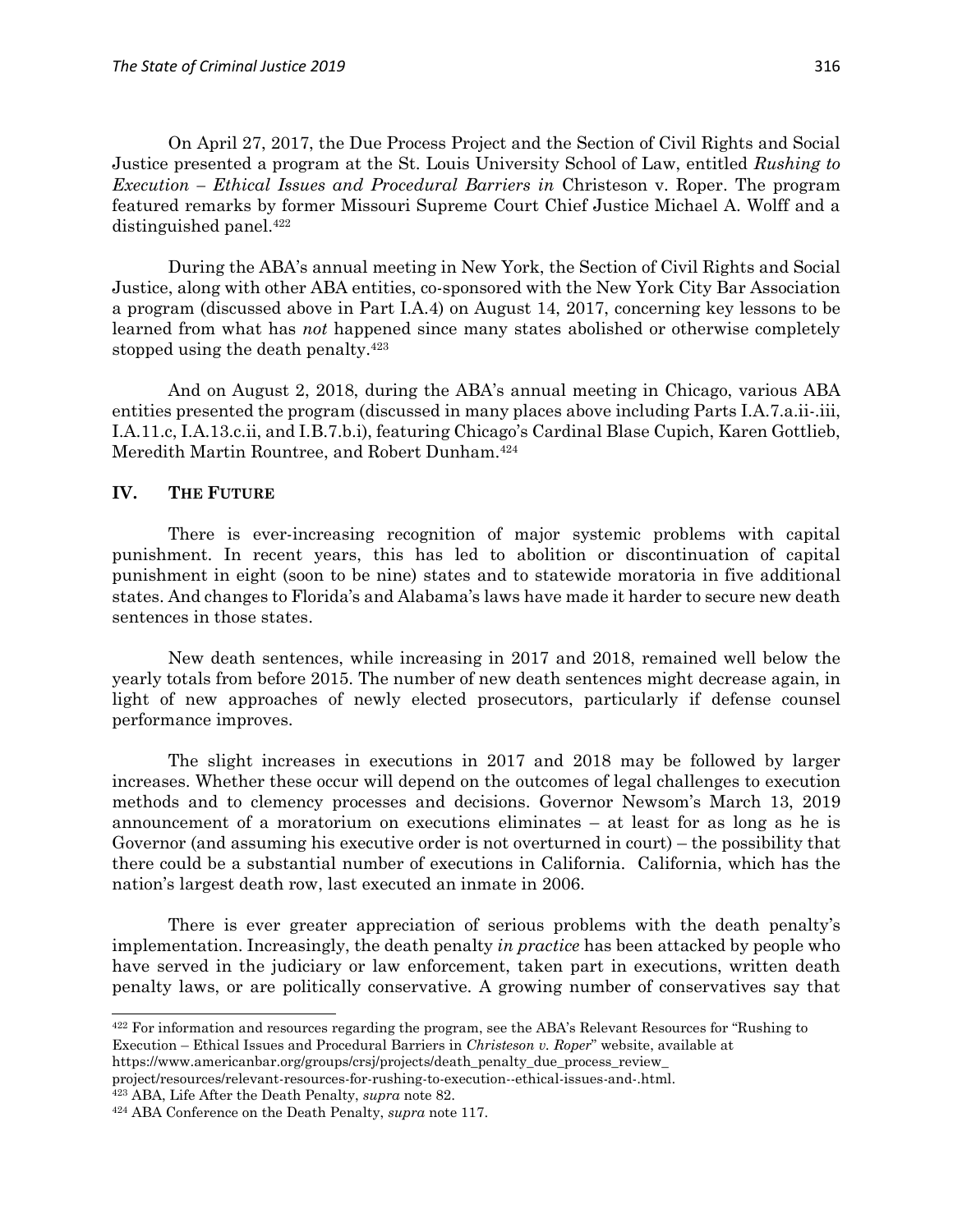On April 27, 2017, the Due Process Project and the Section of Civil Rights and Social Justice presented a program at the St. Louis University School of Law, entitled *Rushing to Execution – Ethical Issues and Procedural Barriers in* Christeson v. Roper. The program featured remarks by former Missouri Supreme Court Chief Justice Michael A. Wolff and a distinguished panel.[422]

During the ABA's annual meeting in New York, the Section of Civil Rights and Social Justice, along with other ABA entities, co-sponsored with the New York City Bar Association a program (discussed above in Part I.A.4) on August 14, 2017, concerning key lessons to be learned from what has *not* happened since many states abolished or otherwise completely stopped using the death penalty.[423]

And on August 2, 2018, during the ABA's annual meeting in Chicago, various ABA entities presented the program (discussed in many places above including Parts I.A.7.a.ii-.iii, I.A.11.c, I.A.13.c.ii, and I.B.7.b.i), featuring Chicago's Cardinal Blase Cupich, Karen Gottlieb, Meredith Martin Rountree, and Robert Dunham.[424]

## IV. THE FUTURE

There is ever-increasing recognition of major systemic problems with capital punishment. In recent years, this has led to abolition or discontinuation of capital punishment in eight (soon to be nine) states and to statewide moratoria in five additional states. And changes to Florida's and Alabama's laws have made it harder to secure new death sentences in those states.

New death sentences, while increasing in 2017 and 2018, remained well below the yearly totals from before 2015. The number of new death sentences might decrease again, in light of new approaches of newly elected prosecutors, particularly if defense counsel performance improves.

The slight increases in executions in 2017 and 2018 may be followed by larger increases. Whether these occur will depend on the outcomes of legal challenges to execution methods and to clemency processes and decisions. Governor Newsom's March 13, 2019 announcement of a moratorium on executions eliminates – at least for as long as he is Governor (and assuming his executive order is not overturned in court) – the possibility that there could be a substantial number of executions in California. California, which has the nation's largest death row, last executed an inmate in 2006.

There is ever greater appreciation of serious problems with the death penalty's implementation. Increasingly, the death penalty *in practice* has been attacked by people who have served in the judiciary or law enforcement, taken part in executions, written death penalty laws, or are politically conservative. A growing number of conservatives say that

---

[422] For information and resources regarding the program, see the ABA's Relevant Resources for "Rushing to Execution – Ethical Issues and Procedural Barriers in *Christeson v. Roper*" website, available at https://www.americanbar.org/groups/crsj/projects/death_penalty_due_process_review_project/resources/relevant-resources-for-rushing-to-execution--ethical-issues-and-.html.

[423] ABA, Life After the Death Penalty, *supra* note 82.

[424] ABA Conference on the Death Penalty, *supra* note 117.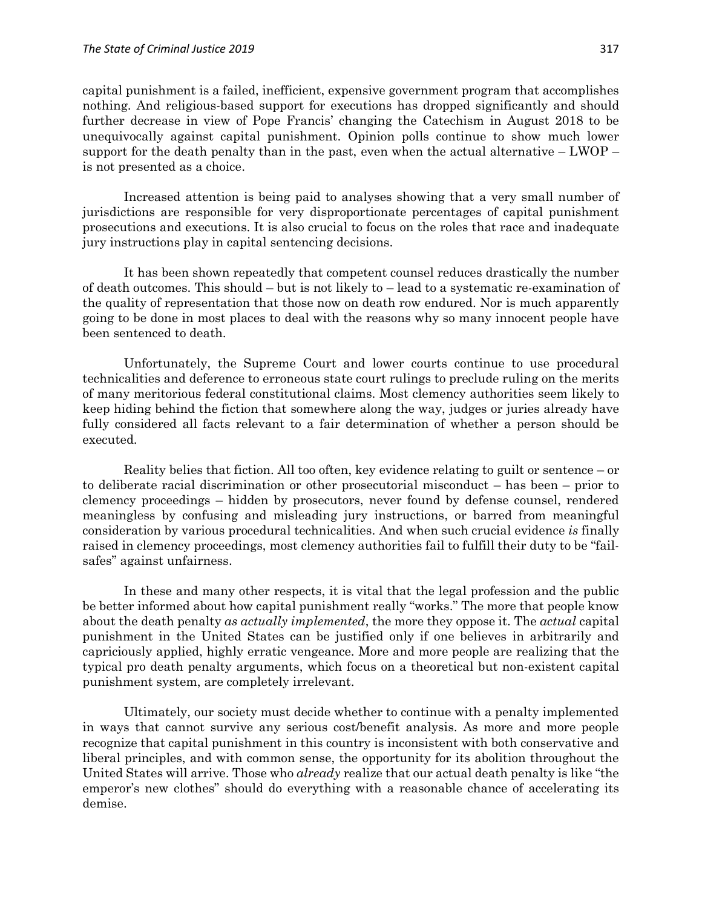capital punishment is a failed, inefficient, expensive government program that accomplishes nothing. And religious-based support for executions has dropped significantly and should further decrease in view of Pope Francis' changing the Catechism in August 2018 to be unequivocally against capital punishment. Opinion polls continue to show much lower support for the death penalty than in the past, even when the actual alternative – LWOP – is not presented as a choice.

Increased attention is being paid to analyses showing that a very small number of jurisdictions are responsible for very disproportionate percentages of capital punishment prosecutions and executions. It is also crucial to focus on the roles that race and inadequate jury instructions play in capital sentencing decisions.

It has been shown repeatedly that competent counsel reduces drastically the number of death outcomes. This should – but is not likely to – lead to a systematic re-examination of the quality of representation that those now on death row endured. Nor is much apparently going to be done in most places to deal with the reasons why so many innocent people have been sentenced to death.

Unfortunately, the Supreme Court and lower courts continue to use procedural technicalities and deference to erroneous state court rulings to preclude ruling on the merits of many meritorious federal constitutional claims. Most clemency authorities seem likely to keep hiding behind the fiction that somewhere along the way, judges or juries already have fully considered all facts relevant to a fair determination of whether a person should be executed.

Reality belies that fiction. All too often, key evidence relating to guilt or sentence – or to deliberate racial discrimination or other prosecutorial misconduct – has been – prior to clemency proceedings – hidden by prosecutors, never found by defense counsel, rendered meaningless by confusing and misleading jury instructions, or barred from meaningful consideration by various procedural technicalities. And when such crucial evidence *is* finally raised in clemency proceedings, most clemency authorities fail to fulfill their duty to be "fail-safes" against unfairness.

In these and many other respects, it is vital that the legal profession and the public be better informed about how capital punishment really "works." The more that people know about the death penalty *as actually implemented*, the more they oppose it. The *actual* capital punishment in the United States can be justified only if one believes in arbitrarily and capriciously applied, highly erratic vengeance. More and more people are realizing that the typical pro death penalty arguments, which focus on a theoretical but non-existent capital punishment system, are completely irrelevant.

Ultimately, our society must decide whether to continue with a penalty implemented in ways that cannot survive any serious cost/benefit analysis. As more and more people recognize that capital punishment in this country is inconsistent with both conservative and liberal principles, and with common sense, the opportunity for its abolition throughout the United States will arrive. Those who *already* realize that our actual death penalty is like "the emperor's new clothes" should do everything with a reasonable chance of accelerating its demise.